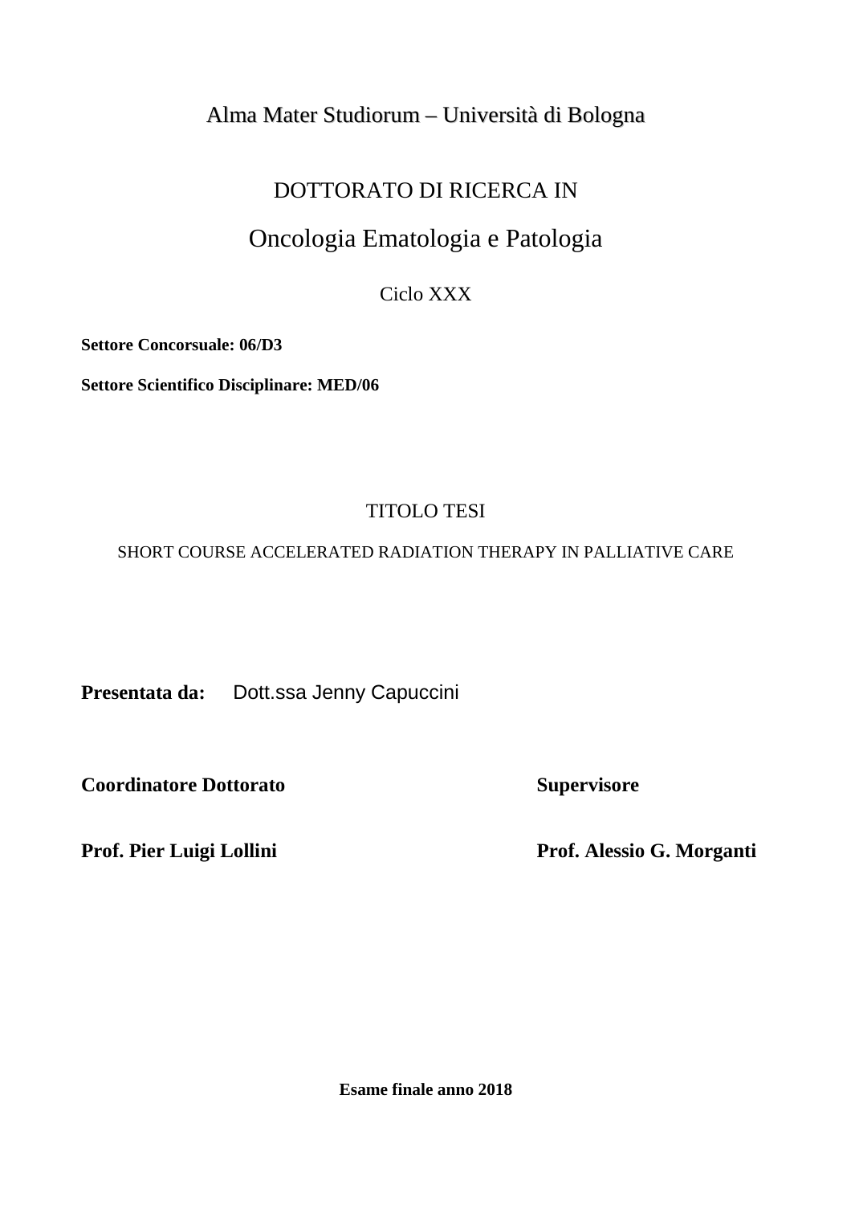Alma Mater Studiorum – Università di Bologna

DOTTORATO DI RICERCA IN

# Oncologia Ematologia e Patologia

Ciclo XXX

**Settore Concorsuale: 06/D3**

**Settore Scientifico Disciplinare: MED/06**

TITOLO TESI

SHORT COURSE ACCELERATED RADIATION THERAPY IN PALLIATIVE CARE

**Presentata da:** Dott.ssa Jenny Capuccini

**Coordinatore Dottorato**

**Prof. Pier Luigi Lollini**

**Supervisore**

**Prof. Alessio G. Morganti**

**Esame finale anno 2018**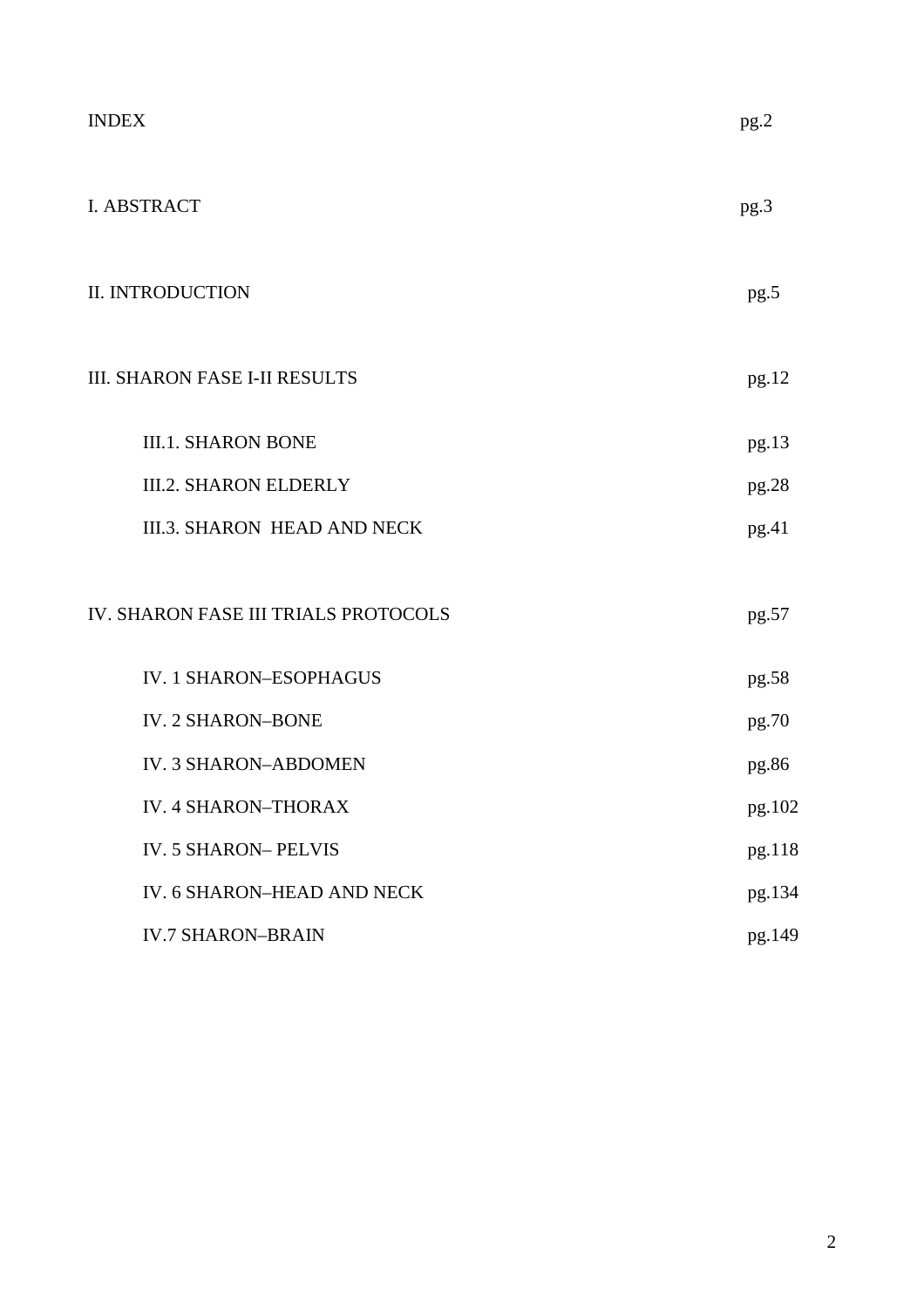| INDEX | pg.2 |
|---|---|
| I. ABSTRACT | pg.3 |
| II. INTRODUCTION | pg.5 |
| III. SHARON FASE I-II RESULTS | pg.12 |
| III.1. SHARON BONE | pg.13 |
| III.2. SHARON ELDERLY | pg.28 |
| III.3. SHARON HEAD AND NECK | pg.41 |
| IV. SHARON FASE III TRIALS PROTOCOLS | pg.57 |
| IV. 1 SHARON–ESOPHAGUS | pg.58 |
| IV. 2 SHARON–BONE | pg.70 |
| IV. 3 SHARON–ABDOMEN | pg.86 |
| IV. 4 SHARON–THORAX | pg.102 |
| IV. 5 SHARON– PELVIS | pg.118 |
| IV. 6 SHARON–HEAD AND NECK | pg.134 |
| IV.7 SHARON–BRAIN | pg.149 |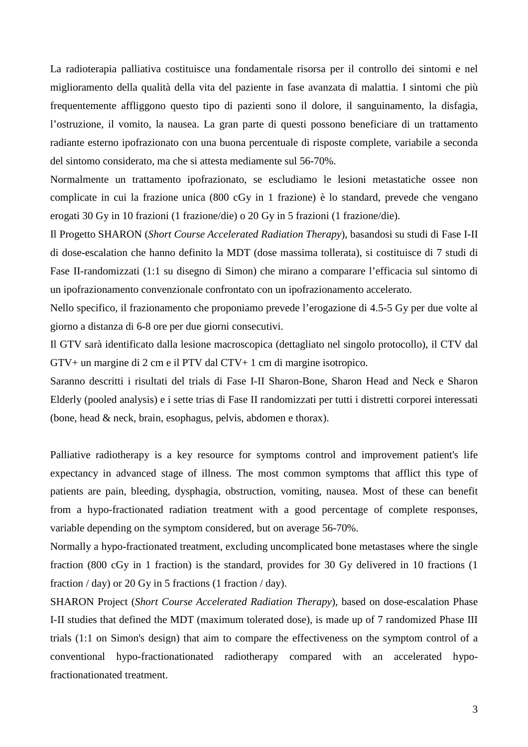La radioterapia palliativa costituisce una fondamentale risorsa per il controllo dei sintomi e nel miglioramento della qualità della vita del paziente in fase avanzata di malattia. I sintomi che più frequentemente affliggono questo tipo di pazienti sono il dolore, il sanguinamento, la disfagia, l'ostruzione, il vomito, la nausea. La gran parte di questi possono beneficiare di un trattamento radiante esterno ipofrazionato con una buona percentuale di risposte complete, variabile a seconda del sintomo considerato, ma che si attesta mediamente sul 56-70%.

Normalmente un trattamento ipofrazionato, se escludiamo le lesioni metastatiche ossee non complicate in cui la frazione unica (800 cGy in 1 frazione) è lo standard, prevede che vengano erogati 30 Gy in 10 frazioni (1 frazione/die) o 20 Gy in 5 frazioni (1 frazione/die).

Il Progetto SHARON (*Short Course Accelerated Radiation Therapy*), basandosi su studi di Fase I-II di dose-escalation che hanno definito la MDT (dose massima tollerata), si costituisce di 7 studi di Fase II-randomizzati (1:1 su disegno di Simon) che mirano a comparare l'efficacia sul sintomo di un ipofrazionamento convenzionale confrontato con un ipofrazionamento accelerato.

Nello specifico, il frazionamento che proponiamo prevede l'erogazione di 4.5-5 Gy per due volte al giorno a distanza di 6-8 ore per due giorni consecutivi.

Il GTV sarà identificato dalla lesione macroscopica (dettagliato nel singolo protocollo), il CTV dal GTV+ un margine di 2 cm e il PTV dal CTV+ 1 cm di margine isotropico.

Saranno descritti i risultati del trials di Fase I-II Sharon-Bone, Sharon Head and Neck e Sharon Elderly (pooled analysis) e i sette trias di Fase II randomizzati per tutti i distretti corporei interessati (bone, head & neck, brain, esophagus, pelvis, abdomen e thorax).

Palliative radiotherapy is a key resource for symptoms control and improvement patient's life expectancy in advanced stage of illness. The most common symptoms that afflict this type of patients are pain, bleeding, dysphagia, obstruction, vomiting, nausea. Most of these can benefit from a hypo-fractionated radiation treatment with a good percentage of complete responses, variable depending on the symptom considered, but on average 56-70%.

Normally a hypo-fractionated treatment, excluding uncomplicated bone metastases where the single fraction (800 cGy in 1 fraction) is the standard, provides for 30 Gy delivered in 10 fractions (1 fraction / day) or 20 Gy in 5 fractions (1 fraction / day).

SHARON Project (*Short Course Accelerated Radiation Therapy*), based on dose-escalation Phase I-II studies that defined the MDT (maximum tolerated dose), is made up of 7 randomized Phase III trials (1:1 on Simon's design) that aim to compare the effectiveness on the symptom control of a conventional hypo-fractionationated radiotherapy compared with an accelerated hypo-fractionationated treatment.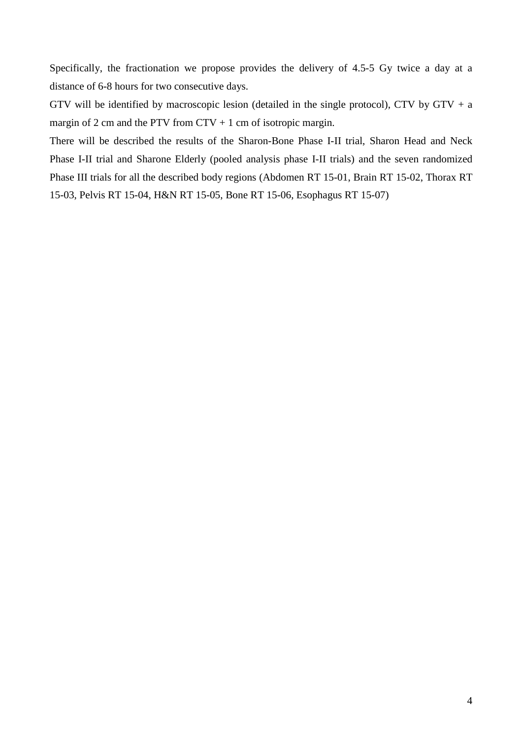Specifically, the fractionation we propose provides the delivery of 4.5-5 Gy twice a day at a distance of 6-8 hours for two consecutive days.

GTV will be identified by macroscopic lesion (detailed in the single protocol), CTV by GTV + a margin of 2 cm and the PTV from CTV + 1 cm of isotropic margin.

There will be described the results of the Sharon-Bone Phase I-II trial, Sharon Head and Neck Phase I-II trial and Sharone Elderly (pooled analysis phase I-II trials) and the seven randomized Phase III trials for all the described body regions (Abdomen RT 15-01, Brain RT 15-02, Thorax RT 15-03, Pelvis RT 15-04, H&N RT 15-05, Bone RT 15-06, Esophagus RT 15-07)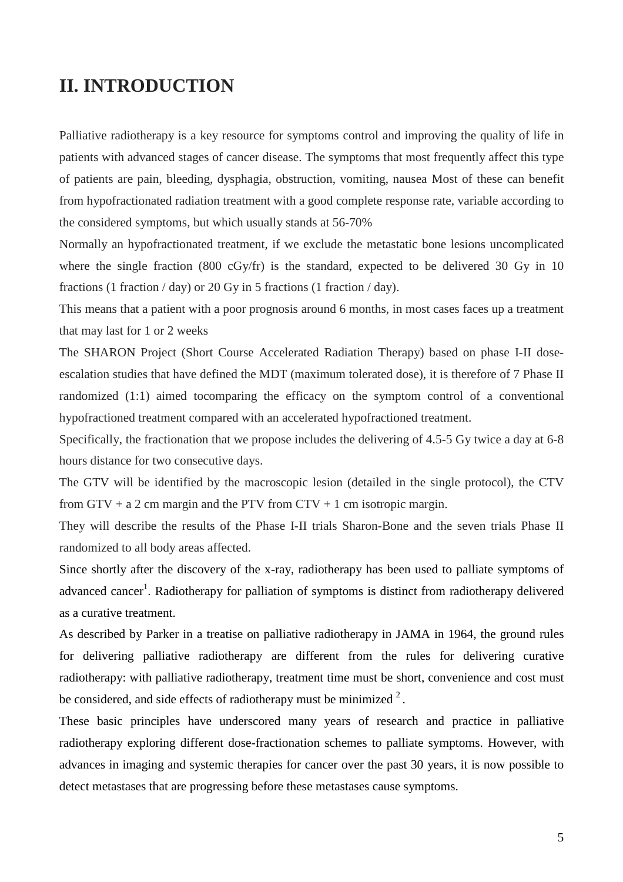# II. INTRODUCTION

Palliative radiotherapy is a key resource for symptoms control and improving the quality of life in patients with advanced stages of cancer disease. The symptoms that most frequently affect this type of patients are pain, bleeding, dysphagia, obstruction, vomiting, nausea Most of these can benefit from hypofractionated radiation treatment with a good complete response rate, variable according to the considered symptoms, but which usually stands at 56-70%

Normally an hypofractionated treatment, if we exclude the metastatic bone lesions uncomplicated where the single fraction (800 cGy/fr) is the standard, expected to be delivered 30 Gy in 10 fractions (1 fraction / day) or 20 Gy in 5 fractions (1 fraction / day).

This means that a patient with a poor prognosis around 6 months, in most cases faces up a treatment that may last for 1 or 2 weeks

The SHARON Project (Short Course Accelerated Radiation Therapy) based on phase I-II dose-escalation studies that have defined the MDT (maximum tolerated dose), it is therefore of 7 Phase II randomized (1:1) aimed tocomparing the efficacy on the symptom control of a conventional hypofractioned treatment compared with an accelerated hypofractioned treatment.

Specifically, the fractionation that we propose includes the delivering of 4.5-5 Gy twice a day at 6-8 hours distance for two consecutive days.

The GTV will be identified by the macroscopic lesion (detailed in the single protocol), the CTV from GTV + a 2 cm margin and the PTV from CTV + 1 cm isotropic margin.

They will describe the results of the Phase I-II trials Sharon-Bone and the seven trials Phase II randomized to all body areas affected.

Since shortly after the discovery of the x-ray, radiotherapy has been used to palliate symptoms of advanced cancer[1]. Radiotherapy for palliation of symptoms is distinct from radiotherapy delivered as a curative treatment.

As described by Parker in a treatise on palliative radiotherapy in JAMA in 1964, the ground rules for delivering palliative radiotherapy are different from the rules for delivering curative radiotherapy: with palliative radiotherapy, treatment time must be short, convenience and cost must be considered, and side effects of radiotherapy must be minimized [2].

These basic principles have underscored many years of research and practice in palliative radiotherapy exploring different dose-fractionation schemes to palliate symptoms. However, with advances in imaging and systemic therapies for cancer over the past 30 years, it is now possible to detect metastases that are progressing before these metastases cause symptoms.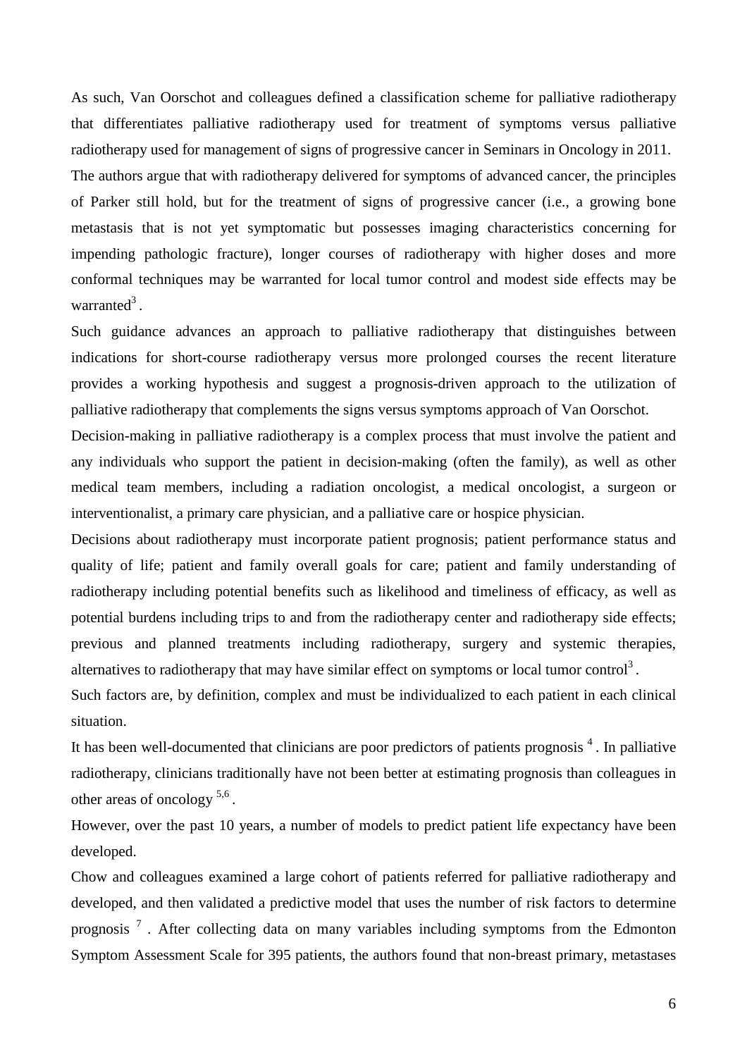As such, Van Oorschot and colleagues defined a classification scheme for palliative radiotherapy that differentiates palliative radiotherapy used for treatment of symptoms versus palliative radiotherapy used for management of signs of progressive cancer in Seminars in Oncology in 2011.

The authors argue that with radiotherapy delivered for symptoms of advanced cancer, the principles of Parker still hold, but for the treatment of signs of progressive cancer (i.e., a growing bone metastasis that is not yet symptomatic but possesses imaging characteristics concerning for impending pathologic fracture), longer courses of radiotherapy with higher doses and more conformal techniques may be warranted for local tumor control and modest side effects may be warranted[3].

Such guidance advances an approach to palliative radiotherapy that distinguishes between indications for short-course radiotherapy versus more prolonged courses the recent literature provides a working hypothesis and suggest a prognosis-driven approach to the utilization of palliative radiotherapy that complements the signs versus symptoms approach of Van Oorschot.

Decision-making in palliative radiotherapy is a complex process that must involve the patient and any individuals who support the patient in decision-making (often the family), as well as other medical team members, including a radiation oncologist, a medical oncologist, a surgeon or interventionalist, a primary care physician, and a palliative care or hospice physician.

Decisions about radiotherapy must incorporate patient prognosis; patient performance status and quality of life; patient and family overall goals for care; patient and family understanding of radiotherapy including potential benefits such as likelihood and timeliness of efficacy, as well as potential burdens including trips to and from the radiotherapy center and radiotherapy side effects; previous and planned treatments including radiotherapy, surgery and systemic therapies, alternatives to radiotherapy that may have similar effect on symptoms or local tumor control[3].

Such factors are, by definition, complex and must be individualized to each patient in each clinical situation.

It has been well-documented that clinicians are poor predictors of patients prognosis [4]. In palliative radiotherapy, clinicians traditionally have not been better at estimating prognosis than colleagues in other areas of oncology [5,6].

However, over the past 10 years, a number of models to predict patient life expectancy have been developed.

Chow and colleagues examined a large cohort of patients referred for palliative radiotherapy and developed, and then validated a predictive model that uses the number of risk factors to determine prognosis [7]. After collecting data on many variables including symptoms from the Edmonton Symptom Assessment Scale for 395 patients, the authors found that non-breast primary, metastases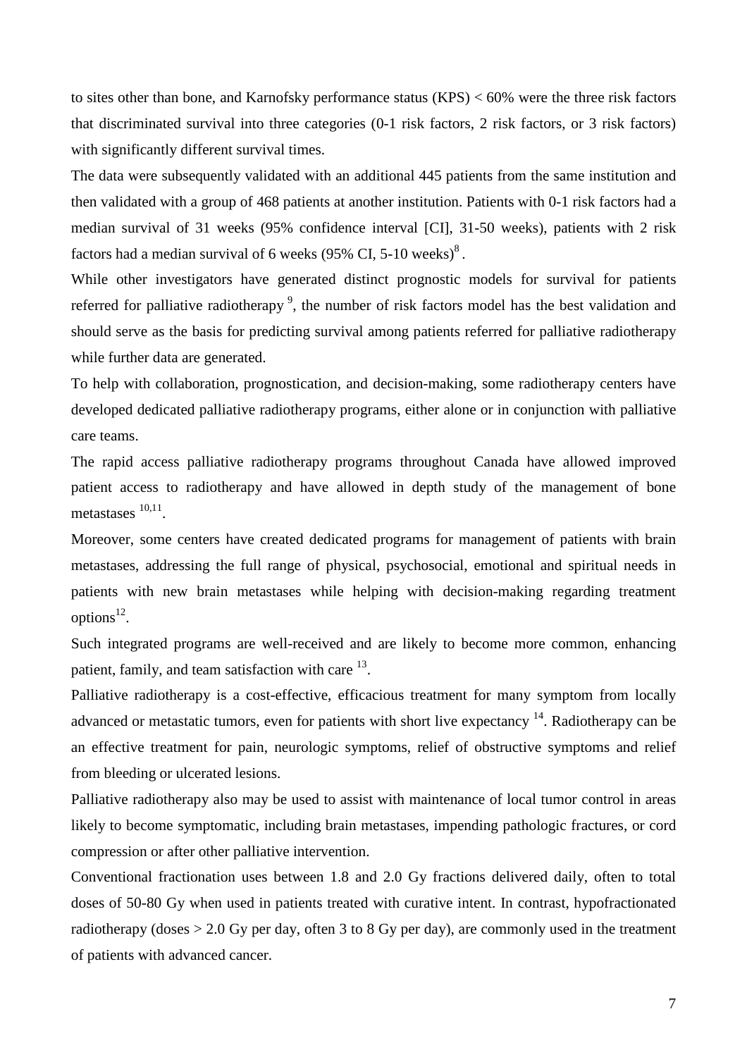to sites other than bone, and Karnofsky performance status (KPS) < 60% were the three risk factors that discriminated survival into three categories (0-1 risk factors, 2 risk factors, or 3 risk factors) with significantly different survival times.

The data were subsequently validated with an additional 445 patients from the same institution and then validated with a group of 468 patients at another institution. Patients with 0-1 risk factors had a median survival of 31 weeks (95% confidence interval [CI], 31-50 weeks), patients with 2 risk factors had a median survival of 6 weeks (95% CI, 5-10 weeks)[8].

While other investigators have generated distinct prognostic models for survival for patients referred for palliative radiotherapy [9], the number of risk factors model has the best validation and should serve as the basis for predicting survival among patients referred for palliative radiotherapy while further data are generated.

To help with collaboration, prognostication, and decision-making, some radiotherapy centers have developed dedicated palliative radiotherapy programs, either alone or in conjunction with palliative care teams.

The rapid access palliative radiotherapy programs throughout Canada have allowed improved patient access to radiotherapy and have allowed in depth study of the management of bone metastases [10,11].

Moreover, some centers have created dedicated programs for management of patients with brain metastases, addressing the full range of physical, psychosocial, emotional and spiritual needs in patients with new brain metastases while helping with decision-making regarding treatment options[12].

Such integrated programs are well-received and are likely to become more common, enhancing patient, family, and team satisfaction with care [13].

Palliative radiotherapy is a cost-effective, efficacious treatment for many symptom from locally advanced or metastatic tumors, even for patients with short live expectancy [14]. Radiotherapy can be an effective treatment for pain, neurologic symptoms, relief of obstructive symptoms and relief from bleeding or ulcerated lesions.

Palliative radiotherapy also may be used to assist with maintenance of local tumor control in areas likely to become symptomatic, including brain metastases, impending pathologic fractures, or cord compression or after other palliative intervention.

Conventional fractionation uses between 1.8 and 2.0 Gy fractions delivered daily, often to total doses of 50-80 Gy when used in patients treated with curative intent. In contrast, hypofractionated radiotherapy (doses > 2.0 Gy per day, often 3 to 8 Gy per day), are commonly used in the treatment of patients with advanced cancer.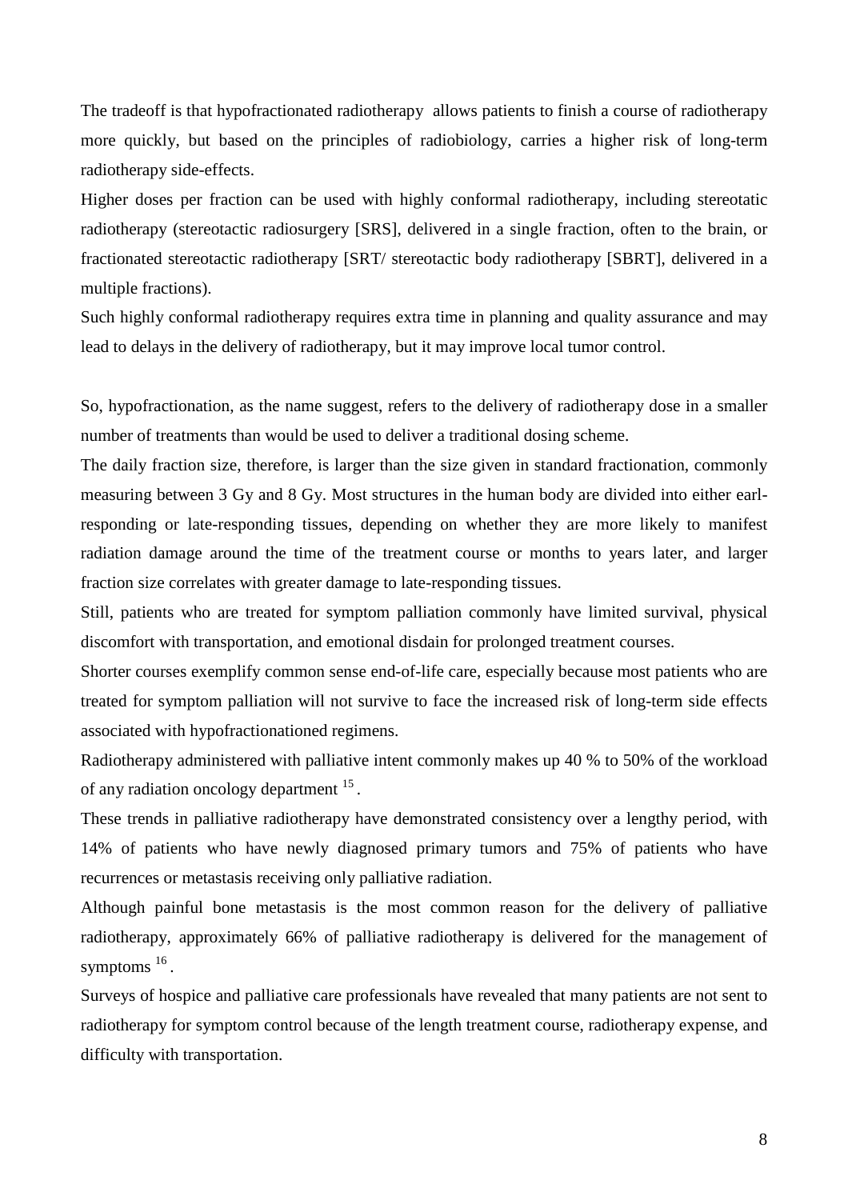The tradeoff is that hypofractionated radiotherapy allows patients to finish a course of radiotherapy more quickly, but based on the principles of radiobiology, carries a higher risk of long-term radiotherapy side-effects.

Higher doses per fraction can be used with highly conformal radiotherapy, including stereotatic radiotherapy (stereotactic radiosurgery [SRS], delivered in a single fraction, often to the brain, or fractionated stereotactic radiotherapy [SRT/ stereotactic body radiotherapy [SBRT], delivered in a multiple fractions).

Such highly conformal radiotherapy requires extra time in planning and quality assurance and may lead to delays in the delivery of radiotherapy, but it may improve local tumor control.

So, hypofractionation, as the name suggest, refers to the delivery of radiotherapy dose in a smaller number of treatments than would be used to deliver a traditional dosing scheme.

The daily fraction size, therefore, is larger than the size given in standard fractionation, commonly measuring between 3 Gy and 8 Gy. Most structures in the human body are divided into either earl-responding or late-responding tissues, depending on whether they are more likely to manifest radiation damage around the time of the treatment course or months to years later, and larger fraction size correlates with greater damage to late-responding tissues.

Still, patients who are treated for symptom palliation commonly have limited survival, physical discomfort with transportation, and emotional disdain for prolonged treatment courses.

Shorter courses exemplify common sense end-of-life care, especially because most patients who are treated for symptom palliation will not survive to face the increased risk of long-term side effects associated with hypofractionationed regimens.

Radiotherapy administered with palliative intent commonly makes up 40 % to 50% of the workload of any radiation oncology department [15].

These trends in palliative radiotherapy have demonstrated consistency over a lengthy period, with 14% of patients who have newly diagnosed primary tumors and 75% of patients who have recurrences or metastasis receiving only palliative radiation.

Although painful bone metastasis is the most common reason for the delivery of palliative radiotherapy, approximately 66% of palliative radiotherapy is delivered for the management of symptoms [16].

Surveys of hospice and palliative care professionals have revealed that many patients are not sent to radiotherapy for symptom control because of the length treatment course, radiotherapy expense, and difficulty with transportation.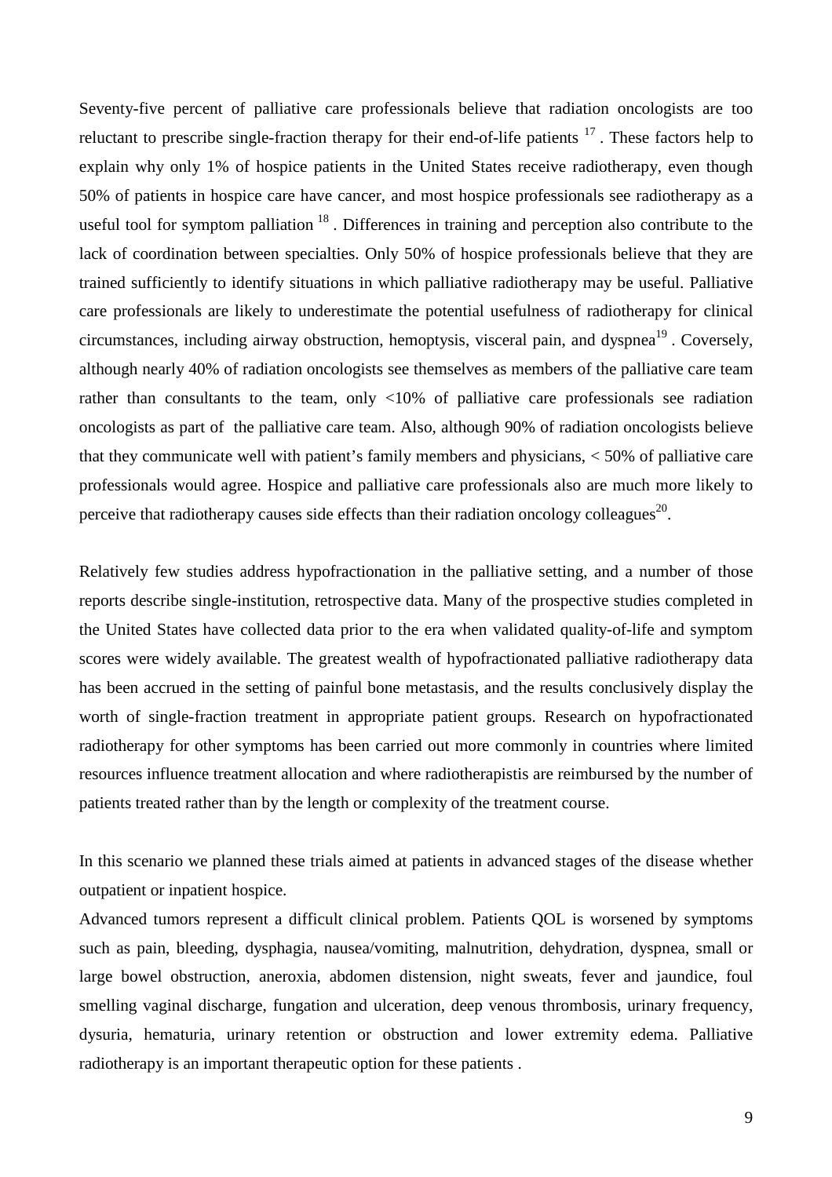Seventy-five percent of palliative care professionals believe that radiation oncologists are too reluctant to prescribe single-fraction therapy for their end-of-life patients [17] . These factors help to explain why only 1% of hospice patients in the United States receive radiotherapy, even though 50% of patients in hospice care have cancer, and most hospice professionals see radiotherapy as a useful tool for symptom palliation [18] . Differences in training and perception also contribute to the lack of coordination between specialties. Only 50% of hospice professionals believe that they are trained sufficiently to identify situations in which palliative radiotherapy may be useful. Palliative care professionals are likely to underestimate the potential usefulness of radiotherapy for clinical circumstances, including airway obstruction, hemoptysis, visceral pain, and dyspnea[19] . Coversely, although nearly 40% of radiation oncologists see themselves as members of the palliative care team rather than consultants to the team, only <10% of palliative care professionals see radiation oncologists as part of the palliative care team. Also, although 90% of radiation oncologists believe that they communicate well with patient's family members and physicians, < 50% of palliative care professionals would agree. Hospice and palliative care professionals also are much more likely to perceive that radiotherapy causes side effects than their radiation oncology colleagues[20].

Relatively few studies address hypofractionation in the palliative setting, and a number of those reports describe single-institution, retrospective data. Many of the prospective studies completed in the United States have collected data prior to the era when validated quality-of-life and symptom scores were widely available. The greatest wealth of hypofractionated palliative radiotherapy data has been accrued in the setting of painful bone metastasis, and the results conclusively display the worth of single-fraction treatment in appropriate patient groups. Research on hypofractionated radiotherapy for other symptoms has been carried out more commonly in countries where limited resources influence treatment allocation and where radiotherapistis are reimbursed by the number of patients treated rather than by the length or complexity of the treatment course.

In this scenario we planned these trials aimed at patients in advanced stages of the disease whether outpatient or inpatient hospice.

Advanced tumors represent a difficult clinical problem. Patients QOL is worsened by symptoms such as pain, bleeding, dysphagia, nausea/vomiting, malnutrition, dehydration, dyspnea, small or large bowel obstruction, aneroxia, abdomen distension, night sweats, fever and jaundice, foul smelling vaginal discharge, fungation and ulceration, deep venous thrombosis, urinary frequency, dysuria, hematuria, urinary retention or obstruction and lower extremity edema. Palliative radiotherapy is an important therapeutic option for these patients .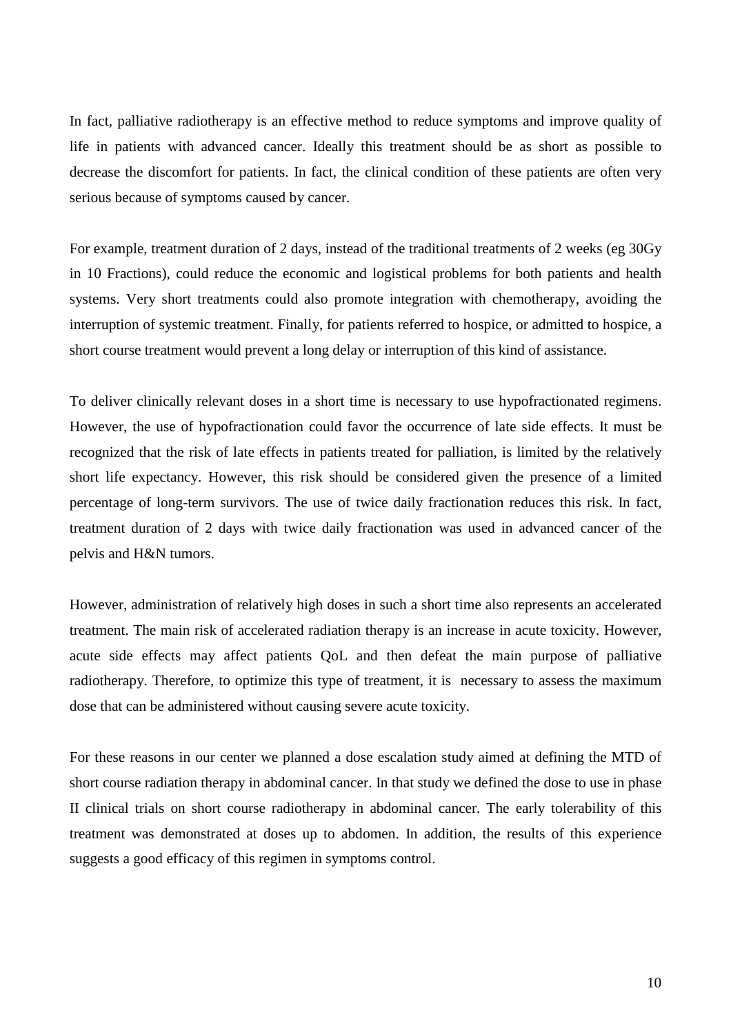In fact, palliative radiotherapy is an effective method to reduce symptoms and improve quality of life in patients with advanced cancer. Ideally this treatment should be as short as possible to decrease the discomfort for patients. In fact, the clinical condition of these patients are often very serious because of symptoms caused by cancer.

For example, treatment duration of 2 days, instead of the traditional treatments of 2 weeks (eg 30Gy in 10 Fractions), could reduce the economic and logistical problems for both patients and health systems. Very short treatments could also promote integration with chemotherapy, avoiding the interruption of systemic treatment. Finally, for patients referred to hospice, or admitted to hospice, a short course treatment would prevent a long delay or interruption of this kind of assistance.

To deliver clinically relevant doses in a short time is necessary to use hypofractionated regimens. However, the use of hypofractionation could favor the occurrence of late side effects. It must be recognized that the risk of late effects in patients treated for palliation, is limited by the relatively short life expectancy. However, this risk should be considered given the presence of a limited percentage of long-term survivors. The use of twice daily fractionation reduces this risk. In fact, treatment duration of 2 days with twice daily fractionation was used in advanced cancer of the pelvis and H&N tumors.

However, administration of relatively high doses in such a short time also represents an accelerated treatment. The main risk of accelerated radiation therapy is an increase in acute toxicity. However, acute side effects may affect patients QoL and then defeat the main purpose of palliative radiotherapy. Therefore, to optimize this type of treatment, it is necessary to assess the maximum dose that can be administered without causing severe acute toxicity.

For these reasons in our center we planned a dose escalation study aimed at defining the MTD of short course radiation therapy in abdominal cancer. In that study we defined the dose to use in phase II clinical trials on short course radiotherapy in abdominal cancer. The early tolerability of this treatment was demonstrated at doses up to abdomen. In addition, the results of this experience suggests a good efficacy of this regimen in symptoms control.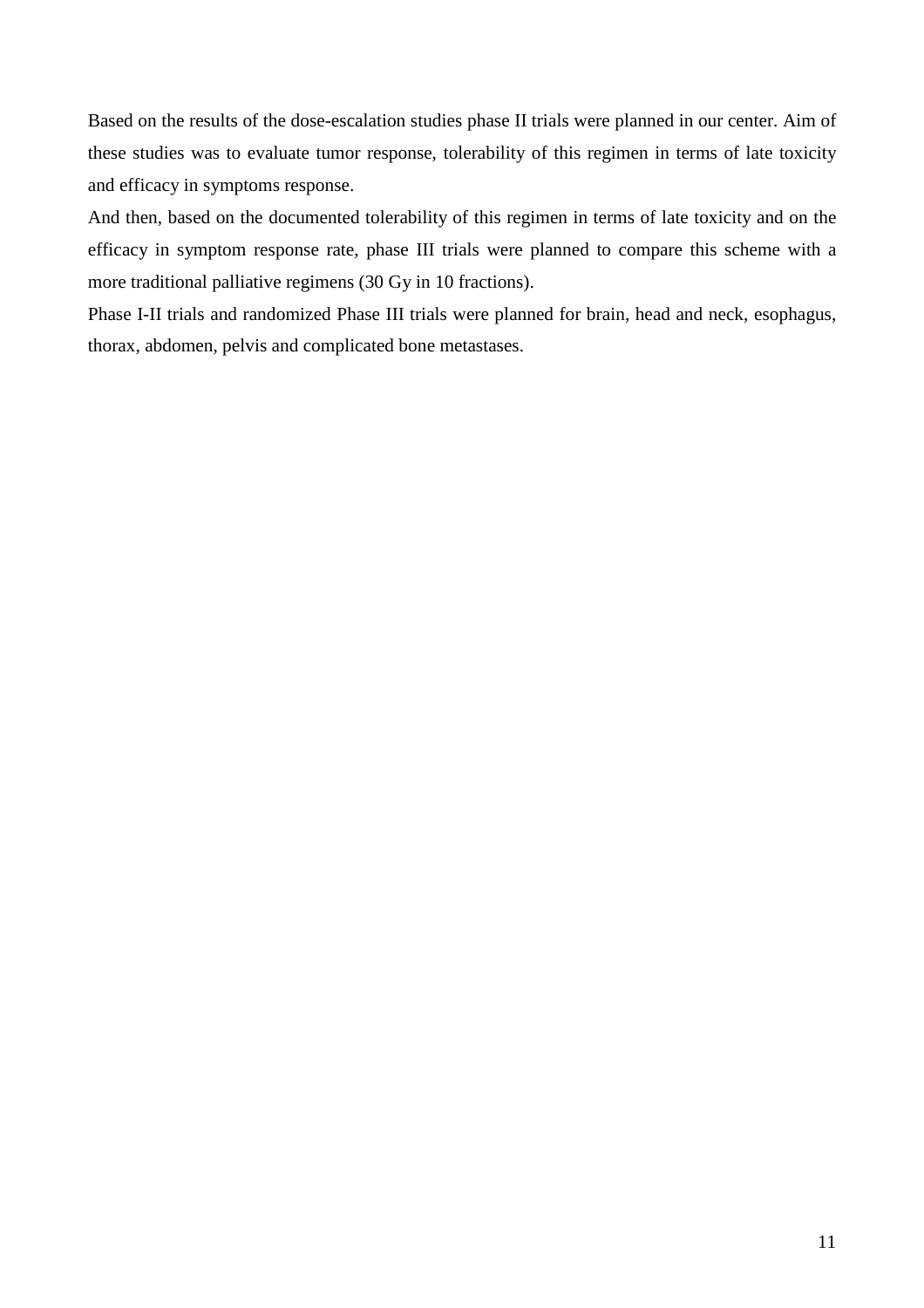Based on the results of the dose-escalation studies phase II trials were planned in our center. Aim of these studies was to evaluate tumor response, tolerability of this regimen in terms of late toxicity and efficacy in symptoms response.

And then, based on the documented tolerability of this regimen in terms of late toxicity and on the efficacy in symptom response rate, phase III trials were planned to compare this scheme with a more traditional palliative regimens (30 Gy in 10 fractions).

Phase I-II trials and randomized Phase III trials were planned for brain, head and neck, esophagus, thorax, abdomen, pelvis and complicated bone metastases.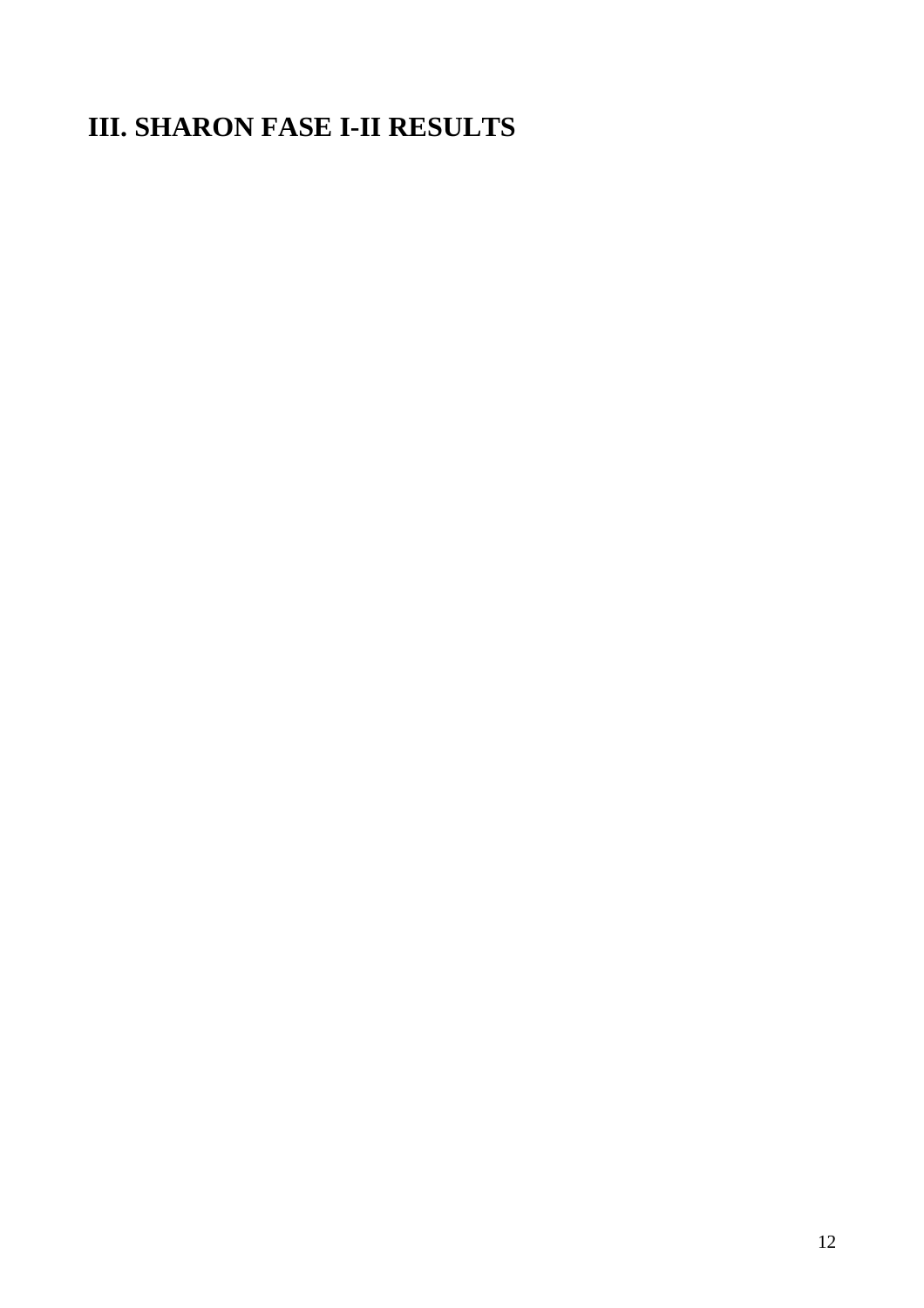# III. SHARON FASE I-II RESULTS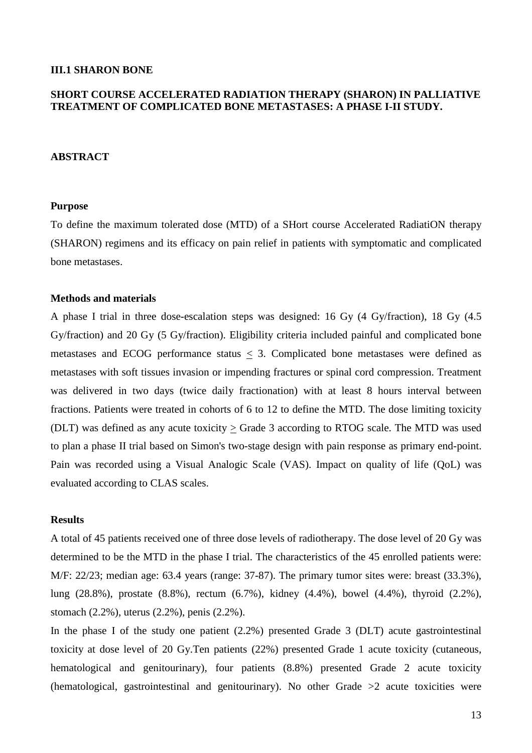### III.1 SHARON BONE

### SHORT COURSE ACCELERATED RADIATION THERAPY (SHARON) IN PALLIATIVE TREATMENT OF COMPLICATED BONE METASTASES: A PHASE I-II STUDY.

#### ABSTRACT

**Purpose**

To define the maximum tolerated dose (MTD) of a SHort course Accelerated RadiatiON therapy (SHARON) regimens and its efficacy on pain relief in patients with symptomatic and complicated bone metastases.

**Methods and materials**

A phase I trial in three dose-escalation steps was designed: 16 Gy (4 Gy/fraction), 18 Gy (4.5 Gy/fraction) and 20 Gy (5 Gy/fraction). Eligibility criteria included painful and complicated bone metastases and ECOG performance status $\leq$ 3. Complicated bone metastases were defined as metastases with soft tissues invasion or impending fractures or spinal cord compression. Treatment was delivered in two days (twice daily fractionation) with at least 8 hours interval between fractions. Patients were treated in cohorts of 6 to 12 to define the MTD. The dose limiting toxicity (DLT) was defined as any acute toxicity $\geq$ Grade 3 according to RTOG scale. The MTD was used to plan a phase II trial based on Simon's two-stage design with pain response as primary end-point. Pain was recorded using a Visual Analogic Scale (VAS). Impact on quality of life (QoL) was evaluated according to CLAS scales.

**Results**

A total of 45 patients received one of three dose levels of radiotherapy. The dose level of 20 Gy was determined to be the MTD in the phase I trial. The characteristics of the 45 enrolled patients were: M/F: 22/23; median age: 63.4 years (range: 37-87). The primary tumor sites were: breast (33.3%), lung (28.8%), prostate (8.8%), rectum (6.7%), kidney (4.4%), bowel (4.4%), thyroid (2.2%), stomach (2.2%), uterus (2.2%), penis (2.2%).

In the phase I of the study one patient (2.2%) presented Grade 3 (DLT) acute gastrointestinal toxicity at dose level of 20 Gy.Ten patients (22%) presented Grade 1 acute toxicity (cutaneous, hematological and genitourinary), four patients (8.8%) presented Grade 2 acute toxicity (hematological, gastrointestinal and genitourinary). No other Grade >2 acute toxicities were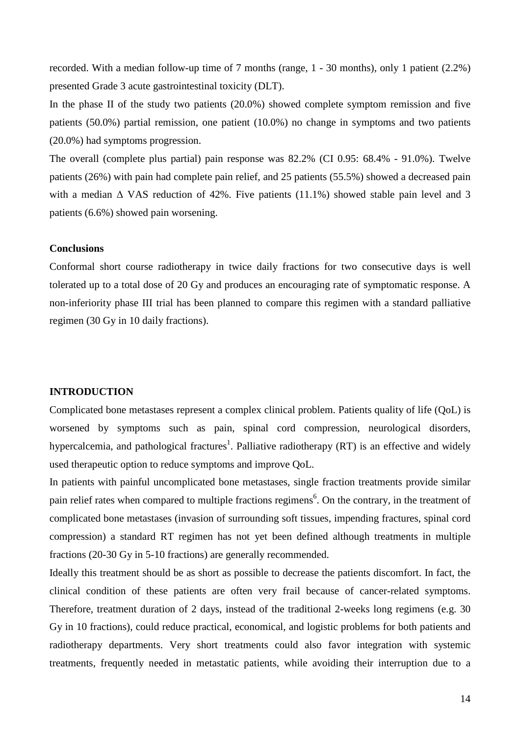recorded. With a median follow-up time of 7 months (range, 1 - 30 months), only 1 patient (2.2%) presented Grade 3 acute gastrointestinal toxicity (DLT).

In the phase II of the study two patients (20.0%) showed complete symptom remission and five patients (50.0%) partial remission, one patient (10.0%) no change in symptoms and two patients (20.0%) had symptoms progression.

The overall (complete plus partial) pain response was 82.2% (CI 0.95: 68.4% - 91.0%). Twelve patients (26%) with pain had complete pain relief, and 25 patients (55.5%) showed a decreased pain with a median Δ VAS reduction of 42%. Five patients (11.1%) showed stable pain level and 3 patients (6.6%) showed pain worsening.

**Conclusions**

Conformal short course radiotherapy in twice daily fractions for two consecutive days is well tolerated up to a total dose of 20 Gy and produces an encouraging rate of symptomatic response. A non-inferiority phase III trial has been planned to compare this regimen with a standard palliative regimen (30 Gy in 10 daily fractions).

## INTRODUCTION

Complicated bone metastases represent a complex clinical problem. Patients quality of life (QoL) is worsened by symptoms such as pain, spinal cord compression, neurological disorders, hypercalcemia, and pathological fractures[1]. Palliative radiotherapy (RT) is an effective and widely used therapeutic option to reduce symptoms and improve QoL.

In patients with painful uncomplicated bone metastases, single fraction treatments provide similar pain relief rates when compared to multiple fractions regimens[6]. On the contrary, in the treatment of complicated bone metastases (invasion of surrounding soft tissues, impending fractures, spinal cord compression) a standard RT regimen has not yet been defined although treatments in multiple fractions (20-30 Gy in 5-10 fractions) are generally recommended.

Ideally this treatment should be as short as possible to decrease the patients discomfort. In fact, the clinical condition of these patients are often very frail because of cancer-related symptoms. Therefore, treatment duration of 2 days, instead of the traditional 2-weeks long regimens (e.g. 30 Gy in 10 fractions), could reduce practical, economical, and logistic problems for both patients and radiotherapy departments. Very short treatments could also favor integration with systemic treatments, frequently needed in metastatic patients, while avoiding their interruption due to a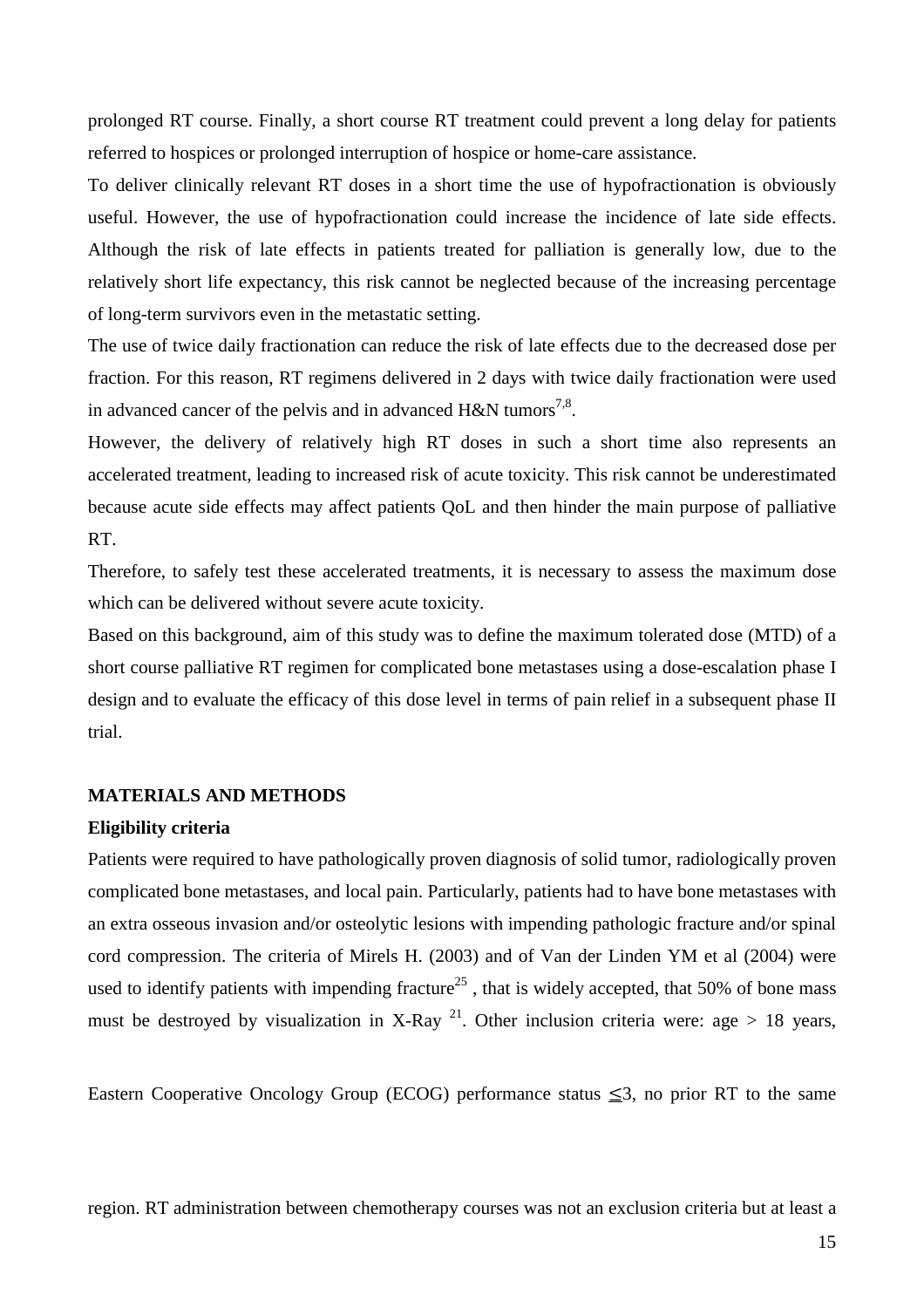prolonged RT course. Finally, a short course RT treatment could prevent a long delay for patients referred to hospices or prolonged interruption of hospice or home-care assistance.

To deliver clinically relevant RT doses in a short time the use of hypofractionation is obviously useful. However, the use of hypofractionation could increase the incidence of late side effects. Although the risk of late effects in patients treated for palliation is generally low, due to the relatively short life expectancy, this risk cannot be neglected because of the increasing percentage of long-term survivors even in the metastatic setting.

The use of twice daily fractionation can reduce the risk of late effects due to the decreased dose per fraction. For this reason, RT regimens delivered in 2 days with twice daily fractionation were used in advanced cancer of the pelvis and in advanced H&N tumors[7,8].

However, the delivery of relatively high RT doses in such a short time also represents an accelerated treatment, leading to increased risk of acute toxicity. This risk cannot be underestimated because acute side effects may affect patients QoL and then hinder the main purpose of palliative RT.

Therefore, to safely test these accelerated treatments, it is necessary to assess the maximum dose which can be delivered without severe acute toxicity.

Based on this background, aim of this study was to define the maximum tolerated dose (MTD) of a short course palliative RT regimen for complicated bone metastases using a dose-escalation phase I design and to evaluate the efficacy of this dose level in terms of pain relief in a subsequent phase II trial.

## MATERIALS AND METHODS

### Eligibility criteria

Patients were required to have pathologically proven diagnosis of solid tumor, radiologically proven complicated bone metastases, and local pain. Particularly, patients had to have bone metastases with an extra osseous invasion and/or osteolytic lesions with impending pathologic fracture and/or spinal cord compression. The criteria of Mirels H. (2003) and of Van der Linden YM et al (2004) were used to identify patients with impending fracture[25] , that is widely accepted, that 50% of bone mass must be destroyed by visualization in X-Ray [21]. Other inclusion criteria were: age > 18 years,

Eastern Cooperative Oncology Group (ECOG) performance status ≦3, no prior RT to the same

region. RT administration between chemotherapy courses was not an exclusion criteria but at least a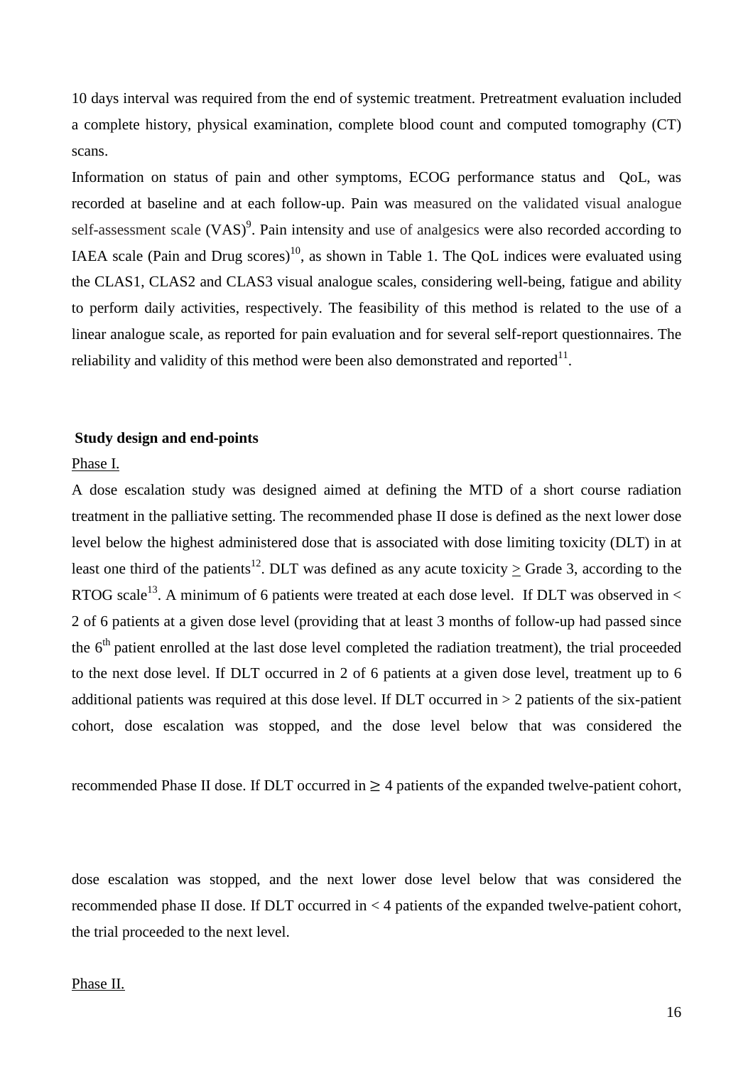10 days interval was required from the end of systemic treatment. Pretreatment evaluation included a complete history, physical examination, complete blood count and computed tomography (CT) scans.

Information on status of pain and other symptoms, ECOG performance status and QoL, was recorded at baseline and at each follow-up. Pain was measured on the validated visual analogue self-assessment scale (VAS)[9]. Pain intensity and use of analgesics were also recorded according to IAEA scale (Pain and Drug scores)[10], as shown in Table 1. The QoL indices were evaluated using the CLAS1, CLAS2 and CLAS3 visual analogue scales, considering well-being, fatigue and ability to perform daily activities, respectively. The feasibility of this method is related to the use of a linear analogue scale, as reported for pain evaluation and for several self-report questionnaires. The reliability and validity of this method were been also demonstrated and reported[11].

**Study design and end-points**

Phase I.

A dose escalation study was designed aimed at defining the MTD of a short course radiation treatment in the palliative setting. The recommended phase II dose is defined as the next lower dose level below the highest administered dose that is associated with dose limiting toxicity (DLT) in at least one third of the patients[12]. DLT was defined as any acute toxicity $\geq$ Grade 3, according to the RTOG scale[13]. A minimum of 6 patients were treated at each dose level. If DLT was observed in < 2 of 6 patients at a given dose level (providing that at least 3 months of follow-up had passed since the 6th patient enrolled at the last dose level completed the radiation treatment), the trial proceeded to the next dose level. If DLT occurred in 2 of 6 patients at a given dose level, treatment up to 6 additional patients was required at this dose level. If DLT occurred in > 2 patients of the six-patient cohort, dose escalation was stopped, and the dose level below that was considered the recommended Phase II dose. If DLT occurred in ≥ 4 patients of the expanded twelve-patient cohort, dose escalation was stopped, and the next lower dose level below that was considered the recommended phase II dose. If DLT occurred in < 4 patients of the expanded twelve-patient cohort, the trial proceeded to the next level.

Phase II.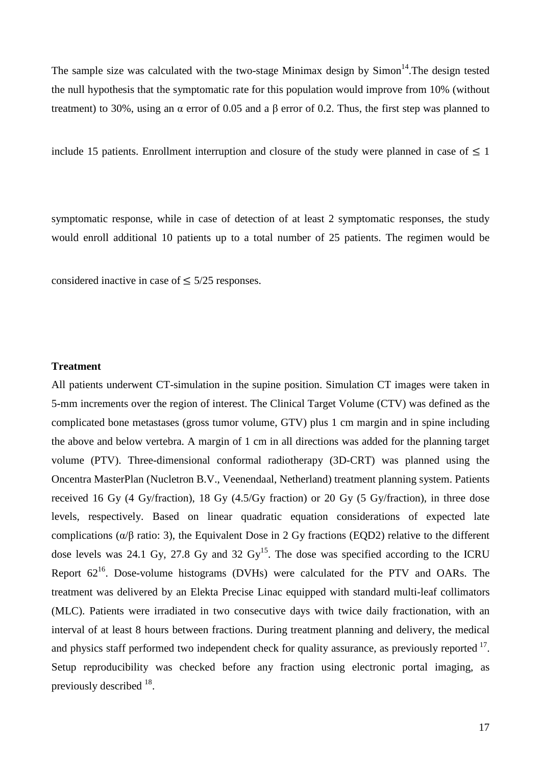The sample size was calculated with the two-stage Minimax design by Simon[14].The design tested the null hypothesis that the symptomatic rate for this population would improve from 10% (without treatment) to 30%, using an α error of 0.05 and a β error of 0.2. Thus, the first step was planned to include 15 patients. Enrollment interruption and closure of the study were planned in case of ≤ 1 symptomatic response, while in case of detection of at least 2 symptomatic responses, the study would enroll additional 10 patients up to a total number of 25 patients. The regimen would be considered inactive in case of ≤ 5/25 responses.

**Treatment**

All patients underwent CT-simulation in the supine position. Simulation CT images were taken in 5-mm increments over the region of interest. The Clinical Target Volume (CTV) was defined as the complicated bone metastases (gross tumor volume, GTV) plus 1 cm margin and in spine including the above and below vertebra. A margin of 1 cm in all directions was added for the planning target volume (PTV). Three-dimensional conformal radiotherapy (3D-CRT) was planned using the Oncentra MasterPlan (Nucletron B.V., Veenendaal, Netherland) treatment planning system. Patients received 16 Gy (4 Gy/fraction), 18 Gy (4.5/Gy fraction) or 20 Gy (5 Gy/fraction), in three dose levels, respectively. Based on linear quadratic equation considerations of expected late complications (α/β ratio: 3), the Equivalent Dose in 2 Gy fractions (EQD2) relative to the different dose levels was 24.1 Gy, 27.8 Gy and 32 Gy[15]. The dose was specified according to the ICRU Report 62[16]. Dose-volume histograms (DVHs) were calculated for the PTV and OARs. The treatment was delivered by an Elekta Precise Linac equipped with standard multi-leaf collimators (MLC). Patients were irradiated in two consecutive days with twice daily fractionation, with an interval of at least 8 hours between fractions. During treatment planning and delivery, the medical and physics staff performed two independent check for quality assurance, as previously reported [17]. Setup reproducibility was checked before any fraction using electronic portal imaging, as previously described [18].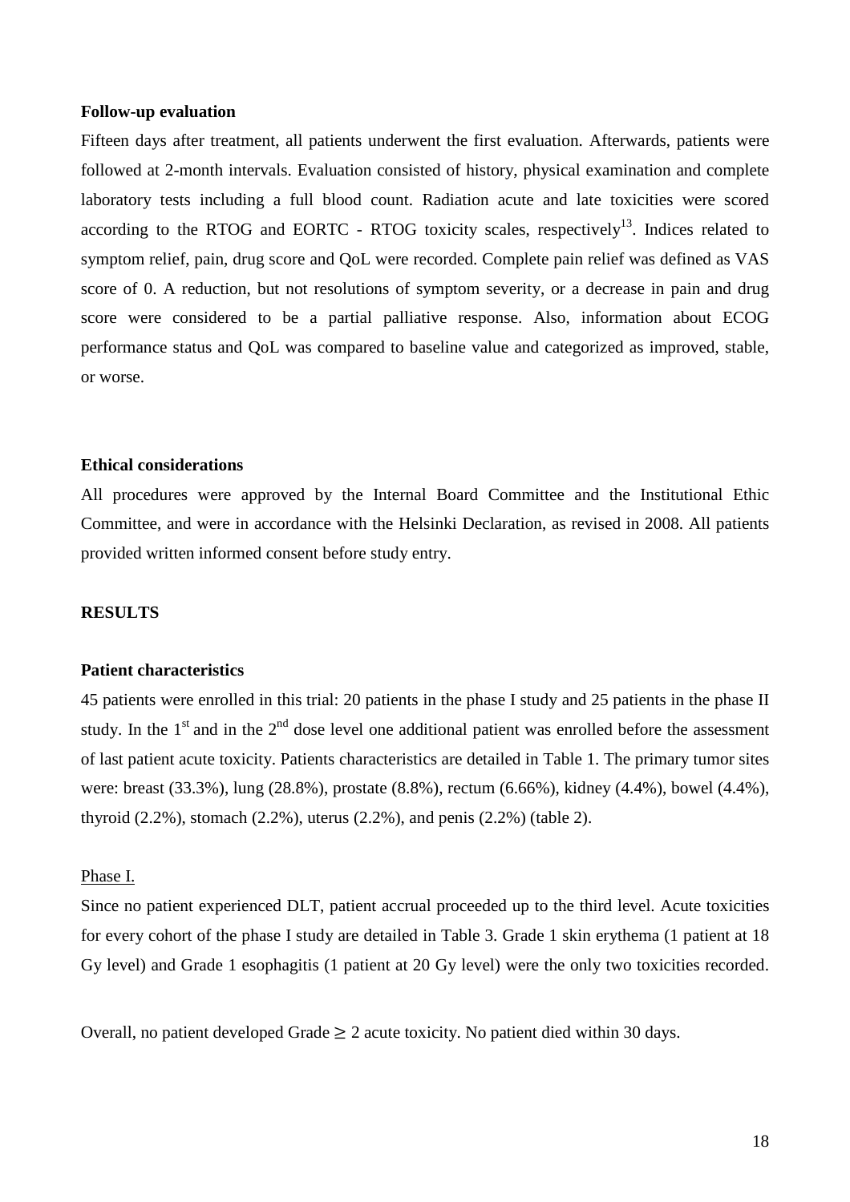**Follow-up evaluation**

Fifteen days after treatment, all patients underwent the first evaluation. Afterwards, patients were followed at 2-month intervals. Evaluation consisted of history, physical examination and complete laboratory tests including a full blood count. Radiation acute and late toxicities were scored according to the RTOG and EORTC - RTOG toxicity scales, respectively[13]. Indices related to symptom relief, pain, drug score and QoL were recorded. Complete pain relief was defined as VAS score of 0. A reduction, but not resolutions of symptom severity, or a decrease in pain and drug score were considered to be a partial palliative response. Also, information about ECOG performance status and QoL was compared to baseline value and categorized as improved, stable, or worse.

**Ethical considerations**

All procedures were approved by the Internal Board Committee and the Institutional Ethic Committee, and were in accordance with the Helsinki Declaration, as revised in 2008. All patients provided written informed consent before study entry.

**RESULTS**

**Patient characteristics**

45 patients were enrolled in this trial: 20 patients in the phase I study and 25 patients in the phase II study. In the 1[st] and in the 2[nd] dose level one additional patient was enrolled before the assessment of last patient acute toxicity. Patients characteristics are detailed in Table 1. The primary tumor sites were: breast (33.3%), lung (28.8%), prostate (8.8%), rectum (6.66%), kidney (4.4%), bowel (4.4%), thyroid (2.2%), stomach (2.2%), uterus (2.2%), and penis (2.2%) (table 2).

Phase I.

Since no patient experienced DLT, patient accrual proceeded up to the third level. Acute toxicities for every cohort of the phase I study are detailed in Table 3. Grade 1 skin erythema (1 patient at 18 Gy level) and Grade 1 esophagitis (1 patient at 20 Gy level) were the only two toxicities recorded.

Overall, no patient developed Grade $\geq$ 2 acute toxicity. No patient died within 30 days.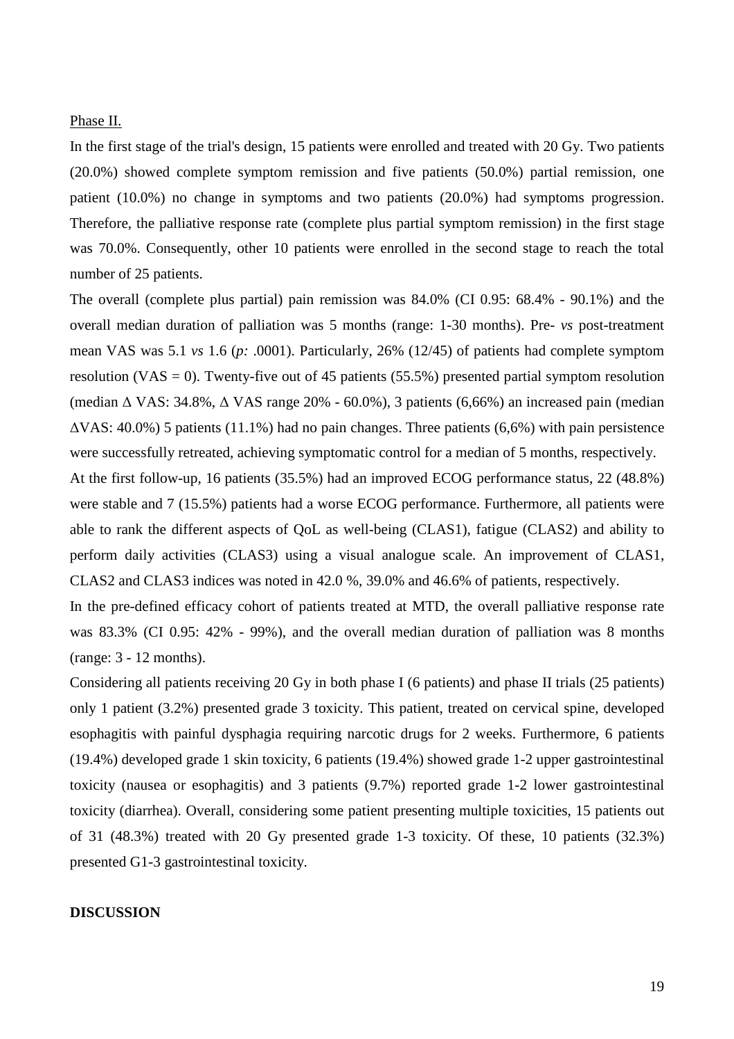Phase II.

In the first stage of the trial's design, 15 patients were enrolled and treated with 20 Gy. Two patients (20.0%) showed complete symptom remission and five patients (50.0%) partial remission, one patient (10.0%) no change in symptoms and two patients (20.0%) had symptoms progression. Therefore, the palliative response rate (complete plus partial symptom remission) in the first stage was 70.0%. Consequently, other 10 patients were enrolled in the second stage to reach the total number of 25 patients.

The overall (complete plus partial) pain remission was 84.0% (CI 0.95: 68.4% - 90.1%) and the overall median duration of palliation was 5 months (range: 1-30 months). Pre- *vs* post-treatment mean VAS was 5.1 *vs* 1.6 (*p:* .0001). Particularly, 26% (12/45) of patients had complete symptom resolution (VAS = 0). Twenty-five out of 45 patients (55.5%) presented partial symptom resolution (median $\Delta$ VAS: 34.8%, $\Delta$ VAS range 20% - 60.0%), 3 patients (6,66%) an increased pain (median $\Delta$VAS: 40.0%) 5 patients (11.1%) had no pain changes. Three patients (6,6%) with pain persistence were successfully retreated, achieving symptomatic control for a median of 5 months, respectively.

At the first follow-up, 16 patients (35.5%) had an improved ECOG performance status, 22 (48.8%) were stable and 7 (15.5%) patients had a worse ECOG performance. Furthermore, all patients were able to rank the different aspects of QoL as well-being (CLAS1), fatigue (CLAS2) and ability to perform daily activities (CLAS3) using a visual analogue scale. An improvement of CLAS1, CLAS2 and CLAS3 indices was noted in 42.0 %, 39.0% and 46.6% of patients, respectively.

In the pre-defined efficacy cohort of patients treated at MTD, the overall palliative response rate was 83.3% (CI 0.95: 42% - 99%), and the overall median duration of palliation was 8 months (range: 3 - 12 months).

Considering all patients receiving 20 Gy in both phase I (6 patients) and phase II trials (25 patients) only 1 patient (3.2%) presented grade 3 toxicity. This patient, treated on cervical spine, developed esophagitis with painful dysphagia requiring narcotic drugs for 2 weeks. Furthermore, 6 patients (19.4%) developed grade 1 skin toxicity, 6 patients (19.4%) showed grade 1-2 upper gastrointestinal toxicity (nausea or esophagitis) and 3 patients (9.7%) reported grade 1-2 lower gastrointestinal toxicity (diarrhea). Overall, considering some patient presenting multiple toxicities, 15 patients out of 31 (48.3%) treated with 20 Gy presented grade 1-3 toxicity. Of these, 10 patients (32.3%) presented G1-3 gastrointestinal toxicity.

## DISCUSSION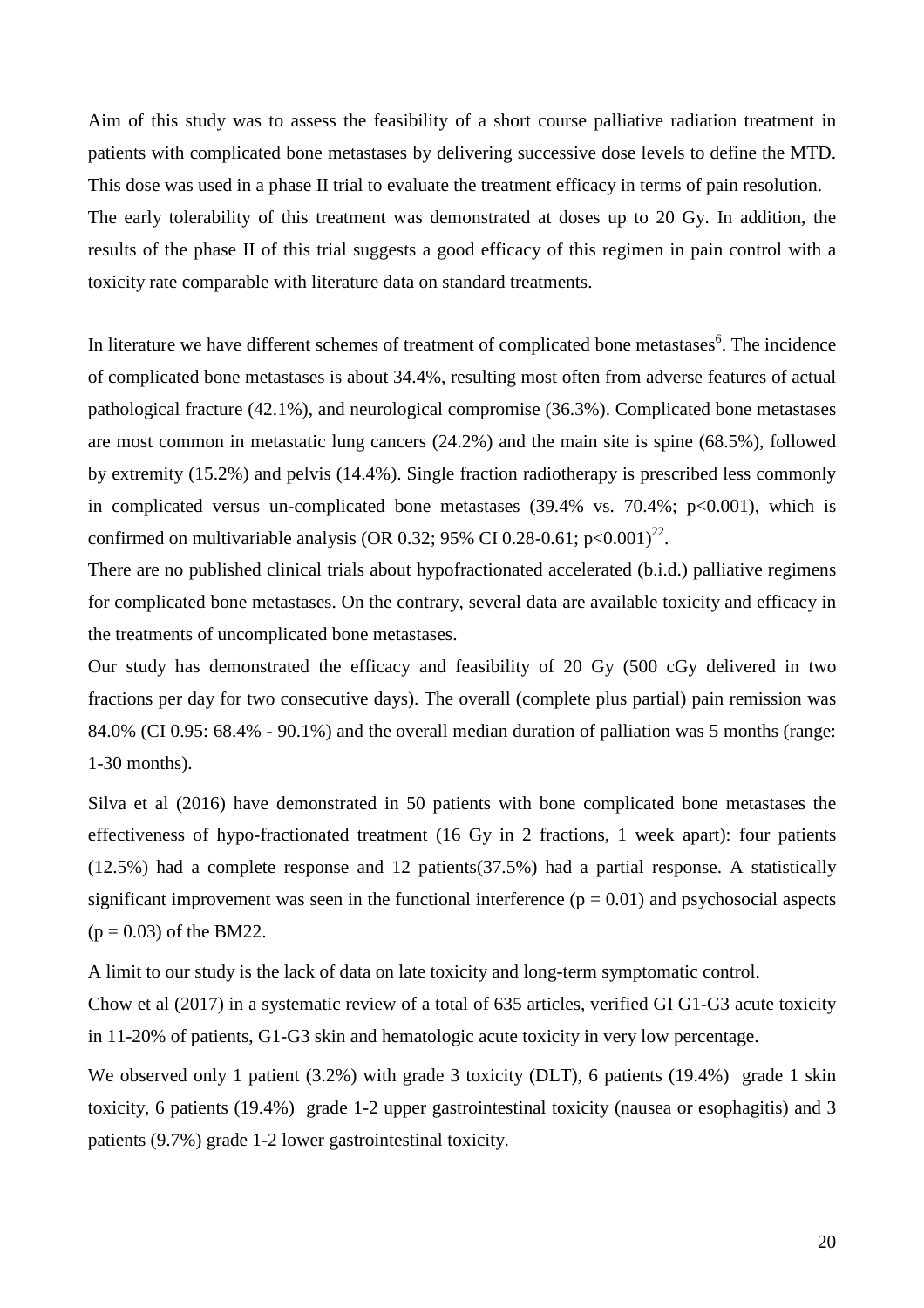Aim of this study was to assess the feasibility of a short course palliative radiation treatment in patients with complicated bone metastases by delivering successive dose levels to define the MTD. This dose was used in a phase II trial to evaluate the treatment efficacy in terms of pain resolution. The early tolerability of this treatment was demonstrated at doses up to 20 Gy. In addition, the results of the phase II of this trial suggests a good efficacy of this regimen in pain control with a toxicity rate comparable with literature data on standard treatments.

In literature we have different schemes of treatment of complicated bone metastases[6]. The incidence of complicated bone metastases is about 34.4%, resulting most often from adverse features of actual pathological fracture (42.1%), and neurological compromise (36.3%). Complicated bone metastases are most common in metastatic lung cancers (24.2%) and the main site is spine (68.5%), followed by extremity (15.2%) and pelvis (14.4%). Single fraction radiotherapy is prescribed less commonly in complicated versus un-complicated bone metastases (39.4% vs. 70.4%; $p<0.001$), which is confirmed on multivariable analysis (OR 0.32; 95% CI 0.28-0.61; $p<0.001$)[22].

There are no published clinical trials about hypofractionated accelerated (b.i.d.) palliative regimens for complicated bone metastases. On the contrary, several data are available toxicity and efficacy in the treatments of uncomplicated bone metastases.

Our study has demonstrated the efficacy and feasibility of 20 Gy (500 cGy delivered in two fractions per day for two consecutive days). The overall (complete plus partial) pain remission was 84.0% (CI 0.95: 68.4% - 90.1%) and the overall median duration of palliation was 5 months (range: 1-30 months).

Silva et al (2016) have demonstrated in 50 patients with bone complicated bone metastases the effectiveness of hypo-fractionated treatment (16 Gy in 2 fractions, 1 week apart): four patients (12.5%) had a complete response and 12 patients(37.5%) had a partial response. A statistically significant improvement was seen in the functional interference ($p = 0.01$) and psychosocial aspects ($p = 0.03$) of the BM22.

A limit to our study is the lack of data on late toxicity and long-term symptomatic control.

Chow et al (2017) in a systematic review of a total of 635 articles, verified GI G1-G3 acute toxicity in 11-20% of patients, G1-G3 skin and hematologic acute toxicity in very low percentage.

We observed only 1 patient (3.2%) with grade 3 toxicity (DLT), 6 patients (19.4%) grade 1 skin toxicity, 6 patients (19.4%) grade 1-2 upper gastrointestinal toxicity (nausea or esophagitis) and 3 patients (9.7%) grade 1-2 lower gastrointestinal toxicity.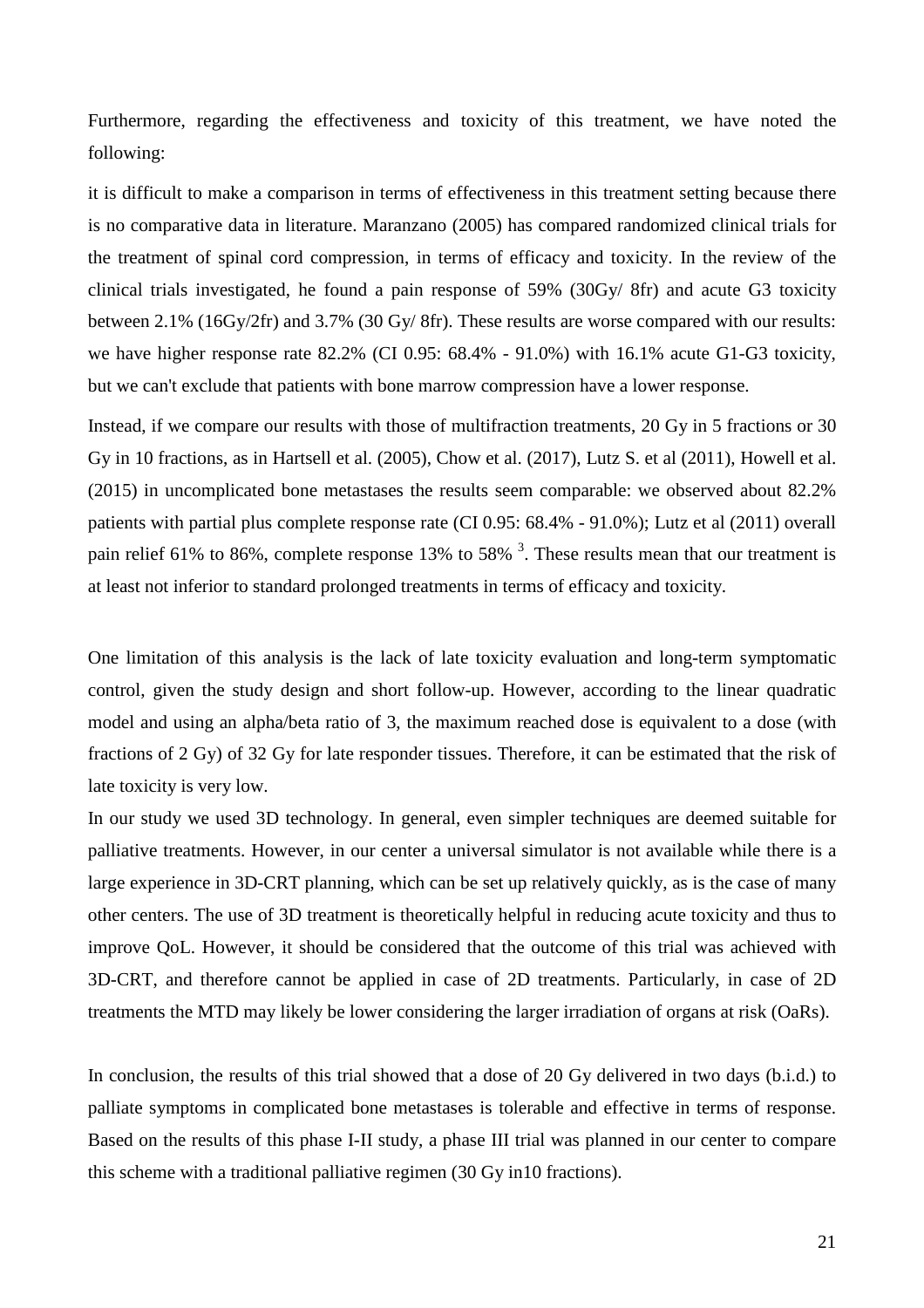Furthermore, regarding the effectiveness and toxicity of this treatment, we have noted the following:

it is difficult to make a comparison in terms of effectiveness in this treatment setting because there is no comparative data in literature. Maranzano (2005) has compared randomized clinical trials for the treatment of spinal cord compression, in terms of efficacy and toxicity. In the review of the clinical trials investigated, he found a pain response of 59% (30Gy/ 8fr) and acute G3 toxicity between 2.1% (16Gy/2fr) and 3.7% (30 Gy/ 8fr). These results are worse compared with our results: we have higher response rate 82.2% (CI 0.95: 68.4% - 91.0%) with 16.1% acute G1-G3 toxicity, but we can't exclude that patients with bone marrow compression have a lower response.

Instead, if we compare our results with those of multifraction treatments, 20 Gy in 5 fractions or 30 Gy in 10 fractions, as in Hartsell et al. (2005), Chow et al. (2017), Lutz S. et al (2011), Howell et al. (2015) in uncomplicated bone metastases the results seem comparable: we observed about 82.2% patients with partial plus complete response rate (CI 0.95: 68.4% - 91.0%); Lutz et al (2011) overall pain relief 61% to 86%, complete response 13% to 58% [3]. These results mean that our treatment is at least not inferior to standard prolonged treatments in terms of efficacy and toxicity.

One limitation of this analysis is the lack of late toxicity evaluation and long-term symptomatic control, given the study design and short follow-up. However, according to the linear quadratic model and using an alpha/beta ratio of 3, the maximum reached dose is equivalent to a dose (with fractions of 2 Gy) of 32 Gy for late responder tissues. Therefore, it can be estimated that the risk of late toxicity is very low.

In our study we used 3D technology. In general, even simpler techniques are deemed suitable for palliative treatments. However, in our center a universal simulator is not available while there is a large experience in 3D-CRT planning, which can be set up relatively quickly, as is the case of many other centers. The use of 3D treatment is theoretically helpful in reducing acute toxicity and thus to improve QoL. However, it should be considered that the outcome of this trial was achieved with 3D-CRT, and therefore cannot be applied in case of 2D treatments. Particularly, in case of 2D treatments the MTD may likely be lower considering the larger irradiation of organs at risk (OaRs).

In conclusion, the results of this trial showed that a dose of 20 Gy delivered in two days (b.i.d.) to palliate symptoms in complicated bone metastases is tolerable and effective in terms of response. Based on the results of this phase I-II study, a phase III trial was planned in our center to compare this scheme with a traditional palliative regimen (30 Gy in10 fractions).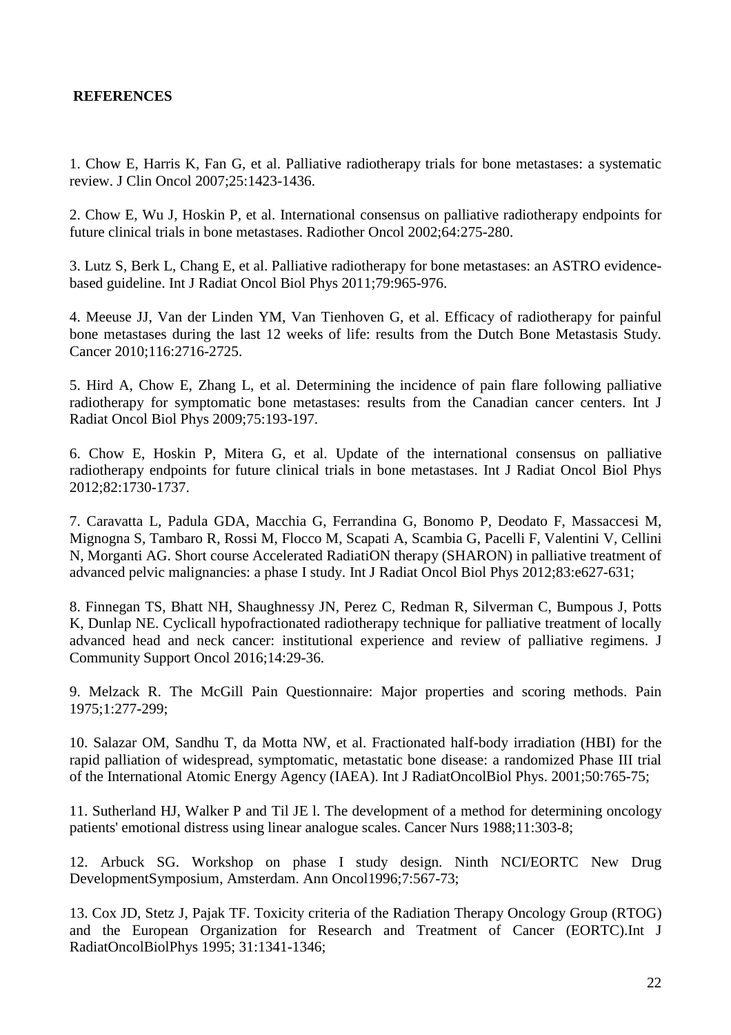## REFERENCES

1. Chow E, Harris K, Fan G, et al. Palliative radiotherapy trials for bone metastases: a systematic review. J Clin Oncol 2007;25:1423-1436.

2. Chow E, Wu J, Hoskin P, et al. International consensus on palliative radiotherapy endpoints for future clinical trials in bone metastases. Radiother Oncol 2002;64:275-280.

3. Lutz S, Berk L, Chang E, et al. Palliative radiotherapy for bone metastases: an ASTRO evidence-based guideline. Int J Radiat Oncol Biol Phys 2011;79:965-976.

4. Meeuse JJ, Van der Linden YM, Van Tienhoven G, et al. Efficacy of radiotherapy for painful bone metastases during the last 12 weeks of life: results from the Dutch Bone Metastasis Study. Cancer 2010;116:2716-2725.

5. Hird A, Chow E, Zhang L, et al. Determining the incidence of pain flare following palliative radiotherapy for symptomatic bone metastases: results from the Canadian cancer centers. Int J Radiat Oncol Biol Phys 2009;75:193-197.

6. Chow E, Hoskin P, Mitera G, et al. Update of the international consensus on palliative radiotherapy endpoints for future clinical trials in bone metastases. Int J Radiat Oncol Biol Phys 2012;82:1730-1737.

7. Caravatta L, Padula GDA, Macchia G, Ferrandina G, Bonomo P, Deodato F, Massaccesi M, Mignogna S, Tambaro R, Rossi M, Flocco M, Scapati A, Scambia G, Pacelli F, Valentini V, Cellini N, Morganti AG. Short course Accelerated RadiatiON therapy (SHARON) in palliative treatment of advanced pelvic malignancies: a phase I study. Int J Radiat Oncol Biol Phys 2012;83:e627-631;

8. Finnegan TS, Bhatt NH, Shaughnessy JN, Perez C, Redman R, Silverman C, Bumpous J, Potts K, Dunlap NE. Cyclicall hypofractionated radiotherapy technique for palliative treatment of locally advanced head and neck cancer: institutional experience and review of palliative regimens. J Community Support Oncol 2016;14:29-36.

9. Melzack R. The McGill Pain Questionnaire: Major properties and scoring methods. Pain 1975;1:277-299;

10. Salazar OM, Sandhu T, da Motta NW, et al. Fractionated half-body irradiation (HBI) for the rapid palliation of widespread, symptomatic, metastatic bone disease: a randomized Phase III trial of the International Atomic Energy Agency (IAEA). Int J RadiatOncolBiol Phys. 2001;50:765-75;

11. Sutherland HJ, Walker P and Til JE l. The development of a method for determining oncology patients' emotional distress using linear analogue scales. Cancer Nurs 1988;11:303-8;

12. Arbuck SG. Workshop on phase I study design. Ninth NCI/EORTC New Drug DevelopmentSymposium, Amsterdam. Ann Oncol1996;7:567-73;

13. Cox JD, Stetz J, Pajak TF. Toxicity criteria of the Radiation Therapy Oncology Group (RTOG) and the European Organization for Research and Treatment of Cancer (EORTC).Int J RadiatOncolBiolPhys 1995; 31:1341-1346;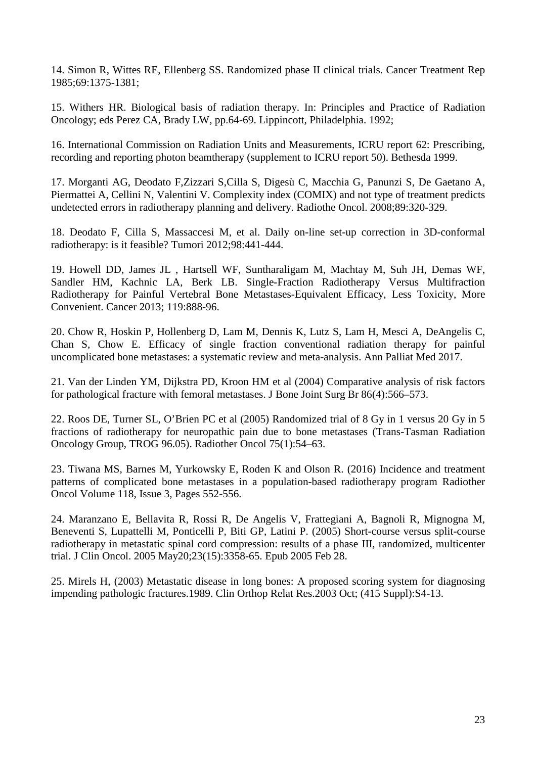14. Simon R, Wittes RE, Ellenberg SS. Randomized phase II clinical trials. Cancer Treatment Rep 1985;69:1375-1381;

15. Withers HR. Biological basis of radiation therapy. In: Principles and Practice of Radiation Oncology; eds Perez CA, Brady LW, pp.64-69. Lippincott, Philadelphia. 1992;

16. International Commission on Radiation Units and Measurements, ICRU report 62: Prescribing, recording and reporting photon beamtherapy (supplement to ICRU report 50). Bethesda 1999.

17. Morganti AG, Deodato F,Zizzari S,Cilla S, Digesù C, Macchia G, Panunzi S, De Gaetano A, Piermattei A, Cellini N, Valentini V. Complexity index (COMIX) and not type of treatment predicts undetected errors in radiotherapy planning and delivery. Radiothe Oncol. 2008;89:320-329.

18. Deodato F, Cilla S, Massaccesi M, et al. Daily on-line set-up correction in 3D-conformal radiotherapy: is it feasible? Tumori 2012;98:441-444.

19. Howell DD, James JL , Hartsell WF, Suntharaligam M, Machtay M, Suh JH, Demas WF, Sandler HM, Kachnic LA, Berk LB. Single-Fraction Radiotherapy Versus Multifraction Radiotherapy for Painful Vertebral Bone Metastases-Equivalent Efficacy, Less Toxicity, More Convenient. Cancer 2013; 119:888-96.

20. Chow R, Hoskin P, Hollenberg D, Lam M, Dennis K, Lutz S, Lam H, Mesci A, DeAngelis C, Chan S, Chow E. Efficacy of single fraction conventional radiation therapy for painful uncomplicated bone metastases: a systematic review and meta-analysis. Ann Palliat Med 2017.

21. Van der Linden YM, Dijkstra PD, Kroon HM et al (2004) Comparative analysis of risk factors for pathological fracture with femoral metastases. J Bone Joint Surg Br 86(4):566–573.

22. Roos DE, Turner SL, O'Brien PC et al (2005) Randomized trial of 8 Gy in 1 versus 20 Gy in 5 fractions of radiotherapy for neuropathic pain due to bone metastases (Trans-Tasman Radiation Oncology Group, TROG 96.05). Radiother Oncol 75(1):54–63.

23. Tiwana MS, Barnes M, Yurkowsky E, Roden K and Olson R. (2016) Incidence and treatment patterns of complicated bone metastases in a population-based radiotherapy program Radiother Oncol Volume 118, Issue 3, Pages 552-556.

24. Maranzano E, Bellavita R, Rossi R, De Angelis V, Frattegiani A, Bagnoli R, Mignogna M, Beneventi S, Lupattelli M, Ponticelli P, Biti GP, Latini P. (2005) Short-course versus split-course radiotherapy in metastatic spinal cord compression: results of a phase III, randomized, multicenter trial. J Clin Oncol. 2005 May20;23(15):3358-65. Epub 2005 Feb 28.

25. Mirels H, (2003) Metastatic disease in long bones: A proposed scoring system for diagnosing impending pathologic fractures.1989. Clin Orthop Relat Res.2003 Oct; (415 Suppl):S4-13.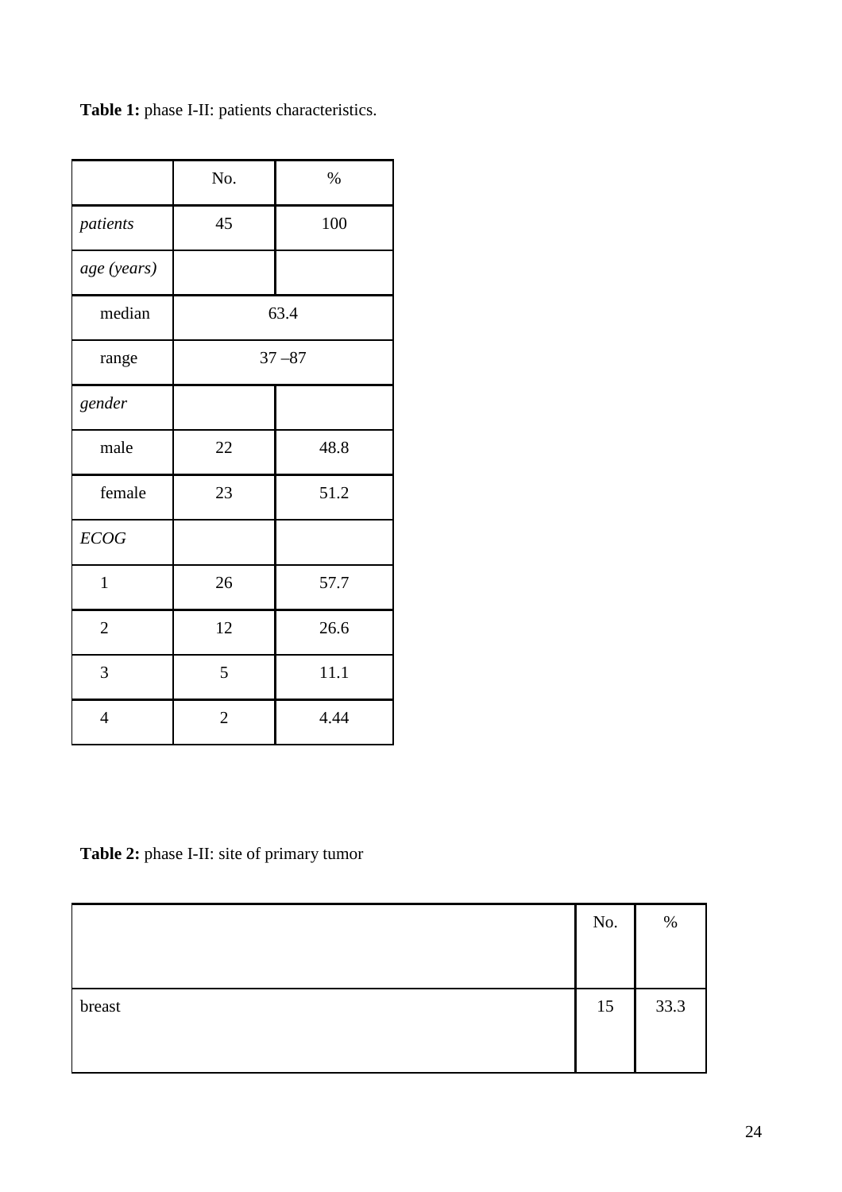**Table 1:** phase I-II: patients characteristics.

| | No. | % |
|---|---|---|
| *patients* | 45 | 100 |
| *age (years)* | | |
| median | 63.4 | |
| range | 37 –87 | |
| *gender* | | |
| male | 22 | 48.8 |
| female | 23 | 51.2 |
| *ECOG* | | |
| 1 | 26 | 57.7 |
| 2 | 12 | 26.6 |
| 3 | 5 | 11.1 |
| 4 | 2 | 4.44 |

**Table 2:** phase I-II: site of primary tumor

| | No. | % |
|---|---|---|
| breast | 15 | 33.3 |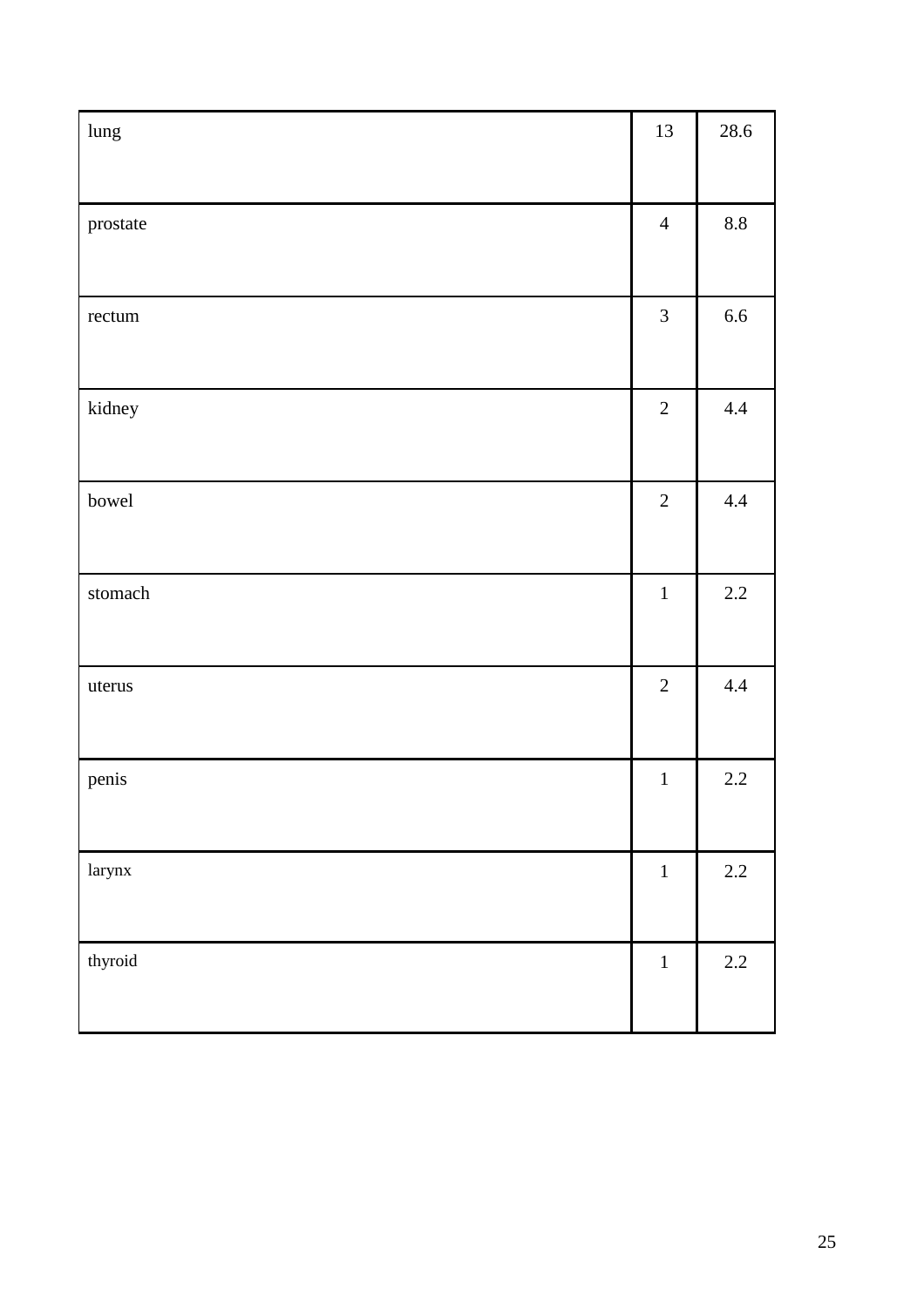| lung | 13 | 28.6 |
| --- | --- | --- |
| prostate | 4 | 8.8 |
| rectum | 3 | 6.6 |
| kidney | 2 | 4.4 |
| bowel | 2 | 4.4 |
| stomach | 1 | 2.2 |
| uterus | 2 | 4.4 |
| penis | 1 | 2.2 |
| larynx | 1 | 2.2 |
| thyroid | 1 | 2.2 |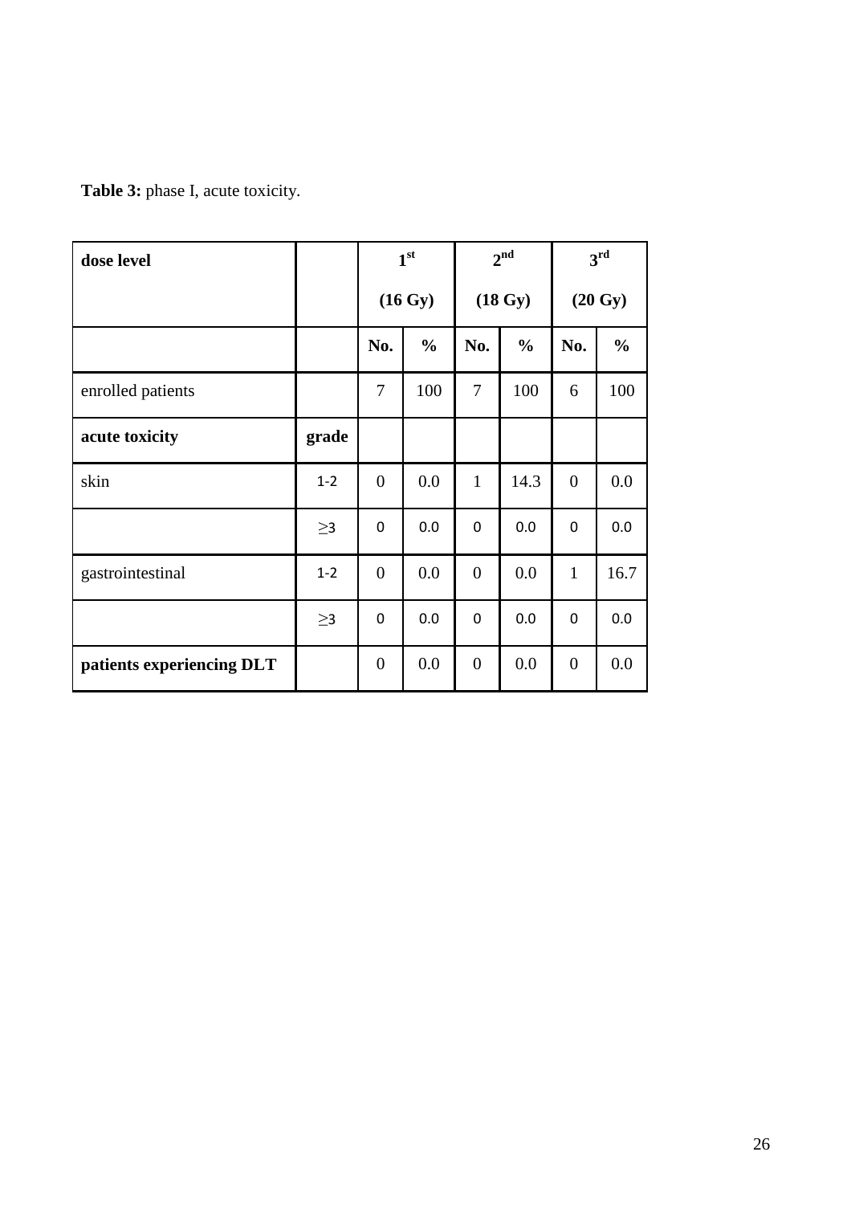**Table 3:** phase I, acute toxicity.

| **dose level** | | **$1^{st}$ (16 Gy)** | | **$2^{nd}$ (18 Gy)** | | **$3^{rd}$ (20 Gy)** | |
|---|---|---|---|---|---|---|---|
| | | **No.** | **%** | **No.** | **%** | **No.** | **%** |
| enrolled patients | | 7 | 100 | 7 | 100 | 6 | 100 |
| **acute toxicity** | **grade** | | | | | | |
| skin | 1-2 | 0 | 0.0 | 1 | 14.3 | 0 | 0.0 |
| | ≥3 | 0 | 0.0 | 0 | 0.0 | 0 | 0.0 |
| gastrointestinal | 1-2 | 0 | 0.0 | 0 | 0.0 | 1 | 16.7 |
| | ≥3 | 0 | 0.0 | 0 | 0.0 | 0 | 0.0 |
| **patients experiencing DLT** | | 0 | 0.0 | 0 | 0.0 | 0 | 0.0 |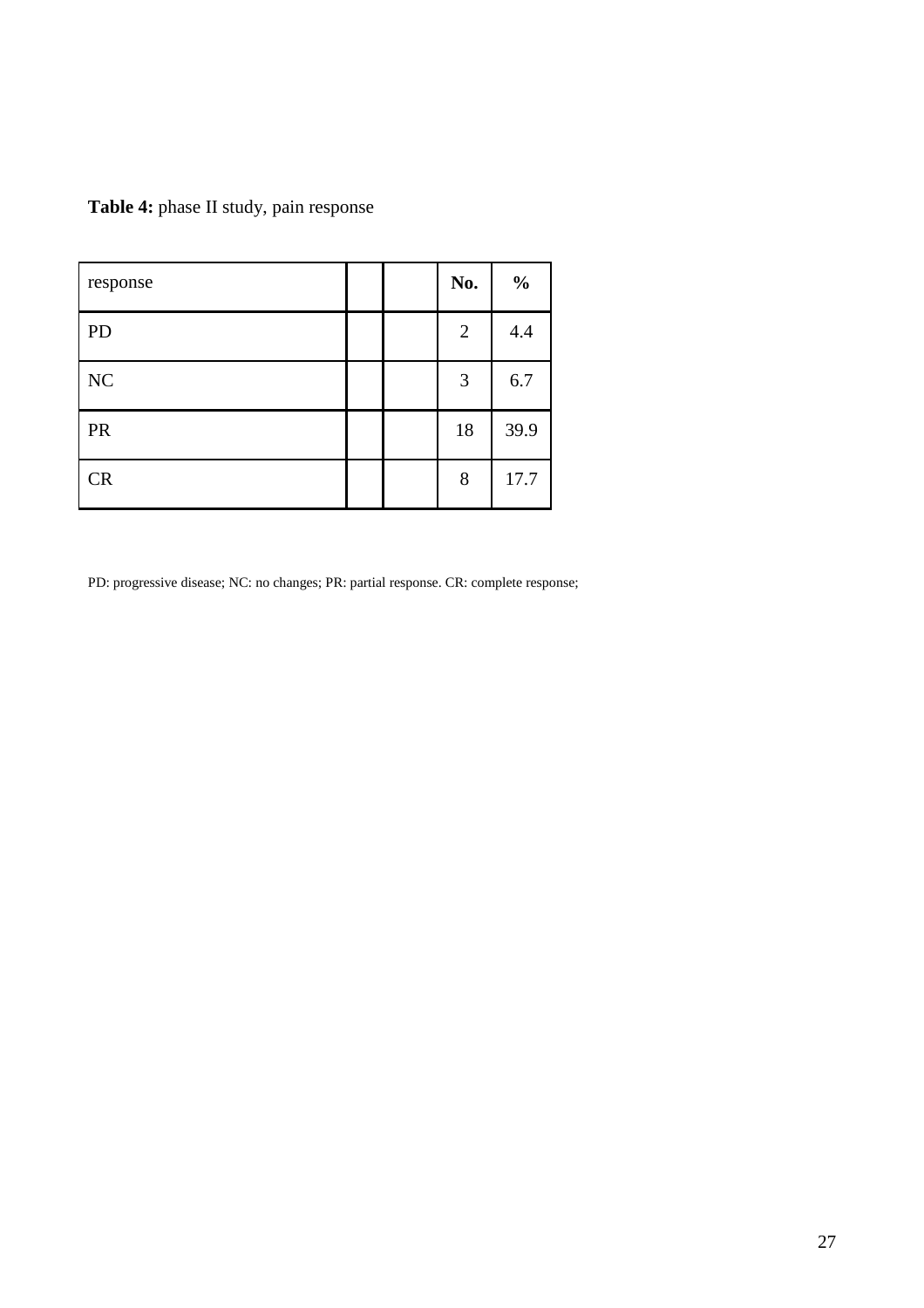**Table 4:** phase II study, pain response

| response | | | No. | % |
|---|---|---|---|---|
| PD | | | 2 | 4.4 |
| NC | | | 3 | 6.7 |
| PR | | | 18 | 39.9 |
| CR | | | 8 | 17.7 |

PD: progressive disease; NC: no changes; PR: partial response. CR: complete response;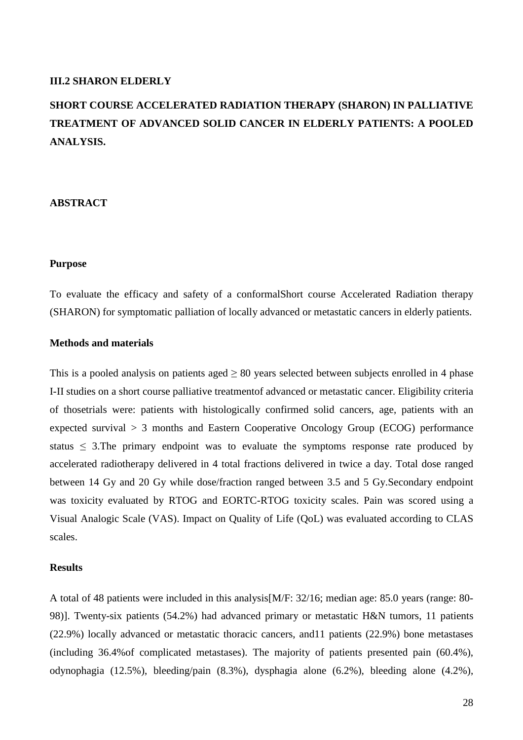### III.2 SHARON ELDERLY

## SHORT COURSE ACCELERATED RADIATION THERAPY (SHARON) IN PALLIATIVE TREATMENT OF ADVANCED SOLID CANCER IN ELDERLY PATIENTS: A POOLED ANALYSIS.

### ABSTRACT

#### Purpose

To evaluate the efficacy and safety of a conformalShort course Accelerated Radiation therapy (SHARON) for symptomatic palliation of locally advanced or metastatic cancers in elderly patients.

#### Methods and materials

This is a pooled analysis on patients aged $\geq$ 80 years selected between subjects enrolled in 4 phase I-II studies on a short course palliative treatmentof advanced or metastatic cancer. Eligibility criteria of thosetrials were: patients with histologically confirmed solid cancers, age, patients with an expected survival > 3 months and Eastern Cooperative Oncology Group (ECOG) performance status $\leq$ 3.The primary endpoint was to evaluate the symptoms response rate produced by accelerated radiotherapy delivered in 4 total fractions delivered in twice a day. Total dose ranged between 14 Gy and 20 Gy while dose/fraction ranged between 3.5 and 5 Gy.Secondary endpoint was toxicity evaluated by RTOG and EORTC-RTOG toxicity scales. Pain was scored using a Visual Analogic Scale (VAS). Impact on Quality of Life (QoL) was evaluated according to CLAS scales.

#### Results

A total of 48 patients were included in this analysis[M/F: 32/16; median age: 85.0 years (range: 80-98)]. Twenty-six patients (54.2%) had advanced primary or metastatic H&N tumors, 11 patients (22.9%) locally advanced or metastatic thoracic cancers, and11 patients (22.9%) bone metastases (including 36.4%of complicated metastases). The majority of patients presented pain (60.4%), odynophagia (12.5%), bleeding/pain (8.3%), dysphagia alone (6.2%), bleeding alone (4.2%),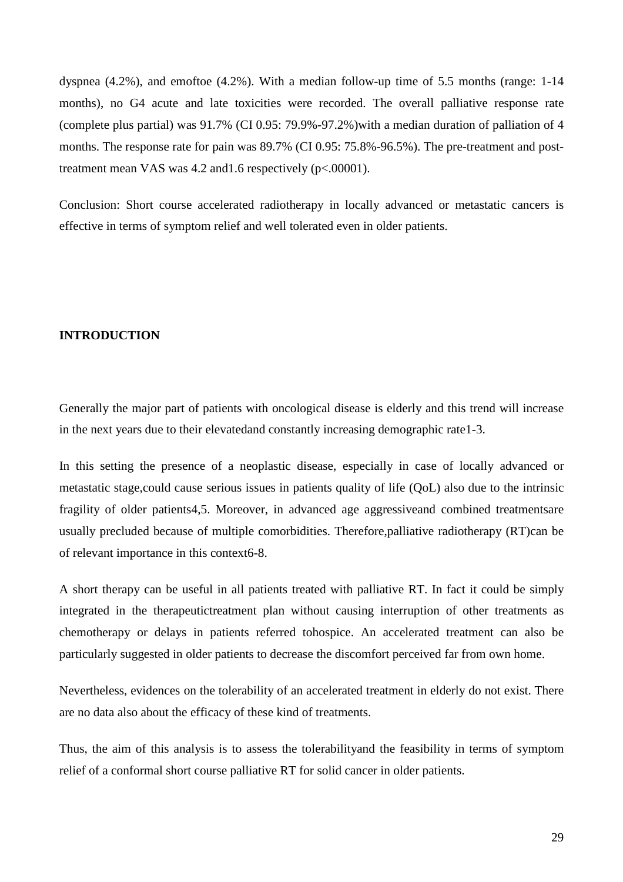dyspnea (4.2%), and emoftoe (4.2%). With a median follow-up time of 5.5 months (range: 1-14 months), no G4 acute and late toxicities were recorded. The overall palliative response rate (complete plus partial) was 91.7% (CI 0.95: 79.9%-97.2%)with a median duration of palliation of 4 months. The response rate for pain was 89.7% (CI 0.95: 75.8%-96.5%). The pre-treatment and post-treatment mean VAS was 4.2 and1.6 respectively ($p<.00001$).

Conclusion: Short course accelerated radiotherapy in locally advanced or metastatic cancers is effective in terms of symptom relief and well tolerated even in older patients.

## INTRODUCTION

Generally the major part of patients with oncological disease is elderly and this trend will increase in the next years due to their elevatedand constantly increasing demographic rate[1-3].

In this setting the presence of a neoplastic disease, especially in case of locally advanced or metastatic stage,could cause serious issues in patients quality of life (QoL) also due to the intrinsic fragility of older patients[4,5]. Moreover, in advanced age aggressiveand combined treatmentsare usually precluded because of multiple comorbidities. Therefore,palliative radiotherapy (RT)can be of relevant importance in this context[6-8].

A short therapy can be useful in all patients treated with palliative RT. In fact it could be simply integrated in the therapeutictreatment plan without causing interruption of other treatments as chemotherapy or delays in patients referred tohospice. An accelerated treatment can also be particularly suggested in older patients to decrease the discomfort perceived far from own home.

Nevertheless, evidences on the tolerability of an accelerated treatment in elderly do not exist. There are no data also about the efficacy of these kind of treatments.

Thus, the aim of this analysis is to assess the tolerabilityand the feasibility in terms of symptom relief of a conformal short course palliative RT for solid cancer in older patients.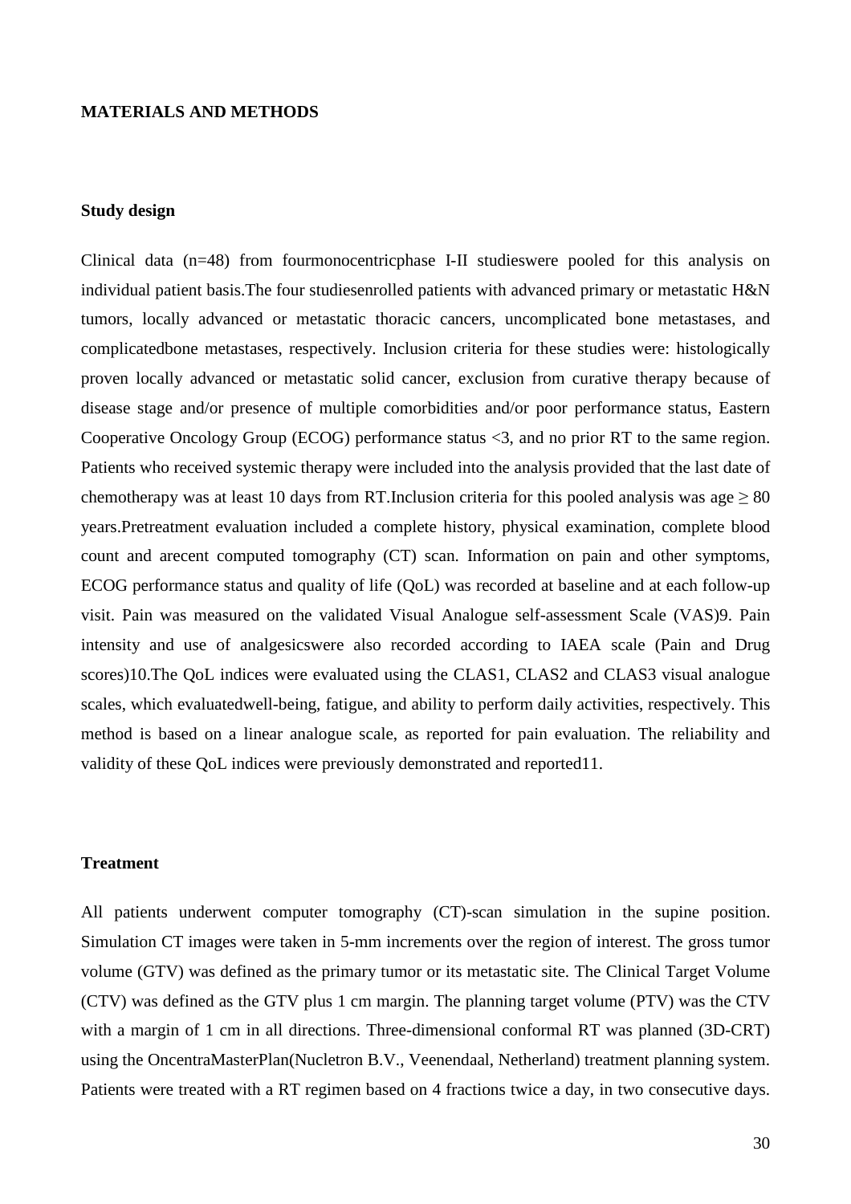**MATERIALS AND METHODS**

**Study design**

Clinical data (n=48) from fourmonocentricphase I-II studieswere pooled for this analysis on individual patient basis.The four studiesenrolled patients with advanced primary or metastatic H&N tumors, locally advanced or metastatic thoracic cancers, uncomplicated bone metastases, and complicatedbone metastases, respectively. Inclusion criteria for these studies were: histologically proven locally advanced or metastatic solid cancer, exclusion from curative therapy because of disease stage and/or presence of multiple comorbidities and/or poor performance status, Eastern Cooperative Oncology Group (ECOG) performance status <3, and no prior RT to the same region. Patients who received systemic therapy were included into the analysis provided that the last date of chemotherapy was at least 10 days from RT.Inclusion criteria for this pooled analysis was age ≥ 80 years.Pretreatment evaluation included a complete history, physical examination, complete blood count and arecent computed tomography (CT) scan. Information on pain and other symptoms, ECOG performance status and quality of life (QoL) was recorded at baseline and at each follow-up visit. Pain was measured on the validated Visual Analogue self-assessment Scale (VAS)9. Pain intensity and use of analgesicswere also recorded according to IAEA scale (Pain and Drug scores)10.The QoL indices were evaluated using the CLAS1, CLAS2 and CLAS3 visual analogue scales, which evaluatedwell-being, fatigue, and ability to perform daily activities, respectively. This method is based on a linear analogue scale, as reported for pain evaluation. The reliability and validity of these QoL indices were previously demonstrated and reported11.

**Treatment**

All patients underwent computer tomography (CT)-scan simulation in the supine position. Simulation CT images were taken in 5-mm increments over the region of interest. The gross tumor volume (GTV) was defined as the primary tumor or its metastatic site. The Clinical Target Volume (CTV) was defined as the GTV plus 1 cm margin. The planning target volume (PTV) was the CTV with a margin of 1 cm in all directions. Three-dimensional conformal RT was planned (3D-CRT) using the OncentraMasterPlan(Nucletron B.V., Veenendaal, Netherland) treatment planning system. Patients were treated with a RT regimen based on 4 fractions twice a day, in two consecutive days.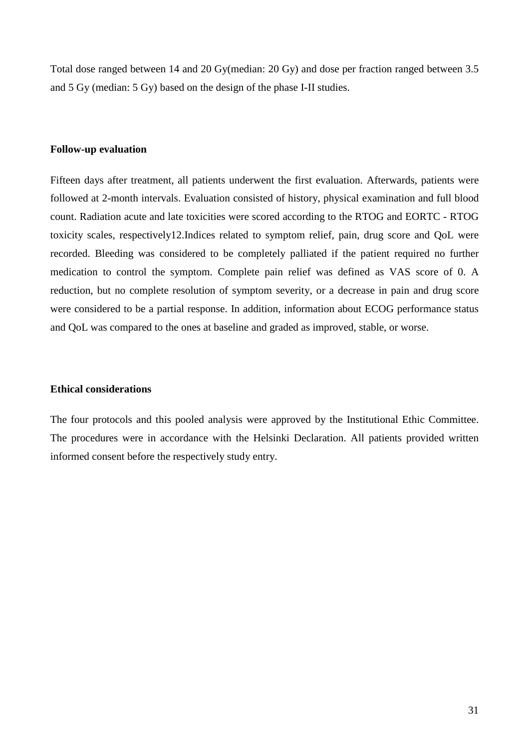Total dose ranged between 14 and 20 Gy(median: 20 Gy) and dose per fraction ranged between 3.5 and 5 Gy (median: 5 Gy) based on the design of the phase I-II studies.

**Follow-up evaluation**

Fifteen days after treatment, all patients underwent the first evaluation. Afterwards, patients were followed at 2-month intervals. Evaluation consisted of history, physical examination and full blood count. Radiation acute and late toxicities were scored according to the RTOG and EORTC - RTOG toxicity scales, respectively12.Indices related to symptom relief, pain, drug score and QoL were recorded. Bleeding was considered to be completely palliated if the patient required no further medication to control the symptom. Complete pain relief was defined as VAS score of 0. A reduction, but no complete resolution of symptom severity, or a decrease in pain and drug score were considered to be a partial response. In addition, information about ECOG performance status and QoL was compared to the ones at baseline and graded as improved, stable, or worse.

**Ethical considerations**

The four protocols and this pooled analysis were approved by the Institutional Ethic Committee. The procedures were in accordance with the Helsinki Declaration. All patients provided written informed consent before the respectively study entry.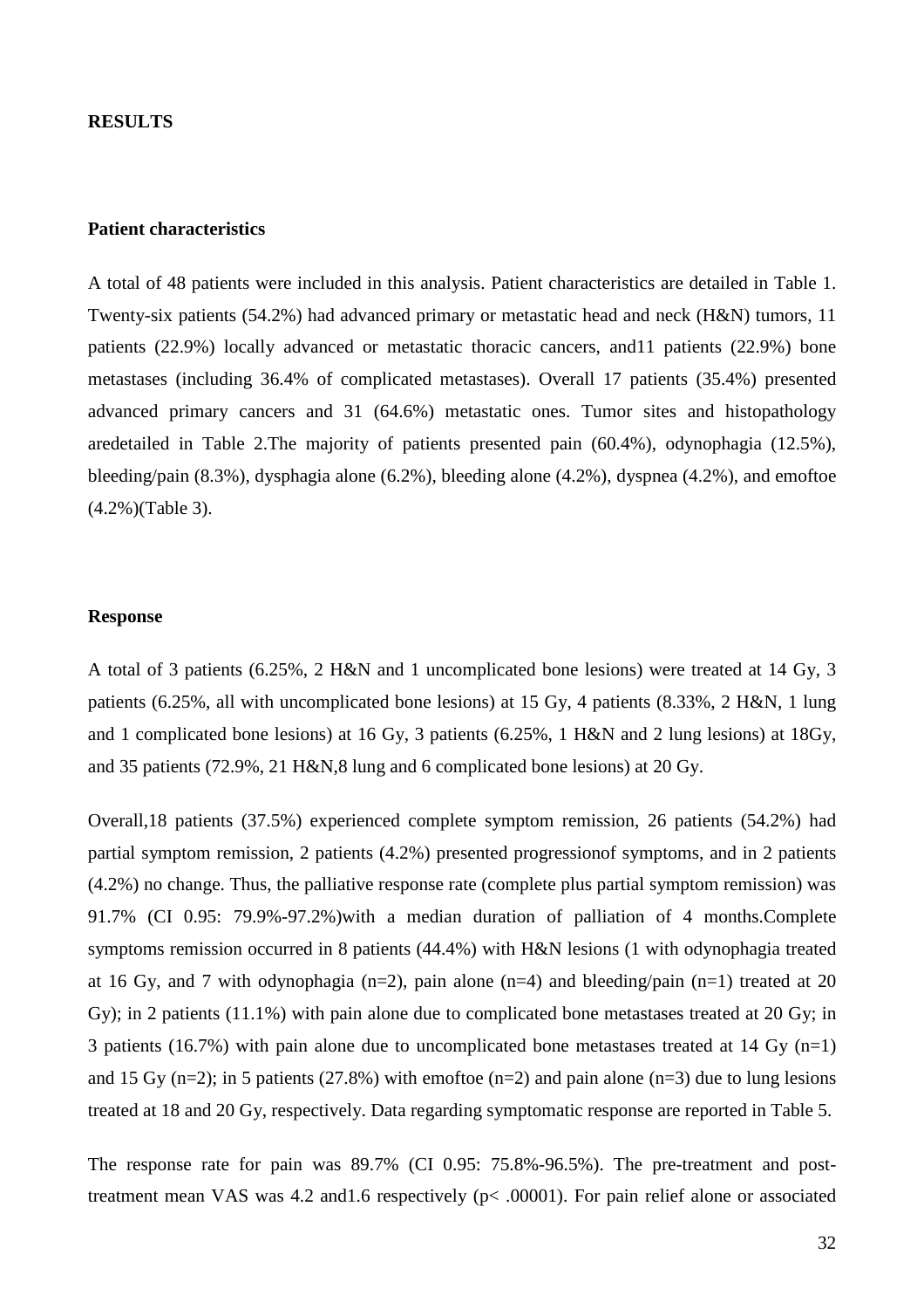## RESULTS

### Patient characteristics

A total of 48 patients were included in this analysis. Patient characteristics are detailed in Table 1. Twenty-six patients (54.2%) had advanced primary or metastatic head and neck (H&N) tumors, 11 patients (22.9%) locally advanced or metastatic thoracic cancers, and11 patients (22.9%) bone metastases (including 36.4% of complicated metastases). Overall 17 patients (35.4%) presented advanced primary cancers and 31 (64.6%) metastatic ones. Tumor sites and histopathology aredetailed in Table 2.The majority of patients presented pain (60.4%), odynophagia (12.5%), bleeding/pain (8.3%), dysphagia alone (6.2%), bleeding alone (4.2%), dyspnea (4.2%), and emoftoe (4.2%)(Table 3).

### Response

A total of 3 patients (6.25%, 2 H&N and 1 uncomplicated bone lesions) were treated at 14 Gy, 3 patients (6.25%, all with uncomplicated bone lesions) at 15 Gy, 4 patients (8.33%, 2 H&N, 1 lung and 1 complicated bone lesions) at 16 Gy, 3 patients (6.25%, 1 H&N and 2 lung lesions) at 18Gy, and 35 patients (72.9%, 21 H&N,8 lung and 6 complicated bone lesions) at 20 Gy.

Overall,18 patients (37.5%) experienced complete symptom remission, 26 patients (54.2%) had partial symptom remission, 2 patients (4.2%) presented progressionof symptoms, and in 2 patients (4.2%) no change. Thus, the palliative response rate (complete plus partial symptom remission) was 91.7% (CI 0.95: 79.9%-97.2%)with a median duration of palliation of 4 months.Complete symptoms remission occurred in 8 patients (44.4%) with H&N lesions (1 with odynophagia treated at 16 Gy, and 7 with odynophagia (n=2), pain alone (n=4) and bleeding/pain (n=1) treated at 20 Gy); in 2 patients (11.1%) with pain alone due to complicated bone metastases treated at 20 Gy; in 3 patients (16.7%) with pain alone due to uncomplicated bone metastases treated at 14 Gy (n=1) and 15 Gy (n=2); in 5 patients (27.8%) with emoftoe (n=2) and pain alone (n=3) due to lung lesions treated at 18 and 20 Gy, respectively. Data regarding symptomatic response are reported in Table 5.

The response rate for pain was 89.7% (CI 0.95: 75.8%-96.5%). The pre-treatment and post-treatment mean VAS was 4.2 and1.6 respectively ($p< .00001$). For pain relief alone or associated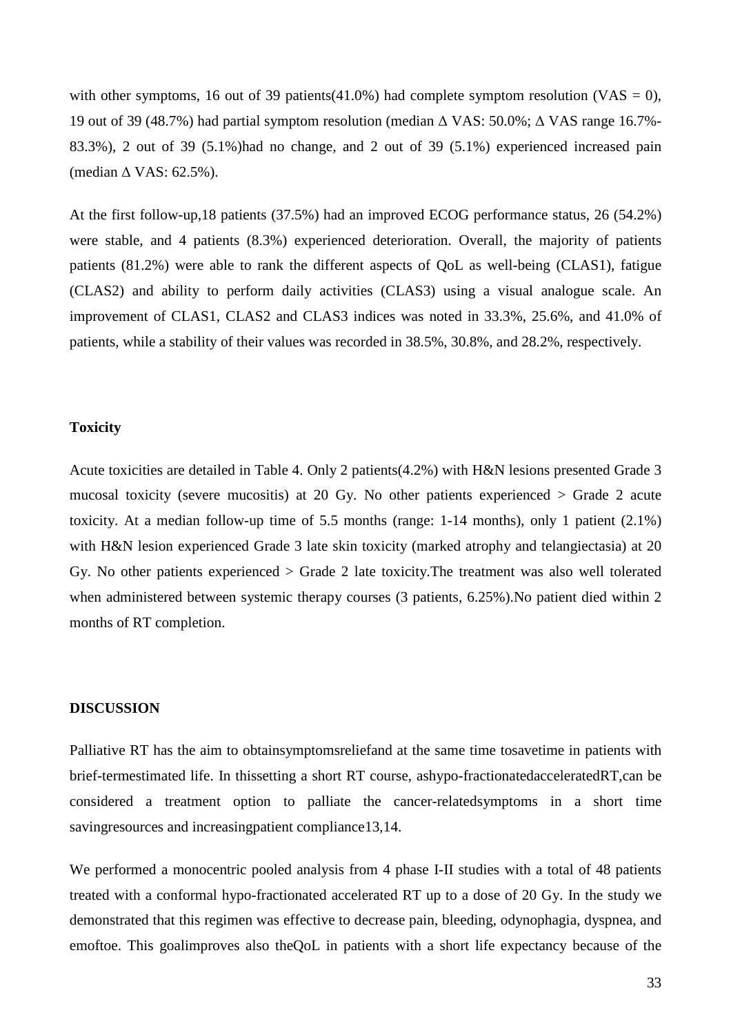with other symptoms, 16 out of 39 patients(41.0%) had complete symptom resolution (VAS = 0), 19 out of 39 (48.7%) had partial symptom resolution (median Δ VAS: 50.0%; Δ VAS range 16.7%-83.3%), 2 out of 39 (5.1%)had no change, and 2 out of 39 (5.1%) experienced increased pain (median Δ VAS: 62.5%).

At the first follow-up,18 patients (37.5%) had an improved ECOG performance status, 26 (54.2%) were stable, and 4 patients (8.3%) experienced deterioration. Overall, the majority of patients patients (81.2%) were able to rank the different aspects of QoL as well-being (CLAS1), fatigue (CLAS2) and ability to perform daily activities (CLAS3) using a visual analogue scale. An improvement of CLAS1, CLAS2 and CLAS3 indices was noted in 33.3%, 25.6%, and 41.0% of patients, while a stability of their values was recorded in 38.5%, 30.8%, and 28.2%, respectively.

**Toxicity**

Acute toxicities are detailed in Table 4. Only 2 patients(4.2%) with H&N lesions presented Grade 3 mucosal toxicity (severe mucositis) at 20 Gy. No other patients experienced > Grade 2 acute toxicity. At a median follow-up time of 5.5 months (range: 1-14 months), only 1 patient (2.1%) with H&N lesion experienced Grade 3 late skin toxicity (marked atrophy and telangiectasia) at 20 Gy. No other patients experienced > Grade 2 late toxicity.The treatment was also well tolerated when administered between systemic therapy courses (3 patients, 6.25%).No patient died within 2 months of RT completion.

## DISCUSSION

Palliative RT has the aim to obtainsymptomsreliefand at the same time tosavetime in patients with brief-termestimated life. In thissetting a short RT course, ashypo-fractionatedacceleratedRT,can be considered a treatment option to palliate the cancer-relatedsymptoms in a short time savingresources and increasingpatient compliance13,14.

We performed a monocentric pooled analysis from 4 phase I-II studies with a total of 48 patients treated with a conformal hypo-fractionated accelerated RT up to a dose of 20 Gy. In the study we demonstrated that this regimen was effective to decrease pain, bleeding, odynophagia, dyspnea, and emoftoe. This goalimproves also theQoL in patients with a short life expectancy because of the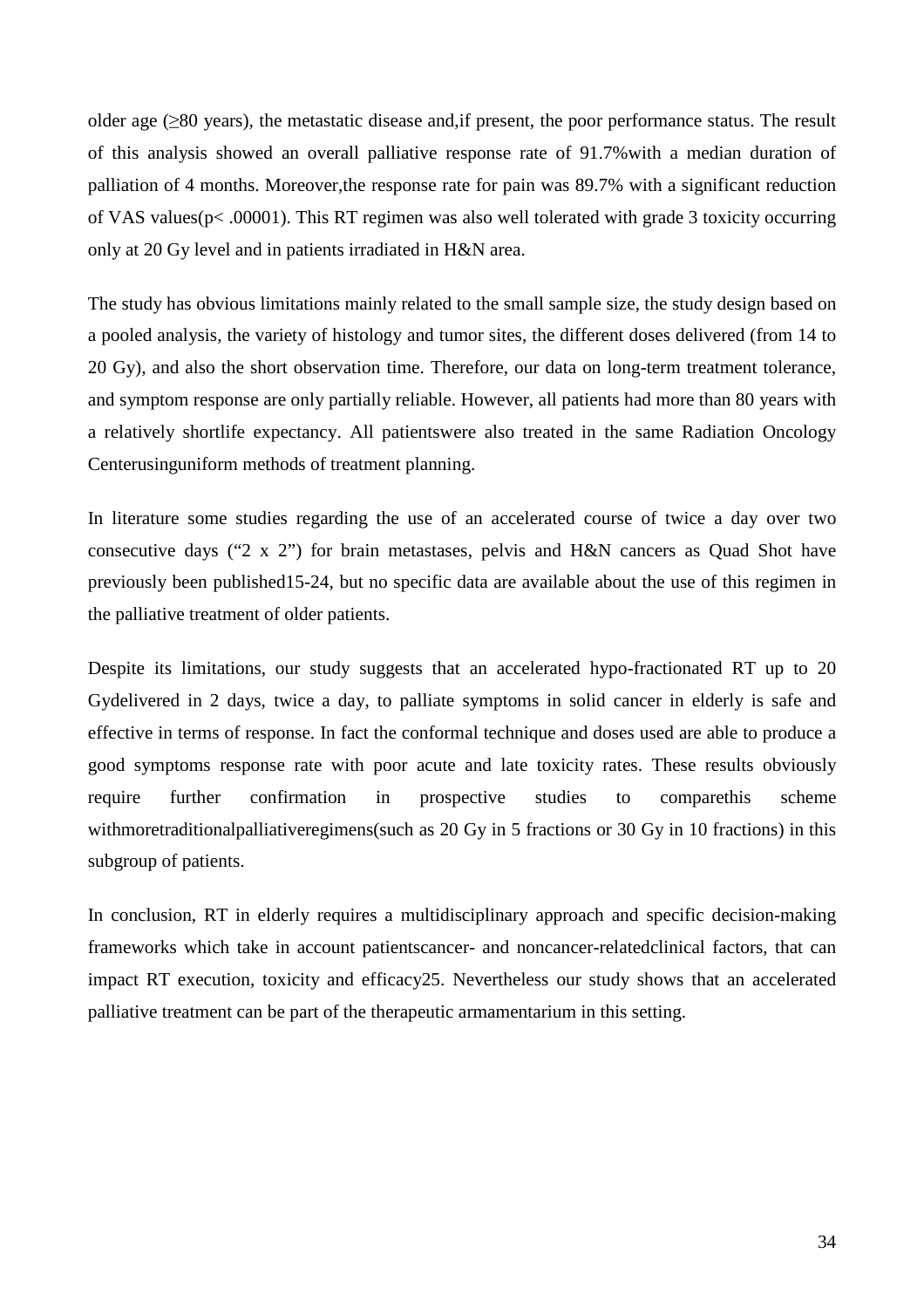older age (≥80 years), the metastatic disease and,if present, the poor performance status. The result of this analysis showed an overall palliative response rate of 91.7%with a median duration of palliation of 4 months. Moreover,the response rate for pain was 89.7% with a significant reduction of VAS values($p < .00001$). This RT regimen was also well tolerated with grade 3 toxicity occurring only at 20 Gy level and in patients irradiated in H&N area.

The study has obvious limitations mainly related to the small sample size, the study design based on a pooled analysis, the variety of histology and tumor sites, the different doses delivered (from 14 to 20 Gy), and also the short observation time. Therefore, our data on long-term treatment tolerance, and symptom response are only partially reliable. However, all patients had more than 80 years with a relatively shortlife expectancy. All patientswere also treated in the same Radiation Oncology Centerusinguniform methods of treatment planning.

In literature some studies regarding the use of an accelerated course of twice a day over two consecutive days ("2 x 2") for brain metastases, pelvis and H&N cancers as Quad Shot have previously been published[15-24], but no specific data are available about the use of this regimen in the palliative treatment of older patients.

Despite its limitations, our study suggests that an accelerated hypo-fractionated RT up to 20 Gydelivered in 2 days, twice a day, to palliate symptoms in solid cancer in elderly is safe and effective in terms of response. In fact the conformal technique and doses used are able to produce a good symptoms response rate with poor acute and late toxicity rates. These results obviously require further confirmation in prospective studies to comparethis scheme withmoretraditionalpalliativeregimens(such as 20 Gy in 5 fractions or 30 Gy in 10 fractions) in this subgroup of patients.

In conclusion, RT in elderly requires a multidisciplinary approach and specific decision-making frameworks which take in account patientscancer- and noncancer-relatedclinical factors, that can impact RT execution, toxicity and efficacy[25]. Nevertheless our study shows that an accelerated palliative treatment can be part of the therapeutic armamentarium in this setting.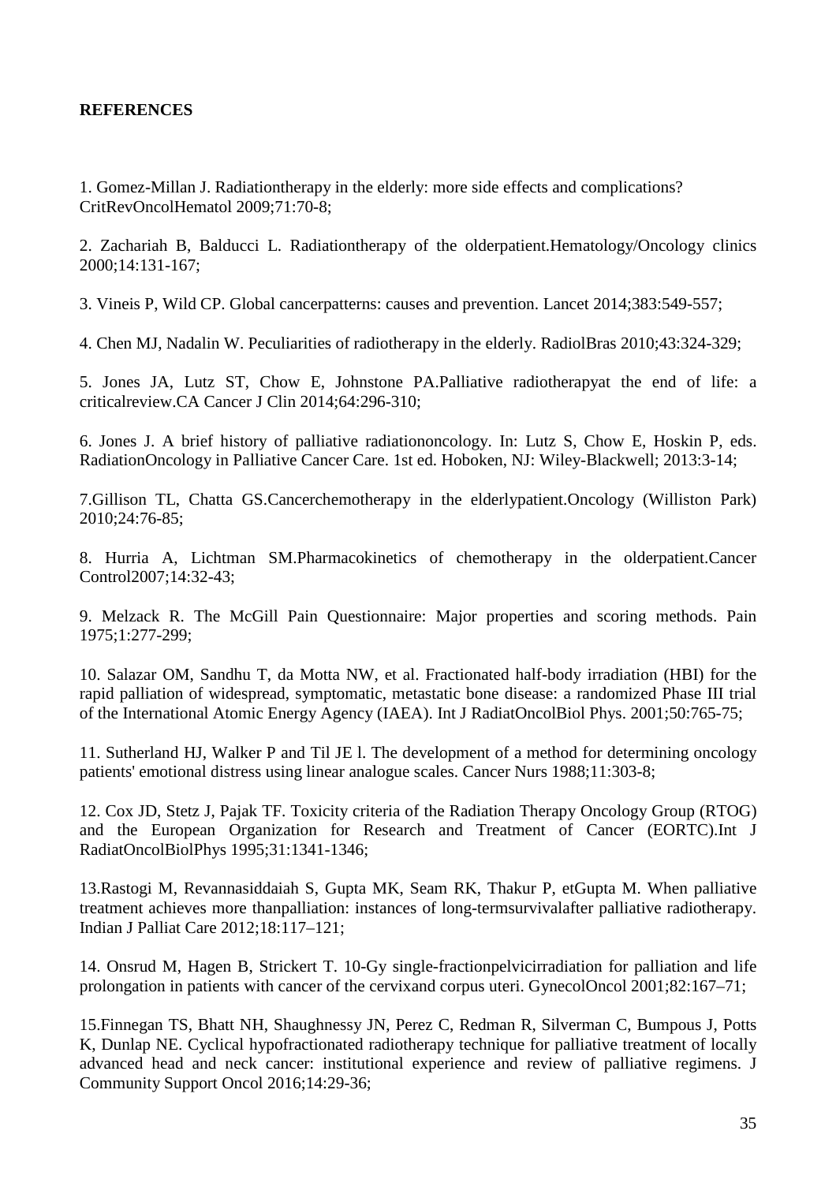**REFERENCES**

1. Gomez-Millan J. Radiationtherapy in the elderly: more side effects and complications? CritRevOncolHematol 2009;71:70-8;

2. Zachariah B, Balducci L. Radiationtherapy of the olderpatient.Hematology/Oncology clinics 2000;14:131-167;

3. Vineis P, Wild CP. Global cancerpatterns: causes and prevention. Lancet 2014;383:549-557;

4. Chen MJ, Nadalin W. Peculiarities of radiotherapy in the elderly. RadiolBras 2010;43:324-329;

5. Jones JA, Lutz ST, Chow E, Johnstone PA.Palliative radiotherapyat the end of life: a criticalreview.CA Cancer J Clin 2014;64:296-310;

6. Jones J. A brief history of palliative radiationoncology. In: Lutz S, Chow E, Hoskin P, eds. RadiationOncology in Palliative Cancer Care. 1st ed. Hoboken, NJ: Wiley-Blackwell; 2013:3-14;

7.Gillison TL, Chatta GS.Cancerchemotherapy in the elderlypatient.Oncology (Williston Park) 2010;24:76-85;

8. Hurria A, Lichtman SM.Pharmacokinetics of chemotherapy in the olderpatient.Cancer Control2007;14:32-43;

9. Melzack R. The McGill Pain Questionnaire: Major properties and scoring methods. Pain 1975;1:277-299;

10. Salazar OM, Sandhu T, da Motta NW, et al. Fractionated half-body irradiation (HBI) for the rapid palliation of widespread, symptomatic, metastatic bone disease: a randomized Phase III trial of the International Atomic Energy Agency (IAEA). Int J RadiatOncolBiol Phys. 2001;50:765-75;

11. Sutherland HJ, Walker P and Til JE l. The development of a method for determining oncology patients' emotional distress using linear analogue scales. Cancer Nurs 1988;11:303-8;

12. Cox JD, Stetz J, Pajak TF. Toxicity criteria of the Radiation Therapy Oncology Group (RTOG) and the European Organization for Research and Treatment of Cancer (EORTC).Int J RadiatOncolBiolPhys 1995;31:1341-1346;

13.Rastogi M, Revannasiddaiah S, Gupta MK, Seam RK, Thakur P, etGupta M. When palliative treatment achieves more thanpalliation: instances of long-termsurvivalafter palliative radiotherapy. Indian J Palliat Care 2012;18:117–121;

14. Onsrud M, Hagen B, Strickert T. 10-Gy single-fractionpelvicirradiation for palliation and life prolongation in patients with cancer of the cervixand corpus uteri. GynecolOncol 2001;82:167–71;

15.Finnegan TS, Bhatt NH, Shaughnessy JN, Perez C, Redman R, Silverman C, Bumpous J, Potts K, Dunlap NE. Cyclical hypofractionated radiotherapy technique for palliative treatment of locally advanced head and neck cancer: institutional experience and review of palliative regimens. J Community Support Oncol 2016;14:29-36;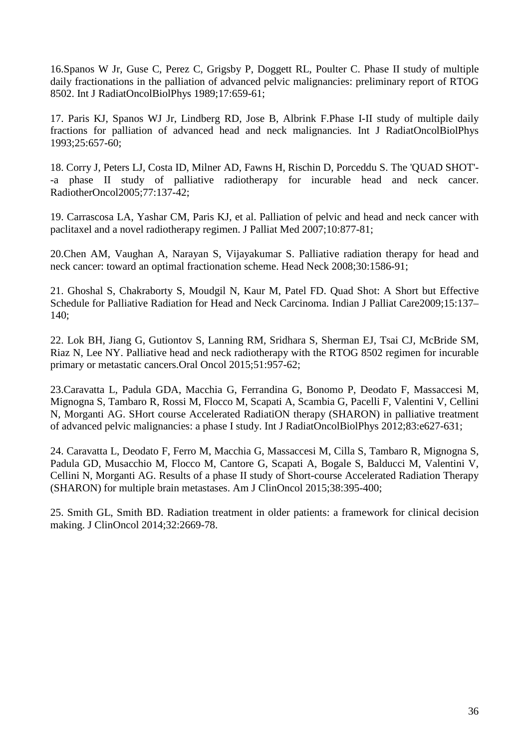16.Spanos W Jr, Guse C, Perez C, Grigsby P, Doggett RL, Poulter C. Phase II study of multiple daily fractionations in the palliation of advanced pelvic malignancies: preliminary report of RTOG 8502. Int J RadiatOncolBiolPhys 1989;17:659-61;

17. Paris KJ, Spanos WJ Jr, Lindberg RD, Jose B, Albrink F.Phase I-II study of multiple daily fractions for palliation of advanced head and neck malignancies. Int J RadiatOncolBiolPhys 1993;25:657-60;

18. Corry J, Peters LJ, Costa ID, Milner AD, Fawns H, Rischin D, Porceddu S. The 'QUAD SHOT'--a phase II study of palliative radiotherapy for incurable head and neck cancer. RadiotherOncol2005;77:137-42;

19. Carrascosa LA, Yashar CM, Paris KJ, et al. Palliation of pelvic and head and neck cancer with paclitaxel and a novel radiotherapy regimen. J Palliat Med 2007;10:877-81;

20.Chen AM, Vaughan A, Narayan S, Vijayakumar S. Palliative radiation therapy for head and neck cancer: toward an optimal fractionation scheme. Head Neck 2008;30:1586-91;

21. Ghoshal S, Chakraborty S, Moudgil N, Kaur M, Patel FD. Quad Shot: A Short but Effective Schedule for Palliative Radiation for Head and Neck Carcinoma. Indian J Palliat Care2009;15:137–140;

22. Lok BH, Jiang G, Gutiontov S, Lanning RM, Sridhara S, Sherman EJ, Tsai CJ, McBride SM, Riaz N, Lee NY. Palliative head and neck radiotherapy with the RTOG 8502 regimen for incurable primary or metastatic cancers.Oral Oncol 2015;51:957-62;

23.Caravatta L, Padula GDA, Macchia G, Ferrandina G, Bonomo P, Deodato F, Massaccesi M, Mignogna S, Tambaro R, Rossi M, Flocco M, Scapati A, Scambia G, Pacelli F, Valentini V, Cellini N, Morganti AG. SHort course Accelerated RadiatiON therapy (SHARON) in palliative treatment of advanced pelvic malignancies: a phase I study. Int J RadiatOncolBiolPhys 2012;83:e627-631;

24. Caravatta L, Deodato F, Ferro M, Macchia G, Massaccesi M, Cilla S, Tambaro R, Mignogna S, Padula GD, Musacchio M, Flocco M, Cantore G, Scapati A, Bogale S, Balducci M, Valentini V, Cellini N, Morganti AG. Results of a phase II study of Short-course Accelerated Radiation Therapy (SHARON) for multiple brain metastases. Am J ClinOncol 2015;38:395-400;

25. Smith GL, Smith BD. Radiation treatment in older patients: a framework for clinical decision making. J ClinOncol 2014;32:2669-78.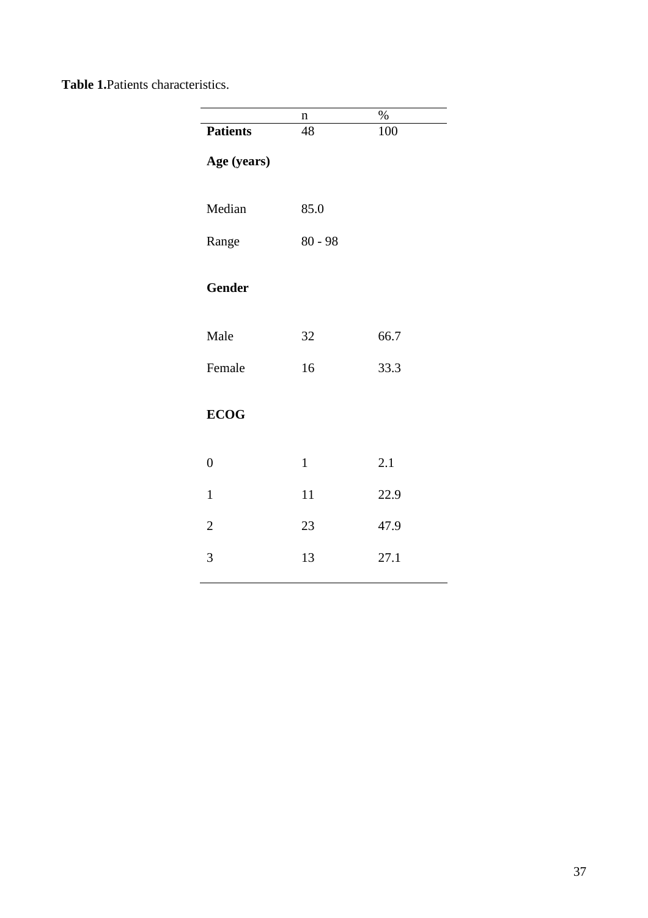**Table 1.** Patients characteristics.

| | n | % |
|---|---|---|
| **Patients** | 48 | 100 |
| **Age (years)** | | |
| Median | 85.0 | |
| Range | 80 - 98 | |
| **Gender** | | |
| Male | 32 | 66.7 |
| Female | 16 | 33.3 |
| **ECOG** | | |
| 0 | 1 | 2.1 |
| 1 | 11 | 22.9 |
| 2 | 23 | 47.9 |
| 3 | 13 | 27.1 |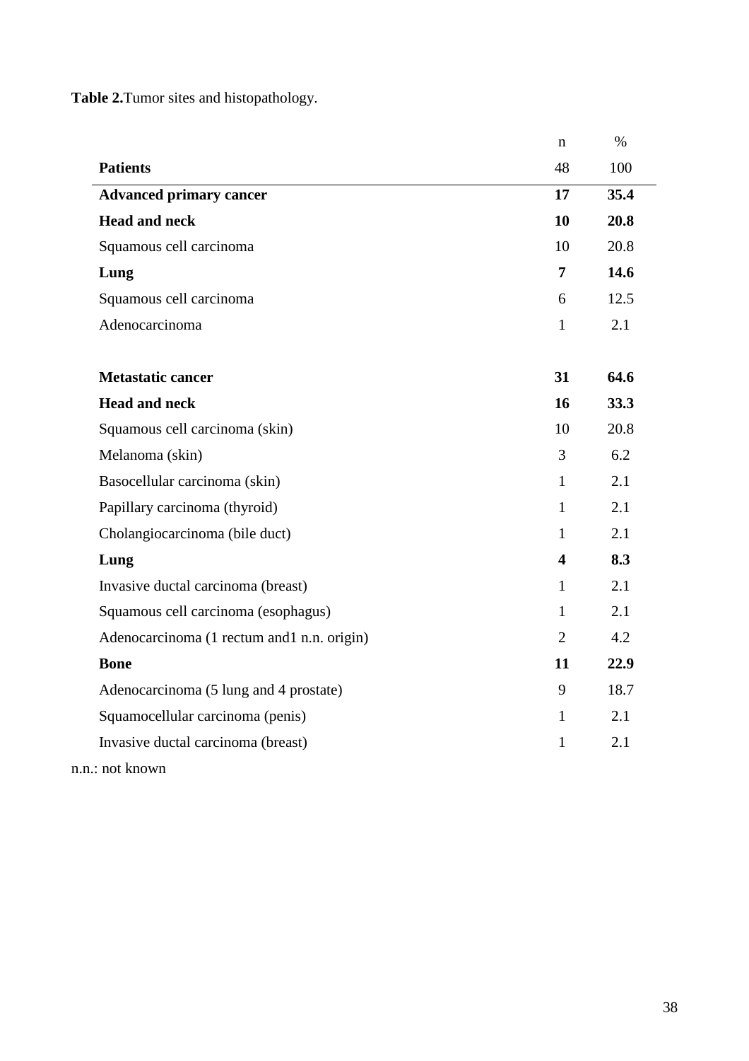**Table 2.** Tumor sites and histopathology.

| | n | % |
|---|---|---|
| **Patients** | 48 | 100 |
| **Advanced primary cancer** | **17** | **35.4** |
| **Head and neck** | **10** | **20.8** |
| Squamous cell carcinoma | 10 | 20.8 |
| **Lung** | **7** | **14.6** |
| Squamous cell carcinoma | 6 | 12.5 |
| Adenocarcinoma | 1 | 2.1 |
| | | |
| **Metastatic cancer** | **31** | **64.6** |
| **Head and neck** | **16** | **33.3** |
| Squamous cell carcinoma (skin) | 10 | 20.8 |
| Melanoma (skin) | 3 | 6.2 |
| Basocellular carcinoma (skin) | 1 | 2.1 |
| Papillary carcinoma (thyroid) | 1 | 2.1 |
| Cholangiocarcinoma (bile duct) | 1 | 2.1 |
| **Lung** | **4** | **8.3** |
| Invasive ductal carcinoma (breast) | 1 | 2.1 |
| Squamous cell carcinoma (esophagus) | 1 | 2.1 |
| Adenocarcinoma (1 rectum and1 n.n. origin) | 2 | 4.2 |
| **Bone** | **11** | **22.9** |
| Adenocarcinoma (5 lung and 4 prostate) | 9 | 18.7 |
| Squamocellular carcinoma (penis) | 1 | 2.1 |
| Invasive ductal carcinoma (breast) | 1 | 2.1 |

n.n.: not known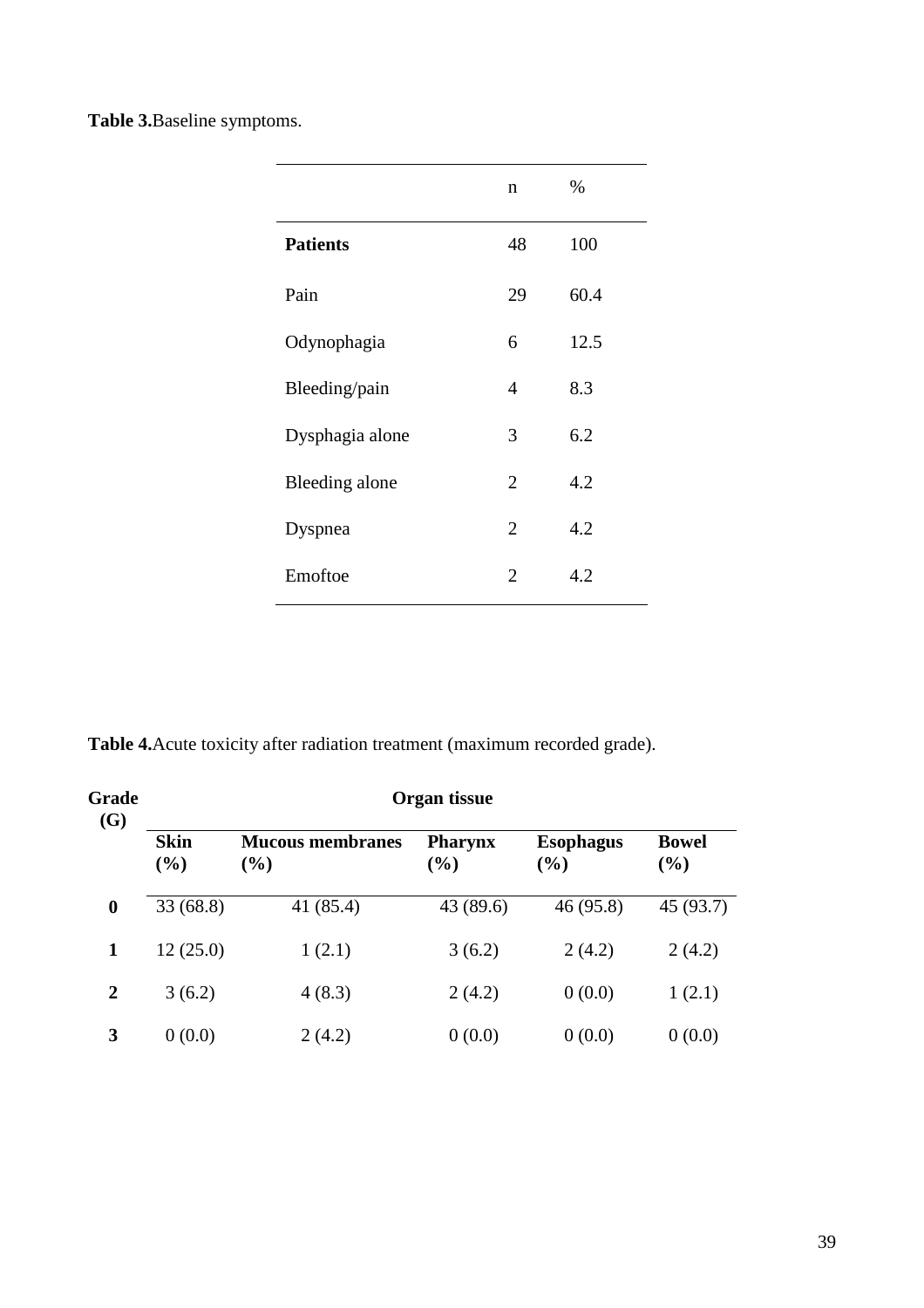**Table 3.** Baseline symptoms.

| | n | % |
|---|---|---|
| **Patients** | 48 | 100 |
| Pain | 29 | 60.4 |
| Odynophagia | 6 | 12.5 |
| Bleeding/pain | 4 | 8.3 |
| Dysphagia alone | 3 | 6.2 |
| Bleeding alone | 2 | 4.2 |
| Dyspnea | 2 | 4.2 |
| Emoftoe | 2 | 4.2 |

**Table 4.** Acute toxicity after radiation treatment (maximum recorded grade).

| **Grade (G)** | **Organ tissue** | | | | |
|---|---|---|---|---|---|
| | **Skin (%)** | **Mucous membranes (%)** | **Pharynx (%)** | **Esophagus (%)** | **Bowel (%)** |
| **0** | 33 (68.8) | 41 (85.4) | 43 (89.6) | 46 (95.8) | 45 (93.7) |
| **1** | 12 (25.0) | 1 (2.1) | 3 (6.2) | 2 (4.2) | 2 (4.2) |
| **2** | 3 (6.2) | 4 (8.3) | 2 (4.2) | 0 (0.0) | 1 (2.1) |
| **3** | 0 (0.0) | 2 (4.2) | 0 (0.0) | 0 (0.0) | 0 (0.0) |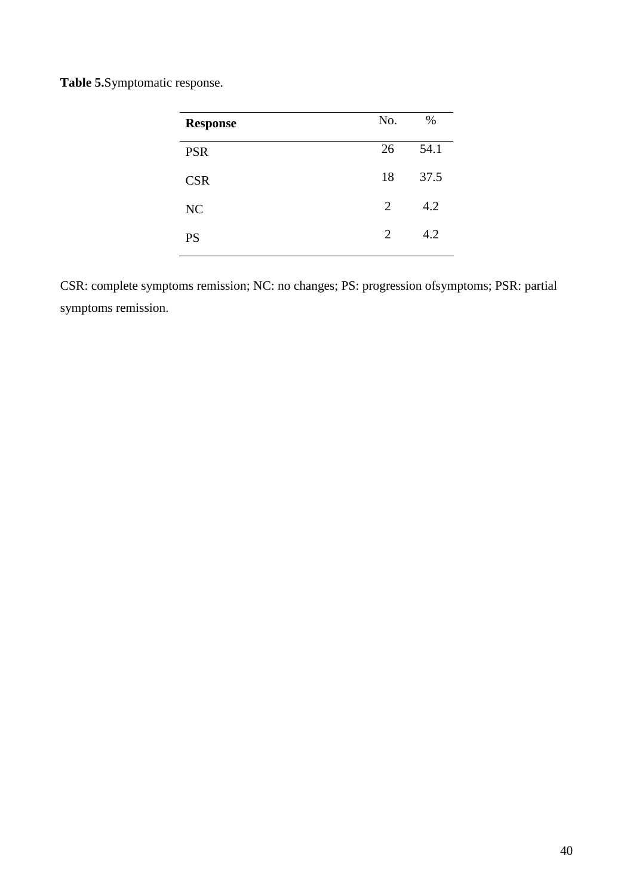**Table 5.**Symptomatic response.

| **Response** | No. | % |
|---|---|---|
| PSR | 26 | 54.1 |
| CSR | 18 | 37.5 |
| NC | 2 | 4.2 |
| PS | 2 | 4.2 |

CSR: complete symptoms remission; NC: no changes; PS: progression ofsymptoms; PSR: partial symptoms remission.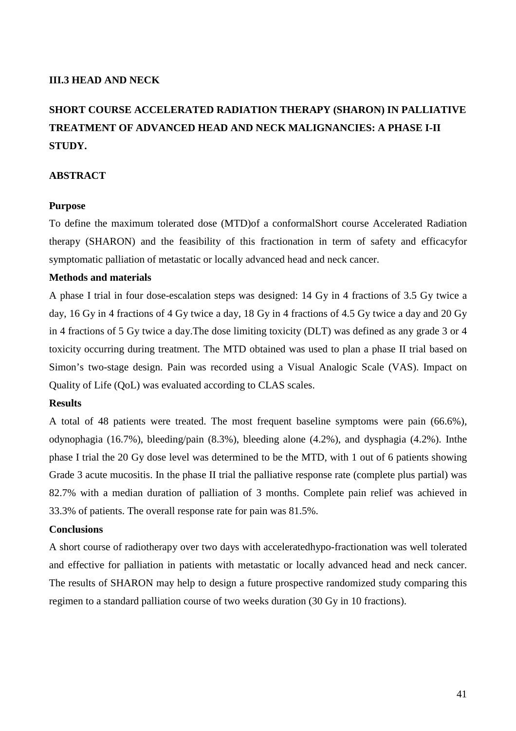## III.3 HEAD AND NECK

# SHORT COURSE ACCELERATED RADIATION THERAPY (SHARON) IN PALLIATIVE TREATMENT OF ADVANCED HEAD AND NECK MALIGNANCIES: A PHASE I-II STUDY.

## ABSTRACT

### Purpose

To define the maximum tolerated dose (MTD)of a conformalShort course Accelerated Radiation therapy (SHARON) and the feasibility of this fractionation in term of safety and efficacyfor symptomatic palliation of metastatic or locally advanced head and neck cancer.

### Methods and materials

A phase I trial in four dose-escalation steps was designed: 14 Gy in 4 fractions of 3.5 Gy twice a day, 16 Gy in 4 fractions of 4 Gy twice a day, 18 Gy in 4 fractions of 4.5 Gy twice a day and 20 Gy in 4 fractions of 5 Gy twice a day.The dose limiting toxicity (DLT) was defined as any grade 3 or 4 toxicity occurring during treatment. The MTD obtained was used to plan a phase II trial based on Simon's two-stage design. Pain was recorded using a Visual Analogic Scale (VAS). Impact on Quality of Life (QoL) was evaluated according to CLAS scales.

### Results

A total of 48 patients were treated. The most frequent baseline symptoms were pain (66.6%), odynophagia (16.7%), bleeding/pain (8.3%), bleeding alone (4.2%), and dysphagia (4.2%). Inthe phase I trial the 20 Gy dose level was determined to be the MTD, with 1 out of 6 patients showing Grade 3 acute mucositis. In the phase II trial the palliative response rate (complete plus partial) was 82.7% with a median duration of palliation of 3 months. Complete pain relief was achieved in 33.3% of patients. The overall response rate for pain was 81.5%.

### Conclusions

A short course of radiotherapy over two days with acceleratedhypo-fractionation was well tolerated and effective for palliation in patients with metastatic or locally advanced head and neck cancer. The results of SHARON may help to design a future prospective randomized study comparing this regimen to a standard palliation course of two weeks duration (30 Gy in 10 fractions).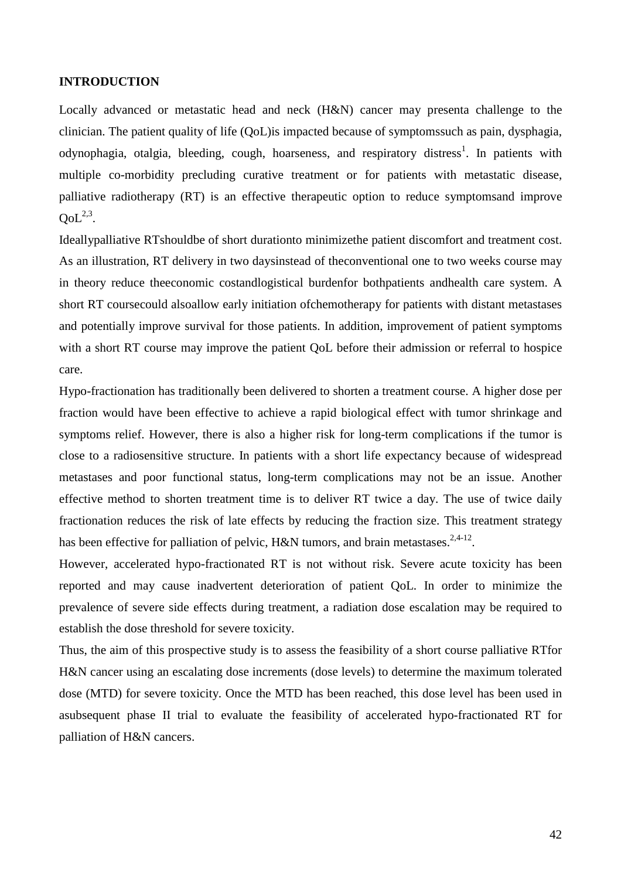**INTRODUCTION**

Locally advanced or metastatic head and neck (H&N) cancer may presenta challenge to the clinician. The patient quality of life (QoL)is impacted because of symptomssuch as pain, dysphagia, odynophagia, otalgia, bleeding, cough, hoarseness, and respiratory distress[1]. In patients with multiple co-morbidity precluding curative treatment or for patients with metastatic disease, palliative radiotherapy (RT) is an effective therapeutic option to reduce symptomsand improve QoL[2,3].

Ideallypalliative RTshouldbe of short durationto minimizethe patient discomfort and treatment cost. As an illustration, RT delivery in two daysinstead of theconventional one to two weeks course may in theory reduce theeconomic costandlogistical burdenfor bothpatients andhealth care system. A short RT coursecould alsoallow early initiation ofchemotherapy for patients with distant metastases and potentially improve survival for those patients. In addition, improvement of patient symptoms with a short RT course may improve the patient QoL before their admission or referral to hospice care.

Hypo-fractionation has traditionally been delivered to shorten a treatment course. A higher dose per fraction would have been effective to achieve a rapid biological effect with tumor shrinkage and symptoms relief. However, there is also a higher risk for long-term complications if the tumor is close to a radiosensitive structure. In patients with a short life expectancy because of widespread metastases and poor functional status, long-term complications may not be an issue. Another effective method to shorten treatment time is to deliver RT twice a day. The use of twice daily fractionation reduces the risk of late effects by reducing the fraction size. This treatment strategy has been effective for palliation of pelvic, H&N tumors, and brain metastases.[2,4-12].

However, accelerated hypo-fractionated RT is not without risk. Severe acute toxicity has been reported and may cause inadvertent deterioration of patient QoL. In order to minimize the prevalence of severe side effects during treatment, a radiation dose escalation may be required to establish the dose threshold for severe toxicity.

Thus, the aim of this prospective study is to assess the feasibility of a short course palliative RTfor H&N cancer using an escalating dose increments (dose levels) to determine the maximum tolerated dose (MTD) for severe toxicity. Once the MTD has been reached, this dose level has been used in asubsequent phase II trial to evaluate the feasibility of accelerated hypo-fractionated RT for palliation of H&N cancers.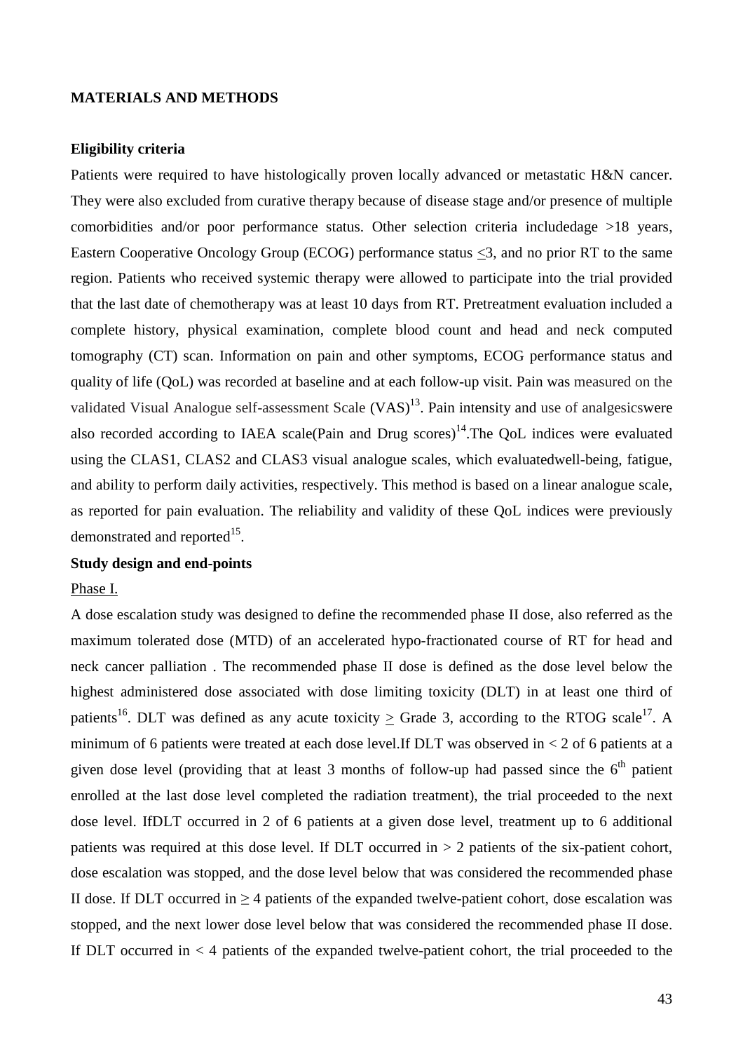## MATERIALS AND METHODS

### Eligibility criteria

Patients were required to have histologically proven locally advanced or metastatic H&N cancer. They were also excluded from curative therapy because of disease stage and/or presence of multiple comorbidities and/or poor performance status. Other selection criteria includedage >18 years, Eastern Cooperative Oncology Group (ECOG) performance status $\leq$3, and no prior RT to the same region. Patients who received systemic therapy were allowed to participate into the trial provided that the last date of chemotherapy was at least 10 days from RT. Pretreatment evaluation included a complete history, physical examination, complete blood count and head and neck computed tomography (CT) scan. Information on pain and other symptoms, ECOG performance status and quality of life (QoL) was recorded at baseline and at each follow-up visit. Pain was measured on the validated Visual Analogue self-assessment Scale (VAS)[13]. Pain intensity and use of analgesicswere also recorded according to IAEA scale(Pain and Drug scores)[14].The QoL indices were evaluated using the CLAS1, CLAS2 and CLAS3 visual analogue scales, which evaluatedwell-being, fatigue, and ability to perform daily activities, respectively. This method is based on a linear analogue scale, as reported for pain evaluation. The reliability and validity of these QoL indices were previously demonstrated and reported[15].

### Study design and end-points

Phase I.

A dose escalation study was designed to define the recommended phase II dose, also referred as the maximum tolerated dose (MTD) of an accelerated hypo-fractionated course of RT for head and neck cancer palliation . The recommended phase II dose is defined as the dose level below the highest administered dose associated with dose limiting toxicity (DLT) in at least one third of patients[16]. DLT was defined as any acute toxicity $\geq$ Grade 3, according to the RTOG scale[17]. A minimum of 6 patients were treated at each dose level.If DLT was observed in < 2 of 6 patients at a given dose level (providing that at least 3 months of follow-up had passed since the 6th patient enrolled at the last dose level completed the radiation treatment), the trial proceeded to the next dose level. IfDLT occurred in 2 of 6 patients at a given dose level, treatment up to 6 additional patients was required at this dose level. If DLT occurred in > 2 patients of the six-patient cohort, dose escalation was stopped, and the dose level below that was considered the recommended phase II dose. If DLT occurred in $\geq$ 4 patients of the expanded twelve-patient cohort, dose escalation was stopped, and the next lower dose level below that was considered the recommended phase II dose. If DLT occurred in < 4 patients of the expanded twelve-patient cohort, the trial proceeded to the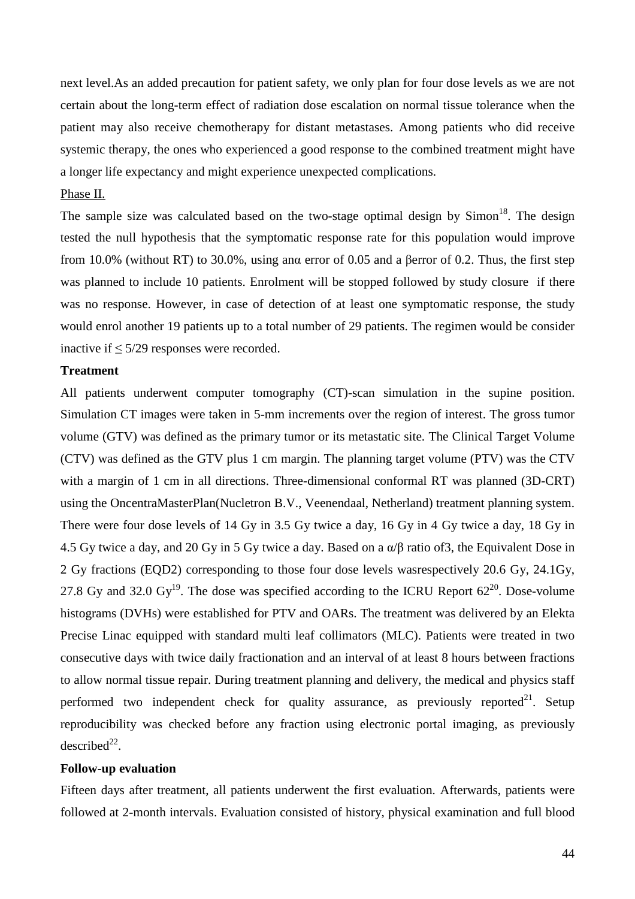next level.As an added precaution for patient safety, we only plan for four dose levels as we are not certain about the long-term effect of radiation dose escalation on normal tissue tolerance when the patient may also receive chemotherapy for distant metastases. Among patients who did receive systemic therapy, the ones who experienced a good response to the combined treatment might have a longer life expectancy and might experience unexpected complications.

Phase II.

The sample size was calculated based on the two-stage optimal design by Simon[18]. The design tested the null hypothesis that the symptomatic response rate for this population would improve from 10.0% (without RT) to 30.0%, using an$\alpha$ error of 0.05 and a $\beta$error of 0.2. Thus, the first step was planned to include 10 patients. Enrolment will be stopped followed by study closure if there was no response. However, in case of detection of at least one symptomatic response, the study would enrol another 19 patients up to a total number of 29 patients. The regimen would be consider inactive if $\leq$ 5/29 responses were recorded.

**Treatment**

All patients underwent computer tomography (CT)-scan simulation in the supine position. Simulation CT images were taken in 5-mm increments over the region of interest. The gross tumor volume (GTV) was defined as the primary tumor or its metastatic site. The Clinical Target Volume (CTV) was defined as the GTV plus 1 cm margin. The planning target volume (PTV) was the CTV with a margin of 1 cm in all directions. Three-dimensional conformal RT was planned (3D-CRT) using the OncentraMasterPlan(Nucletron B.V., Veenendaal, Netherland) treatment planning system. There were four dose levels of 14 Gy in 3.5 Gy twice a day, 16 Gy in 4 Gy twice a day, 18 Gy in 4.5 Gy twice a day, and 20 Gy in 5 Gy twice a day. Based on a $\alpha/\beta$ ratio of3, the Equivalent Dose in 2 Gy fractions (EQD2) corresponding to those four dose levels wasrespectively 20.6 Gy, 24.1Gy, 27.8 Gy and 32.0 Gy[19]. The dose was specified according to the ICRU Report 62[20]. Dose-volume histograms (DVHs) were established for PTV and OARs. The treatment was delivered by an Elekta Precise Linac equipped with standard multi leaf collimators (MLC). Patients were treated in two consecutive days with twice daily fractionation and an interval of at least 8 hours between fractions to allow normal tissue repair. During treatment planning and delivery, the medical and physics staff performed two independent check for quality assurance, as previously reported[21]. Setup reproducibility was checked before any fraction using electronic portal imaging, as previously described[22].

**Follow-up evaluation**

Fifteen days after treatment, all patients underwent the first evaluation. Afterwards, patients were followed at 2-month intervals. Evaluation consisted of history, physical examination and full blood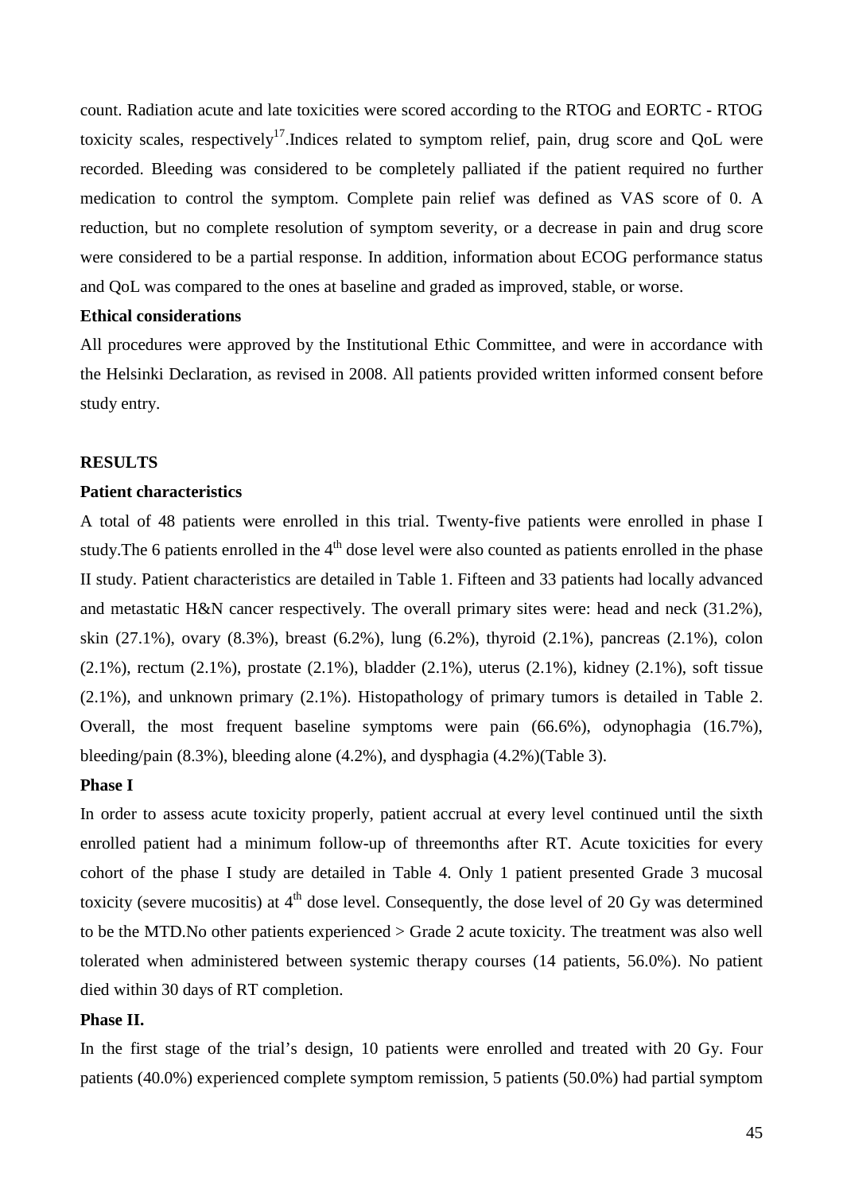count. Radiation acute and late toxicities were scored according to the RTOG and EORTC - RTOG toxicity scales, respectively[17].Indices related to symptom relief, pain, drug score and QoL were recorded. Bleeding was considered to be completely palliated if the patient required no further medication to control the symptom. Complete pain relief was defined as VAS score of 0. A reduction, but no complete resolution of symptom severity, or a decrease in pain and drug score were considered to be a partial response. In addition, information about ECOG performance status and QoL was compared to the ones at baseline and graded as improved, stable, or worse.

**Ethical considerations**

All procedures were approved by the Institutional Ethic Committee, and were in accordance with the Helsinki Declaration, as revised in 2008. All patients provided written informed consent before study entry.

## RESULTS

**Patient characteristics**

A total of 48 patients were enrolled in this trial. Twenty-five patients were enrolled in phase I study.The 6 patients enrolled in the 4th dose level were also counted as patients enrolled in the phase II study. Patient characteristics are detailed in Table 1. Fifteen and 33 patients had locally advanced and metastatic H&N cancer respectively. The overall primary sites were: head and neck (31.2%), skin (27.1%), ovary (8.3%), breast (6.2%), lung (6.2%), thyroid (2.1%), pancreas (2.1%), colon (2.1%), rectum (2.1%), prostate (2.1%), bladder (2.1%), uterus (2.1%), kidney (2.1%), soft tissue (2.1%), and unknown primary (2.1%). Histopathology of primary tumors is detailed in Table 2. Overall, the most frequent baseline symptoms were pain (66.6%), odynophagia (16.7%), bleeding/pain (8.3%), bleeding alone (4.2%), and dysphagia (4.2%)(Table 3).

**Phase I**

In order to assess acute toxicity properly, patient accrual at every level continued until the sixth enrolled patient had a minimum follow-up of threemonths after RT. Acute toxicities for every cohort of the phase I study are detailed in Table 4. Only 1 patient presented Grade 3 mucosal toxicity (severe mucositis) at 4th dose level. Consequently, the dose level of 20 Gy was determined to be the MTD.No other patients experienced > Grade 2 acute toxicity. The treatment was also well tolerated when administered between systemic therapy courses (14 patients, 56.0%). No patient died within 30 days of RT completion.

**Phase II.**

In the first stage of the trial's design, 10 patients were enrolled and treated with 20 Gy. Four patients (40.0%) experienced complete symptom remission, 5 patients (50.0%) had partial symptom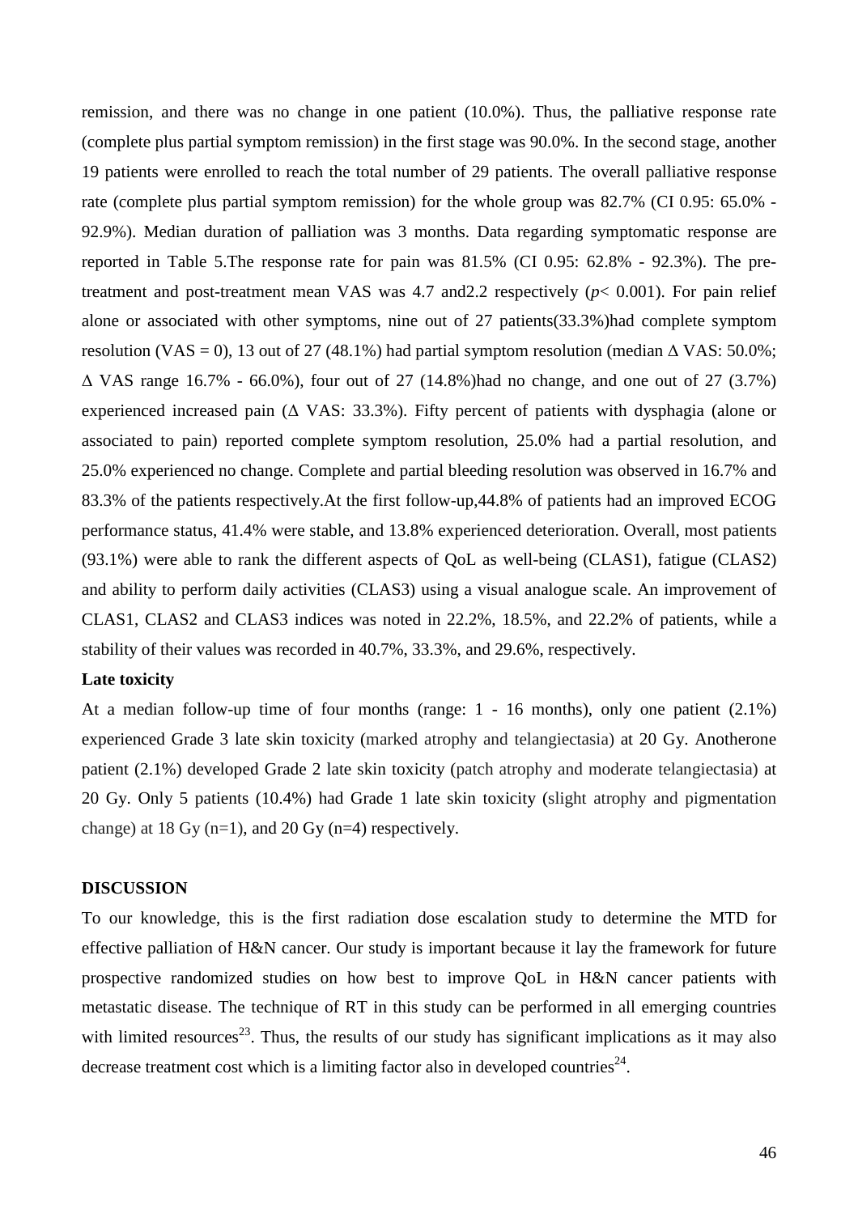remission, and there was no change in one patient (10.0%). Thus, the palliative response rate (complete plus partial symptom remission) in the first stage was 90.0%. In the second stage, another 19 patients were enrolled to reach the total number of 29 patients. The overall palliative response rate (complete plus partial symptom remission) for the whole group was 82.7% (CI 0.95: 65.0% - 92.9%). Median duration of palliation was 3 months. Data regarding symptomatic response are reported in Table 5.The response rate for pain was 81.5% (CI 0.95: 62.8% - 92.3%). The pre-treatment and post-treatment mean VAS was 4.7 and2.2 respectively ($p < 0.001$). For pain relief alone or associated with other symptoms, nine out of 27 patients(33.3%)had complete symptom resolution (VAS = 0), 13 out of 27 (48.1%) had partial symptom resolution (median $\Delta$ VAS: 50.0%; $\Delta$ VAS range 16.7% - 66.0%), four out of 27 (14.8%)had no change, and one out of 27 (3.7%) experienced increased pain ($\Delta$ VAS: 33.3%). Fifty percent of patients with dysphagia (alone or associated to pain) reported complete symptom resolution, 25.0% had a partial resolution, and 25.0% experienced no change. Complete and partial bleeding resolution was observed in 16.7% and 83.3% of the patients respectively.At the first follow-up,44.8% of patients had an improved ECOG performance status, 41.4% were stable, and 13.8% experienced deterioration. Overall, most patients (93.1%) were able to rank the different aspects of QoL as well-being (CLAS1), fatigue (CLAS2) and ability to perform daily activities (CLAS3) using a visual analogue scale. An improvement of CLAS1, CLAS2 and CLAS3 indices was noted in 22.2%, 18.5%, and 22.2% of patients, while a stability of their values was recorded in 40.7%, 33.3%, and 29.6%, respectively.

**Late toxicity**

At a median follow-up time of four months (range: 1 - 16 months), only one patient (2.1%) experienced Grade 3 late skin toxicity (marked atrophy and telangiectasia) at 20 Gy. Anotherone patient (2.1%) developed Grade 2 late skin toxicity (patch atrophy and moderate telangiectasia) at 20 Gy. Only 5 patients (10.4%) had Grade 1 late skin toxicity (slight atrophy and pigmentation change) at 18 Gy (n=1), and 20 Gy (n=4) respectively.

## DISCUSSION

To our knowledge, this is the first radiation dose escalation study to determine the MTD for effective palliation of H&N cancer. Our study is important because it lay the framework for future prospective randomized studies on how best to improve QoL in H&N cancer patients with metastatic disease. The technique of RT in this study can be performed in all emerging countries with limited resources[23]. Thus, the results of our study has significant implications as it may also decrease treatment cost which is a limiting factor also in developed countries[24].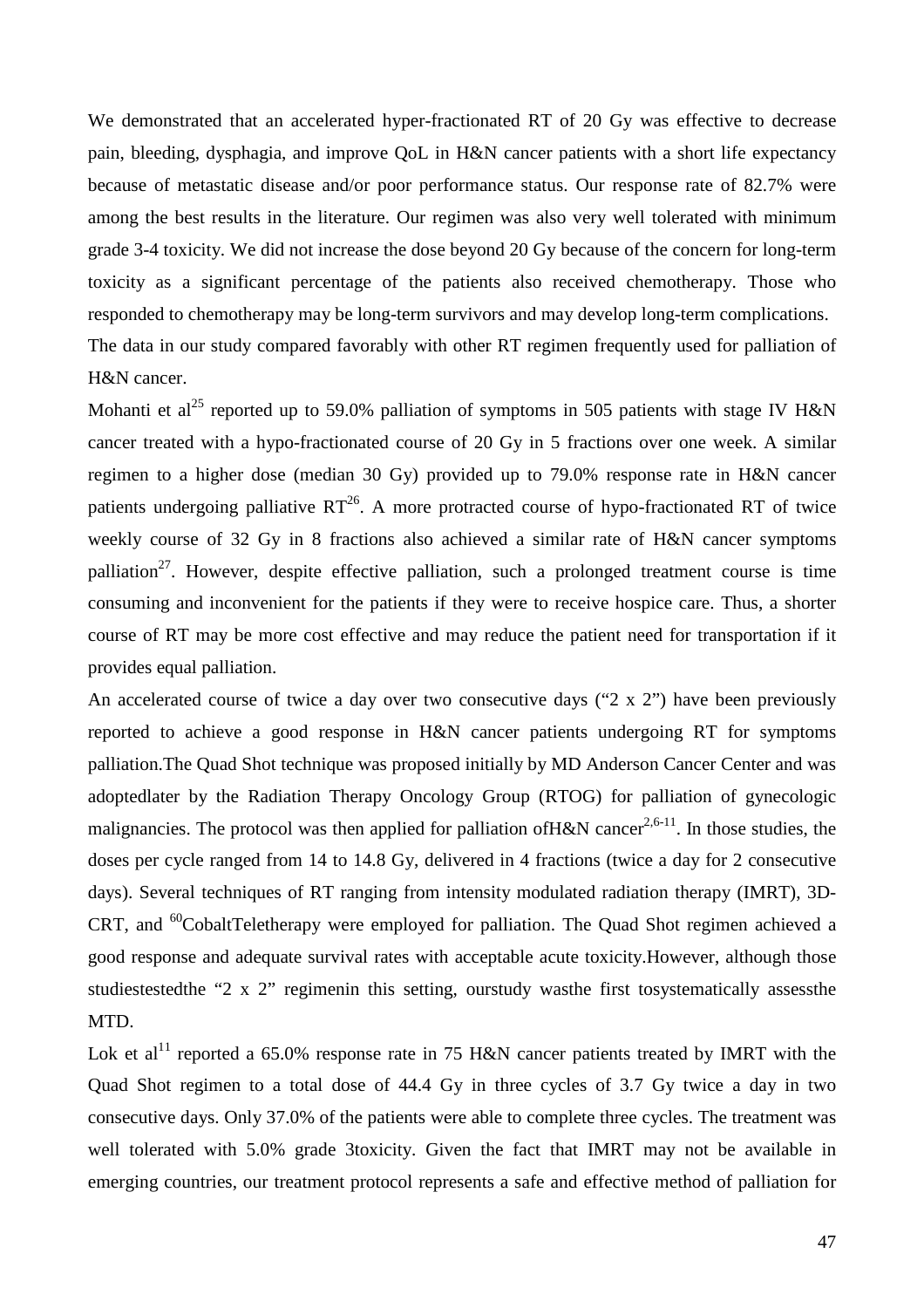We demonstrated that an accelerated hyper-fractionated RT of 20 Gy was effective to decrease pain, bleeding, dysphagia, and improve QoL in H&N cancer patients with a short life expectancy because of metastatic disease and/or poor performance status. Our response rate of 82.7% were among the best results in the literature. Our regimen was also very well tolerated with minimum grade 3-4 toxicity. We did not increase the dose beyond 20 Gy because of the concern for long-term toxicity as a significant percentage of the patients also received chemotherapy. Those who responded to chemotherapy may be long-term survivors and may develop long-term complications.

The data in our study compared favorably with other RT regimen frequently used for palliation of H&N cancer.

Mohanti et al[25] reported up to 59.0% palliation of symptoms in 505 patients with stage IV H&N cancer treated with a hypo-fractionated course of 20 Gy in 5 fractions over one week. A similar regimen to a higher dose (median 30 Gy) provided up to 79.0% response rate in H&N cancer patients undergoing palliative RT[26]. A more protracted course of hypo-fractionated RT of twice weekly course of 32 Gy in 8 fractions also achieved a similar rate of H&N cancer symptoms palliation[27]. However, despite effective palliation, such a prolonged treatment course is time consuming and inconvenient for the patients if they were to receive hospice care. Thus, a shorter course of RT may be more cost effective and may reduce the patient need for transportation if it provides equal palliation.

An accelerated course of twice a day over two consecutive days ("2 x 2") have been previously reported to achieve a good response in H&N cancer patients undergoing RT for symptoms palliation.The Quad Shot technique was proposed initially by MD Anderson Cancer Center and was adoptedlater by the Radiation Therapy Oncology Group (RTOG) for palliation of gynecologic malignancies. The protocol was then applied for palliation ofH&N cancer[2,6-11]. In those studies, the doses per cycle ranged from 14 to 14.8 Gy, delivered in 4 fractions (twice a day for 2 consecutive days). Several techniques of RT ranging from intensity modulated radiation therapy (IMRT), 3D-CRT, and $^{60}$CobaltTeletherapy were employed for palliation. The Quad Shot regimen achieved a good response and adequate survival rates with acceptable acute toxicity.However, although those studiestestedthe "2 x 2" regimenin this setting, ourstudy wasthe first tosystematically assessthe MTD.

Lok et al[11] reported a 65.0% response rate in 75 H&N cancer patients treated by IMRT with the Quad Shot regimen to a total dose of 44.4 Gy in three cycles of 3.7 Gy twice a day in two consecutive days. Only 37.0% of the patients were able to complete three cycles. The treatment was well tolerated with 5.0% grade 3toxicity. Given the fact that IMRT may not be available in emerging countries, our treatment protocol represents a safe and effective method of palliation for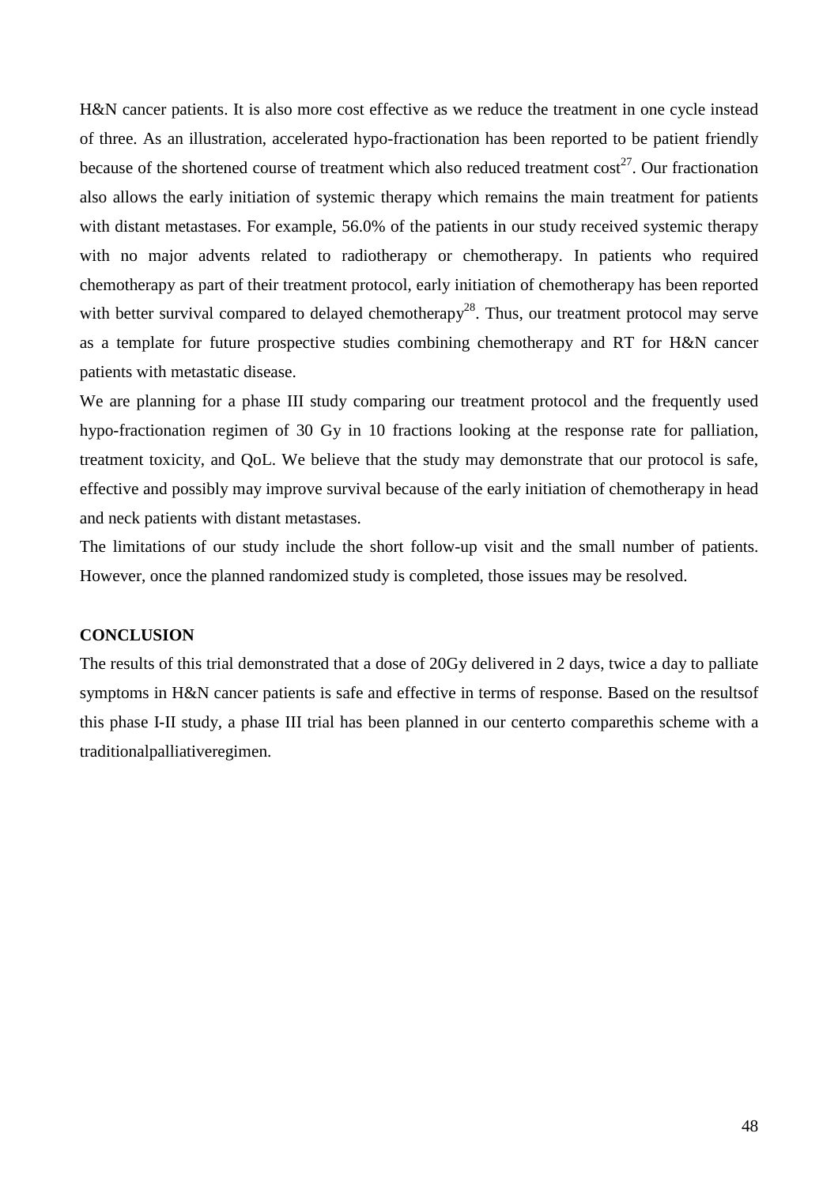H&N cancer patients. It is also more cost effective as we reduce the treatment in one cycle instead of three. As an illustration, accelerated hypo-fractionation has been reported to be patient friendly because of the shortened course of treatment which also reduced treatment cost[27]. Our fractionation also allows the early initiation of systemic therapy which remains the main treatment for patients with distant metastases. For example, 56.0% of the patients in our study received systemic therapy with no major advents related to radiotherapy or chemotherapy. In patients who required chemotherapy as part of their treatment protocol, early initiation of chemotherapy has been reported with better survival compared to delayed chemotherapy[28]. Thus, our treatment protocol may serve as a template for future prospective studies combining chemotherapy and RT for H&N cancer patients with metastatic disease.

We are planning for a phase III study comparing our treatment protocol and the frequently used hypo-fractionation regimen of 30 Gy in 10 fractions looking at the response rate for palliation, treatment toxicity, and QoL. We believe that the study may demonstrate that our protocol is safe, effective and possibly may improve survival because of the early initiation of chemotherapy in head and neck patients with distant metastases.

The limitations of our study include the short follow-up visit and the small number of patients. However, once the planned randomized study is completed, those issues may be resolved.

**CONCLUSION**

The results of this trial demonstrated that a dose of 20Gy delivered in 2 days, twice a day to palliate symptoms in H&N cancer patients is safe and effective in terms of response. Based on the resultsof this phase I-II study, a phase III trial has been planned in our centerto comparethis scheme with a traditionalpalliativeregimen.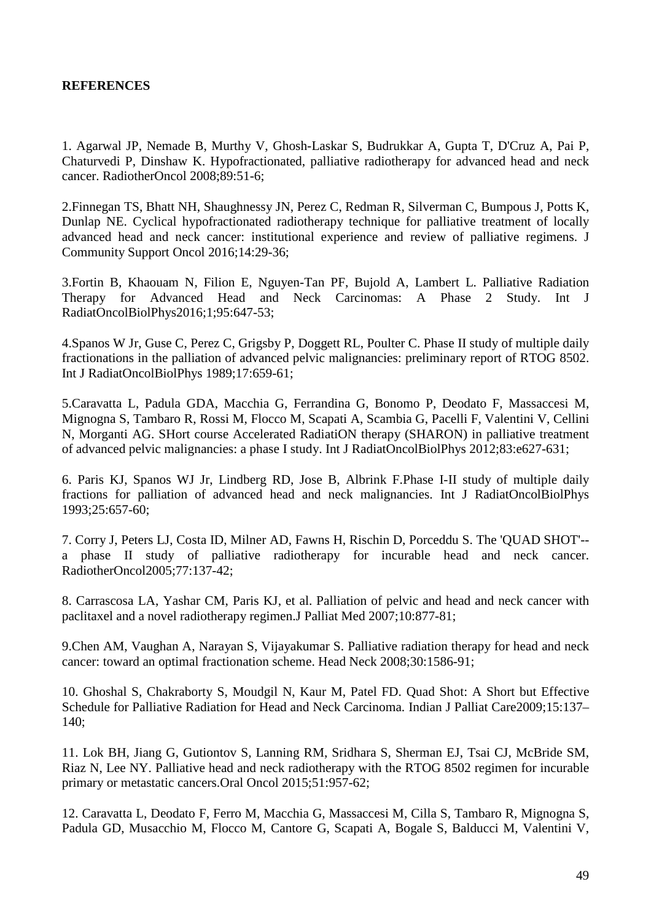**REFERENCES**

1. Agarwal JP, Nemade B, Murthy V, Ghosh-Laskar S, Budrukkar A, Gupta T, D'Cruz A, Pai P, Chaturvedi P, Dinshaw K. Hypofractionated, palliative radiotherapy for advanced head and neck cancer. RadiotherOncol 2008;89:51-6;

2.Finnegan TS, Bhatt NH, Shaughnessy JN, Perez C, Redman R, Silverman C, Bumpous J, Potts K, Dunlap NE. Cyclical hypofractionated radiotherapy technique for palliative treatment of locally advanced head and neck cancer: institutional experience and review of palliative regimens. J Community Support Oncol 2016;14:29-36;

3.Fortin B, Khaouam N, Filion E, Nguyen-Tan PF, Bujold A, Lambert L. Palliative Radiation Therapy for Advanced Head and Neck Carcinomas: A Phase 2 Study. Int J RadiatOncolBiolPhys2016;1;95:647-53;

4.Spanos W Jr, Guse C, Perez C, Grigsby P, Doggett RL, Poulter C. Phase II study of multiple daily fractionations in the palliation of advanced pelvic malignancies: preliminary report of RTOG 8502. Int J RadiatOncolBiolPhys 1989;17:659-61;

5.Caravatta L, Padula GDA, Macchia G, Ferrandina G, Bonomo P, Deodato F, Massaccesi M, Mignogna S, Tambaro R, Rossi M, Flocco M, Scapati A, Scambia G, Pacelli F, Valentini V, Cellini N, Morganti AG. SHort course Accelerated RadiatiON therapy (SHARON) in palliative treatment of advanced pelvic malignancies: a phase I study. Int J RadiatOncolBiolPhys 2012;83:e627-631;

6. Paris KJ, Spanos WJ Jr, Lindberg RD, Jose B, Albrink F.Phase I-II study of multiple daily fractions for palliation of advanced head and neck malignancies. Int J RadiatOncolBiolPhys 1993;25:657-60;

7. Corry J, Peters LJ, Costa ID, Milner AD, Fawns H, Rischin D, Porceddu S. The 'QUAD SHOT'--a phase II study of palliative radiotherapy for incurable head and neck cancer. RadiotherOncol2005;77:137-42;

8. Carrascosa LA, Yashar CM, Paris KJ, et al. Palliation of pelvic and head and neck cancer with paclitaxel and a novel radiotherapy regimen.J Palliat Med 2007;10:877-81;

9.Chen AM, Vaughan A, Narayan S, Vijayakumar S. Palliative radiation therapy for head and neck cancer: toward an optimal fractionation scheme. Head Neck 2008;30:1586-91;

10. Ghoshal S, Chakraborty S, Moudgil N, Kaur M, Patel FD. Quad Shot: A Short but Effective Schedule for Palliative Radiation for Head and Neck Carcinoma. Indian J Palliat Care2009;15:137–140;

11. Lok BH, Jiang G, Gutiontov S, Lanning RM, Sridhara S, Sherman EJ, Tsai CJ, McBride SM, Riaz N, Lee NY. Palliative head and neck radiotherapy with the RTOG 8502 regimen for incurable primary or metastatic cancers.Oral Oncol 2015;51:957-62;

12. Caravatta L, Deodato F, Ferro M, Macchia G, Massaccesi M, Cilla S, Tambaro R, Mignogna S, Padula GD, Musacchio M, Flocco M, Cantore G, Scapati A, Bogale S, Balducci M, Valentini V,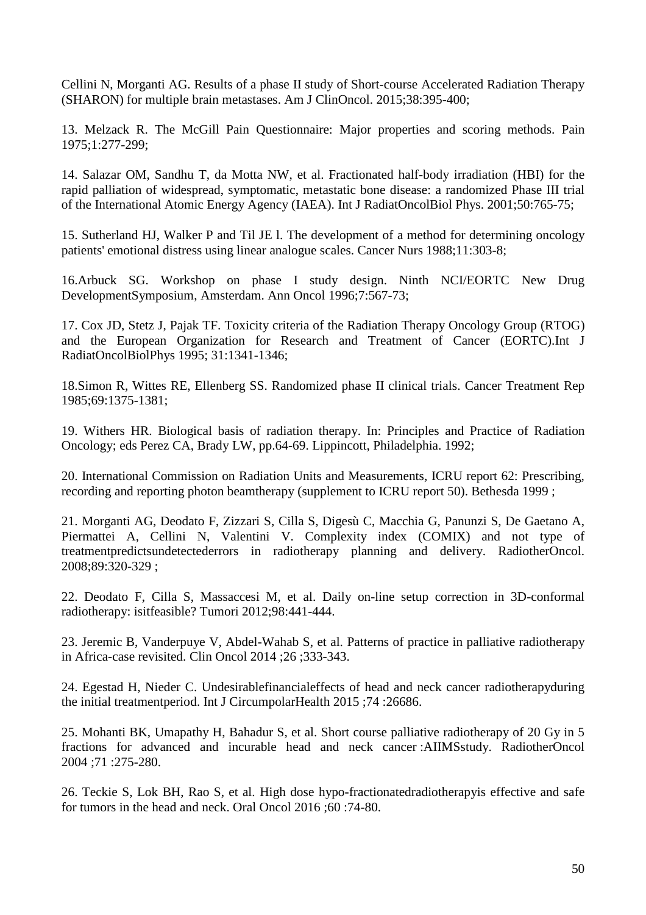Cellini N, Morganti AG. Results of a phase II study of Short-course Accelerated Radiation Therapy (SHARON) for multiple brain metastases. Am J ClinOncol. 2015;38:395-400;

13. Melzack R. The McGill Pain Questionnaire: Major properties and scoring methods. Pain 1975;1:277-299;

14. Salazar OM, Sandhu T, da Motta NW, et al. Fractionated half-body irradiation (HBI) for the rapid palliation of widespread, symptomatic, metastatic bone disease: a randomized Phase III trial of the International Atomic Energy Agency (IAEA). Int J RadiatOncolBiol Phys. 2001;50:765-75;

15. Sutherland HJ, Walker P and Til JE l. The development of a method for determining oncology patients' emotional distress using linear analogue scales. Cancer Nurs 1988;11:303-8;

16.Arbuck SG. Workshop on phase I study design. Ninth NCI/EORTC New Drug DevelopmentSymposium, Amsterdam. Ann Oncol 1996;7:567-73;

17. Cox JD, Stetz J, Pajak TF. Toxicity criteria of the Radiation Therapy Oncology Group (RTOG) and the European Organization for Research and Treatment of Cancer (EORTC).Int J RadiatOncolBiolPhys 1995; 31:1341-1346;

18.Simon R, Wittes RE, Ellenberg SS. Randomized phase II clinical trials. Cancer Treatment Rep 1985;69:1375-1381;

19. Withers HR. Biological basis of radiation therapy. In: Principles and Practice of Radiation Oncology; eds Perez CA, Brady LW, pp.64-69. Lippincott, Philadelphia. 1992;

20. International Commission on Radiation Units and Measurements, ICRU report 62: Prescribing, recording and reporting photon beamtherapy (supplement to ICRU report 50). Bethesda 1999 ;

21. Morganti AG, Deodato F, Zizzari S, Cilla S, Digesù C, Macchia G, Panunzi S, De Gaetano A, Piermattei A, Cellini N, Valentini V. Complexity index (COMIX) and not type of treatmentpredictsundetectederrors in radiotherapy planning and delivery. RadiotherOncol. 2008;89:320-329 ;

22. Deodato F, Cilla S, Massaccesi M, et al. Daily on-line setup correction in 3D-conformal radiotherapy: isitfeasible? Tumori 2012;98:441-444.

23. Jeremic B, Vanderpuye V, Abdel-Wahab S, et al. Patterns of practice in palliative radiotherapy in Africa-case revisited. Clin Oncol 2014 ;26 ;333-343.

24. Egestad H, Nieder C. Undesirablefinancialeffects of head and neck cancer radiotherapyduring the initial treatmentperiod. Int J CircumpolarHealth 2015 ;74 :26686.

25. Mohanti BK, Umapathy H, Bahadur S, et al. Short course palliative radiotherapy of 20 Gy in 5 fractions for advanced and incurable head and neck cancer :AIIMSstudy. RadiotherOncol 2004 ;71 :275-280.

26. Teckie S, Lok BH, Rao S, et al. High dose hypo-fractionatedradiotherapyis effective and safe for tumors in the head and neck. Oral Oncol 2016 ;60 :74-80.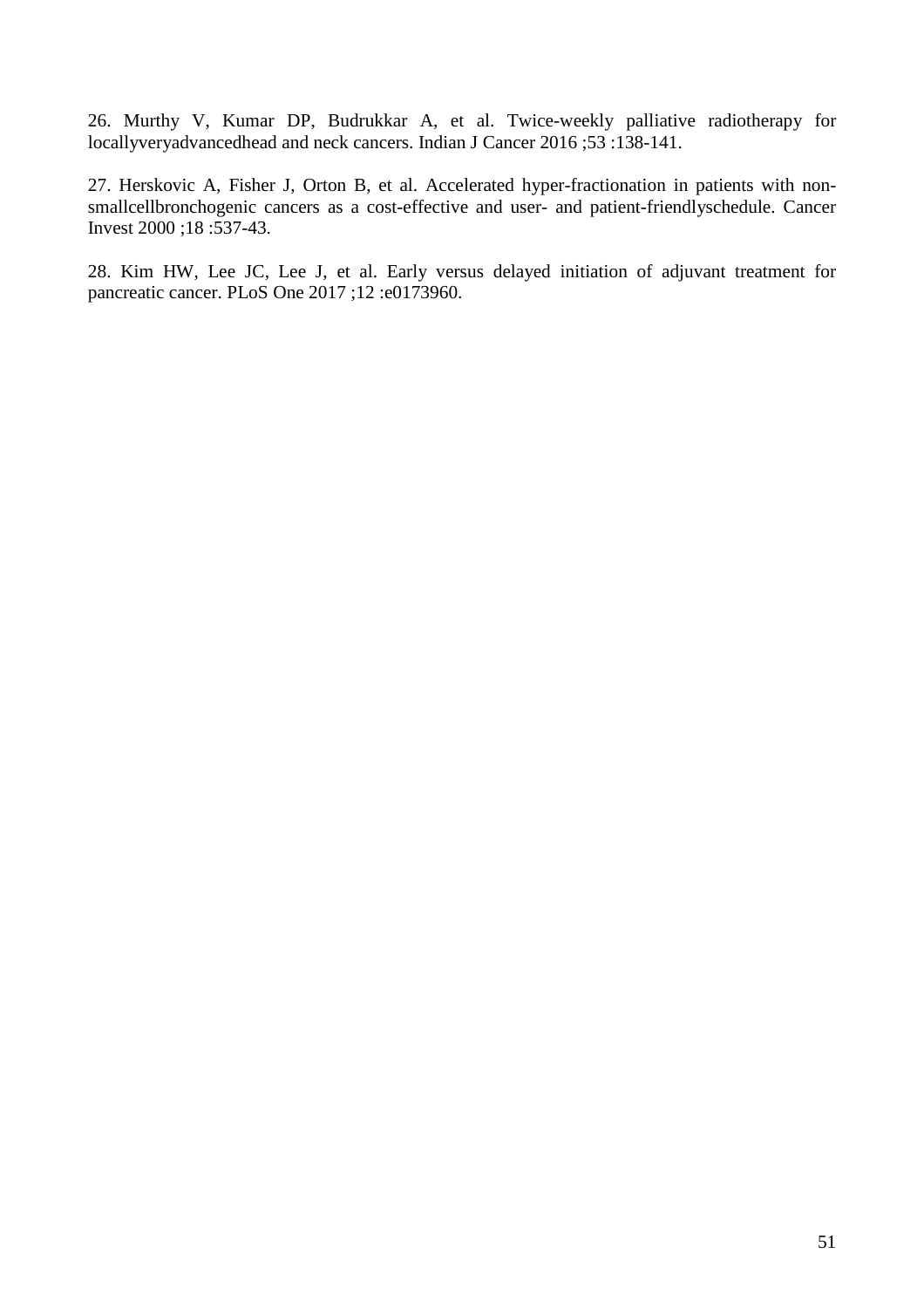26. Murthy V, Kumar DP, Budrukkar A, et al. Twice-weekly palliative radiotherapy for locallyveryadvancedhead and neck cancers. Indian J Cancer 2016 ;53 :138-141.

27. Herskovic A, Fisher J, Orton B, et al. Accelerated hyper-fractionation in patients with non-smallcellbronchogenic cancers as a cost-effective and user- and patient-friendlyschedule. Cancer Invest 2000 ;18 :537-43.

28. Kim HW, Lee JC, Lee J, et al. Early versus delayed initiation of adjuvant treatment for pancreatic cancer. PLoS One 2017 ;12 :e0173960.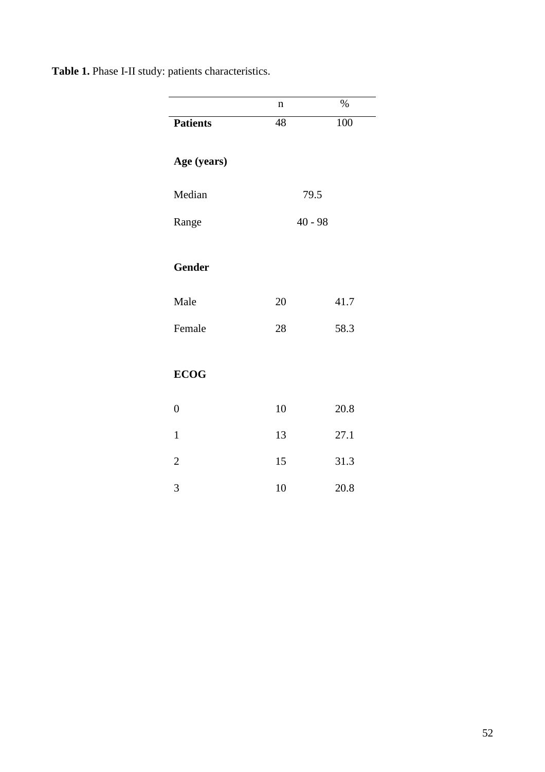**Table 1.** Phase I-II study: patients characteristics.

| | n | % |
|---|---|---|
| **Patients** | 48 | 100 |
| **Age (years)** | | |
| Median | 79.5 | |
| Range | 40 - 98 | |
| **Gender** | | |
| Male | 20 | 41.7 |
| Female | 28 | 58.3 |
| **ECOG** | | |
| 0 | 10 | 20.8 |
| 1 | 13 | 27.1 |
| 2 | 15 | 31.3 |
| 3 | 10 | 20.8 |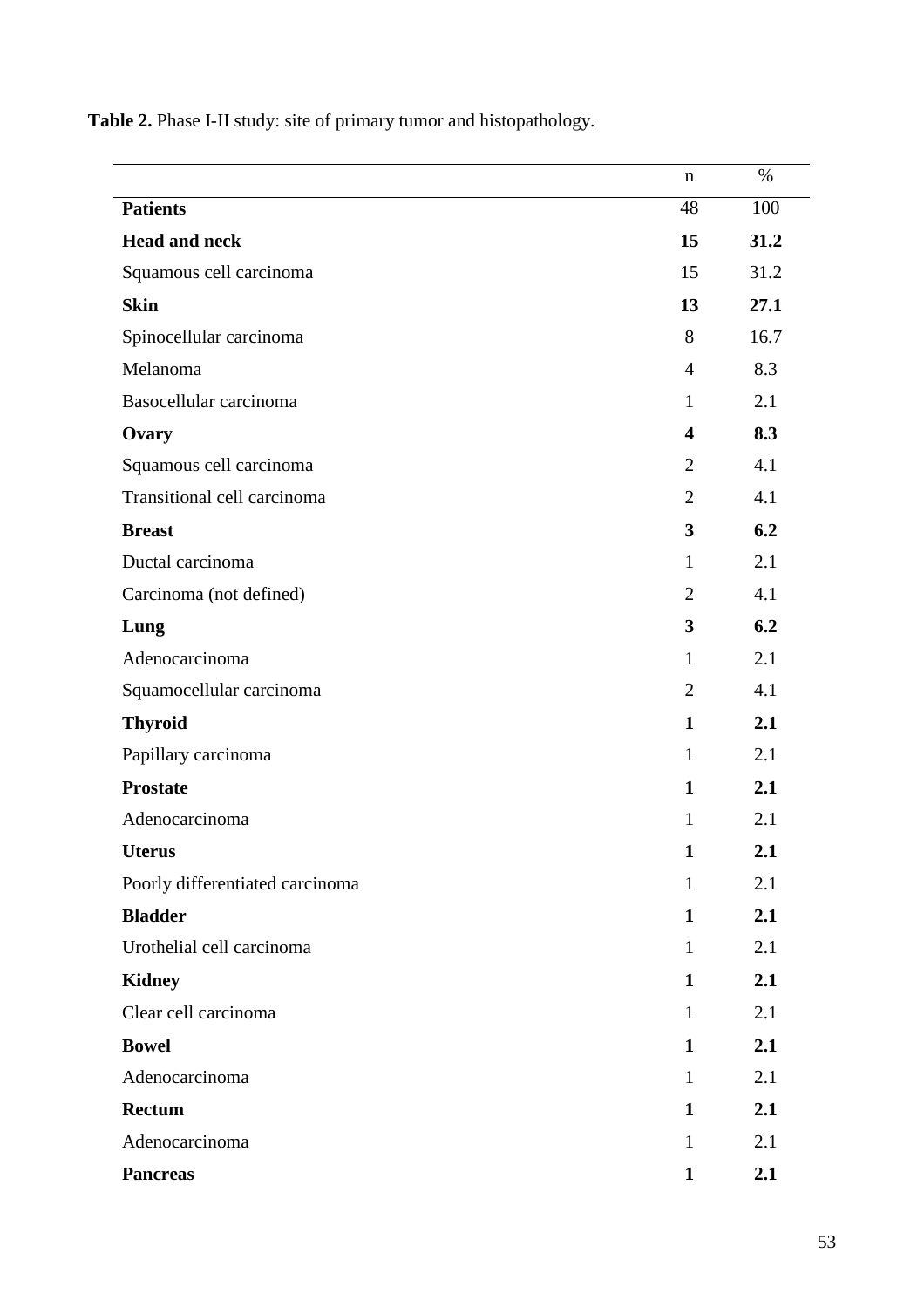**Table 2.** Phase I-II study: site of primary tumor and histopathology.

| | n | % |
|---|---|---|
| **Patients** | 48 | 100 |
| **Head and neck** | **15** | **31.2** |
| Squamous cell carcinoma | 15 | 31.2 |
| **Skin** | **13** | **27.1** |
| Spinocellular carcinoma | 8 | 16.7 |
| Melanoma | 4 | 8.3 |
| Basocellular carcinoma | 1 | 2.1 |
| **Ovary** | **4** | **8.3** |
| Squamous cell carcinoma | 2 | 4.1 |
| Transitional cell carcinoma | 2 | 4.1 |
| **Breast** | **3** | **6.2** |
| Ductal carcinoma | 1 | 2.1 |
| Carcinoma (not defined) | 2 | 4.1 |
| **Lung** | **3** | **6.2** |
| Adenocarcinoma | 1 | 2.1 |
| Squamocellular carcinoma | 2 | 4.1 |
| **Thyroid** | **1** | **2.1** |
| Papillary carcinoma | 1 | 2.1 |
| **Prostate** | **1** | **2.1** |
| Adenocarcinoma | 1 | 2.1 |
| **Uterus** | **1** | **2.1** |
| Poorly differentiated carcinoma | 1 | 2.1 |
| **Bladder** | **1** | **2.1** |
| Urothelial cell carcinoma | 1 | 2.1 |
| **Kidney** | **1** | **2.1** |
| Clear cell carcinoma | 1 | 2.1 |
| **Bowel** | **1** | **2.1** |
| Adenocarcinoma | 1 | 2.1 |
| **Rectum** | **1** | **2.1** |
| Adenocarcinoma | 1 | 2.1 |
| **Pancreas** | **1** | **2.1** |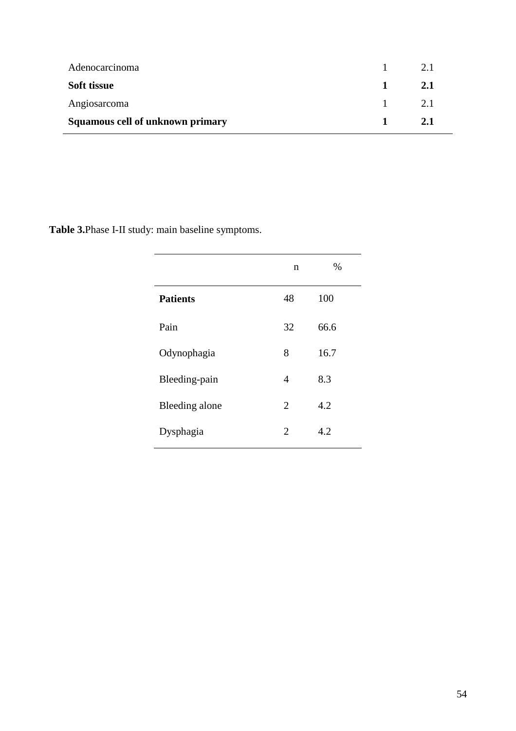| | | |
|---|---|---|
| Adenocarcinoma | 1 | 2.1 |
| **Soft tissue** | **1** | **2.1** |
| Angiosarcoma | 1 | 2.1 |
| **Squamous cell of unknown primary** | **1** | **2.1** |

**Table 3.**Phase I-II study: main baseline symptoms.

| | n | % |
|---|---|---|
| **Patients** | 48 | 100 |
| Pain | 32 | 66.6 |
| Odynophagia | 8 | 16.7 |
| Bleeding-pain | 4 | 8.3 |
| Bleeding alone | 2 | 4.2 |
| Dysphagia | 2 | 4.2 |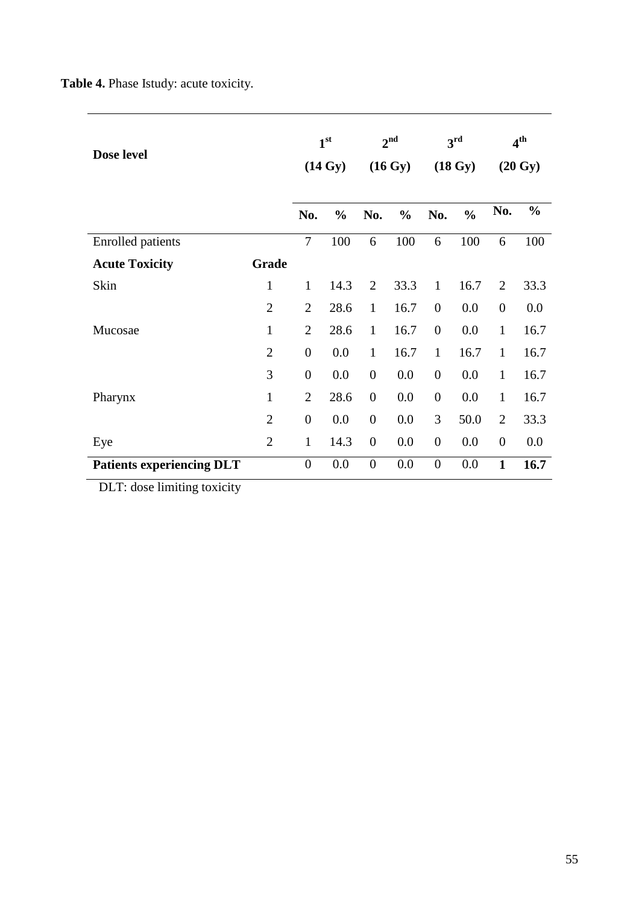**Table 4.** Phase Istudy: acute toxicity.

| Dose level | | 1st (14 Gy) | | 2nd (16 Gy) | | 3rd (18 Gy) | | 4th (20 Gy) | |
|---|---|---|---|---|---|---|---|---|---|
| | | **No.** | **%** | **No.** | **%** | **No.** | **%** | **No.** | **%** |
| Enrolled patients | | 7 | 100 | 6 | 100 | 6 | 100 | 6 | 100 |
| **Acute Toxicity** | **Grade** | | | | | | | | |
| Skin | 1 | 1 | 14.3 | 2 | 33.3 | 1 | 16.7 | 2 | 33.3 |
| | 2 | 2 | 28.6 | 1 | 16.7 | 0 | 0.0 | 0 | 0.0 |
| Mucosae | 1 | 2 | 28.6 | 1 | 16.7 | 0 | 0.0 | 1 | 16.7 |
| | 2 | 0 | 0.0 | 1 | 16.7 | 1 | 16.7 | 1 | 16.7 |
| | 3 | 0 | 0.0 | 0 | 0.0 | 0 | 0.0 | 1 | 16.7 |
| Pharynx | 1 | 2 | 28.6 | 0 | 0.0 | 0 | 0.0 | 1 | 16.7 |
| | 2 | 0 | 0.0 | 0 | 0.0 | 3 | 50.0 | 2 | 33.3 |
| Eye | 2 | 1 | 14.3 | 0 | 0.0 | 0 | 0.0 | 0 | 0.0 |
| **Patients experiencing DLT** | | 0 | 0.0 | 0 | 0.0 | 0 | 0.0 | **1** | **16.7** |

DLT: dose limiting toxicity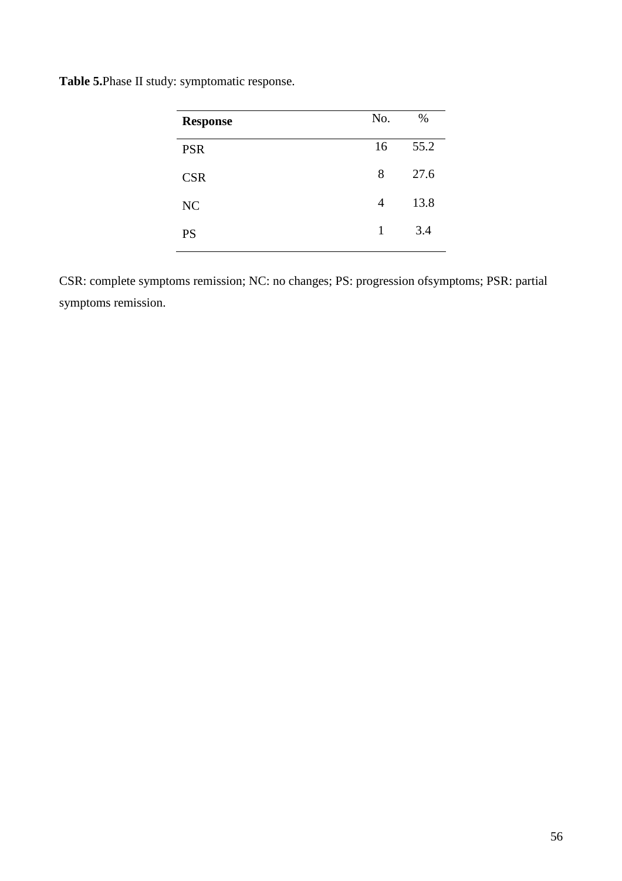**Table 5.**Phase II study: symptomatic response.

| **Response** | No. | % |
|---|---|---|
| PSR | 16 | 55.2 |
| CSR | 8 | 27.6 |
| NC | 4 | 13.8 |
| PS | 1 | 3.4 |

CSR: complete symptoms remission; NC: no changes; PS: progression ofsymptoms; PSR: partial symptoms remission.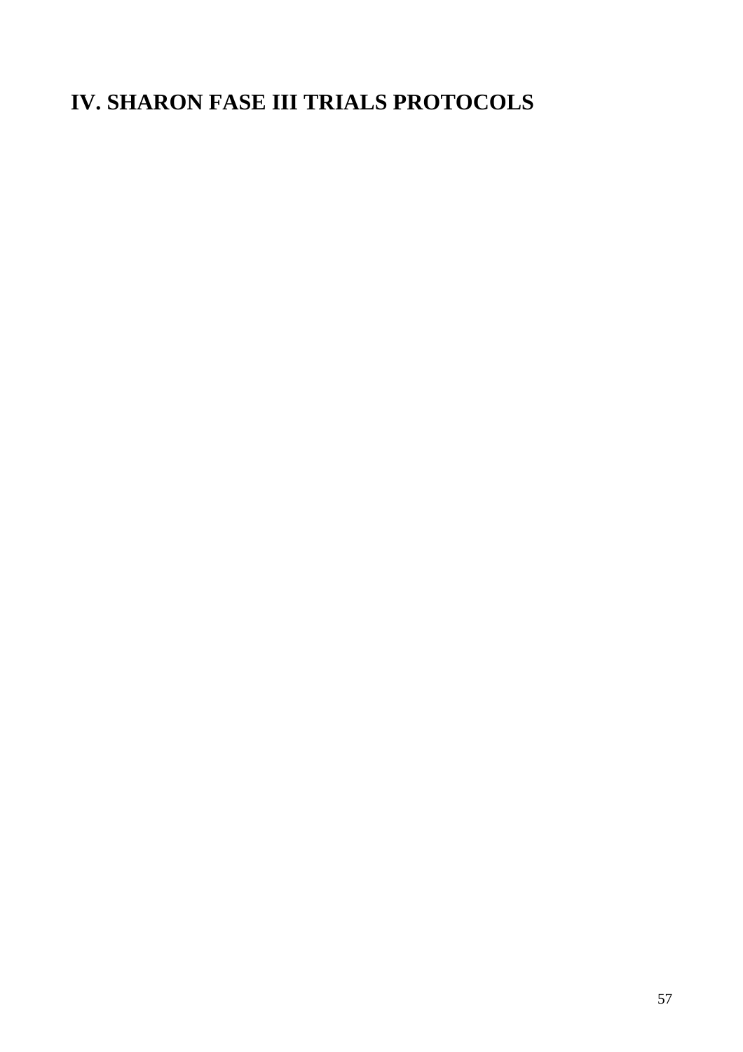# IV. SHARON FASE III TRIALS PROTOCOLS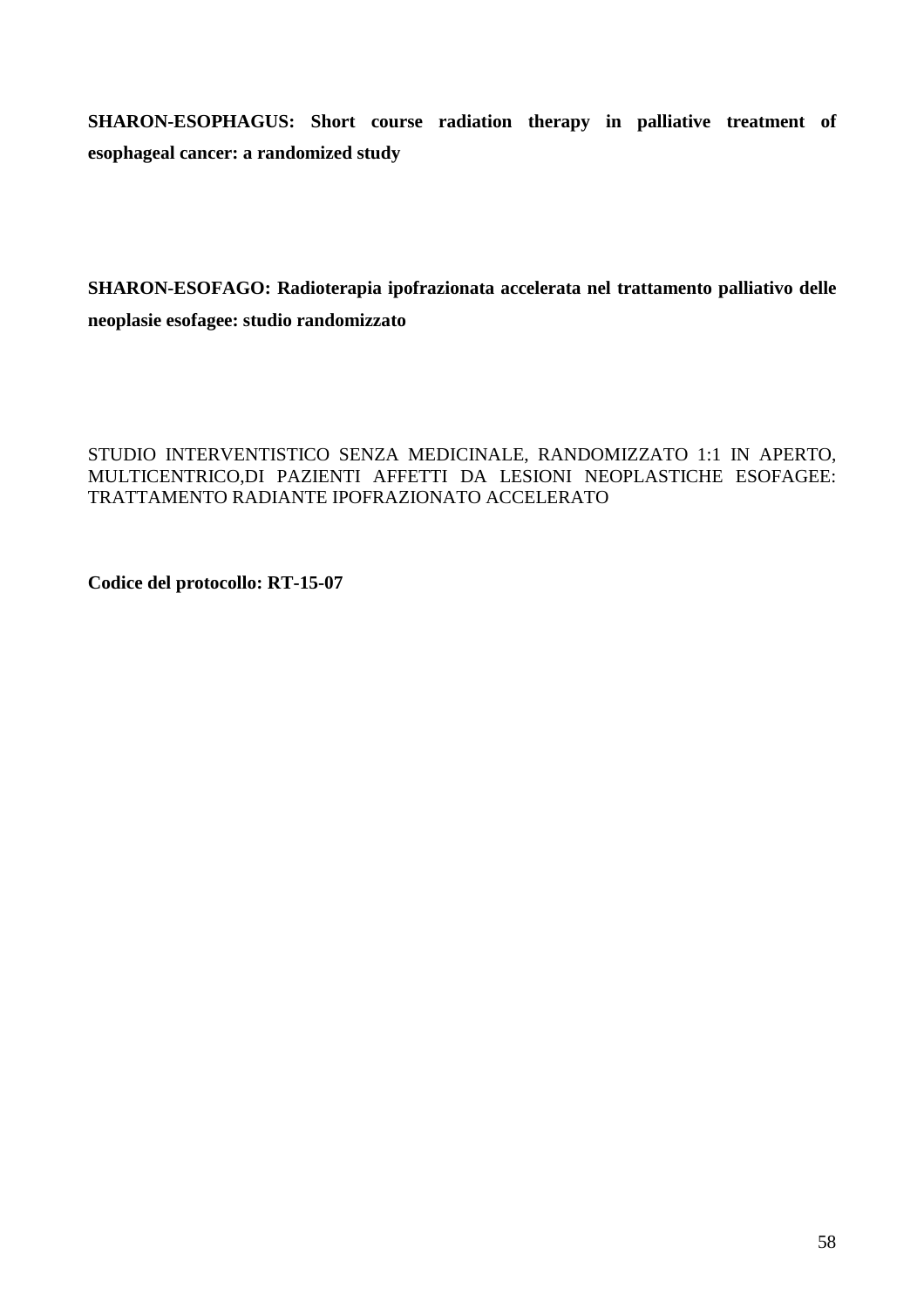**SHARON-ESOPHAGUS: Short course radiation therapy in palliative treatment of esophageal cancer: a randomized study**

**SHARON-ESOFAGO: Radioterapia ipofrazionata accelerata nel trattamento palliativo delle neoplasie esofagee: studio randomizzato**

STUDIO INTERVENTISTICO SENZA MEDICINALE, RANDOMIZZATO 1:1 IN APERTO, MULTICENTRICO,DI PAZIENTI AFFETTI DA LESIONI NEOPLASTICHE ESOFAGEE: TRATTAMENTO RADIANTE IPOFRAZIONATO ACCELERATO

**Codice del protocollo: RT-15-07**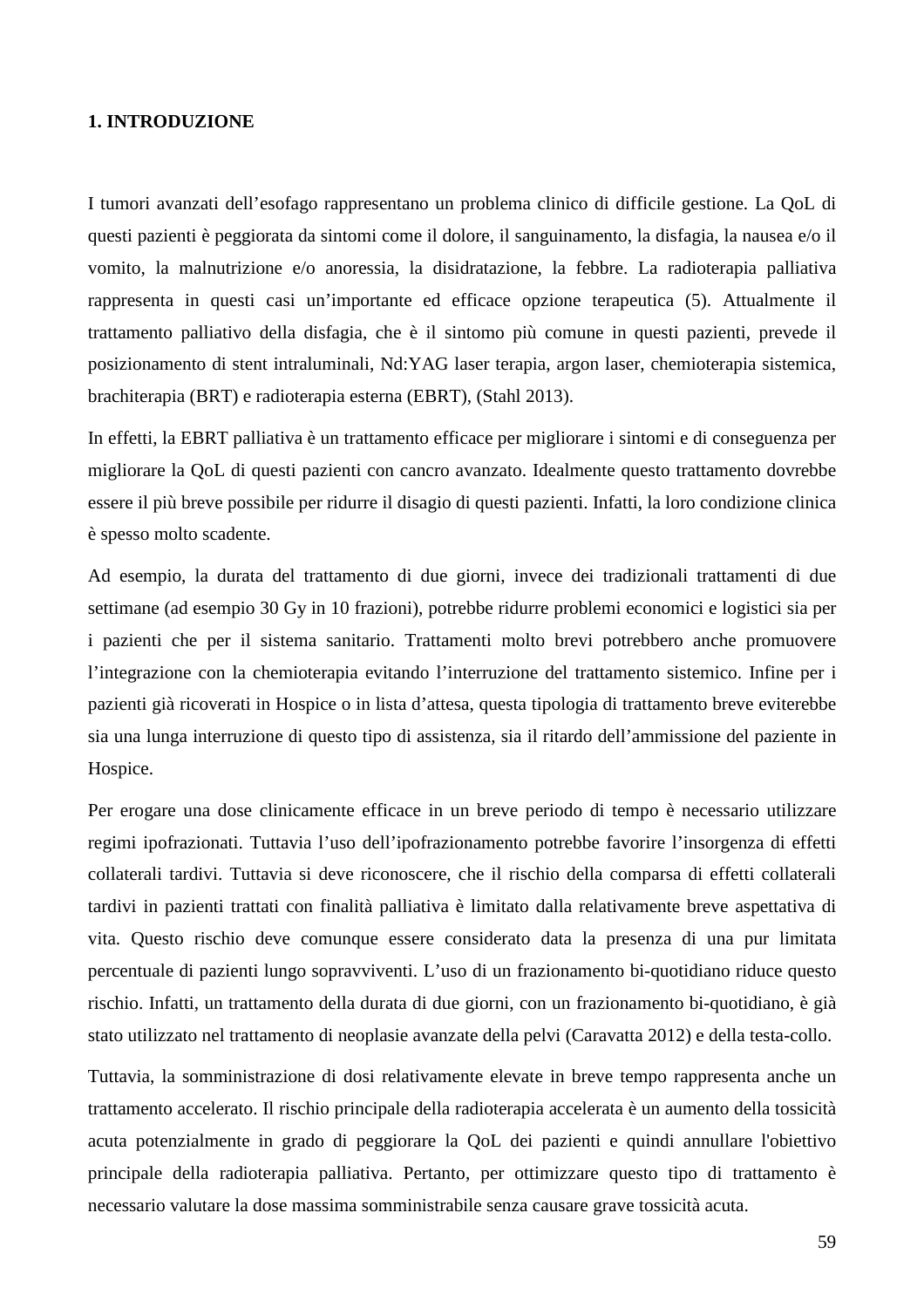## 1. INTRODUZIONE

I tumori avanzati dell'esofago rappresentano un problema clinico di difficile gestione. La QoL di questi pazienti è peggiorata da sintomi come il dolore, il sanguinamento, la disfagia, la nausea e/o il vomito, la malnutrizione e/o anoressia, la disidratazione, la febbre. La radioterapia palliativa rappresenta in questi casi un'importante ed efficace opzione terapeutica (5). Attualmente il trattamento palliativo della disfagia, che è il sintomo più comune in questi pazienti, prevede il posizionamento di stent intraluminali, Nd:YAG laser terapia, argon laser, chemioterapia sistemica, brachiterapia (BRT) e radioterapia esterna (EBRT), (Stahl 2013).

In effetti, la EBRT palliativa è un trattamento efficace per migliorare i sintomi e di conseguenza per migliorare la QoL di questi pazienti con cancro avanzato. Idealmente questo trattamento dovrebbe essere il più breve possibile per ridurre il disagio di questi pazienti. Infatti, la loro condizione clinica è spesso molto scadente.

Ad esempio, la durata del trattamento di due giorni, invece dei tradizionali trattamenti di due settimane (ad esempio 30 Gy in 10 frazioni), potrebbe ridurre problemi economici e logistici sia per i pazienti che per il sistema sanitario. Trattamenti molto brevi potrebbero anche promuovere l'integrazione con la chemioterapia evitando l'interruzione del trattamento sistemico. Infine per i pazienti già ricoverati in Hospice o in lista d'attesa, questa tipologia di trattamento breve eviterebbe sia una lunga interruzione di questo tipo di assistenza, sia il ritardo dell'ammissione del paziente in Hospice.

Per erogare una dose clinicamente efficace in un breve periodo di tempo è necessario utilizzare regimi ipofrazionati. Tuttavia l'uso dell'ipofrazionamento potrebbe favorire l'insorgenza di effetti collaterali tardivi. Tuttavia si deve riconoscere, che il rischio della comparsa di effetti collaterali tardivi in pazienti trattati con finalità palliativa è limitato dalla relativamente breve aspettativa di vita. Questo rischio deve comunque essere considerato data la presenza di una pur limitata percentuale di pazienti lungo sopravviventi. L'uso di un frazionamento bi-quotidiano riduce questo rischio. Infatti, un trattamento della durata di due giorni, con un frazionamento bi-quotidiano, è già stato utilizzato nel trattamento di neoplasie avanzate della pelvi (Caravatta 2012) e della testa-collo.

Tuttavia, la somministrazione di dosi relativamente elevate in breve tempo rappresenta anche un trattamento accelerato. Il rischio principale della radioterapia accelerata è un aumento della tossicità acuta potenzialmente in grado di peggiorare la QoL dei pazienti e quindi annullare l'obiettivo principale della radioterapia palliativa. Pertanto, per ottimizzare questo tipo di trattamento è necessario valutare la dose massima somministrabile senza causare grave tossicità acuta.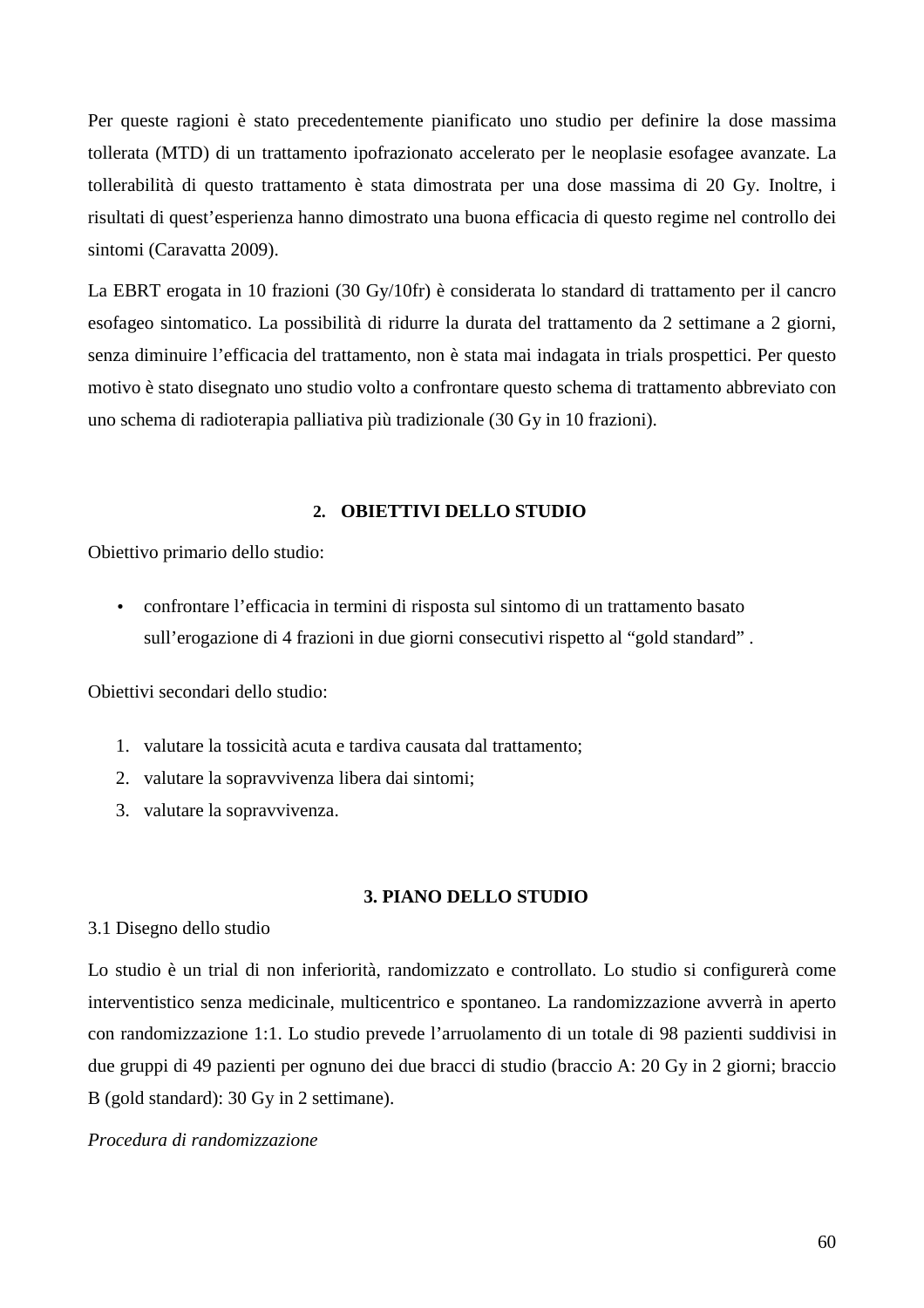Per queste ragioni è stato precedentemente pianificato uno studio per definire la dose massima tollerata (MTD) di un trattamento ipofrazionato accelerato per le neoplasie esofagee avanzate. La tollerabilità di questo trattamento è stata dimostrata per una dose massima di 20 Gy. Inoltre, i risultati di quest'esperienza hanno dimostrato una buona efficacia di questo regime nel controllo dei sintomi (Caravatta 2009).

La EBRT erogata in 10 frazioni (30 Gy/10fr) è considerata lo standard di trattamento per il cancro esofageo sintomatico. La possibilità di ridurre la durata del trattamento da 2 settimane a 2 giorni, senza diminuire l'efficacia del trattamento, non è stata mai indagata in trials prospettici. Per questo motivo è stato disegnato uno studio volto a confrontare questo schema di trattamento abbreviato con uno schema di radioterapia palliativa più tradizionale (30 Gy in 10 frazioni).

## 2. OBIETTIVI DELLO STUDIO

Obiettivo primario dello studio:

- confrontare l'efficacia in termini di risposta sul sintomo di un trattamento basato sull'erogazione di 4 frazioni in due giorni consecutivi rispetto al "gold standard" .

Obiettivi secondari dello studio:

1. valutare la tossicità acuta e tardiva causata dal trattamento;
2. valutare la sopravvivenza libera dai sintomi;
3. valutare la sopravvivenza.

## 3. PIANO DELLO STUDIO

### 3.1 Disegno dello studio

Lo studio è un trial di non inferiorità, randomizzato e controllato. Lo studio si configurerà come interventistico senza medicinale, multicentrico e spontaneo. La randomizzazione avverrà in aperto con randomizzazione 1:1. Lo studio prevede l'arruolamento di un totale di 98 pazienti suddivisi in due gruppi di 49 pazienti per ognuno dei due bracci di studio (braccio A: 20 Gy in 2 giorni; braccio B (gold standard): 30 Gy in 2 settimane).

*Procedura di randomizzazione*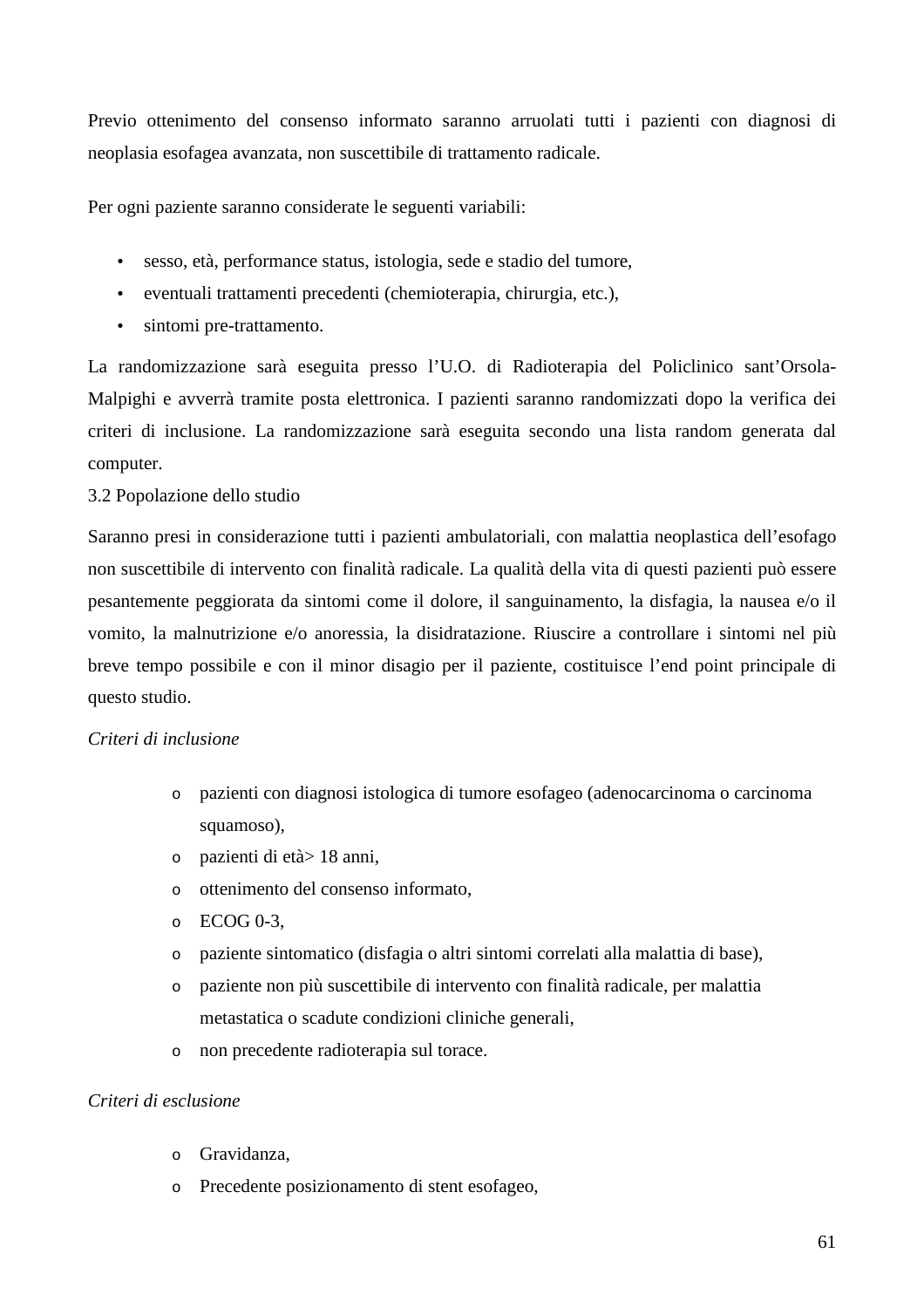Previo ottenimento del consenso informato saranno arruolati tutti i pazienti con diagnosi di neoplasia esofagea avanzata, non suscettibile di trattamento radicale.

Per ogni paziente saranno considerate le seguenti variabili:

- sesso, età, performance status, istologia, sede e stadio del tumore,
- eventuali trattamenti precedenti (chemioterapia, chirurgia, etc.),
- sintomi pre-trattamento.

La randomizzazione sarà eseguita presso l'U.O. di Radioterapia del Policlinico sant'Orsola-Malpighi e avverrà tramite posta elettronica. I pazienti saranno randomizzati dopo la verifica dei criteri di inclusione. La randomizzazione sarà eseguita secondo una lista random generata dal computer.

### 3.2 Popolazione dello studio

Saranno presi in considerazione tutti i pazienti ambulatoriali, con malattia neoplastica dell'esofago non suscettibile di intervento con finalità radicale. La qualità della vita di questi pazienti può essere pesantemente peggiorata da sintomi come il dolore, il sanguinamento, la disfagia, la nausea e/o il vomito, la malnutrizione e/o anoressia, la disidratazione. Riuscire a controllare i sintomi nel più breve tempo possibile e con il minor disagio per il paziente, costituisce l'end point principale di questo studio.

*Criteri di inclusione*

- pazienti con diagnosi istologica di tumore esofageo (adenocarcinoma o carcinoma squamoso),
- pazienti di età> 18 anni,
- ottenimento del consenso informato,
- ECOG 0-3,
- paziente sintomatico (disfagia o altri sintomi correlati alla malattia di base),
- paziente non più suscettibile di intervento con finalità radicale, per malattia metastatica o scadute condizioni cliniche generali,
- non precedente radioterapia sul torace.

*Criteri di esclusione*

- Gravidanza,
- Precedente posizionamento di stent esofageo,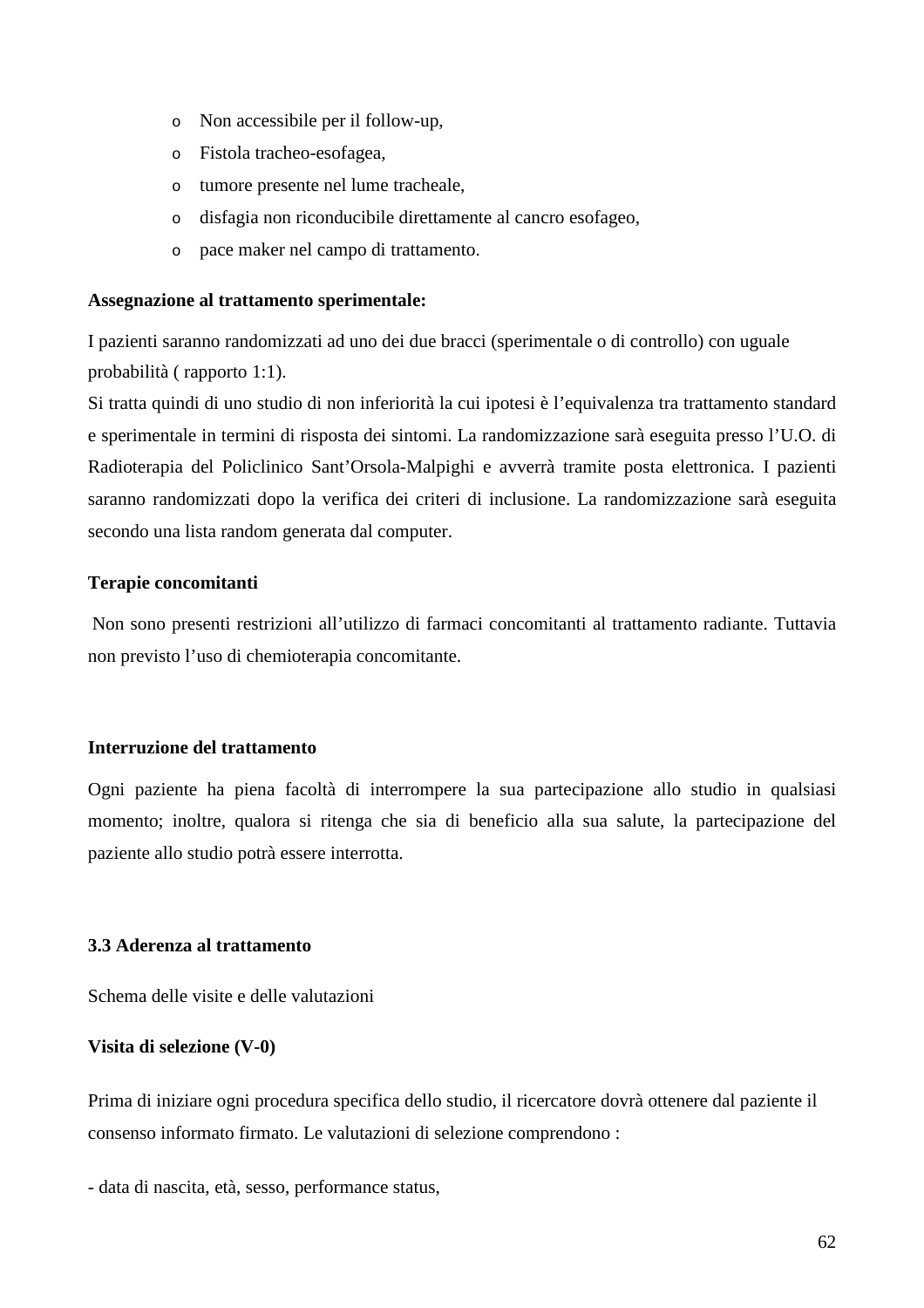- Non accessibile per il follow-up,
- Fistola tracheo-esofagea,
- tumore presente nel lume tracheale,
- disfagia non riconducibile direttamente al cancro esofageo,
- pace maker nel campo di trattamento.

**Assegnazione al trattamento sperimentale:**

I pazienti saranno randomizzati ad uno dei due bracci (sperimentale o di controllo) con uguale probabilità ( rapporto 1:1).
Si tratta quindi di uno studio di non inferiorità la cui ipotesi è l'equivalenza tra trattamento standard e sperimentale in termini di risposta dei sintomi. La randomizzazione sarà eseguita presso l'U.O. di Radioterapia del Policlinico Sant'Orsola-Malpighi e avverrà tramite posta elettronica. I pazienti saranno randomizzati dopo la verifica dei criteri di inclusione. La randomizzazione sarà eseguita secondo una lista random generata dal computer.

**Terapie concomitanti**

Non sono presenti restrizioni all'utilizzo di farmaci concomitanti al trattamento radiante. Tuttavia non previsto l'uso di chemioterapia concomitante.

**Interruzione del trattamento**

Ogni paziente ha piena facoltà di interrompere la sua partecipazione allo studio in qualsiasi momento; inoltre, qualora si ritenga che sia di beneficio alla sua salute, la partecipazione del paziente allo studio potrà essere interrotta.

### 3.3 Aderenza al trattamento

Schema delle visite e delle valutazioni

**Visita di selezione (V-0)**

Prima di iniziare ogni procedura specifica dello studio, il ricercatore dovrà ottenere dal paziente il consenso informato firmato. Le valutazioni di selezione comprendono :

- data di nascita, età, sesso, performance status,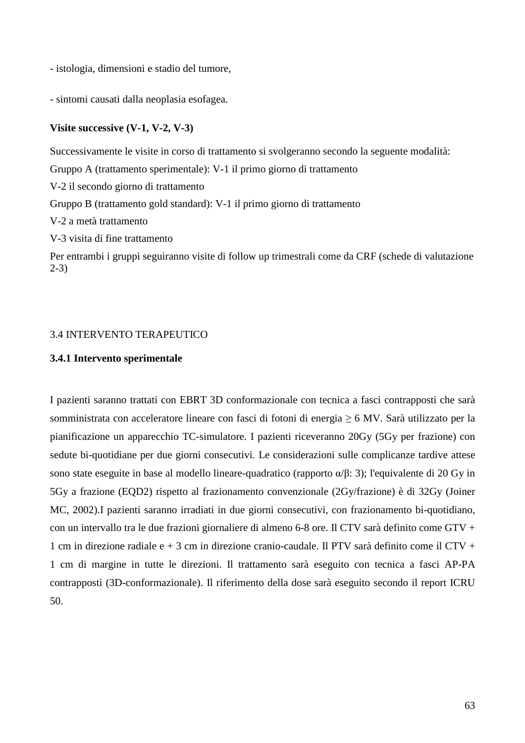- istologia, dimensioni e stadio del tumore,

- sintomi causati dalla neoplasia esofagea.

**Visite successive (V-1, V-2, V-3)**

Successivamente le visite in corso di trattamento si svolgeranno secondo la seguente modalità:

Gruppo A (trattamento sperimentale): V-1 il primo giorno di trattamento

V-2 il secondo giorno di trattamento

Gruppo B (trattamento gold standard): V-1 il primo giorno di trattamento

V-2 a metà trattamento

V-3 visita di fine trattamento

Per entrambi i gruppi seguiranno visite di follow up trimestrali come da CRF (schede di valutazione 2-3)

## 3.4 INTERVENTO TERAPEUTICO

### 3.4.1 Intervento sperimentale

I pazienti saranno trattati con EBRT 3D conformazionale con tecnica a fasci contrapposti che sarà somministrata con acceleratore lineare con fasci di fotoni di energia ≥ 6 MV. Sarà utilizzato per la pianificazione un apparecchio TC-simulatore. I pazienti riceveranno 20Gy (5Gy per frazione) con sedute bi-quotidiane per due giorni consecutivi. Le considerazioni sulle complicanze tardive attese sono state eseguite in base al modello lineare-quadratico (rapporto $\alpha/\beta$: 3); l'equivalente di 20 Gy in 5Gy a frazione (EQD2) rispetto al frazionamento convenzionale (2Gy/frazione) è di 32Gy (Joiner MC, 2002).I pazienti saranno irradiati in due giorni consecutivi, con frazionamento bi-quotidiano, con un intervallo tra le due frazioni giornaliere di almeno 6-8 ore. Il CTV sarà definito come GTV + 1 cm in direzione radiale e + 3 cm in direzione cranio-caudale. Il PTV sarà definito come il CTV + 1 cm di margine in tutte le direzioni. Il trattamento sarà eseguito con tecnica a fasci AP-PA contrapposti (3D-conformazionale). Il riferimento della dose sarà eseguito secondo il report ICRU 50.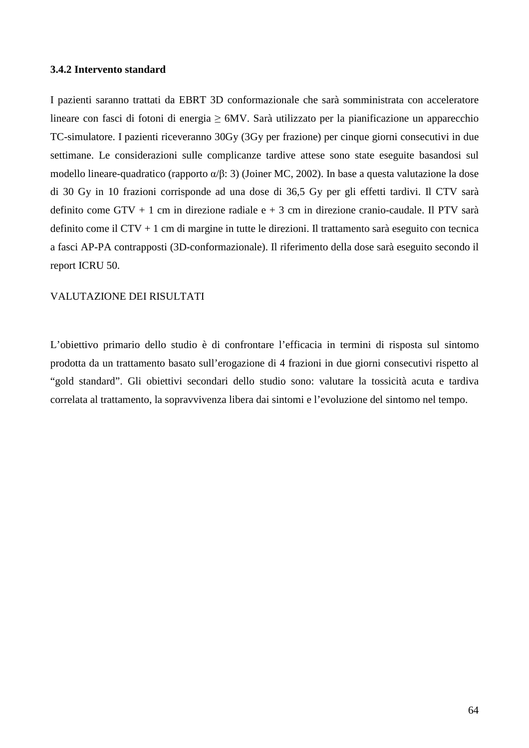### 3.4.2 Intervento standard

I pazienti saranno trattati da EBRT 3D conformazionale che sarà somministrata con acceleratore lineare con fasci di fotoni di energia ≥ 6MV. Sarà utilizzato per la pianificazione un apparecchio TC-simulatore. I pazienti riceveranno 30Gy (3Gy per frazione) per cinque giorni consecutivi in due settimane. Le considerazioni sulle complicanze tardive attese sono state eseguite basandosi sul modello lineare-quadratico (rapporto $\alpha/\beta$: 3) (Joiner MC, 2002). In base a questa valutazione la dose di 30 Gy in 10 frazioni corrisponde ad una dose di 36,5 Gy per gli effetti tardivi. Il CTV sarà definito come GTV + 1 cm in direzione radiale e + 3 cm in direzione cranio-caudale. Il PTV sarà definito come il CTV + 1 cm di margine in tutte le direzioni. Il trattamento sarà eseguito con tecnica a fasci AP-PA contrapposti (3D-conformazionale). Il riferimento della dose sarà eseguito secondo il report ICRU 50.

VALUTAZIONE DEI RISULTATI

L'obiettivo primario dello studio è di confrontare l'efficacia in termini di risposta sul sintomo prodotta da un trattamento basato sull'erogazione di 4 frazioni in due giorni consecutivi rispetto al "gold standard". Gli obiettivi secondari dello studio sono: valutare la tossicità acuta e tardiva correlata al trattamento, la sopravvivenza libera dai sintomi e l'evoluzione del sintomo nel tempo.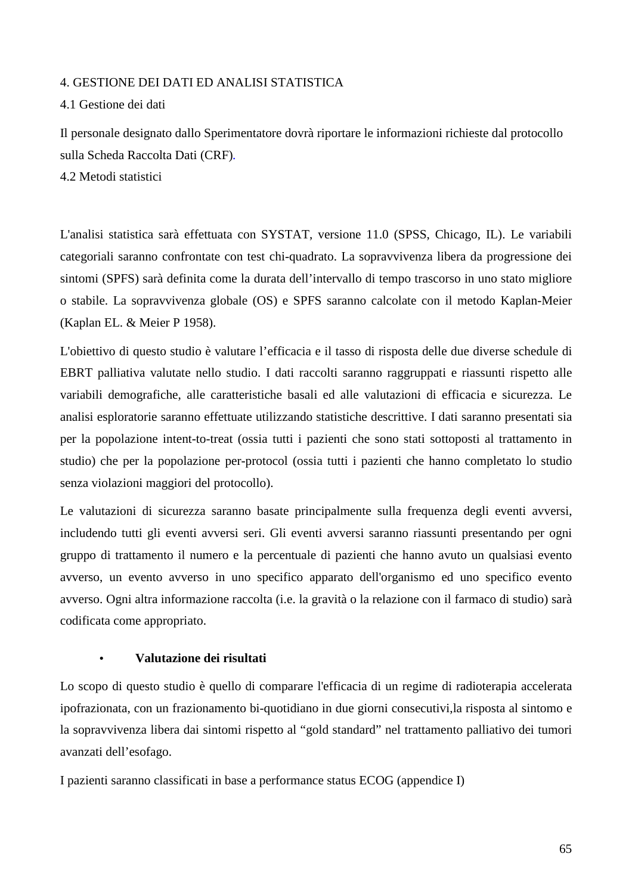## 4. GESTIONE DEI DATI ED ANALISI STATISTICA

### 4.1 Gestione dei dati

Il personale designato dallo Sperimentatore dovrà riportare le informazioni richieste dal protocollo sulla Scheda Raccolta Dati (CRF).

### 4.2 Metodi statistici

L'analisi statistica sarà effettuata con SYSTAT, versione 11.0 (SPSS, Chicago, IL). Le variabili categoriali saranno confrontate con test chi-quadrato. La sopravvivenza libera da progressione dei sintomi (SPFS) sarà definita come la durata dell'intervallo di tempo trascorso in uno stato migliore o stabile. La sopravvivenza globale (OS) e SPFS saranno calcolate con il metodo Kaplan-Meier (Kaplan EL. & Meier P 1958).

L'obiettivo di questo studio è valutare l'efficacia e il tasso di risposta delle due diverse schedule di EBRT palliativa valutate nello studio. I dati raccolti saranno raggruppati e riassunti rispetto alle variabili demografiche, alle caratteristiche basali ed alle valutazioni di efficacia e sicurezza. Le analisi esploratorie saranno effettuate utilizzando statistiche descrittive. I dati saranno presentati sia per la popolazione intent-to-treat (ossia tutti i pazienti che sono stati sottoposti al trattamento in studio) che per la popolazione per-protocol (ossia tutti i pazienti che hanno completato lo studio senza violazioni maggiori del protocollo).

Le valutazioni di sicurezza saranno basate principalmente sulla frequenza degli eventi avversi, includendo tutti gli eventi avversi seri. Gli eventi avversi saranno riassunti presentando per ogni gruppo di trattamento il numero e la percentuale di pazienti che hanno avuto un qualsiasi evento avverso, un evento avverso in uno specifico apparato dell'organismo ed uno specifico evento avverso. Ogni altra informazione raccolta (i.e. la gravità o la relazione con il farmaco di studio) sarà codificata come appropriato.

- **Valutazione dei risultati**

Lo scopo di questo studio è quello di comparare l'efficacia di un regime di radioterapia accelerata ipofrazionata, con un frazionamento bi-quotidiano in due giorni consecutivi,la risposta al sintomo e la sopravvivenza libera dai sintomi rispetto al "gold standard" nel trattamento palliativo dei tumori avanzati dell'esofago.

I pazienti saranno classificati in base a performance status ECOG (appendice I)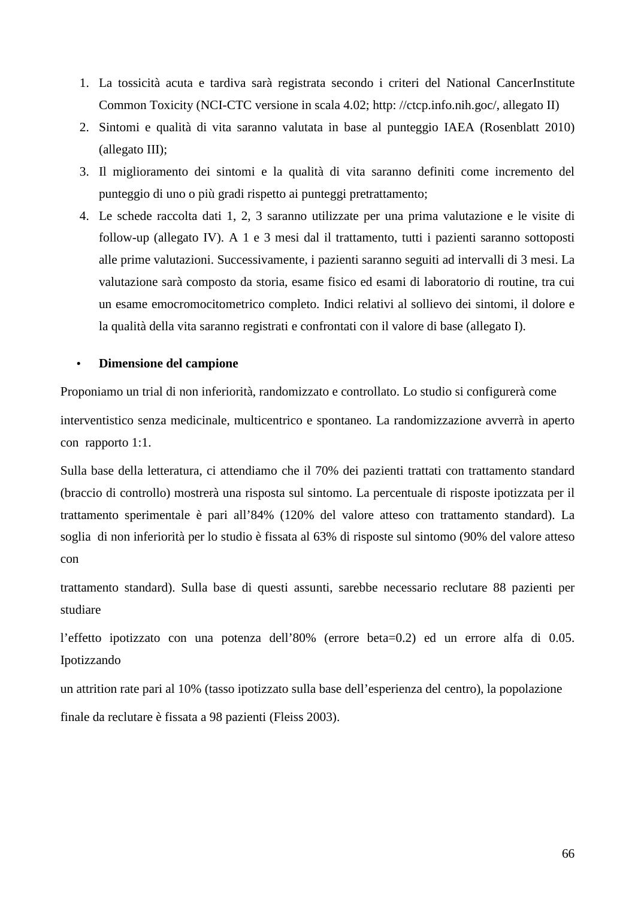1. La tossicità acuta e tardiva sarà registrata secondo i criteri del National CancerInstitute Common Toxicity (NCI-CTC versione in scala 4.02; http: //ctcp.info.nih.goc/, allegato II)
2. Sintomi e qualità di vita saranno valutata in base al punteggio IAEA (Rosenblatt 2010) (allegato III);
3. Il miglioramento dei sintomi e la qualità di vita saranno definiti come incremento del punteggio di uno o più gradi rispetto ai punteggi pretrattamento;
4. Le schede raccolta dati 1, 2, 3 saranno utilizzate per una prima valutazione e le visite di follow-up (allegato IV). A 1 e 3 mesi dal il trattamento, tutti i pazienti saranno sottoposti alle prime valutazioni. Successivamente, i pazienti saranno seguiti ad intervalli di 3 mesi. La valutazione sarà composto da storia, esame fisico ed esami di laboratorio di routine, tra cui un esame emocromocitometrico completo. Indici relativi al sollievo dei sintomi, il dolore e la qualità della vita saranno registrati e confrontati con il valore di base (allegato I).

- **Dimensione del campione**

Proponiamo un trial di non inferiorità, randomizzato e controllato. Lo studio si configurerà come interventistico senza medicinale, multicentrico e spontaneo. La randomizzazione avverrà in aperto con rapporto 1:1.

Sulla base della letteratura, ci attendiamo che il 70% dei pazienti trattati con trattamento standard (braccio di controllo) mostrerà una risposta sul sintomo. La percentuale di risposte ipotizzata per il trattamento sperimentale è pari all'84% (120% del valore atteso con trattamento standard). La soglia di non inferiorità per lo studio è fissata al 63% di risposte sul sintomo (90% del valore atteso con trattamento standard). Sulla base di questi assunti, sarebbe necessario reclutare 88 pazienti per studiare l'effetto ipotizzato con una potenza dell'80% (errore beta=0.2) ed un errore alfa di 0.05. Ipotizzando un attrition rate pari al 10% (tasso ipotizzato sulla base dell'esperienza del centro), la popolazione finale da reclutare è fissata a 98 pazienti (Fleiss 2003).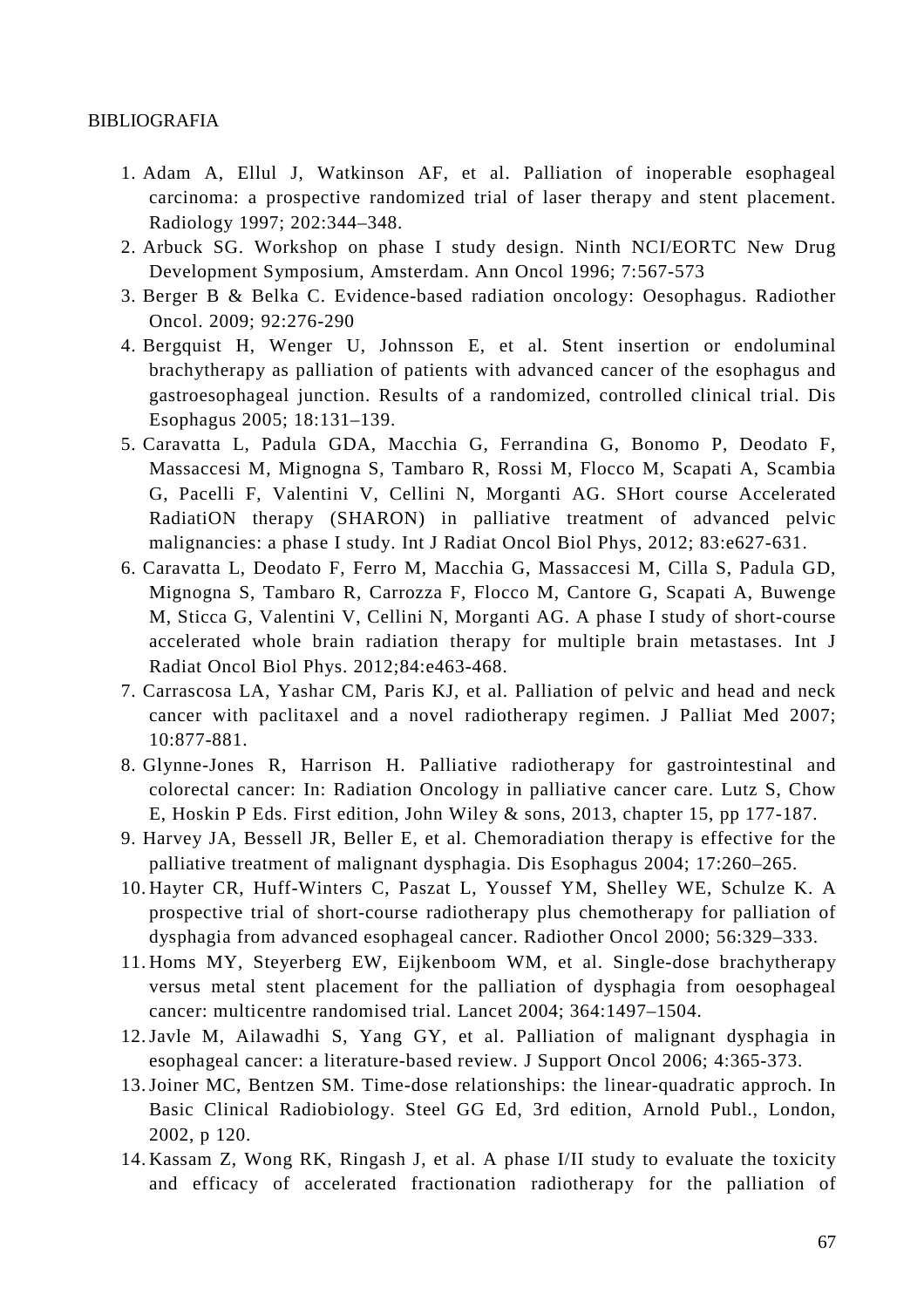BIBLIOGRAFIA

1. Adam A, Ellul J, Watkinson AF, et al. Palliation of inoperable esophageal carcinoma: a prospective randomized trial of laser therapy and stent placement. Radiology 1997; 202:344–348.
2. Arbuck SG. Workshop on phase I study design. Ninth NCI/EORTC New Drug Development Symposium, Amsterdam. Ann Oncol 1996; 7:567-573
3. Berger B & Belka C. Evidence-based radiation oncology: Oesophagus. Radiother Oncol. 2009; 92:276-290
4. Bergquist H, Wenger U, Johnsson E, et al. Stent insertion or endoluminal brachytherapy as palliation of patients with advanced cancer of the esophagus and gastroesophageal junction. Results of a randomized, controlled clinical trial. Dis Esophagus 2005; 18:131–139.
5. Caravatta L, Padula GDA, Macchia G, Ferrandina G, Bonomo P, Deodato F, Massaccesi M, Mignogna S, Tambaro R, Rossi M, Flocco M, Scapati A, Scambia G, Pacelli F, Valentini V, Cellini N, Morganti AG. SHort course Accelerated RadiatiON therapy (SHARON) in palliative treatment of advanced pelvic malignancies: a phase I study. Int J Radiat Oncol Biol Phys, 2012; 83:e627-631.
6. Caravatta L, Deodato F, Ferro M, Macchia G, Massaccesi M, Cilla S, Padula GD, Mignogna S, Tambaro R, Carrozza F, Flocco M, Cantore G, Scapati A, Buwenge M, Sticca G, Valentini V, Cellini N, Morganti AG. A phase I study of short-course accelerated whole brain radiation therapy for multiple brain metastases. Int J Radiat Oncol Biol Phys. 2012;84:e463-468.
7. Carrascosa LA, Yashar CM, Paris KJ, et al. Palliation of pelvic and head and neck cancer with paclitaxel and a novel radiotherapy regimen. J Palliat Med 2007; 10:877-881.
8. Glynne-Jones R, Harrison H. Palliative radiotherapy for gastrointestinal and colorectal cancer: In: Radiation Oncology in palliative cancer care. Lutz S, Chow E, Hoskin P Eds. First edition, John Wiley & sons, 2013, chapter 15, pp 177-187.
9. Harvey JA, Bessell JR, Beller E, et al. Chemoradiation therapy is effective for the palliative treatment of malignant dysphagia. Dis Esophagus 2004; 17:260–265.
10. Hayter CR, Huff-Winters C, Paszat L, Youssef YM, Shelley WE, Schulze K. A prospective trial of short-course radiotherapy plus chemotherapy for palliation of dysphagia from advanced esophageal cancer. Radiother Oncol 2000; 56:329–333.
11. Homs MY, Steyerberg EW, Eijkenboom WM, et al. Single-dose brachytherapy versus metal stent placement for the palliation of dysphagia from oesophageal cancer: multicentre randomised trial. Lancet 2004; 364:1497–1504.
12. Javle M, Ailawadhi S, Yang GY, et al. Palliation of malignant dysphagia in esophageal cancer: a literature-based review. J Support Oncol 2006; 4:365-373.
13. Joiner MC, Bentzen SM. Time-dose relationships: the linear-quadratic approch. In Basic Clinical Radiobiology. Steel GG Ed, 3rd edition, Arnold Publ., London, 2002, p 120.
14. Kassam Z, Wong RK, Ringash J, et al. A phase I/II study to evaluate the toxicity and efficacy of accelerated fractionation radiotherapy for the palliation of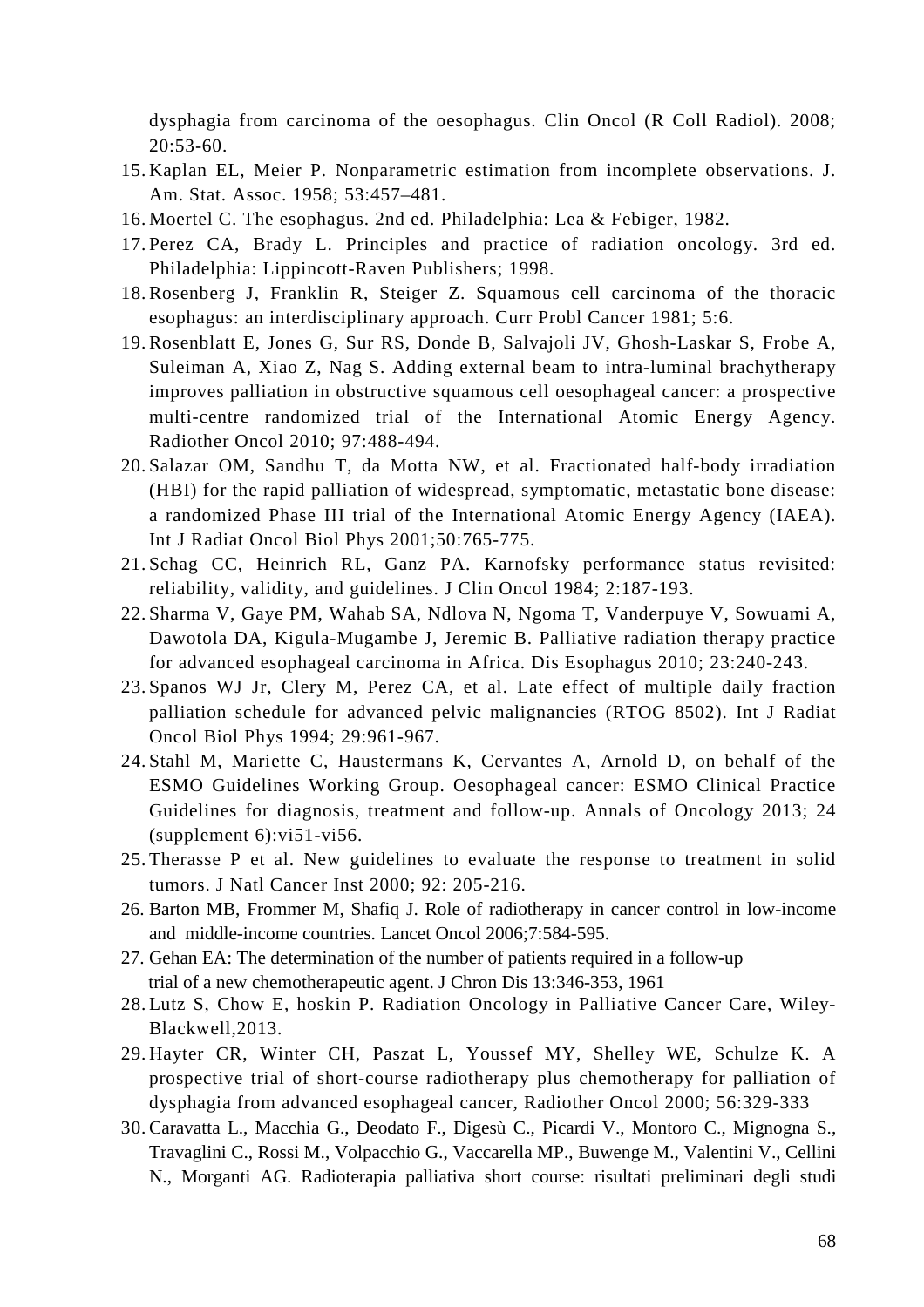dysphagia from carcinoma of the oesophagus. Clin Oncol (R Coll Radiol). 2008; 20:53-60.

15. Kaplan EL, Meier P. Nonparametric estimation from incomplete observations. J. Am. Stat. Assoc. 1958; 53:457–481.
16. Moertel C. The esophagus. 2nd ed. Philadelphia: Lea & Febiger, 1982.
17. Perez CA, Brady L. Principles and practice of radiation oncology. 3rd ed. Philadelphia: Lippincott-Raven Publishers; 1998.
18. Rosenberg J, Franklin R, Steiger Z. Squamous cell carcinoma of the thoracic esophagus: an interdisciplinary approach. Curr Probl Cancer 1981; 5:6.
19. Rosenblatt E, Jones G, Sur RS, Donde B, Salvajoli JV, Ghosh-Laskar S, Frobe A, Suleiman A, Xiao Z, Nag S. Adding external beam to intra-luminal brachytherapy improves palliation in obstructive squamous cell oesophageal cancer: a prospective multi-centre randomized trial of the International Atomic Energy Agency. Radiother Oncol 2010; 97:488-494.
20. Salazar OM, Sandhu T, da Motta NW, et al. Fractionated half-body irradiation (HBI) for the rapid palliation of widespread, symptomatic, metastatic bone disease: a randomized Phase III trial of the International Atomic Energy Agency (IAEA). Int J Radiat Oncol Biol Phys 2001;50:765-775.
21. Schag CC, Heinrich RL, Ganz PA. Karnofsky performance status revisited: reliability, validity, and guidelines. J Clin Oncol 1984; 2:187-193.
22. Sharma V, Gaye PM, Wahab SA, Ndlova N, Ngoma T, Vanderpuye V, Sowuami A, Dawotola DA, Kigula-Mugambe J, Jeremic B. Palliative radiation therapy practice for advanced esophageal carcinoma in Africa. Dis Esophagus 2010; 23:240-243.
23. Spanos WJ Jr, Clery M, Perez CA, et al. Late effect of multiple daily fraction palliation schedule for advanced pelvic malignancies (RTOG 8502). Int J Radiat Oncol Biol Phys 1994; 29:961-967.
24. Stahl M, Mariette C, Haustermans K, Cervantes A, Arnold D, on behalf of the ESMO Guidelines Working Group. Oesophageal cancer: ESMO Clinical Practice Guidelines for diagnosis, treatment and follow-up. Annals of Oncology 2013; 24 (supplement 6):vi51-vi56.
25. Therasse P et al. New guidelines to evaluate the response to treatment in solid tumors. J Natl Cancer Inst 2000; 92: 205-216.
26. Barton MB, Frommer M, Shafiq J. Role of radiotherapy in cancer control in low-income and middle-income countries. Lancet Oncol 2006;7:584-595.
27. Gehan EA: The determination of the number of patients required in a follow-up trial of a new chemotherapeutic agent. J Chron Dis 13:346-353, 1961
28. Lutz S, Chow E, hoskin P. Radiation Oncology in Palliative Cancer Care, Wiley-Blackwell,2013.
29. Hayter CR, Winter CH, Paszat L, Youssef MY, Shelley WE, Schulze K. A prospective trial of short-course radiotherapy plus chemotherapy for palliation of dysphagia from advanced esophageal cancer, Radiother Oncol 2000; 56:329-333
30. Caravatta L., Macchia G., Deodato F., Digesù C., Picardi V., Montoro C., Mignogna S., Travaglini C., Rossi M., Volpacchio G., Vaccarella MP., Buwenge M., Valentini V., Cellini N., Morganti AG. Radioterapia palliativa short course: risultati preliminari degli studi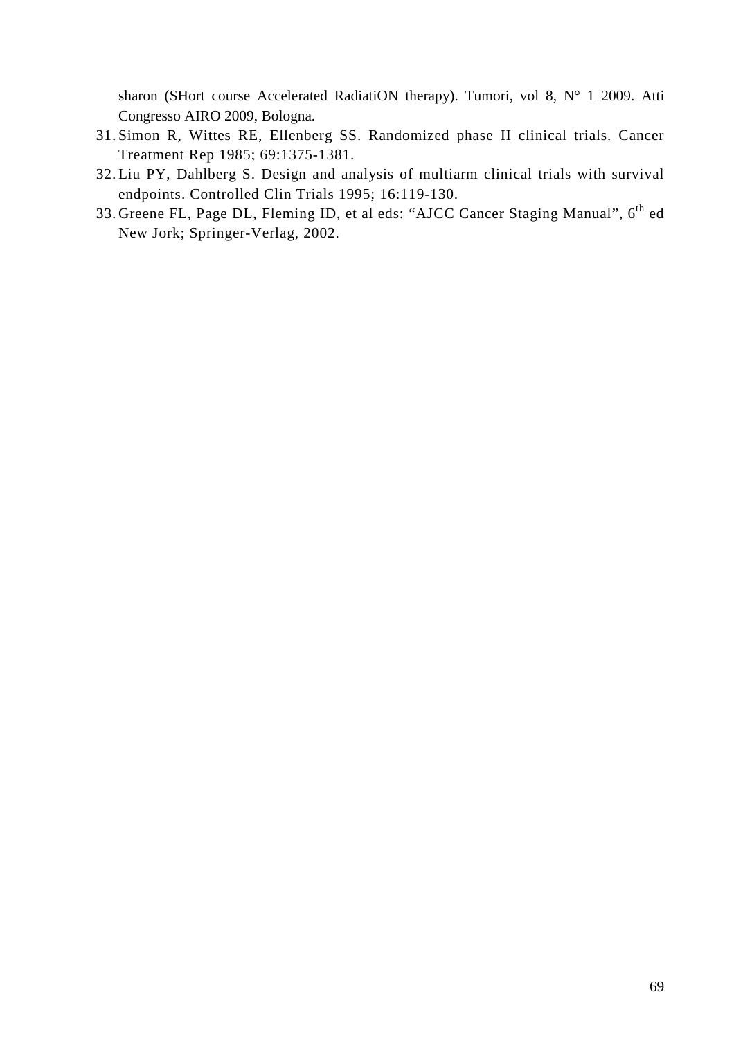sharon (SHort course Accelerated RadiatiON therapy). Tumori, vol 8, N° 1 2009. Atti Congresso AIRO 2009, Bologna.

31. Simon R, Wittes RE, Ellenberg SS. Randomized phase II clinical trials. Cancer Treatment Rep 1985; 69:1375-1381.
32. Liu PY, Dahlberg S. Design and analysis of multiarm clinical trials with survival endpoints. Controlled Clin Trials 1995; 16:119-130.
33. Greene FL, Page DL, Fleming ID, et al eds: "AJCC Cancer Staging Manual", 6th ed New Jork; Springer-Verlag, 2002.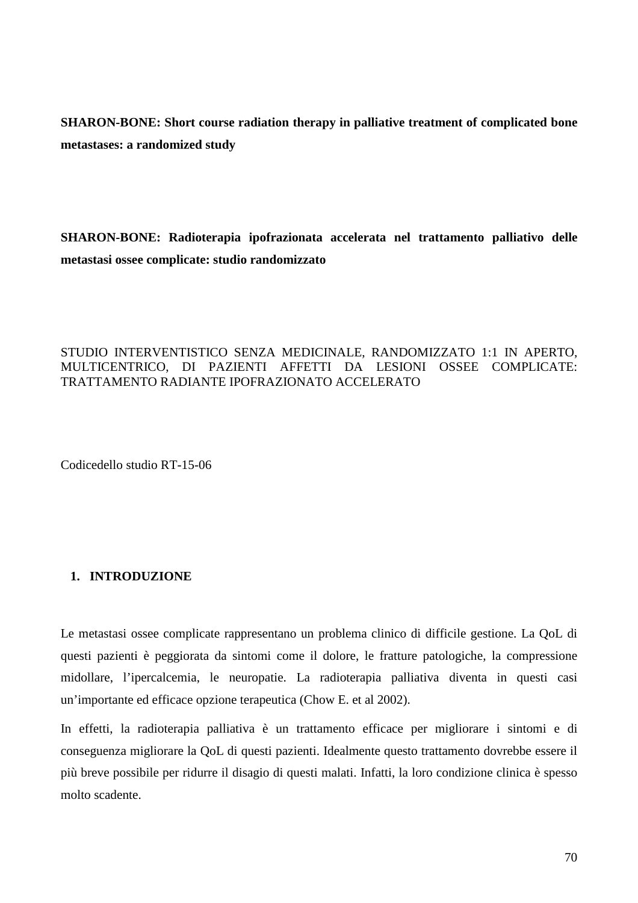**SHARON-BONE: Short course radiation therapy in palliative treatment of complicated bone metastases: a randomized study**

**SHARON-BONE: Radioterapia ipofrazionata accelerata nel trattamento palliativo delle metastasi ossee complicate: studio randomizzato**

STUDIO INTERVENTISTICO SENZA MEDICINALE, RANDOMIZZATO 1:1 IN APERTO, MULTICENTRICO, DI PAZIENTI AFFETTI DA LESIONI OSSEE COMPLICATE: TRATTAMENTO RADIANTE IPOFRAZIONATO ACCELERATO

Codicedello studio RT-15-06

## 1. INTRODUZIONE

Le metastasi ossee complicate rappresentano un problema clinico di difficile gestione. La QoL di questi pazienti è peggiorata da sintomi come il dolore, le fratture patologiche, la compressione midollare, l'ipercalcemia, le neuropatie. La radioterapia palliativa diventa in questi casi un'importante ed efficace opzione terapeutica (Chow E. et al 2002).

In effetti, la radioterapia palliativa è un trattamento efficace per migliorare i sintomi e di conseguenza migliorare la QoL di questi pazienti. Idealmente questo trattamento dovrebbe essere il più breve possibile per ridurre il disagio di questi malati. Infatti, la loro condizione clinica è spesso molto scadente.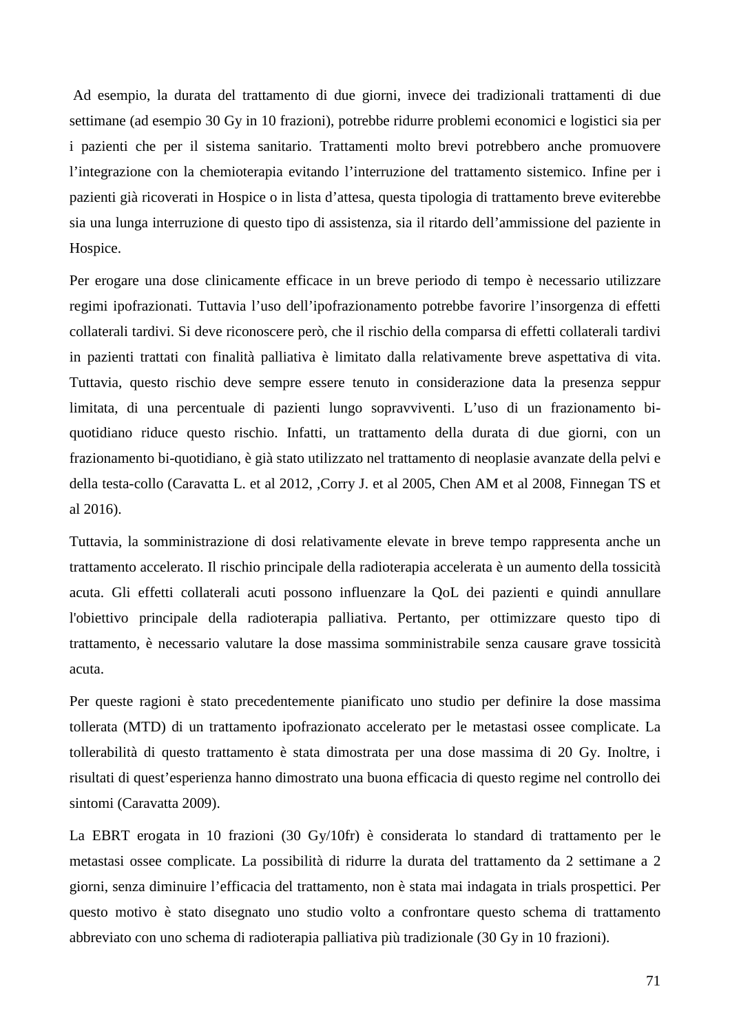Ad esempio, la durata del trattamento di due giorni, invece dei tradizionali trattamenti di due settimane (ad esempio 30 Gy in 10 frazioni), potrebbe ridurre problemi economici e logistici sia per i pazienti che per il sistema sanitario. Trattamenti molto brevi potrebbero anche promuovere l'integrazione con la chemioterapia evitando l'interruzione del trattamento sistemico. Infine per i pazienti già ricoverati in Hospice o in lista d'attesa, questa tipologia di trattamento breve eviterebbe sia una lunga interruzione di questo tipo di assistenza, sia il ritardo dell'ammissione del paziente in Hospice.

Per erogare una dose clinicamente efficace in un breve periodo di tempo è necessario utilizzare regimi ipofrazionati. Tuttavia l'uso dell'ipofrazionamento potrebbe favorire l'insorgenza di effetti collaterali tardivi. Si deve riconoscere però, che il rischio della comparsa di effetti collaterali tardivi in pazienti trattati con finalità palliativa è limitato dalla relativamente breve aspettativa di vita. Tuttavia, questo rischio deve sempre essere tenuto in considerazione data la presenza seppur limitata, di una percentuale di pazienti lungo sopravviventi. L'uso di un frazionamento bi-quotidiano riduce questo rischio. Infatti, un trattamento della durata di due giorni, con un frazionamento bi-quotidiano, è già stato utilizzato nel trattamento di neoplasie avanzate della pelvi e della testa-collo (Caravatta L. et al 2012, ,Corry J. et al 2005, Chen AM et al 2008, Finnegan TS et al 2016).

Tuttavia, la somministrazione di dosi relativamente elevate in breve tempo rappresenta anche un trattamento accelerato. Il rischio principale della radioterapia accelerata è un aumento della tossicità acuta. Gli effetti collaterali acuti possono influenzare la QoL dei pazienti e quindi annullare l'obiettivo principale della radioterapia palliativa. Pertanto, per ottimizzare questo tipo di trattamento, è necessario valutare la dose massima somministrabile senza causare grave tossicità acuta.

Per queste ragioni è stato precedentemente pianificato uno studio per definire la dose massima tollerata (MTD) di un trattamento ipofrazionato accelerato per le metastasi ossee complicate. La tollerabilità di questo trattamento è stata dimostrata per una dose massima di 20 Gy. Inoltre, i risultati di quest'esperienza hanno dimostrato una buona efficacia di questo regime nel controllo dei sintomi (Caravatta 2009).

La EBRT erogata in 10 frazioni (30 Gy/10fr) è considerata lo standard di trattamento per le metastasi ossee complicate. La possibilità di ridurre la durata del trattamento da 2 settimane a 2 giorni, senza diminuire l'efficacia del trattamento, non è stata mai indagata in trials prospettici. Per questo motivo è stato disegnato uno studio volto a confrontare questo schema di trattamento abbreviato con uno schema di radioterapia palliativa più tradizionale (30 Gy in 10 frazioni).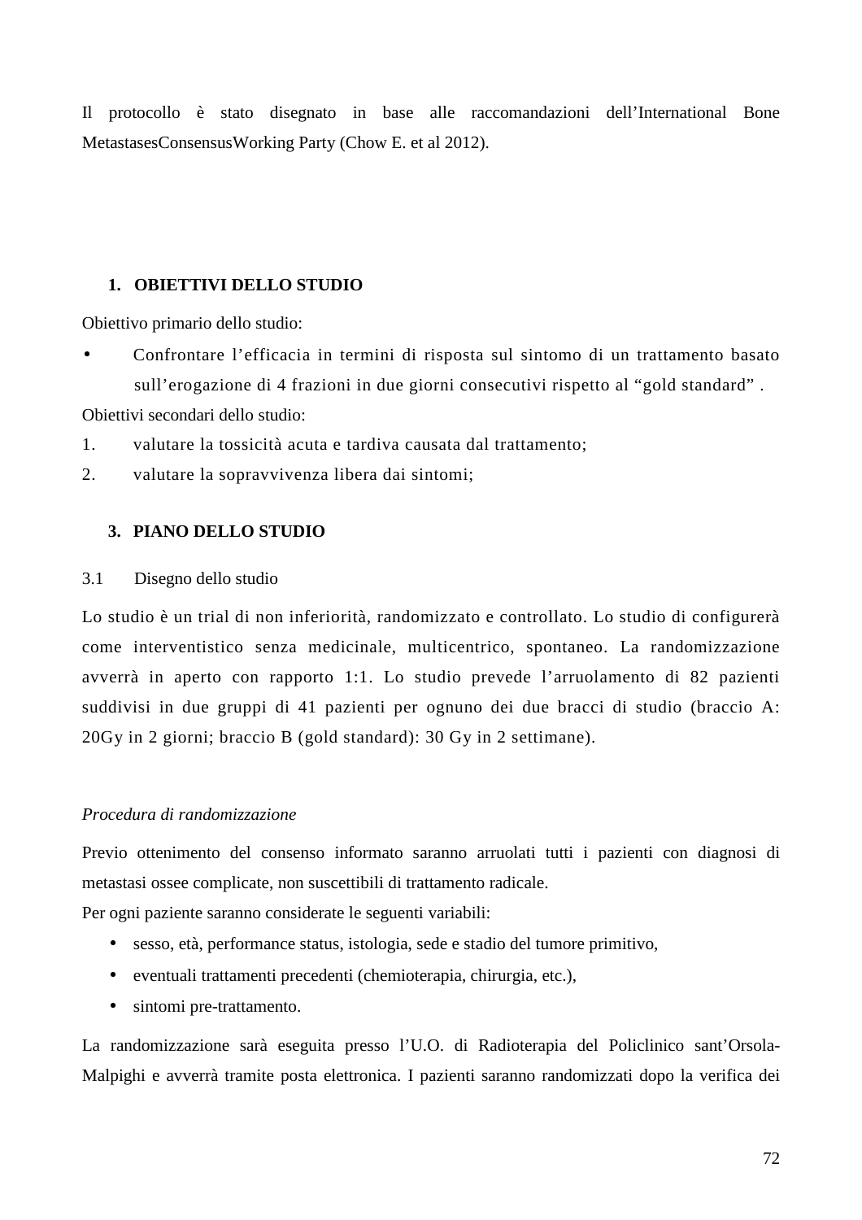Il protocollo è stato disegnato in base alle raccomandazioni dell'International Bone MetastasesConsensusWorking Party (Chow E. et al 2012).

## 1. OBIETTIVI DELLO STUDIO

Obiettivo primario dello studio:

- Confrontare l'efficacia in termini di risposta sul sintomo di un trattamento basato sull'erogazione di 4 frazioni in due giorni consecutivi rispetto al "gold standard" .

Obiettivi secondari dello studio:

1. valutare la tossicità acuta e tardiva causata dal trattamento;
2. valutare la sopravvivenza libera dai sintomi;

## 3. PIANO DELLO STUDIO

### 3.1 Disegno dello studio

Lo studio è un trial di non inferiorità, randomizzato e controllato. Lo studio di configurerà come interventistico senza medicinale, multicentrico, spontaneo. La randomizzazione avverrà in aperto con rapporto 1:1. Lo studio prevede l'arruolamento di 82 pazienti suddivisi in due gruppi di 41 pazienti per ognuno dei due bracci di studio (braccio A: 20Gy in 2 giorni; braccio B (gold standard): 30 Gy in 2 settimane).

*Procedura di randomizzazione*

Previo ottenimento del consenso informato saranno arruolati tutti i pazienti con diagnosi di metastasi ossee complicate, non suscettibili di trattamento radicale.
Per ogni paziente saranno considerate le seguenti variabili:

- sesso, età, performance status, istologia, sede e stadio del tumore primitivo,
- eventuali trattamenti precedenti (chemioterapia, chirurgia, etc.),
- sintomi pre-trattamento.

La randomizzazione sarà eseguita presso l'U.O. di Radioterapia del Policlinico sant'Orsola-Malpighi e avverrà tramite posta elettronica. I pazienti saranno randomizzati dopo la verifica dei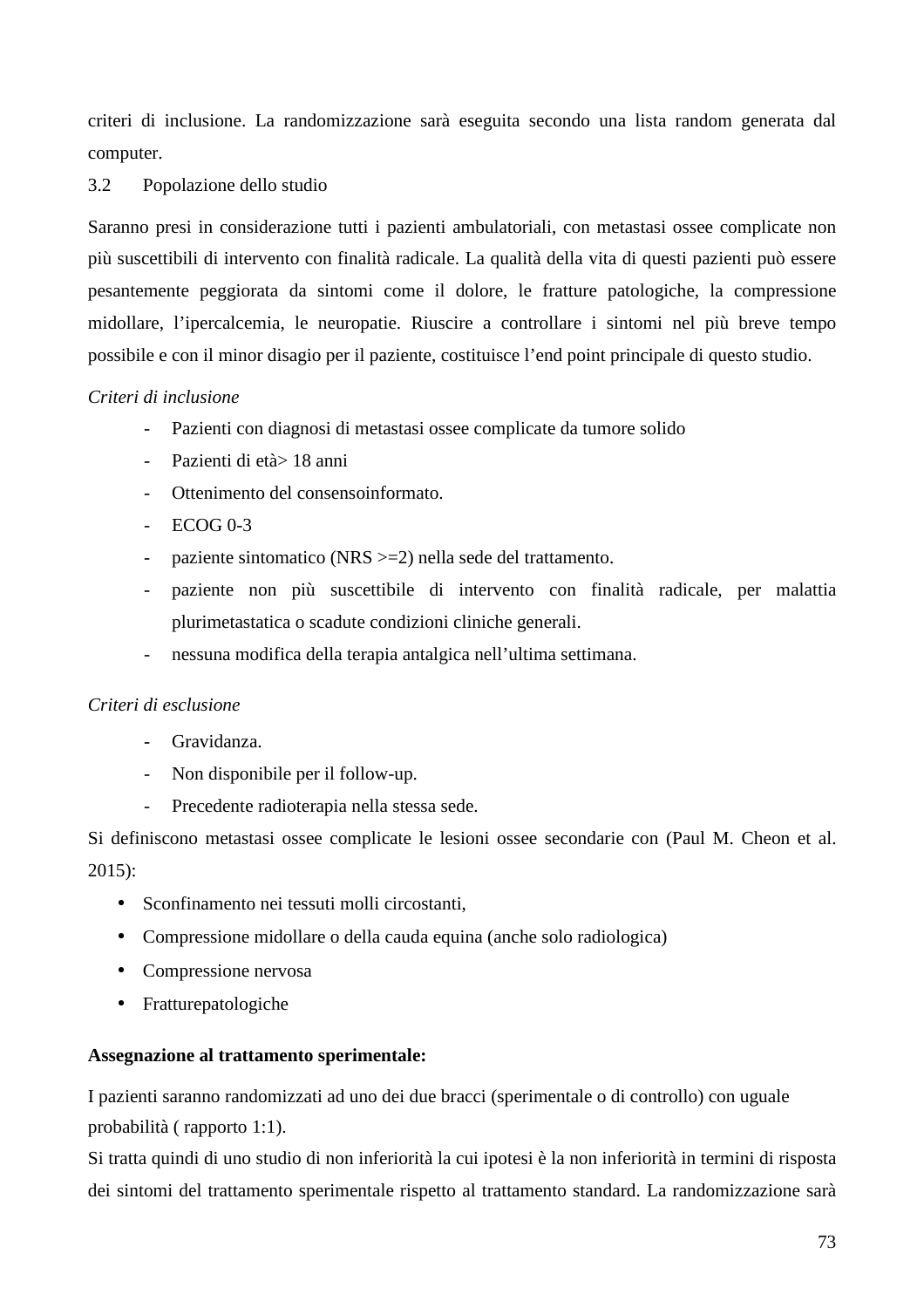criteri di inclusione. La randomizzazione sarà eseguita secondo una lista random generata dal computer.

### 3.2 Popolazione dello studio

Saranno presi in considerazione tutti i pazienti ambulatoriali, con metastasi ossee complicate non più suscettibili di intervento con finalità radicale. La qualità della vita di questi pazienti può essere pesantemente peggiorata da sintomi come il dolore, le fratture patologiche, la compressione midollare, l'ipercalcemia, le neuropatie. Riuscire a controllare i sintomi nel più breve tempo possibile e con il minor disagio per il paziente, costituisce l'end point principale di questo studio.

*Criteri di inclusione*

- Pazienti con diagnosi di metastasi ossee complicate da tumore solido
- Pazienti di età> 18 anni
- Ottenimento del consensoinformato.
- ECOG 0-3
- paziente sintomatico (NRS >=2) nella sede del trattamento.
- paziente non più suscettibile di intervento con finalità radicale, per malattia plurimetastatica o scadute condizioni cliniche generali.
- nessuna modifica della terapia antalgica nell'ultima settimana.

*Criteri di esclusione*

- Gravidanza.
- Non disponibile per il follow-up.
- Precedente radioterapia nella stessa sede.

Si definiscono metastasi ossee complicate le lesioni ossee secondarie con (Paul M. Cheon et al. 2015):

- Sconfinamento nei tessuti molli circostanti,
- Compressione midollare o della cauda equina (anche solo radiologica)
- Compressione nervosa
- Fratturepatologiche

**Assegnazione al trattamento sperimentale:**

I pazienti saranno randomizzati ad uno dei due bracci (sperimentale o di controllo) con uguale probabilità ( rapporto 1:1).
Si tratta quindi di uno studio di non inferiorità la cui ipotesi è la non inferiorità in termini di risposta dei sintomi del trattamento sperimentale rispetto al trattamento standard. La randomizzazione sarà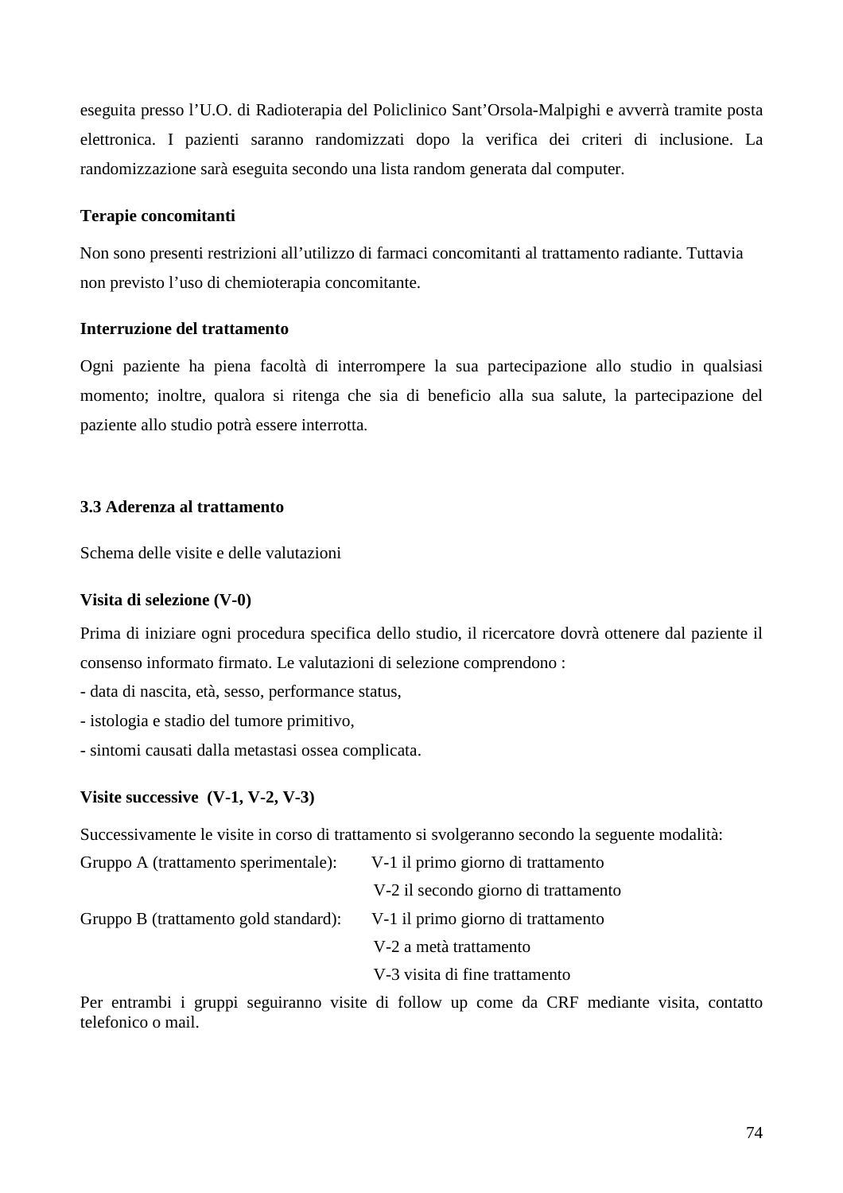eseguita presso l'U.O. di Radioterapia del Policlinico Sant'Orsola-Malpighi e avverrà tramite posta elettronica. I pazienti saranno randomizzati dopo la verifica dei criteri di inclusione. La randomizzazione sarà eseguita secondo una lista random generata dal computer.

**Terapie concomitanti**

Non sono presenti restrizioni all'utilizzo di farmaci concomitanti al trattamento radiante. Tuttavia non previsto l'uso di chemioterapia concomitante.

**Interruzione del trattamento**

Ogni paziente ha piena facoltà di interrompere la sua partecipazione allo studio in qualsiasi momento; inoltre, qualora si ritenga che sia di beneficio alla sua salute, la partecipazione del paziente allo studio potrà essere interrotta.

### 3.3 Aderenza al trattamento

Schema delle visite e delle valutazioni

**Visita di selezione (V-0)**

Prima di iniziare ogni procedura specifica dello studio, il ricercatore dovrà ottenere dal paziente il consenso informato firmato. Le valutazioni di selezione comprendono :

- data di nascita, età, sesso, performance status,
- istologia e stadio del tumore primitivo,
- sintomi causati dalla metastasi ossea complicata.

**Visite successive (V-1, V-2, V-3)**

Successivamente le visite in corso di trattamento si svolgeranno secondo la seguente modalità:

Gruppo A (trattamento sperimentale): V-1 il primo giorno di trattamento
V-2 il secondo giorno di trattamento

Gruppo B (trattamento gold standard): V-1 il primo giorno di trattamento
V-2 a metà trattamento
V-3 visita di fine trattamento

Per entrambi i gruppi seguiranno visite di follow up come da CRF mediante visita, contatto telefonico o mail.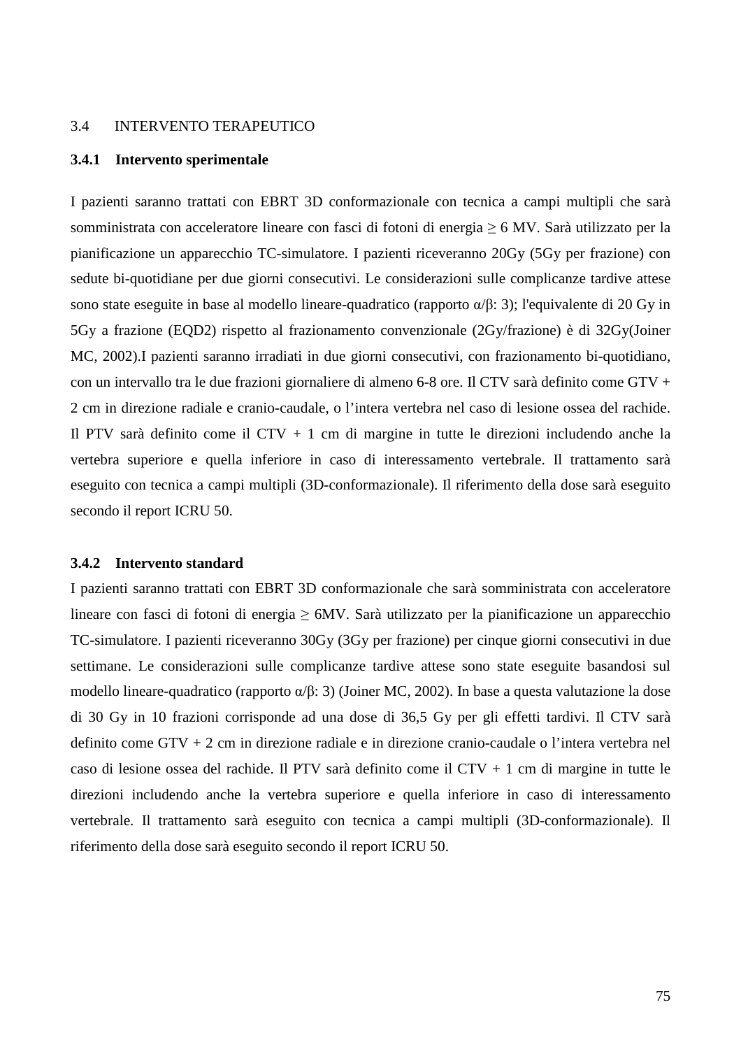## 3.4 INTERVENTO TERAPEUTICO

### 3.4.1 Intervento sperimentale

I pazienti saranno trattati con EBRT 3D conformazionale con tecnica a campi multipli che sarà somministrata con acceleratore lineare con fasci di fotoni di energia ≥ 6 MV. Sarà utilizzato per la pianificazione un apparecchio TC-simulatore. I pazienti riceveranno 20Gy (5Gy per frazione) con sedute bi-quotidiane per due giorni consecutivi. Le considerazioni sulle complicanze tardive attese sono state eseguite in base al modello lineare-quadratico (rapporto α/β: 3); l'equivalente di 20 Gy in 5Gy a frazione (EQD2) rispetto al frazionamento convenzionale (2Gy/frazione) è di 32Gy(Joiner MC, 2002).I pazienti saranno irradiati in due giorni consecutivi, con frazionamento bi-quotidiano, con un intervallo tra le due frazioni giornaliere di almeno 6-8 ore. Il CTV sarà definito come GTV + 2 cm in direzione radiale e cranio-caudale, o l'intera vertebra nel caso di lesione ossea del rachide. Il PTV sarà definito come il CTV + 1 cm di margine in tutte le direzioni includendo anche la vertebra superiore e quella inferiore in caso di interessamento vertebrale. Il trattamento sarà eseguito con tecnica a campi multipli (3D-conformazionale). Il riferimento della dose sarà eseguito secondo il report ICRU 50.

### 3.4.2 Intervento standard

I pazienti saranno trattati con EBRT 3D conformazionale che sarà somministrata con acceleratore lineare con fasci di fotoni di energia ≥ 6MV. Sarà utilizzato per la pianificazione un apparecchio TC-simulatore. I pazienti riceveranno 30Gy (3Gy per frazione) per cinque giorni consecutivi in due settimane. Le considerazioni sulle complicanze tardive attese sono state eseguite basandosi sul modello lineare-quadratico (rapporto α/β: 3) (Joiner MC, 2002). In base a questa valutazione la dose di 30 Gy in 10 frazioni corrisponde ad una dose di 36,5 Gy per gli effetti tardivi. Il CTV sarà definito come GTV + 2 cm in direzione radiale e in direzione cranio-caudale o l'intera vertebra nel caso di lesione ossea del rachide. Il PTV sarà definito come il CTV + 1 cm di margine in tutte le direzioni includendo anche la vertebra superiore e quella inferiore in caso di interessamento vertebrale. Il trattamento sarà eseguito con tecnica a campi multipli (3D-conformazionale). Il riferimento della dose sarà eseguito secondo il report ICRU 50.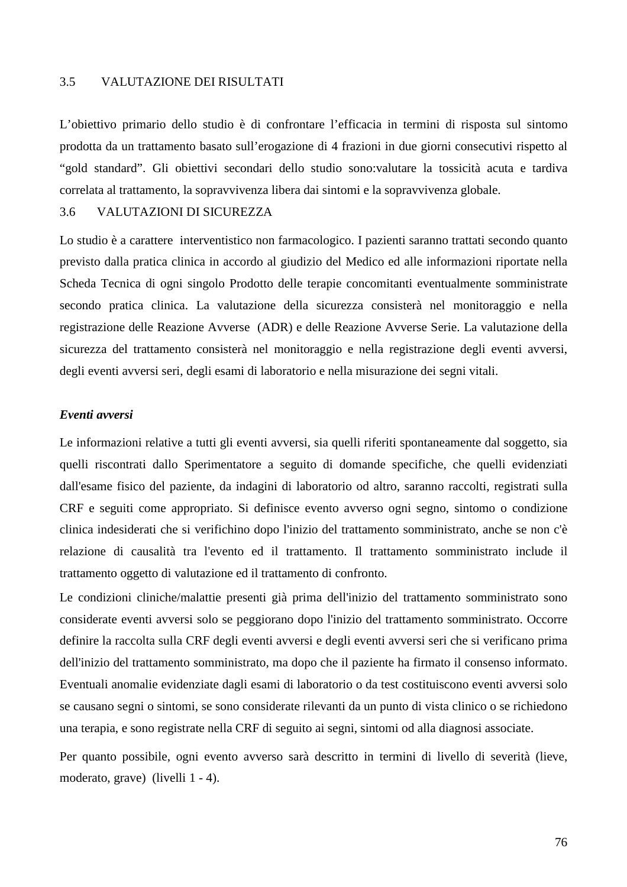### 3.5 VALUTAZIONE DEI RISULTATI

L'obiettivo primario dello studio è di confrontare l'efficacia in termini di risposta sul sintomo prodotta da un trattamento basato sull'erogazione di 4 frazioni in due giorni consecutivi rispetto al "gold standard". Gli obiettivi secondari dello studio sono:valutare la tossicità acuta e tardiva correlata al trattamento, la sopravvivenza libera dai sintomi e la sopravvivenza globale.

### 3.6 VALUTAZIONI DI SICUREZZA

Lo studio è a carattere interventistico non farmacologico. I pazienti saranno trattati secondo quanto previsto dalla pratica clinica in accordo al giudizio del Medico ed alle informazioni riportate nella Scheda Tecnica di ogni singolo Prodotto delle terapie concomitanti eventualmente somministrate secondo pratica clinica. La valutazione della sicurezza consisterà nel monitoraggio e nella registrazione delle Reazione Avverse (ADR) e delle Reazione Avverse Serie. La valutazione della sicurezza del trattamento consisterà nel monitoraggio e nella registrazione degli eventi avversi, degli eventi avversi seri, degli esami di laboratorio e nella misurazione dei segni vitali.

***Eventi avversi***

Le informazioni relative a tutti gli eventi avversi, sia quelli riferiti spontaneamente dal soggetto, sia quelli riscontrati dallo Sperimentatore a seguito di domande specifiche, che quelli evidenziati dall'esame fisico del paziente, da indagini di laboratorio od altro, saranno raccolti, registrati sulla CRF e seguiti come appropriato. Si definisce evento avverso ogni segno, sintomo o condizione clinica indesiderati che si verifichino dopo l'inizio del trattamento somministrato, anche se non c'è relazione di causalità tra l'evento ed il trattamento. Il trattamento somministrato include il trattamento oggetto di valutazione ed il trattamento di confronto.

Le condizioni cliniche/malattie presenti già prima dell'inizio del trattamento somministrato sono considerate eventi avversi solo se peggiorano dopo l'inizio del trattamento somministrato. Occorre definire la raccolta sulla CRF degli eventi avversi e degli eventi avversi seri che si verificano prima dell'inizio del trattamento somministrato, ma dopo che il paziente ha firmato il consenso informato. Eventuali anomalie evidenziate dagli esami di laboratorio o da test costituiscono eventi avversi solo se causano segni o sintomi, se sono considerate rilevanti da un punto di vista clinico o se richiedono una terapia, e sono registrate nella CRF di seguito ai segni, sintomi od alla diagnosi associate.

Per quanto possibile, ogni evento avverso sarà descritto in termini di livello di severità (lieve, moderato, grave) (livelli 1 - 4).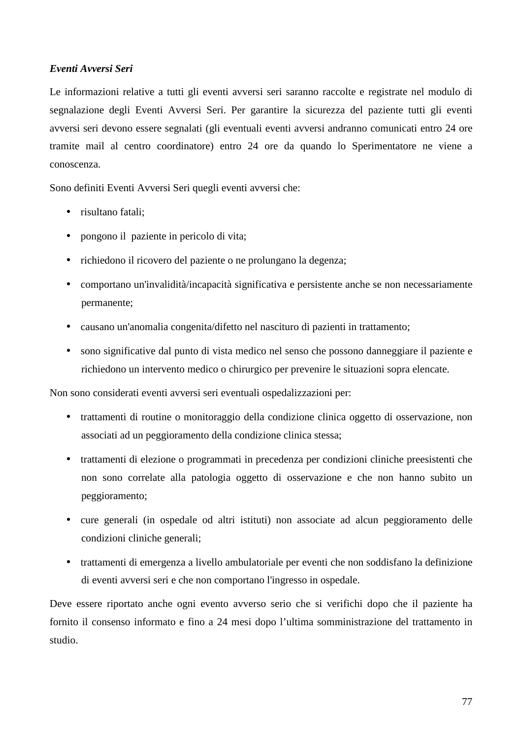***Eventi Avversi Seri***

Le informazioni relative a tutti gli eventi avversi seri saranno raccolte e registrate nel modulo di segnalazione degli Eventi Avversi Seri. Per garantire la sicurezza del paziente tutti gli eventi avversi seri devono essere segnalati (gli eventuali eventi avversi andranno comunicati entro 24 ore tramite mail al centro coordinatore) entro 24 ore da quando lo Sperimentatore ne viene a conoscenza.

Sono definiti Eventi Avversi Seri quegli eventi avversi che:

- risultano fatali;
- pongono il paziente in pericolo di vita;
- richiedono il ricovero del paziente o ne prolungano la degenza;
- comportano un'invalidità/incapacità significativa e persistente anche se non necessariamente permanente;
- causano un'anomalia congenita/difetto nel nascituro di pazienti in trattamento;
- sono significative dal punto di vista medico nel senso che possono danneggiare il paziente e richiedono un intervento medico o chirurgico per prevenire le situazioni sopra elencate.

Non sono considerati eventi avversi seri eventuali ospedalizzazioni per:

- trattamenti di routine o monitoraggio della condizione clinica oggetto di osservazione, non associati ad un peggioramento della condizione clinica stessa;
- trattamenti di elezione o programmati in precedenza per condizioni cliniche preesistenti che non sono correlate alla patologia oggetto di osservazione e che non hanno subito un peggioramento;
- cure generali (in ospedale od altri istituti) non associate ad alcun peggioramento delle condizioni cliniche generali;
- trattamenti di emergenza a livello ambulatoriale per eventi che non soddisfano la definizione di eventi avversi seri e che non comportano l'ingresso in ospedale.

Deve essere riportato anche ogni evento avverso serio che si verifichi dopo che il paziente ha fornito il consenso informato e fino a 24 mesi dopo l'ultima somministrazione del trattamento in studio.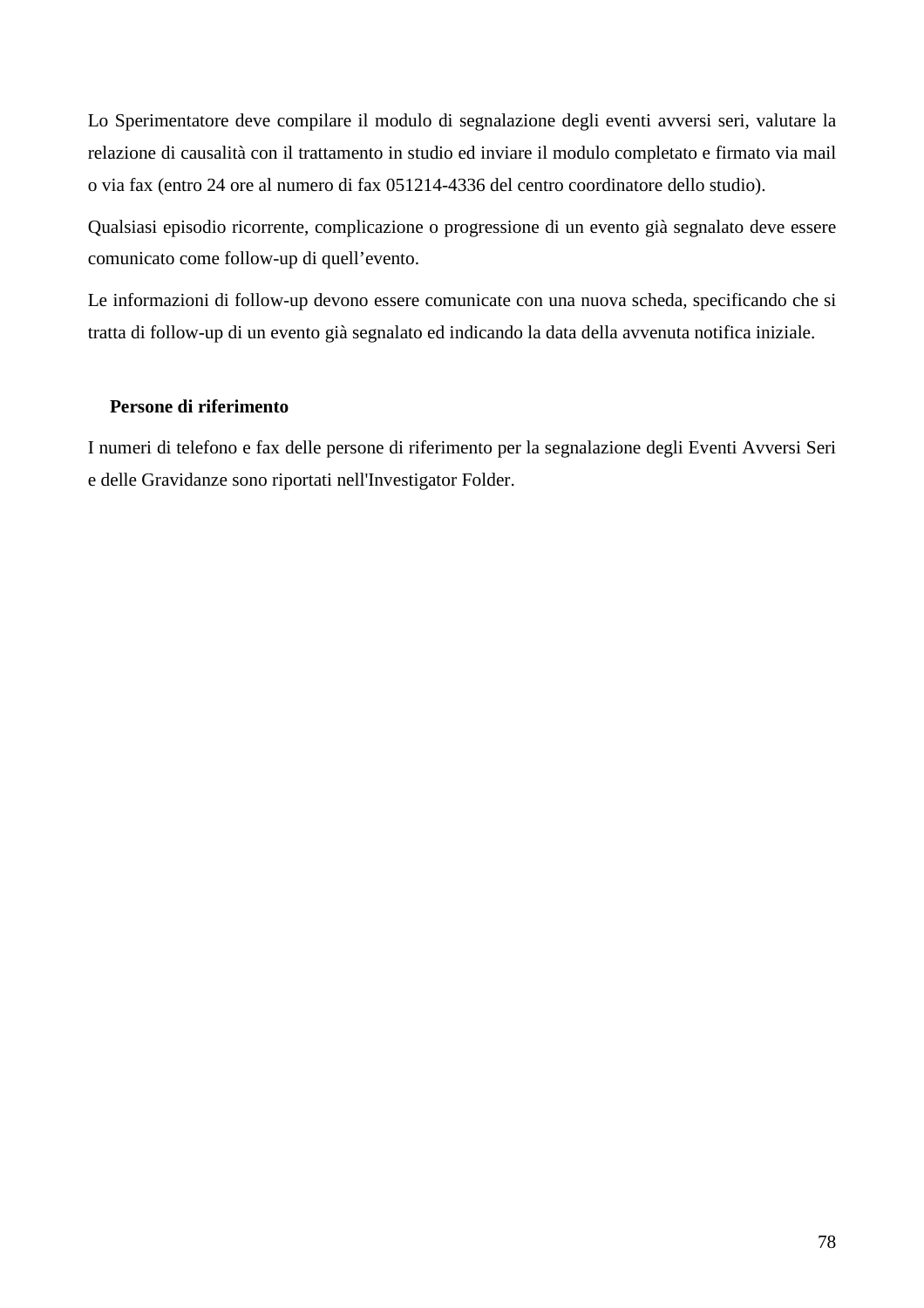Lo Sperimentatore deve compilare il modulo di segnalazione degli eventi avversi seri, valutare la relazione di causalità con il trattamento in studio ed inviare il modulo completato e firmato via mail o via fax (entro 24 ore al numero di fax 051214-4336 del centro coordinatore dello studio).

Qualsiasi episodio ricorrente, complicazione o progressione di un evento già segnalato deve essere comunicato come follow-up di quell'evento.

Le informazioni di follow-up devono essere comunicate con una nuova scheda, specificando che si tratta di follow-up di un evento già segnalato ed indicando la data della avvenuta notifica iniziale.

**Persone di riferimento**

I numeri di telefono e fax delle persone di riferimento per la segnalazione degli Eventi Avversi Seri e delle Gravidanze sono riportati nell'Investigator Folder.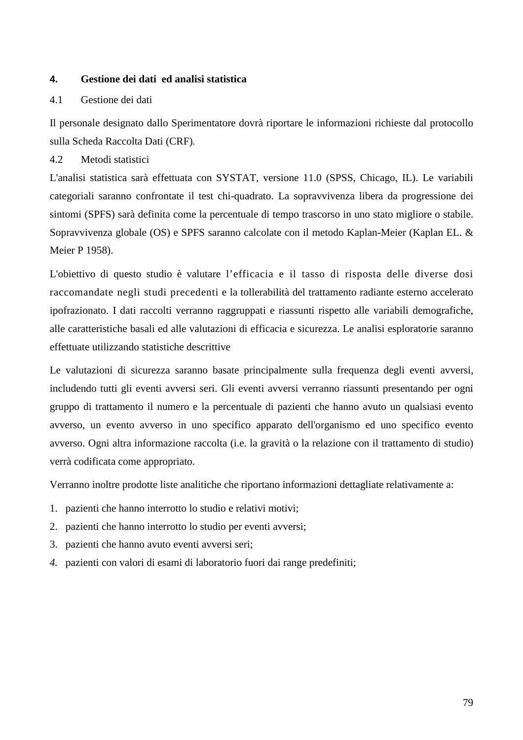## 4. Gestione dei dati ed analisi statistica

### 4.1 Gestione dei dati

Il personale designato dallo Sperimentatore dovrà riportare le informazioni richieste dal protocollo sulla Scheda Raccolta Dati (CRF).

### 4.2 Metodi statistici

L'analisi statistica sarà effettuata con SYSTAT, versione 11.0 (SPSS, Chicago, IL). Le variabili categoriali saranno confrontate il test chi-quadrato. La sopravvivenza libera da progressione dei sintomi (SPFS) sarà definita come la percentuale di tempo trascorso in uno stato migliore o stabile. Sopravvivenza globale (OS) e SPFS saranno calcolate con il metodo Kaplan-Meier (Kaplan EL. & Meier P 1958).

L'obiettivo di questo studio è valutare l'efficacia e il tasso di risposta delle diverse dosi raccomandate negli studi precedenti e la tollerabilità del trattamento radiante esterno accelerato ipofrazionato. I dati raccolti verranno raggruppati e riassunti rispetto alle variabili demografiche, alle caratteristiche basali ed alle valutazioni di efficacia e sicurezza. Le analisi esploratorie saranno effettuate utilizzando statistiche descrittive

Le valutazioni di sicurezza saranno basate principalmente sulla frequenza degli eventi avversi, includendo tutti gli eventi avversi seri. Gli eventi avversi verranno riassunti presentando per ogni gruppo di trattamento il numero e la percentuale di pazienti che hanno avuto un qualsiasi evento avverso, un evento avverso in uno specifico apparato dell'organismo ed uno specifico evento avverso. Ogni altra informazione raccolta (i.e. la gravità o la relazione con il trattamento di studio) verrà codificata come appropriato.

Verranno inoltre prodotte liste analitiche che riportano informazioni dettagliate relativamente a:

1. pazienti che hanno interrotto lo studio e relativi motivi;
2. pazienti che hanno interrotto lo studio per eventi avversi;
3. pazienti che hanno avuto eventi avversi seri;
4. pazienti con valori di esami di laboratorio fuori dai range predefiniti;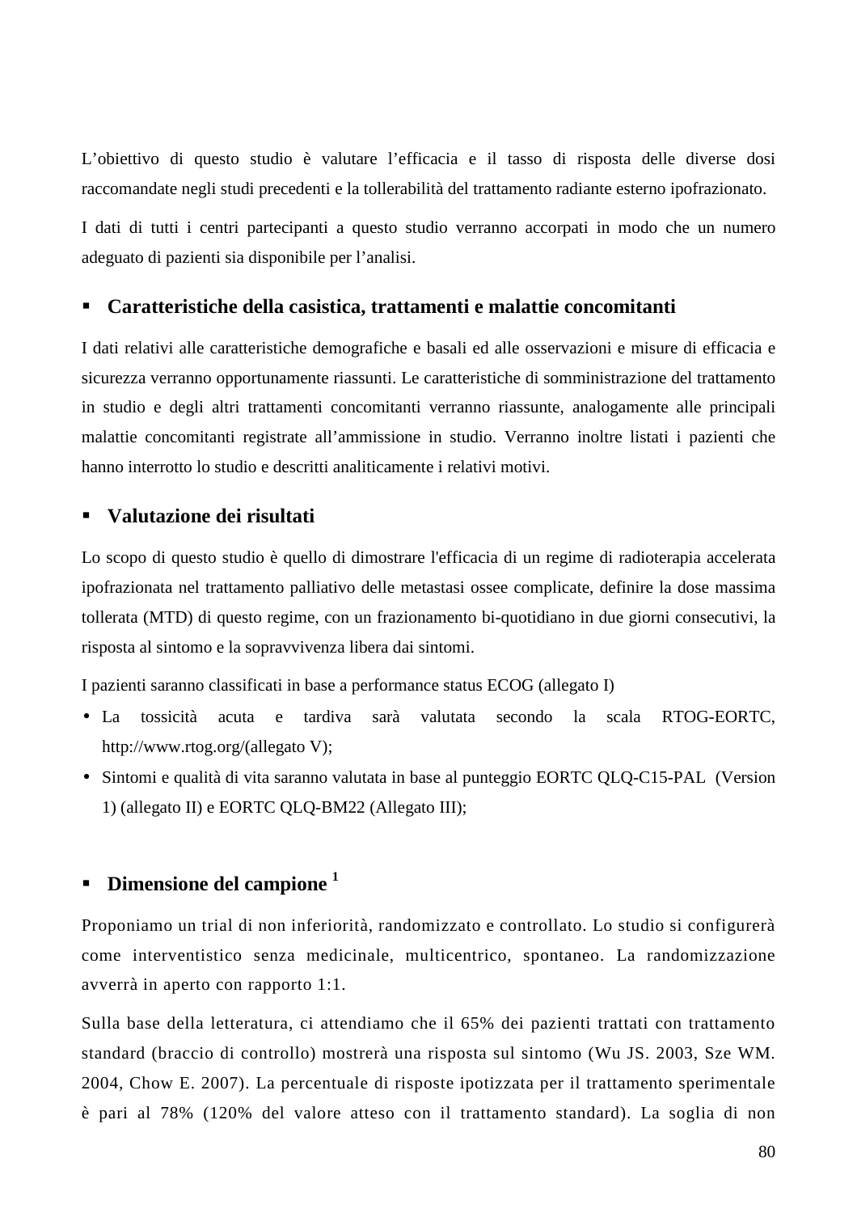L'obiettivo di questo studio è valutare l'efficacia e il tasso di risposta delle diverse dosi raccomandate negli studi precedenti e la tollerabilità del trattamento radiante esterno ipofrazionato.

I dati di tutti i centri partecipanti a questo studio verranno accorpati in modo che un numero adeguato di pazienti sia disponibile per l'analisi.

- **Caratteristiche della casistica, trattamenti e malattie concomitanti**

I dati relativi alle caratteristiche demografiche e basali ed alle osservazioni e misure di efficacia e sicurezza verranno opportunamente riassunti. Le caratteristiche di somministrazione del trattamento in studio e degli altri trattamenti concomitanti verranno riassunte, analogamente alle principali malattie concomitanti registrate all'ammissione in studio. Verranno inoltre listati i pazienti che hanno interrotto lo studio e descritti analiticamente i relativi motivi.

- **Valutazione dei risultati**

Lo scopo di questo studio è quello di dimostrare l'efficacia di un regime di radioterapia accelerata ipofrazionata nel trattamento palliativo delle metastasi ossee complicate, definire la dose massima tollerata (MTD) di questo regime, con un frazionamento bi-quotidiano in due giorni consecutivi, la risposta al sintomo e la sopravvivenza libera dai sintomi.

I pazienti saranno classificati in base a performance status ECOG (allegato I)

- La tossicità acuta e tardiva sarà valutata secondo la scala RTOG-EORTC, http://www.rtog.org/(allegato V);
- Sintomi e qualità di vita saranno valutata in base al punteggio EORTC QLQ-C15-PAL (Version 1) (allegato II) e EORTC QLQ-BM22 (Allegato III);

- **Dimensione del campione [1]**

Proponiamo un trial di non inferiorità, randomizzato e controllato. Lo studio si configurerà come interventistico senza medicinale, multicentrico, spontaneo. La randomizzazione avverrà in aperto con rapporto 1:1.

Sulla base della letteratura, ci attendiamo che il 65% dei pazienti trattati con trattamento standard (braccio di controllo) mostrerà una risposta sul sintomo (Wu JS. 2003, Sze WM. 2004, Chow E. 2007). La percentuale di risposte ipotizzata per il trattamento sperimentale è pari al 78% (120% del valore atteso con il trattamento standard). La soglia di non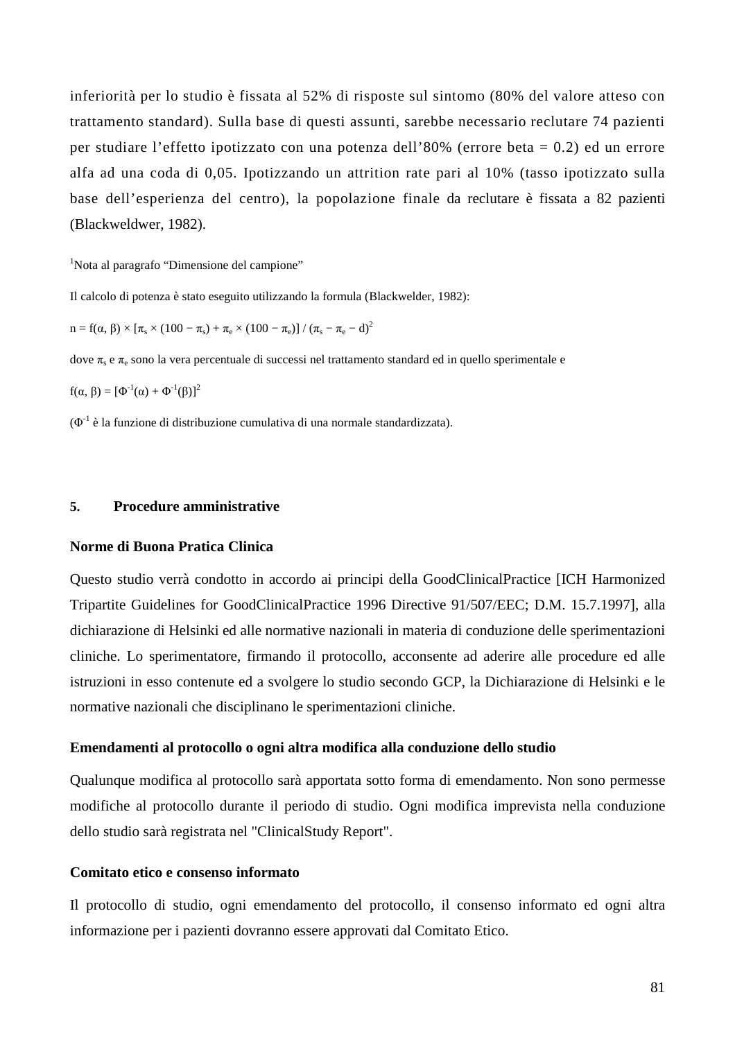inferiorità per lo studio è fissata al 52% di risposte sul sintomo (80% del valore atteso con trattamento standard). Sulla base di questi assunti, sarebbe necessario reclutare 74 pazienti per studiare l'effetto ipotizzato con una potenza dell'80% (errore beta = 0.2) ed un errore alfa ad una coda di 0,05. Ipotizzando un attrition rate pari al 10% (tasso ipotizzato sulla base dell'esperienza del centro), la popolazione finale da reclutare è fissata a 82 pazienti (Blackweldwer, 1982).

[1]Nota al paragrafo "Dimensione del campione"

Il calcolo di potenza è stato eseguito utilizzando la formula (Blackwelder, 1982):

$n = f(\alpha, \beta) \times [\pi_s \times (100 - \pi_s) + \pi_e \times (100 - \pi_e)] / (\pi_s - \pi_e - d)^2$

dove $\pi_s$ e $\pi_e$ sono la vera percentuale di successi nel trattamento standard ed in quello sperimentale e

$f(\alpha, \beta) = [\Phi^{-1}(\alpha) + \Phi^{-1}(\beta)]^2$

($\Phi^{-1}$ è la funzione di distribuzione cumulativa di una normale standardizzata).

## 5. Procedure amministrative

### Norme di Buona Pratica Clinica

Questo studio verrà condotto in accordo ai principi della GoodClinicalPractice [ICH Harmonized Tripartite Guidelines for GoodClinicalPractice 1996 Directive 91/507/EEC; D.M. 15.7.1997], alla dichiarazione di Helsinki ed alle normative nazionali in materia di conduzione delle sperimentazioni cliniche. Lo sperimentatore, firmando il protocollo, acconsente ad aderire alle procedure ed alle istruzioni in esso contenute ed a svolgere lo studio secondo GCP, la Dichiarazione di Helsinki e le normative nazionali che disciplinano le sperimentazioni cliniche.

### Emendamenti al protocollo o ogni altra modifica alla conduzione dello studio

Qualunque modifica al protocollo sarà apportata sotto forma di emendamento. Non sono permesse modifiche al protocollo durante il periodo di studio. Ogni modifica imprevista nella conduzione dello studio sarà registrata nel "ClinicalStudy Report".

### Comitato etico e consenso informato

Il protocollo di studio, ogni emendamento del protocollo, il consenso informato ed ogni altra informazione per i pazienti dovranno essere approvati dal Comitato Etico.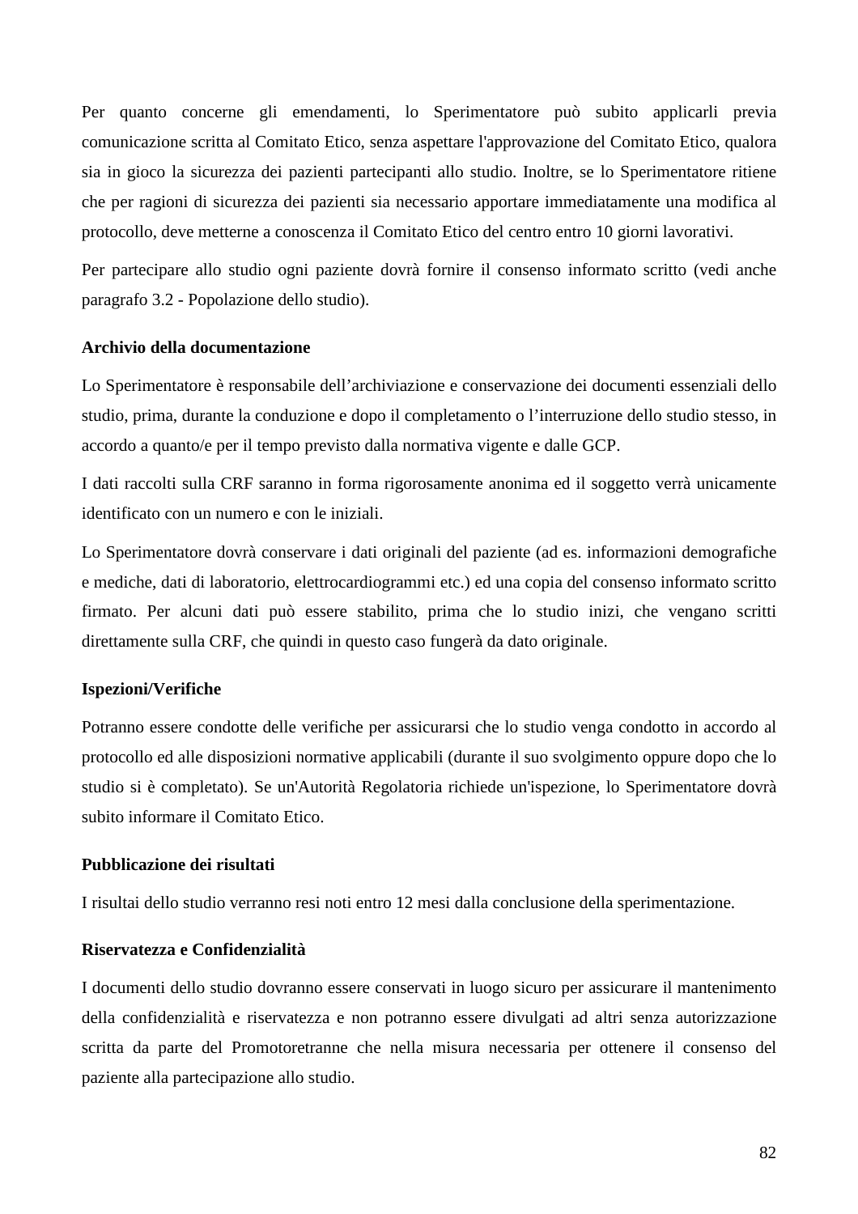Per quanto concerne gli emendamenti, lo Sperimentatore può subito applicarli previa comunicazione scritta al Comitato Etico, senza aspettare l'approvazione del Comitato Etico, qualora sia in gioco la sicurezza dei pazienti partecipanti allo studio. Inoltre, se lo Sperimentatore ritiene che per ragioni di sicurezza dei pazienti sia necessario apportare immediatamente una modifica al protocollo, deve metterne a conoscenza il Comitato Etico del centro entro 10 giorni lavorativi.

Per partecipare allo studio ogni paziente dovrà fornire il consenso informato scritto (vedi anche paragrafo 3.2 - Popolazione dello studio).

**Archivio della documentazione**

Lo Sperimentatore è responsabile dell’archiviazione e conservazione dei documenti essenziali dello studio, prima, durante la conduzione e dopo il completamento o l’interruzione dello studio stesso, in accordo a quanto/e per il tempo previsto dalla normativa vigente e dalle GCP.

I dati raccolti sulla CRF saranno in forma rigorosamente anonima ed il soggetto verrà unicamente identificato con un numero e con le iniziali.

Lo Sperimentatore dovrà conservare i dati originali del paziente (ad es. informazioni demografiche e mediche, dati di laboratorio, elettrocardiogrammi etc.) ed una copia del consenso informato scritto firmato. Per alcuni dati può essere stabilito, prima che lo studio inizi, che vengano scritti direttamente sulla CRF, che quindi in questo caso fungerà da dato originale.

**Ispezioni/Verifiche**

Potranno essere condotte delle verifiche per assicurarsi che lo studio venga condotto in accordo al protocollo ed alle disposizioni normative applicabili (durante il suo svolgimento oppure dopo che lo studio si è completato). Se un'Autorità Regolatoria richiede un'ispezione, lo Sperimentatore dovrà subito informare il Comitato Etico.

**Pubblicazione dei risultati**

I risultai dello studio verranno resi noti entro 12 mesi dalla conclusione della sperimentazione.

**Riservatezza e Confidenzialità**

I documenti dello studio dovranno essere conservati in luogo sicuro per assicurare il mantenimento della confidenzialità e riservatezza e non potranno essere divulgati ad altri senza autorizzazione scritta da parte del Promotoretranne che nella misura necessaria per ottenere il consenso del paziente alla partecipazione allo studio.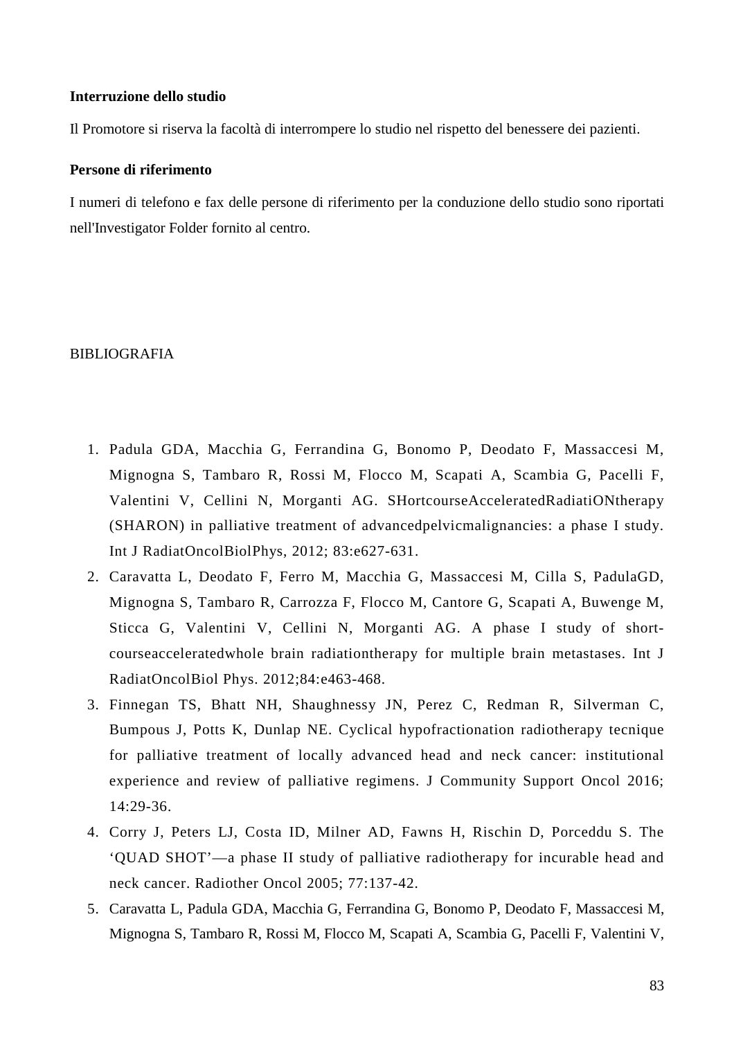**Interruzione dello studio**

Il Promotore si riserva la facoltà di interrompere lo studio nel rispetto del benessere dei pazienti.

**Persone di riferimento**

I numeri di telefono e fax delle persone di riferimento per la conduzione dello studio sono riportati nell'Investigator Folder fornito al centro.

BIBLIOGRAFIA

1. Padula GDA, Macchia G, Ferrandina G, Bonomo P, Deodato F, Massaccesi M, Mignogna S, Tambaro R, Rossi M, Flocco M, Scapati A, Scambia G, Pacelli F, Valentini V, Cellini N, Morganti AG. SHortcourseAcceleratedRadiatiONtherapy (SHARON) in palliative treatment of advancedpelvicmalignancies: a phase I study. Int J RadiatOncolBiolPhys, 2012; 83:e627-631.
2. Caravatta L, Deodato F, Ferro M, Macchia G, Massaccesi M, Cilla S, PadulaGD, Mignogna S, Tambaro R, Carrozza F, Flocco M, Cantore G, Scapati A, Buwenge M, Sticca G, Valentini V, Cellini N, Morganti AG. A phase I study of short-courseacceleratedwhole brain radiationtherapy for multiple brain metastases. Int J RadiatOncolBiol Phys. 2012;84:e463-468.
3. Finnegan TS, Bhatt NH, Shaughnessy JN, Perez C, Redman R, Silverman C, Bumpous J, Potts K, Dunlap NE. Cyclical hypofractionation radiotherapy tecnique for palliative treatment of locally advanced head and neck cancer: institutional experience and review of palliative regimens. J Community Support Oncol 2016; 14:29-36.
4. Corry J, Peters LJ, Costa ID, Milner AD, Fawns H, Rischin D, Porceddu S. The ‘QUAD SHOT’—a phase II study of palliative radiotherapy for incurable head and neck cancer. Radiother Oncol 2005; 77:137-42.
5. Caravatta L, Padula GDA, Macchia G, Ferrandina G, Bonomo P, Deodato F, Massaccesi M, Mignogna S, Tambaro R, Rossi M, Flocco M, Scapati A, Scambia G, Pacelli F, Valentini V,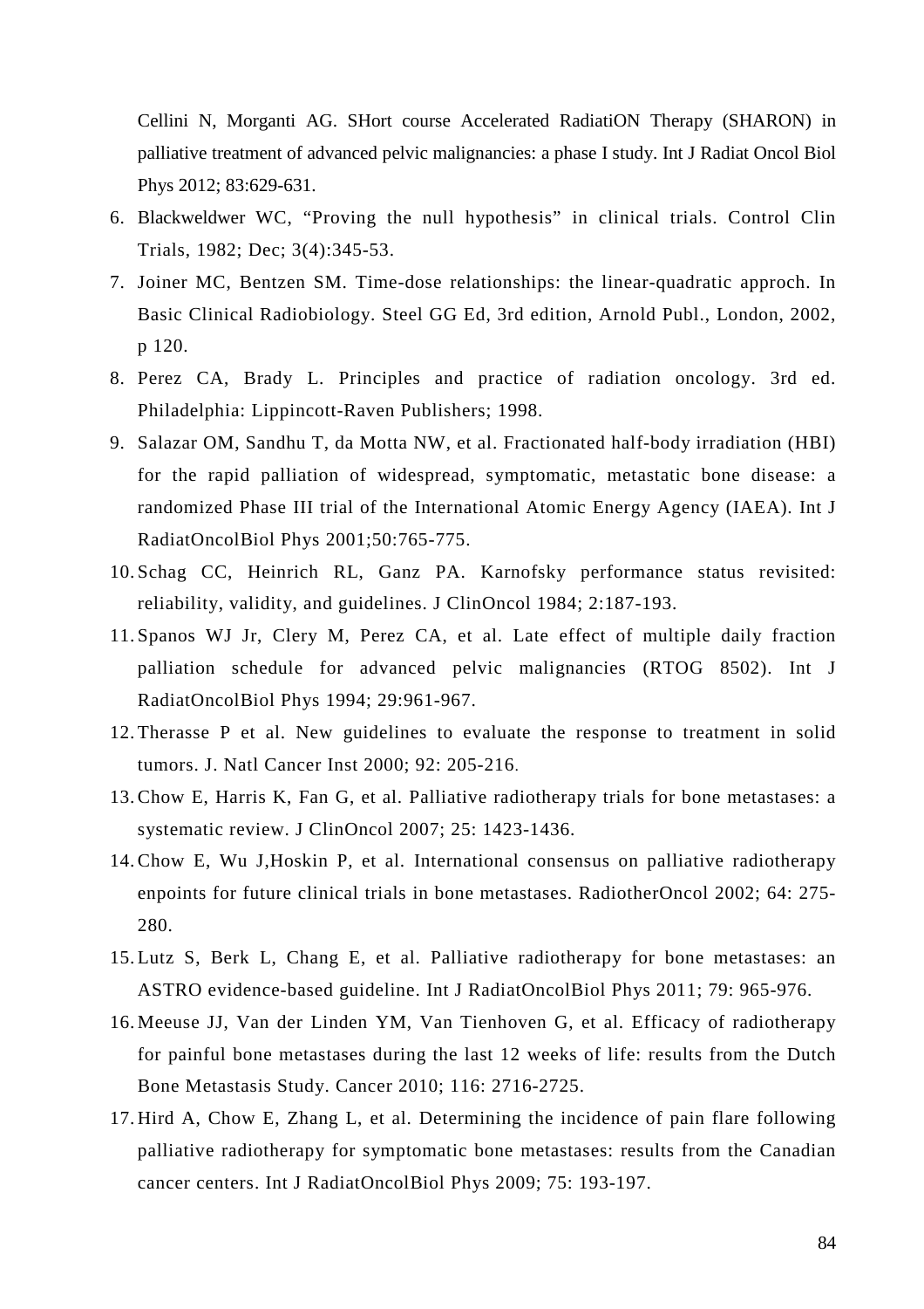Cellini N, Morganti AG. SHort course Accelerated RadiatiON Therapy (SHARON) in palliative treatment of advanced pelvic malignancies: a phase I study. Int J Radiat Oncol Biol Phys 2012; 83:629-631.

6. Blackweldwer WC, "Proving the null hypothesis" in clinical trials. Control Clin Trials, 1982; Dec; 3(4):345-53.
7. Joiner MC, Bentzen SM. Time-dose relationships: the linear-quadratic approch. In Basic Clinical Radiobiology. Steel GG Ed, 3rd edition, Arnold Publ., London, 2002, p 120.
8. Perez CA, Brady L. Principles and practice of radiation oncology. 3rd ed. Philadelphia: Lippincott-Raven Publishers; 1998.
9. Salazar OM, Sandhu T, da Motta NW, et al. Fractionated half-body irradiation (HBI) for the rapid palliation of widespread, symptomatic, metastatic bone disease: a randomized Phase III trial of the International Atomic Energy Agency (IAEA). Int J RadiatOncolBiol Phys 2001;50:765-775.
10. Schag CC, Heinrich RL, Ganz PA. Karnofsky performance status revisited: reliability, validity, and guidelines. J ClinOncol 1984; 2:187-193.
11. Spanos WJ Jr, Clery M, Perez CA, et al. Late effect of multiple daily fraction palliation schedule for advanced pelvic malignancies (RTOG 8502). Int J RadiatOncolBiol Phys 1994; 29:961-967.
12. Therasse P et al. New guidelines to evaluate the response to treatment in solid tumors. J. Natl Cancer Inst 2000; 92: 205-216.
13. Chow E, Harris K, Fan G, et al. Palliative radiotherapy trials for bone metastases: a systematic review. J ClinOncol 2007; 25: 1423-1436.
14. Chow E, Wu J,Hoskin P, et al. International consensus on palliative radiotherapy enpoints for future clinical trials in bone metastases. RadiotherOncol 2002; 64: 275-280.
15. Lutz S, Berk L, Chang E, et al. Palliative radiotherapy for bone metastases: an ASTRO evidence-based guideline. Int J RadiatOncolBiol Phys 2011; 79: 965-976.
16. Meeuse JJ, Van der Linden YM, Van Tienhoven G, et al. Efficacy of radiotherapy for painful bone metastases during the last 12 weeks of life: results from the Dutch Bone Metastasis Study. Cancer 2010; 116: 2716-2725.
17. Hird A, Chow E, Zhang L, et al. Determining the incidence of pain flare following palliative radiotherapy for symptomatic bone metastases: results from the Canadian cancer centers. Int J RadiatOncolBiol Phys 2009; 75: 193-197.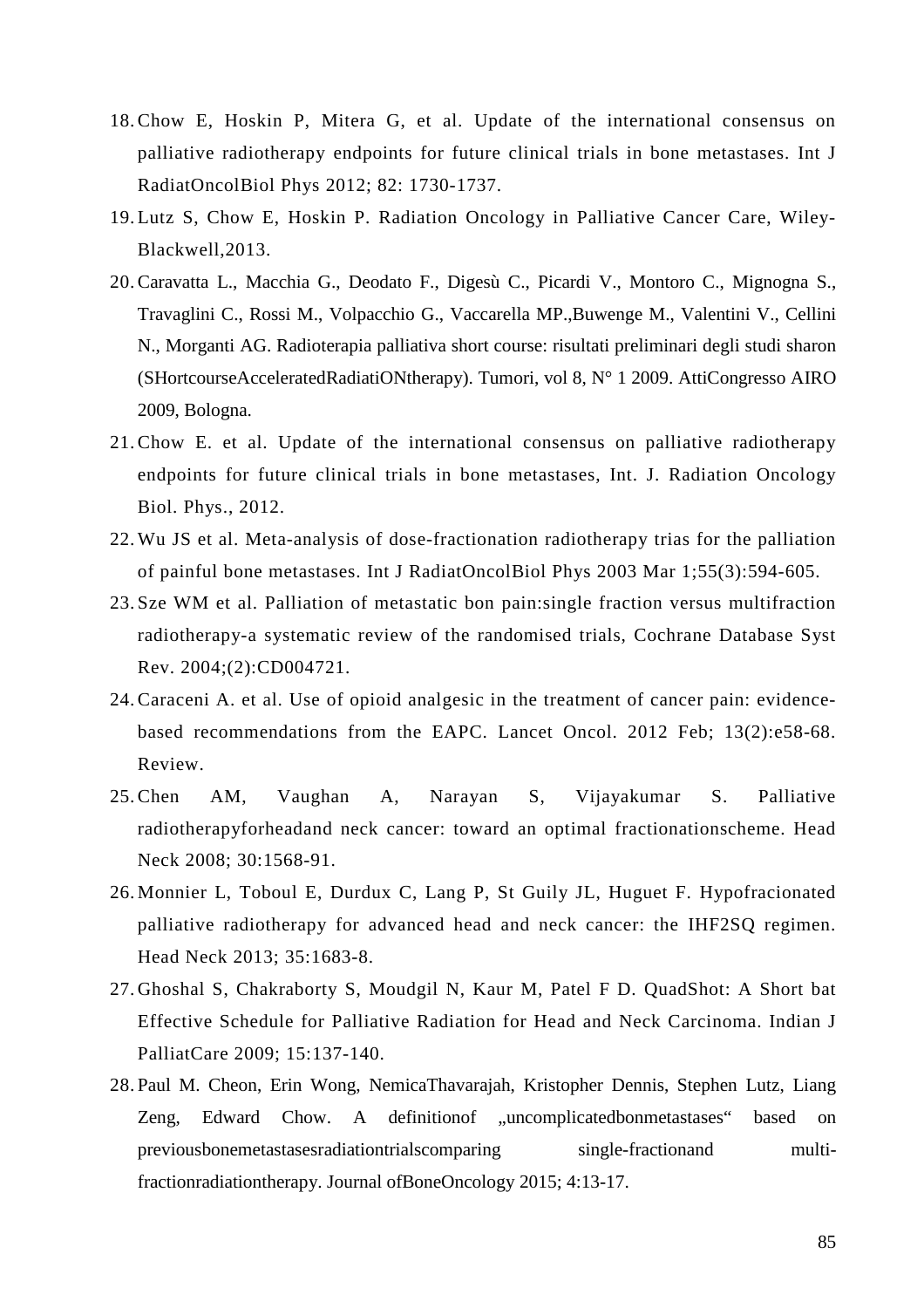18. Chow E, Hoskin P, Mitera G, et al. Update of the international consensus on palliative radiotherapy endpoints for future clinical trials in bone metastases. Int J RadiatOncolBiol Phys 2012; 82: 1730-1737.
19. Lutz S, Chow E, Hoskin P. Radiation Oncology in Palliative Cancer Care, Wiley-Blackwell,2013.
20. Caravatta L., Macchia G., Deodato F., Digesù C., Picardi V., Montoro C., Mignogna S., Travaglini C., Rossi M., Volpacchio G., Vaccarella MP.,Buwenge M., Valentini V., Cellini N., Morganti AG. Radioterapia palliativa short course: risultati preliminari degli studi sharon (SHortcourseAcceleratedRadiatiONtherapy). Tumori, vol 8, N° 1 2009. AttiCongresso AIRO 2009, Bologna.
21. Chow E. et al. Update of the international consensus on palliative radiotherapy endpoints for future clinical trials in bone metastases, Int. J. Radiation Oncology Biol. Phys., 2012.
22. Wu JS et al. Meta-analysis of dose-fractionation radiotherapy trias for the palliation of painful bone metastases. Int J RadiatOncolBiol Phys 2003 Mar 1;55(3):594-605.
23. Sze WM et al. Palliation of metastatic bon pain:single fraction versus multifraction radiotherapy-a systematic review of the randomised trials, Cochrane Database Syst Rev. 2004;(2):CD004721.
24. Caraceni A. et al. Use of opioid analgesic in the treatment of cancer pain: evidence-based recommendations from the EAPC. Lancet Oncol. 2012 Feb; 13(2):e58-68. Review.
25. Chen AM, Vaughan A, Narayan S, Vijayakumar S. Palliative radiotherapyforheadand neck cancer: toward an optimal fractionationscheme. Head Neck 2008; 30:1568-91.
26. Monnier L, Toboul E, Durdux C, Lang P, St Guily JL, Huguet F. Hypofracionated palliative radiotherapy for advanced head and neck cancer: the IHF2SQ regimen. Head Neck 2013; 35:1683-8.
27. Ghoshal S, Chakraborty S, Moudgil N, Kaur M, Patel F D. QuadShot: A Short bat Effective Schedule for Palliative Radiation for Head and Neck Carcinoma. Indian J PalliatCare 2009; 15:137-140.
28. Paul M. Cheon, Erin Wong, NemicaThavarajah, Kristopher Dennis, Stephen Lutz, Liang Zeng, Edward Chow. A definitionof „uncomplicatedbonmetastases" based on previousbonemetastasesradiationtrialscomparing single-fractionand multi-fractionradiationtherapy. Journal ofBoneOncology 2015; 4:13-17.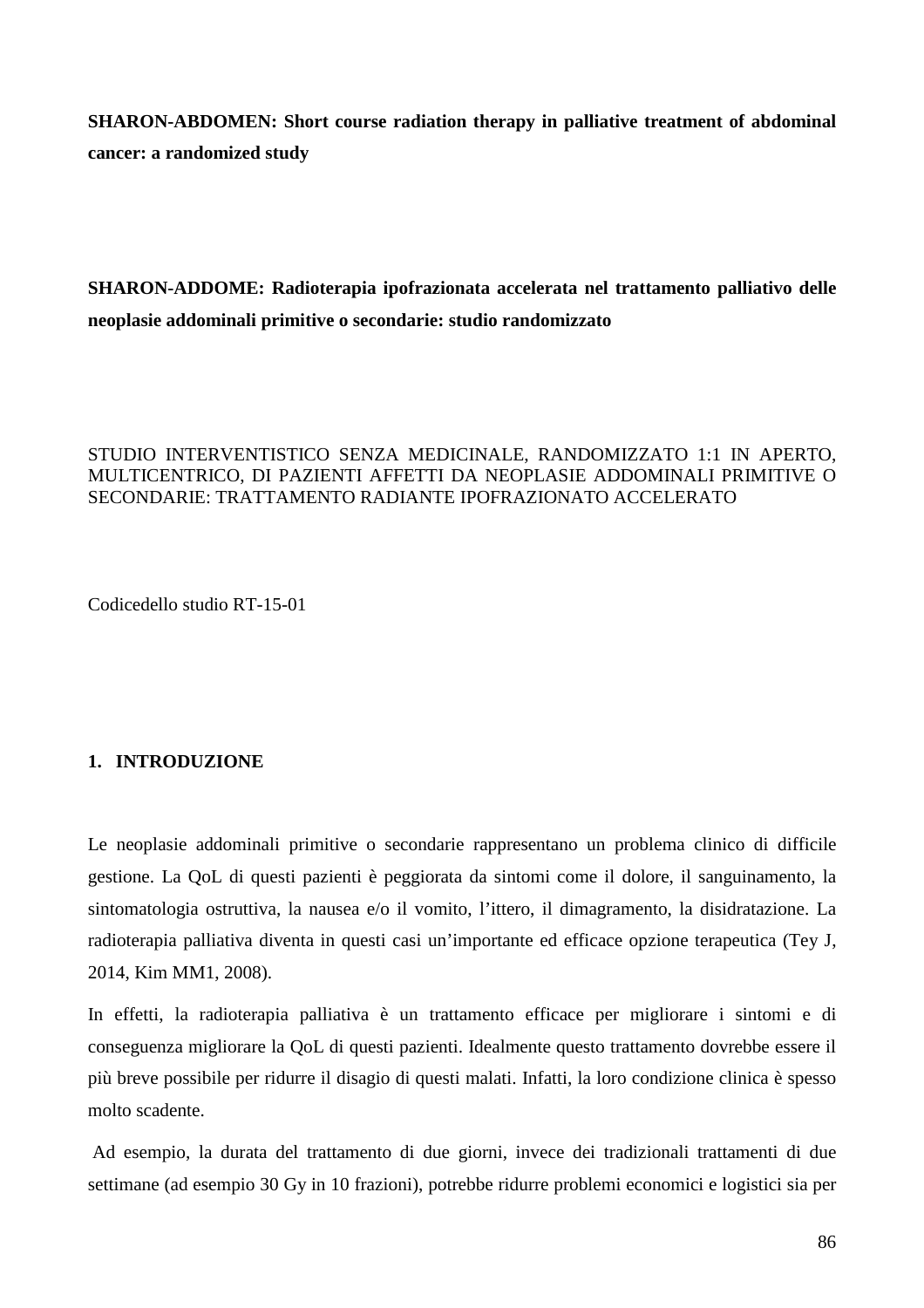**SHARON-ABDOMEN: Short course radiation therapy in palliative treatment of abdominal cancer: a randomized study**

**SHARON-ADDOME: Radioterapia ipofrazionata accelerata nel trattamento palliativo delle neoplasie addominali primitive o secondarie: studio randomizzato**

STUDIO INTERVENTISTICO SENZA MEDICINALE, RANDOMIZZATO 1:1 IN APERTO, MULTICENTRICO, DI PAZIENTI AFFETTI DA NEOPLASIE ADDOMINALI PRIMITIVE O SECONDARIE: TRATTAMENTO RADIANTE IPOFRAZIONATO ACCELERATO

Codicedello studio RT-15-01

## 1. INTRODUZIONE

Le neoplasie addominali primitive o secondarie rappresentano un problema clinico di difficile gestione. La QoL di questi pazienti è peggiorata da sintomi come il dolore, il sanguinamento, la sintomatologia ostruttiva, la nausea e/o il vomito, l'ittero, il dimagramento, la disidratazione. La radioterapia palliativa diventa in questi casi un'importante ed efficace opzione terapeutica (Tey J, 2014, Kim MM1, 2008).

In effetti, la radioterapia palliativa è un trattamento efficace per migliorare i sintomi e di conseguenza migliorare la QoL di questi pazienti. Idealmente questo trattamento dovrebbe essere il più breve possibile per ridurre il disagio di questi malati. Infatti, la loro condizione clinica è spesso molto scadente.

Ad esempio, la durata del trattamento di due giorni, invece dei tradizionali trattamenti di due settimane (ad esempio 30 Gy in 10 frazioni), potrebbe ridurre problemi economici e logistici sia per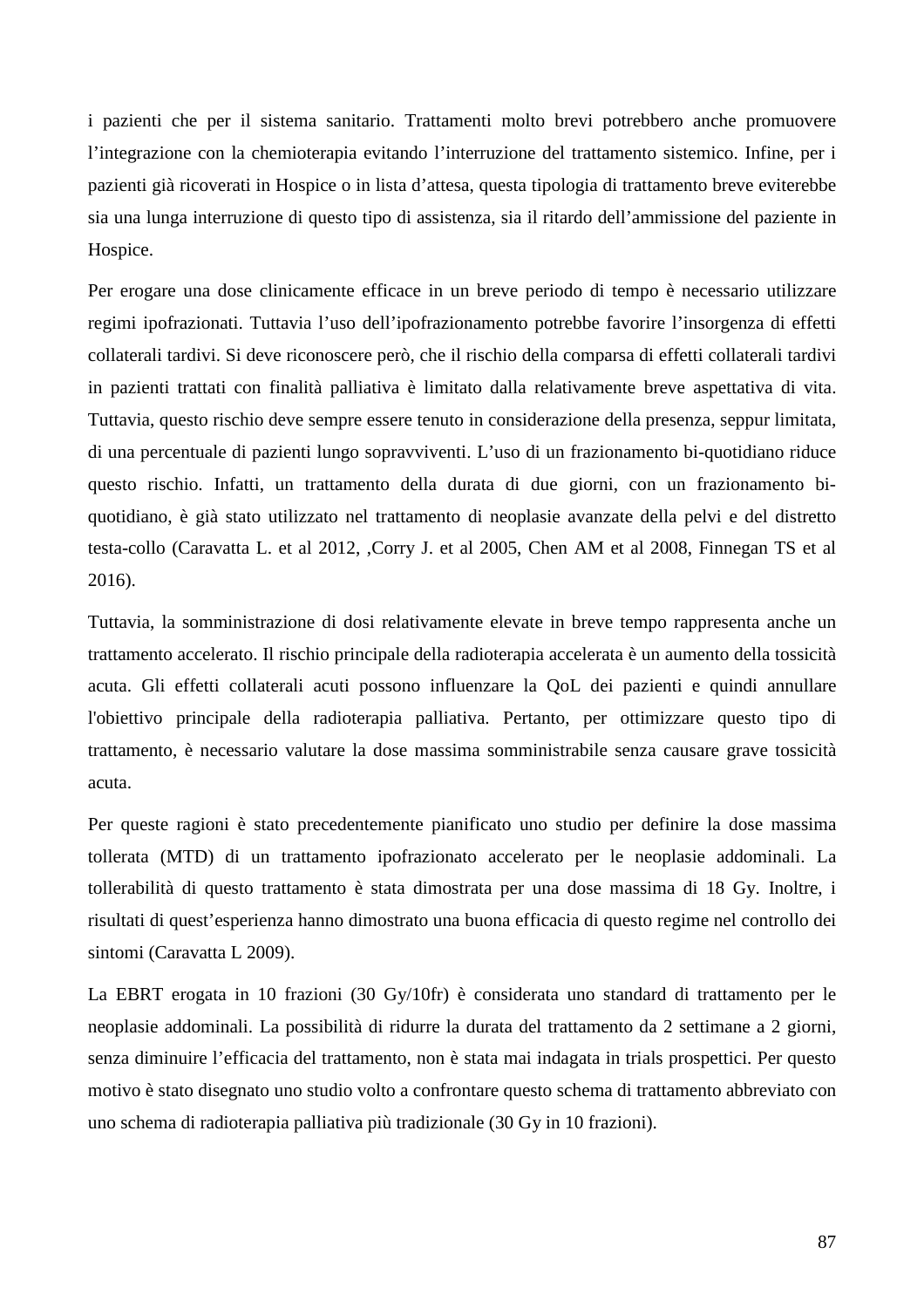i pazienti che per il sistema sanitario. Trattamenti molto brevi potrebbero anche promuovere l'integrazione con la chemioterapia evitando l'interruzione del trattamento sistemico. Infine, per i pazienti già ricoverati in Hospice o in lista d'attesa, questa tipologia di trattamento breve eviterebbe sia una lunga interruzione di questo tipo di assistenza, sia il ritardo dell'ammissione del paziente in Hospice.

Per erogare una dose clinicamente efficace in un breve periodo di tempo è necessario utilizzare regimi ipofrazionati. Tuttavia l'uso dell'ipofrazionamento potrebbe favorire l'insorgenza di effetti collaterali tardivi. Si deve riconoscere però, che il rischio della comparsa di effetti collaterali tardivi in pazienti trattati con finalità palliativa è limitato dalla relativamente breve aspettativa di vita. Tuttavia, questo rischio deve sempre essere tenuto in considerazione della presenza, seppur limitata, di una percentuale di pazienti lungo sopravviventi. L'uso di un frazionamento bi-quotidiano riduce questo rischio. Infatti, un trattamento della durata di due giorni, con un frazionamento bi-quotidiano, è già stato utilizzato nel trattamento di neoplasie avanzate della pelvi e del distretto testa-collo (Caravatta L. et al 2012, ,Corry J. et al 2005, Chen AM et al 2008, Finnegan TS et al 2016).

Tuttavia, la somministrazione di dosi relativamente elevate in breve tempo rappresenta anche un trattamento accelerato. Il rischio principale della radioterapia accelerata è un aumento della tossicità acuta. Gli effetti collaterali acuti possono influenzare la QoL dei pazienti e quindi annullare l'obiettivo principale della radioterapia palliativa. Pertanto, per ottimizzare questo tipo di trattamento, è necessario valutare la dose massima somministrabile senza causare grave tossicità acuta.

Per queste ragioni è stato precedentemente pianificato uno studio per definire la dose massima tollerata (MTD) di un trattamento ipofrazionato accelerato per le neoplasie addominali. La tollerabilità di questo trattamento è stata dimostrata per una dose massima di 18 Gy. Inoltre, i risultati di quest'esperienza hanno dimostrato una buona efficacia di questo regime nel controllo dei sintomi (Caravatta L 2009).

La EBRT erogata in 10 frazioni (30 Gy/10fr) è considerata uno standard di trattamento per le neoplasie addominali. La possibilità di ridurre la durata del trattamento da 2 settimane a 2 giorni, senza diminuire l'efficacia del trattamento, non è stata mai indagata in trials prospettici. Per questo motivo è stato disegnato uno studio volto a confrontare questo schema di trattamento abbreviato con uno schema di radioterapia palliativa più tradizionale (30 Gy in 10 frazioni).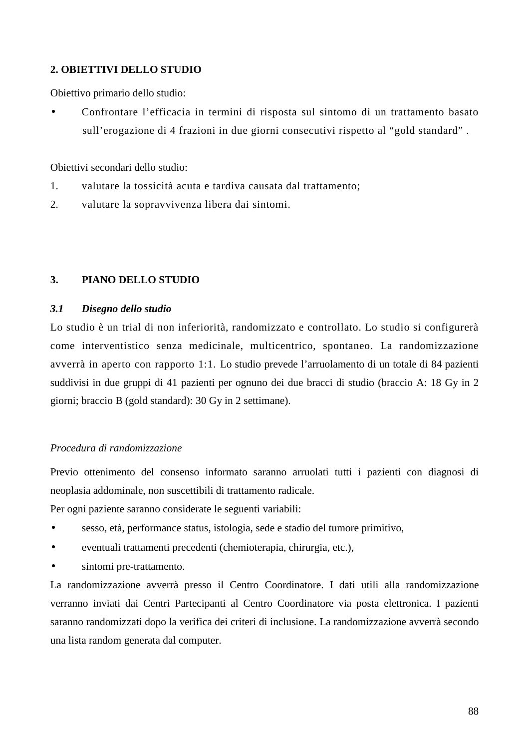## 2. OBIETTIVI DELLO STUDIO

Obiettivo primario dello studio:

- Confrontare l'efficacia in termini di risposta sul sintomo di un trattamento basato sull'erogazione di 4 frazioni in due giorni consecutivi rispetto al "gold standard" .

Obiettivi secondari dello studio:

1. valutare la tossicità acuta e tardiva causata dal trattamento;
2. valutare la sopravvivenza libera dai sintomi.

## 3. PIANO DELLO STUDIO

### *3.1 Disegno dello studio*

Lo studio è un trial di non inferiorità, randomizzato e controllato. Lo studio si configurerà come interventistico senza medicinale, multicentrico, spontaneo. La randomizzazione avverrà in aperto con rapporto 1:1. Lo studio prevede l'arruolamento di un totale di 84 pazienti suddivisi in due gruppi di 41 pazienti per ognuno dei due bracci di studio (braccio A: 18 Gy in 2 giorni; braccio B (gold standard): 30 Gy in 2 settimane).

*Procedura di randomizzazione*

Previo ottenimento del consenso informato saranno arruolati tutti i pazienti con diagnosi di neoplasia addominale, non suscettibili di trattamento radicale.

Per ogni paziente saranno considerate le seguenti variabili:

- sesso, età, performance status, istologia, sede e stadio del tumore primitivo,
- eventuali trattamenti precedenti (chemioterapia, chirurgia, etc.),
- sintomi pre-trattamento.

La randomizzazione avverrà presso il Centro Coordinatore. I dati utili alla randomizzazione verranno inviati dai Centri Partecipanti al Centro Coordinatore via posta elettronica. I pazienti saranno randomizzati dopo la verifica dei criteri di inclusione. La randomizzazione avverrà secondo una lista random generata dal computer.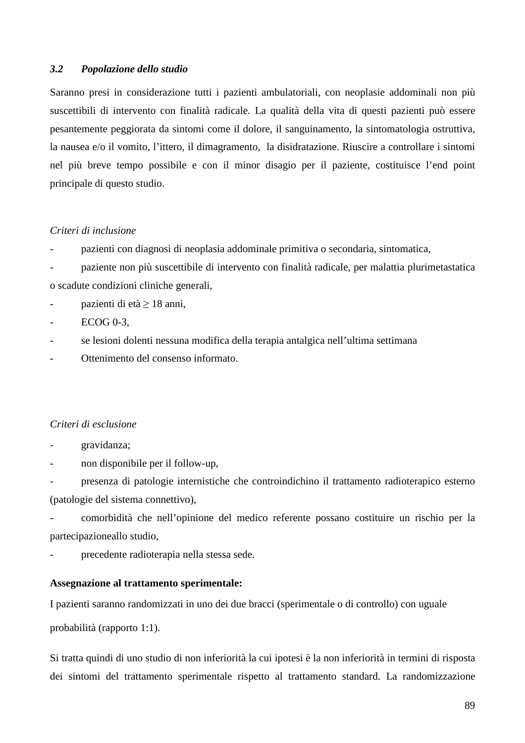### *3.2 Popolazione dello studio*

Saranno presi in considerazione tutti i pazienti ambulatoriali, con neoplasie addominali non più suscettibili di intervento con finalità radicale. La qualità della vita di questi pazienti può essere pesantemente peggiorata da sintomi come il dolore, il sanguinamento, la sintomatologia ostruttiva, la nausea e/o il vomito, l'ittero, il dimagramento, la disidratazione. Riuscire a controllare i sintomi nel più breve tempo possibile e con il minor disagio per il paziente, costituisce l'end point principale di questo studio.

*Criteri di inclusione*

- pazienti con diagnosi di neoplasia addominale primitiva o secondaria, sintomatica,
- paziente non più suscettibile di intervento con finalità radicale, per malattia plurimetastatica o scadute condizioni cliniche generali,
- pazienti di età ≥ 18 anni,
- ECOG 0-3,
- se lesioni dolenti nessuna modifica della terapia antalgica nell'ultima settimana
- Ottenimento del consenso informato.

*Criteri di esclusione*

- gravidanza;
- non disponibile per il follow-up,
- presenza di patologie internistiche che controindichino il trattamento radioterapico esterno (patologie del sistema connettivo),
- comorbidità che nell'opinione del medico referente possano costituire un rischio per la partecipazioneallo studio,
- precedente radioterapia nella stessa sede.

**Assegnazione al trattamento sperimentale:**

I pazienti saranno randomizzati in uno dei due bracci (sperimentale o di controllo) con uguale probabilità (rapporto 1:1).

Si tratta quindi di uno studio di non inferiorità la cui ipotesi è la non inferiorità in termini di risposta dei sintomi del trattamento sperimentale rispetto al trattamento standard. La randomizzazione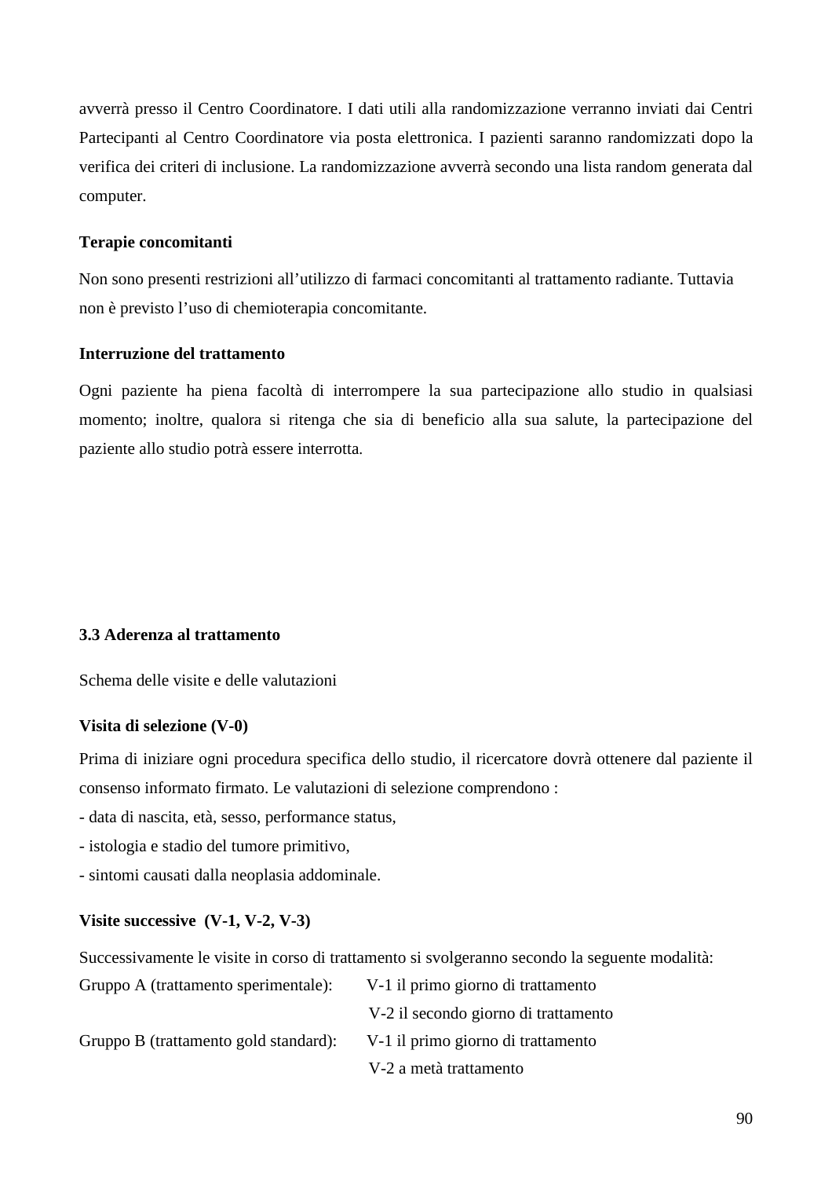avverrà presso il Centro Coordinatore. I dati utili alla randomizzazione verranno inviati dai Centri Partecipanti al Centro Coordinatore via posta elettronica. I pazienti saranno randomizzati dopo la verifica dei criteri di inclusione. La randomizzazione avverrà secondo una lista random generata dal computer.

**Terapie concomitanti**

Non sono presenti restrizioni all'utilizzo di farmaci concomitanti al trattamento radiante. Tuttavia non è previsto l'uso di chemioterapia concomitante.

**Interruzione del trattamento**

Ogni paziente ha piena facoltà di interrompere la sua partecipazione allo studio in qualsiasi momento; inoltre, qualora si ritenga che sia di beneficio alla sua salute, la partecipazione del paziente allo studio potrà essere interrotta.

### 3.3 Aderenza al trattamento

Schema delle visite e delle valutazioni

**Visita di selezione (V-0)**

Prima di iniziare ogni procedura specifica dello studio, il ricercatore dovrà ottenere dal paziente il consenso informato firmato. Le valutazioni di selezione comprendono :

- data di nascita, età, sesso, performance status,
- istologia e stadio del tumore primitivo,
- sintomi causati dalla neoplasia addominale.

**Visite successive (V-1, V-2, V-3)**

Successivamente le visite in corso di trattamento si svolgeranno secondo la seguente modalità:

Gruppo A (trattamento sperimentale): V-1 il primo giorno di trattamento
V-2 il secondo giorno di trattamento

Gruppo B (trattamento gold standard): V-1 il primo giorno di trattamento
V-2 a metà trattamento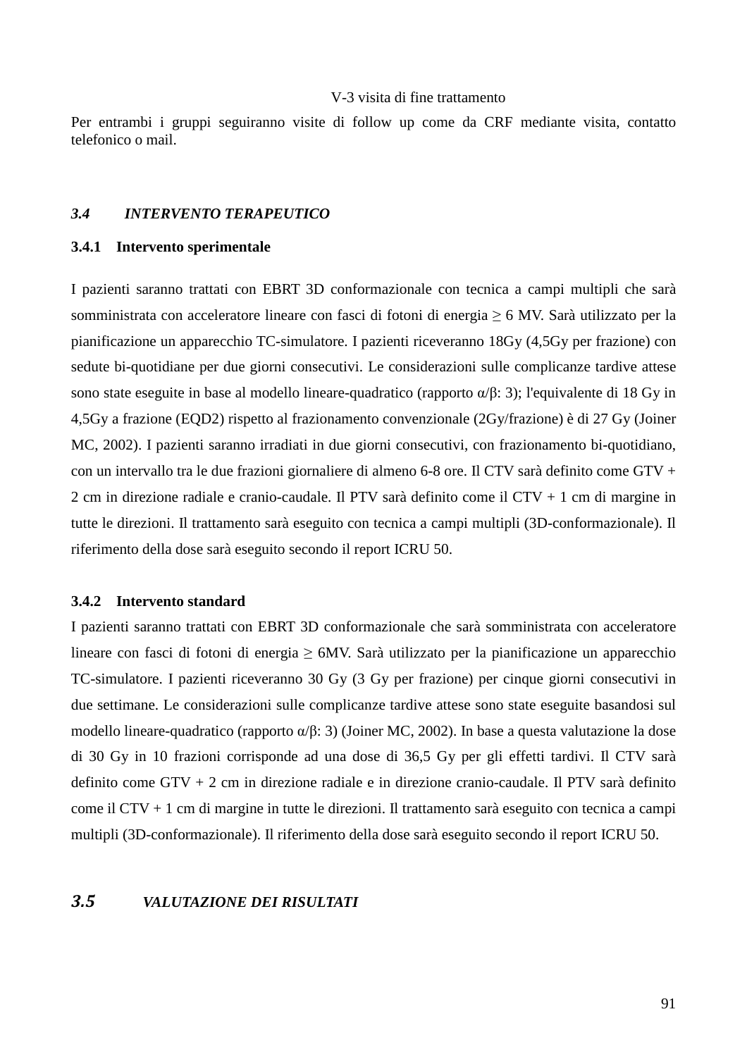V-3 visita di fine trattamento

Per entrambi i gruppi seguiranno visite di follow up come da CRF mediante visita, contatto telefonico o mail.

## *3.4 INTERVENTO TERAPEUTICO*

### 3.4.1 Intervento sperimentale

I pazienti saranno trattati con EBRT 3D conformazionale con tecnica a campi multipli che sarà somministrata con acceleratore lineare con fasci di fotoni di energia ≥ 6 MV. Sarà utilizzato per la pianificazione un apparecchio TC-simulatore. I pazienti riceveranno 18Gy (4,5Gy per frazione) con sedute bi-quotidiane per due giorni consecutivi. Le considerazioni sulle complicanze tardive attese sono state eseguite in base al modello lineare-quadratico (rapporto $\alpha/\beta$: 3); l'equivalente di 18 Gy in 4,5Gy a frazione (EQD2) rispetto al frazionamento convenzionale (2Gy/frazione) è di 27 Gy (Joiner MC, 2002). I pazienti saranno irradiati in due giorni consecutivi, con frazionamento bi-quotidiano, con un intervallo tra le due frazioni giornaliere di almeno 6-8 ore. Il CTV sarà definito come GTV + 2 cm in direzione radiale e cranio-caudale. Il PTV sarà definito come il CTV + 1 cm di margine in tutte le direzioni. Il trattamento sarà eseguito con tecnica a campi multipli (3D-conformazionale). Il riferimento della dose sarà eseguito secondo il report ICRU 50.

### 3.4.2 Intervento standard

I pazienti saranno trattati con EBRT 3D conformazionale che sarà somministrata con acceleratore lineare con fasci di fotoni di energia ≥ 6MV. Sarà utilizzato per la pianificazione un apparecchio TC-simulatore. I pazienti riceveranno 30 Gy (3 Gy per frazione) per cinque giorni consecutivi in due settimane. Le considerazioni sulle complicanze tardive attese sono state eseguite basandosi sul modello lineare-quadratico (rapporto $\alpha/\beta$: 3) (Joiner MC, 2002). In base a questa valutazione la dose di 30 Gy in 10 frazioni corrisponde ad una dose di 36,5 Gy per gli effetti tardivi. Il CTV sarà definito come GTV + 2 cm in direzione radiale e in direzione cranio-caudale. Il PTV sarà definito come il CTV + 1 cm di margine in tutte le direzioni. Il trattamento sarà eseguito con tecnica a campi multipli (3D-conformazionale). Il riferimento della dose sarà eseguito secondo il report ICRU 50.

## *3.5 VALUTAZIONE DEI RISULTATI*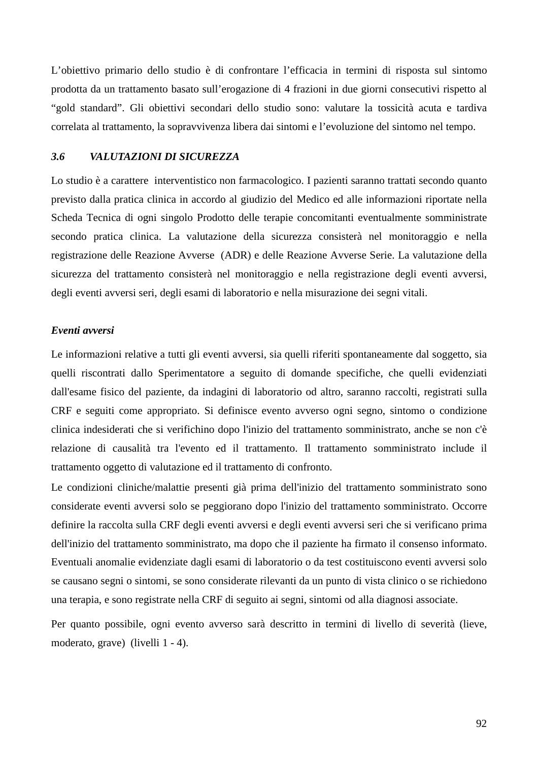L'obiettivo primario dello studio è di confrontare l'efficacia in termini di risposta sul sintomo prodotta da un trattamento basato sull'erogazione di 4 frazioni in due giorni consecutivi rispetto al "gold standard". Gli obiettivi secondari dello studio sono: valutare la tossicità acuta e tardiva correlata al trattamento, la sopravvivenza libera dai sintomi e l'evoluzione del sintomo nel tempo.

### *3.6 VALUTAZIONI DI SICUREZZA*

Lo studio è a carattere interventistico non farmacologico. I pazienti saranno trattati secondo quanto previsto dalla pratica clinica in accordo al giudizio del Medico ed alle informazioni riportate nella Scheda Tecnica di ogni singolo Prodotto delle terapie concomitanti eventualmente somministrate secondo pratica clinica. La valutazione della sicurezza consisterà nel monitoraggio e nella registrazione delle Reazione Avverse (ADR) e delle Reazione Avverse Serie. La valutazione della sicurezza del trattamento consisterà nel monitoraggio e nella registrazione degli eventi avversi, degli eventi avversi seri, degli esami di laboratorio e nella misurazione dei segni vitali.

***Eventi avversi***

Le informazioni relative a tutti gli eventi avversi, sia quelli riferiti spontaneamente dal soggetto, sia quelli riscontrati dallo Sperimentatore a seguito di domande specifiche, che quelli evidenziati dall'esame fisico del paziente, da indagini di laboratorio od altro, saranno raccolti, registrati sulla CRF e seguiti come appropriato. Si definisce evento avverso ogni segno, sintomo o condizione clinica indesiderati che si verifichino dopo l'inizio del trattamento somministrato, anche se non c'è relazione di causalità tra l'evento ed il trattamento. Il trattamento somministrato include il trattamento oggetto di valutazione ed il trattamento di confronto.

Le condizioni cliniche/malattie presenti già prima dell'inizio del trattamento somministrato sono considerate eventi avversi solo se peggiorano dopo l'inizio del trattamento somministrato. Occorre definire la raccolta sulla CRF degli eventi avversi e degli eventi avversi seri che si verificano prima dell'inizio del trattamento somministrato, ma dopo che il paziente ha firmato il consenso informato. Eventuali anomalie evidenziate dagli esami di laboratorio o da test costituiscono eventi avversi solo se causano segni o sintomi, se sono considerate rilevanti da un punto di vista clinico o se richiedono una terapia, e sono registrate nella CRF di seguito ai segni, sintomi od alla diagnosi associate.

Per quanto possibile, ogni evento avverso sarà descritto in termini di livello di severità (lieve, moderato, grave) (livelli 1 - 4).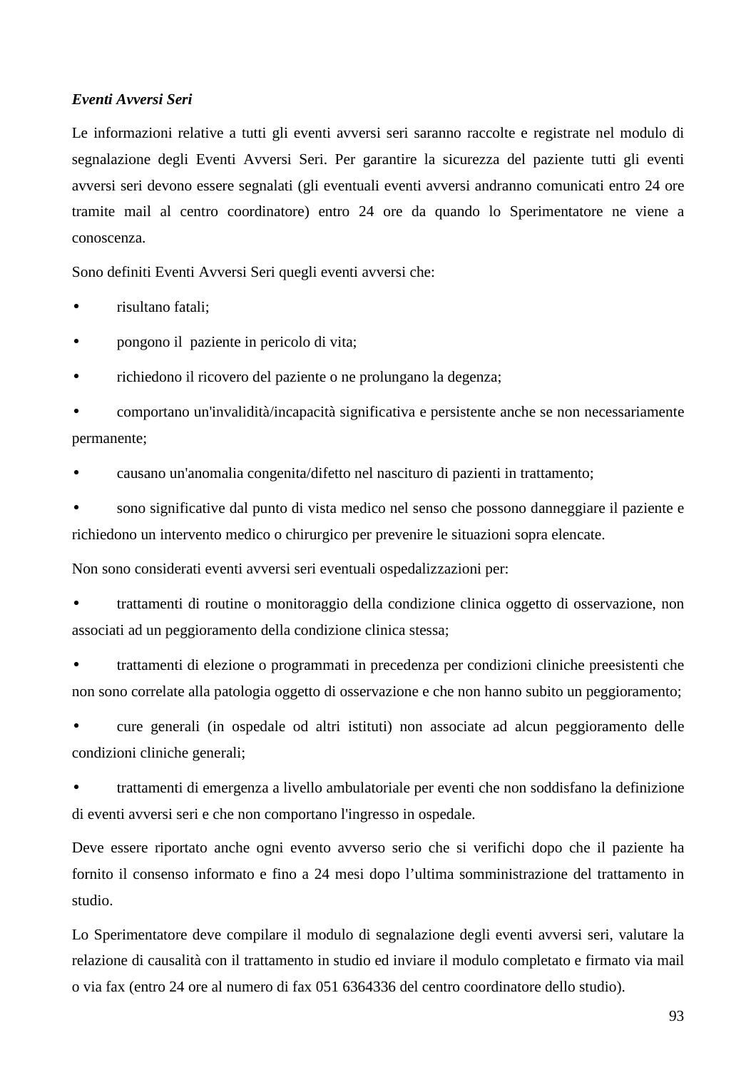***Eventi Avversi Seri***

Le informazioni relative a tutti gli eventi avversi seri saranno raccolte e registrate nel modulo di segnalazione degli Eventi Avversi Seri. Per garantire la sicurezza del paziente tutti gli eventi avversi seri devono essere segnalati (gli eventuali eventi avversi andranno comunicati entro 24 ore tramite mail al centro coordinatore) entro 24 ore da quando lo Sperimentatore ne viene a conoscenza.

Sono definiti Eventi Avversi Seri quegli eventi avversi che:

- risultano fatali;
- pongono il paziente in pericolo di vita;
- richiedono il ricovero del paziente o ne prolungano la degenza;
- comportano un'invalidità/incapacità significativa e persistente anche se non necessariamente permanente;
- causano un'anomalia congenita/difetto nel nascituro di pazienti in trattamento;
- sono significative dal punto di vista medico nel senso che possono danneggiare il paziente e richiedono un intervento medico o chirurgico per prevenire le situazioni sopra elencate.

Non sono considerati eventi avversi seri eventuali ospedalizzazioni per:

- trattamenti di routine o monitoraggio della condizione clinica oggetto di osservazione, non associati ad un peggioramento della condizione clinica stessa;
- trattamenti di elezione o programmati in precedenza per condizioni cliniche preesistenti che non sono correlate alla patologia oggetto di osservazione e che non hanno subito un peggioramento;
- cure generali (in ospedale od altri istituti) non associate ad alcun peggioramento delle condizioni cliniche generali;
- trattamenti di emergenza a livello ambulatoriale per eventi che non soddisfano la definizione di eventi avversi seri e che non comportano l'ingresso in ospedale.

Deve essere riportato anche ogni evento avverso serio che si verifichi dopo che il paziente ha fornito il consenso informato e fino a 24 mesi dopo l’ultima somministrazione del trattamento in studio.

Lo Sperimentatore deve compilare il modulo di segnalazione degli eventi avversi seri, valutare la relazione di causalità con il trattamento in studio ed inviare il modulo completato e firmato via mail o via fax (entro 24 ore al numero di fax 051 6364336 del centro coordinatore dello studio).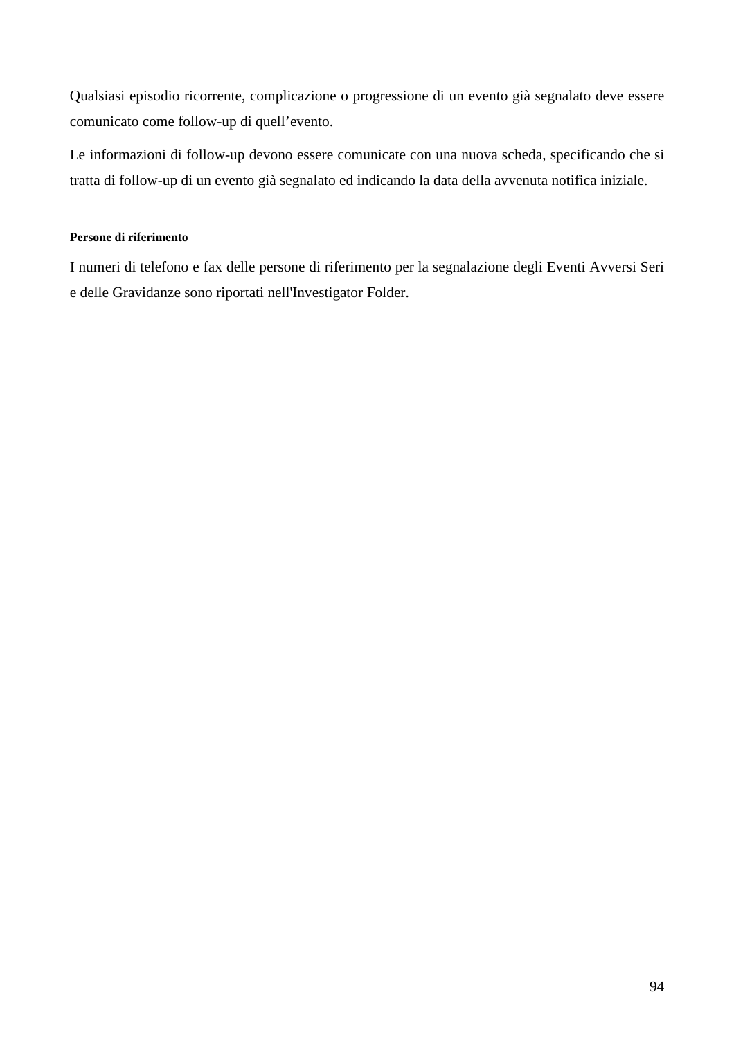Qualsiasi episodio ricorrente, complicazione o progressione di un evento già segnalato deve essere comunicato come follow-up di quell'evento.

Le informazioni di follow-up devono essere comunicate con una nuova scheda, specificando che si tratta di follow-up di un evento già segnalato ed indicando la data della avvenuta notifica iniziale.

#### Persone di riferimento

I numeri di telefono e fax delle persone di riferimento per la segnalazione degli Eventi Avversi Seri e delle Gravidanze sono riportati nell'Investigator Folder.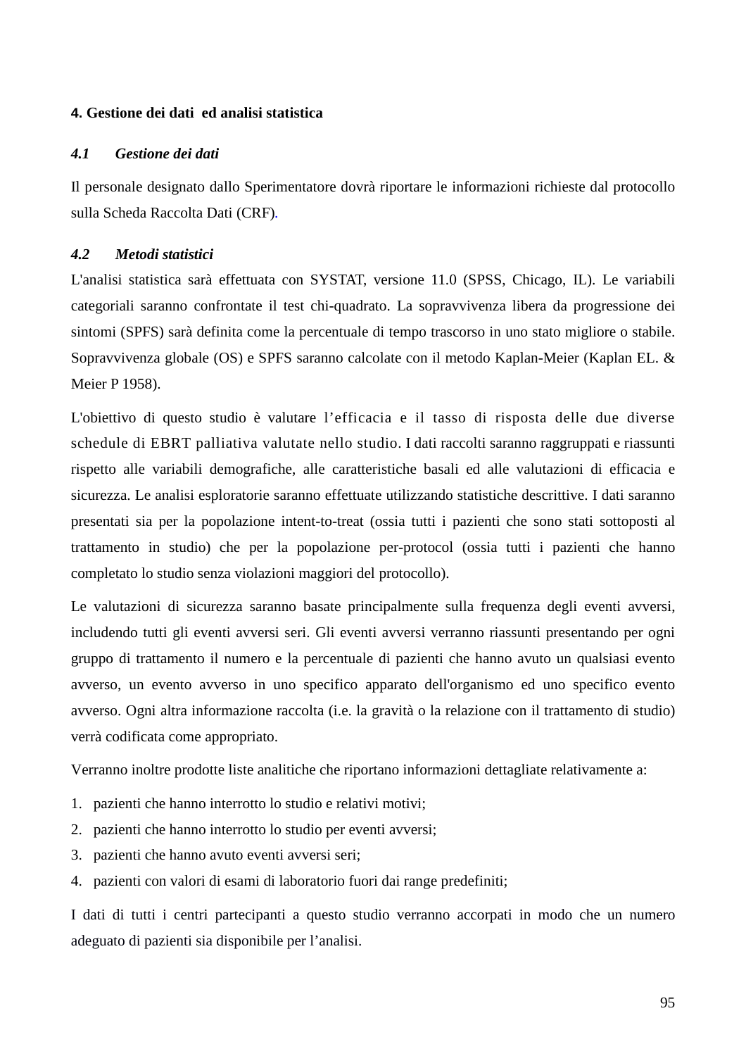## 4. Gestione dei dati ed analisi statistica

### *4.1 Gestione dei dati*

Il personale designato dallo Sperimentatore dovrà riportare le informazioni richieste dal protocollo sulla Scheda Raccolta Dati (CRF).

### *4.2 Metodi statistici*

L'analisi statistica sarà effettuata con SYSTAT, versione 11.0 (SPSS, Chicago, IL). Le variabili categoriali saranno confrontate il test chi-quadrato. La sopravvivenza libera da progressione dei sintomi (SPFS) sarà definita come la percentuale di tempo trascorso in uno stato migliore o stabile. Sopravvivenza globale (OS) e SPFS saranno calcolate con il metodo Kaplan-Meier (Kaplan EL. & Meier P 1958).

L'obiettivo di questo studio è valutare l'efficacia e il tasso di risposta delle due diverse schedule di EBRT palliativa valutate nello studio. I dati raccolti saranno raggruppati e riassunti rispetto alle variabili demografiche, alle caratteristiche basali ed alle valutazioni di efficacia e sicurezza. Le analisi esploratorie saranno effettuate utilizzando statistiche descrittive. I dati saranno presentati sia per la popolazione intent-to-treat (ossia tutti i pazienti che sono stati sottoposti al trattamento in studio) che per la popolazione per-protocol (ossia tutti i pazienti che hanno completato lo studio senza violazioni maggiori del protocollo).

Le valutazioni di sicurezza saranno basate principalmente sulla frequenza degli eventi avversi, includendo tutti gli eventi avversi seri. Gli eventi avversi verranno riassunti presentando per ogni gruppo di trattamento il numero e la percentuale di pazienti che hanno avuto un qualsiasi evento avverso, un evento avverso in uno specifico apparato dell'organismo ed uno specifico evento avverso. Ogni altra informazione raccolta (i.e. la gravità o la relazione con il trattamento di studio) verrà codificata come appropriato.

Verranno inoltre prodotte liste analitiche che riportano informazioni dettagliate relativamente a:

1. pazienti che hanno interrotto lo studio e relativi motivi;
2. pazienti che hanno interrotto lo studio per eventi avversi;
3. pazienti che hanno avuto eventi avversi seri;
4. pazienti con valori di esami di laboratorio fuori dai range predefiniti;

I dati di tutti i centri partecipanti a questo studio verranno accorpati in modo che un numero adeguato di pazienti sia disponibile per l'analisi.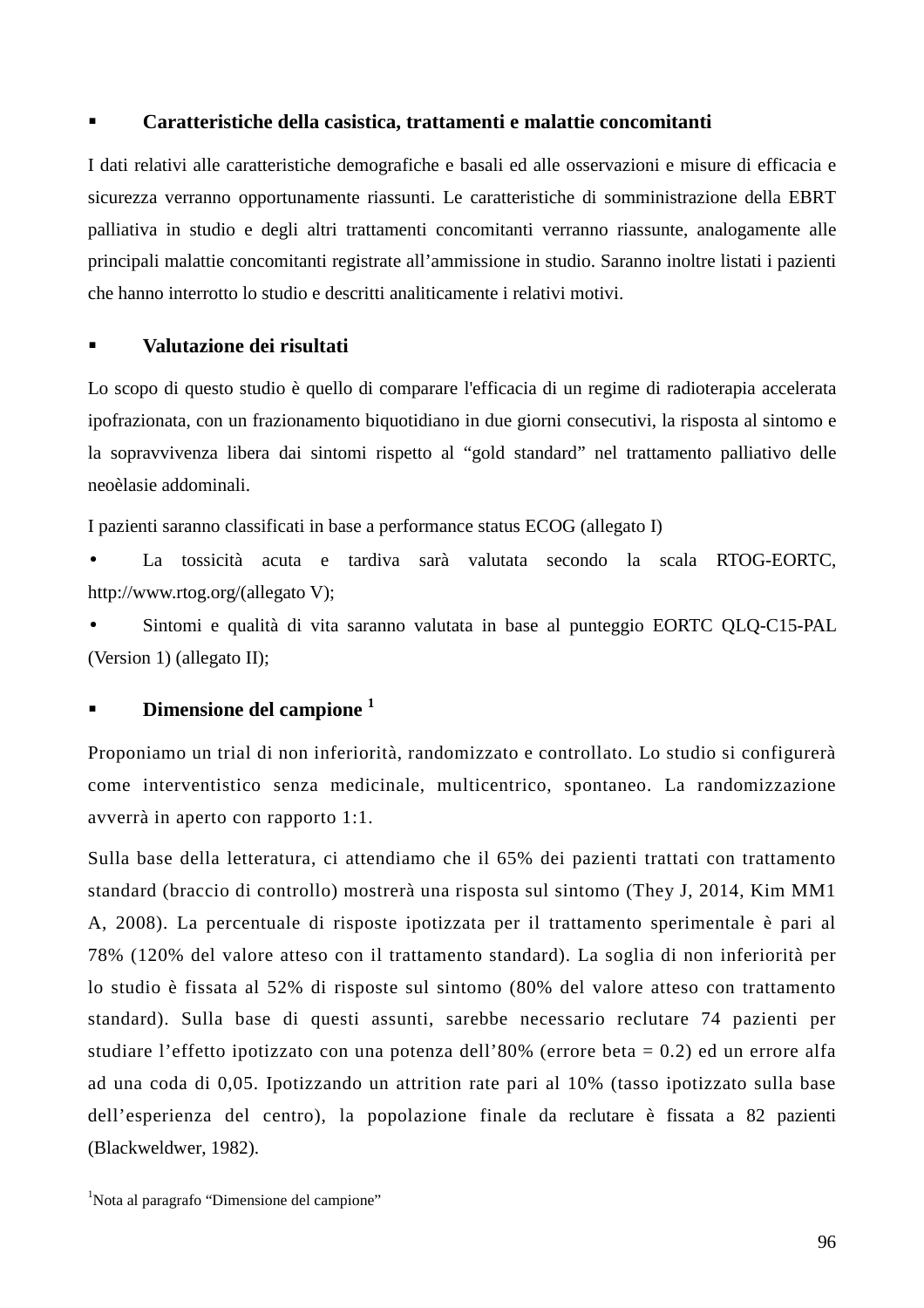- **Caratteristiche della casistica, trattamenti e malattie concomitanti**

I dati relativi alle caratteristiche demografiche e basali ed alle osservazioni e misure di efficacia e sicurezza verranno opportunamente riassunti. Le caratteristiche di somministrazione della EBRT palliativa in studio e degli altri trattamenti concomitanti verranno riassunte, analogamente alle principali malattie concomitanti registrate all'ammissione in studio. Saranno inoltre listati i pazienti che hanno interrotto lo studio e descritti analiticamente i relativi motivi.

- **Valutazione dei risultati**

Lo scopo di questo studio è quello di comparare l'efficacia di un regime di radioterapia accelerata ipofrazionata, con un frazionamento biquotidiano in due giorni consecutivi, la risposta al sintomo e la sopravvivenza libera dai sintomi rispetto al "gold standard" nel trattamento palliativo delle neoèlasie addominali.

I pazienti saranno classificati in base a performance status ECOG (allegato I)

- La tossicità acuta e tardiva sarà valutata secondo la scala RTOG-EORTC, http://www.rtog.org/(allegato V);
- Sintomi e qualità di vita saranno valutata in base al punteggio EORTC QLQ-C15-PAL (Version 1) (allegato II);

- **Dimensione del campione [1]**

Proponiamo un trial di non inferiorità, randomizzato e controllato. Lo studio si configurerà come interventistico senza medicinale, multicentrico, spontaneo. La randomizzazione avverrà in aperto con rapporto 1:1.

Sulla base della letteratura, ci attendiamo che il 65% dei pazienti trattati con trattamento standard (braccio di controllo) mostrerà una risposta sul sintomo (They J, 2014, Kim MM1 A, 2008). La percentuale di risposte ipotizzata per il trattamento sperimentale è pari al 78% (120% del valore atteso con il trattamento standard). La soglia di non inferiorità per lo studio è fissata al 52% di risposte sul sintomo (80% del valore atteso con trattamento standard). Sulla base di questi assunti, sarebbe necessario reclutare 74 pazienti per studiare l'effetto ipotizzato con una potenza dell'80% (errore beta = 0.2) ed un errore alfa ad una coda di 0,05. Ipotizzando un attrition rate pari al 10% (tasso ipotizzato sulla base dell'esperienza del centro), la popolazione finale da reclutare è fissata a 82 pazienti (Blackweldwer, 1982).

[1]Nota al paragrafo "Dimensione del campione"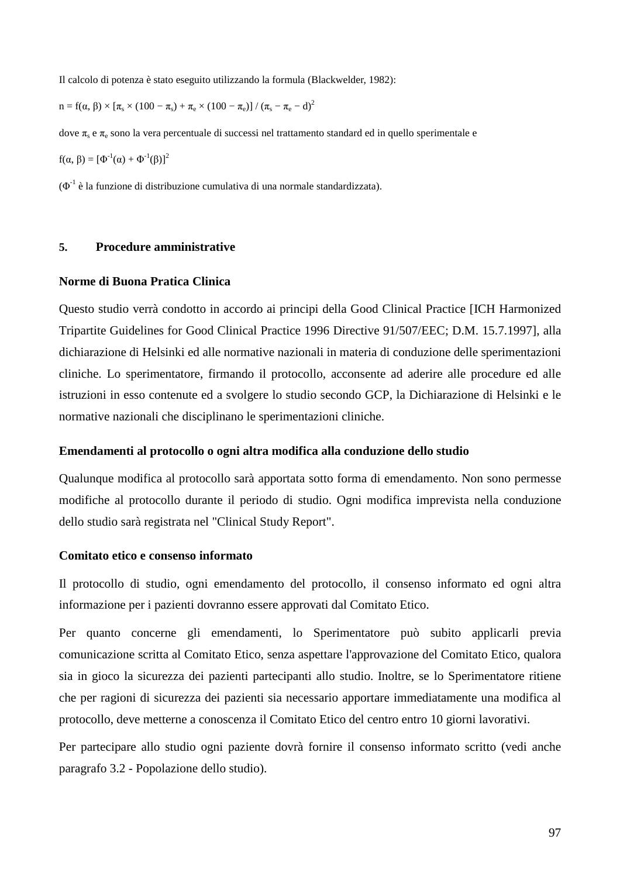Il calcolo di potenza è stato eseguito utilizzando la formula (Blackwelder, 1982):

$$n = f(\alpha, \beta) \times [\pi_s \times (100 - \pi_s) + \pi_e \times (100 - \pi_e)] / (\pi_s - \pi_e - d)^2$$

dove $\pi_s$ e $\pi_e$ sono la vera percentuale di successi nel trattamento standard ed in quello sperimentale e

$$f(\alpha, \beta) = [\Phi^{-1}(\alpha) + \Phi^{-1}(\beta)]^2$$

($\Phi^{-1}$ è la funzione di distribuzione cumulativa di una normale standardizzata).

## 5. Procedure amministrative

### Norme di Buona Pratica Clinica

Questo studio verrà condotto in accordo ai principi della Good Clinical Practice [ICH Harmonized Tripartite Guidelines for Good Clinical Practice 1996 Directive 91/507/EEC; D.M. 15.7.1997], alla dichiarazione di Helsinki ed alle normative nazionali in materia di conduzione delle sperimentazioni cliniche. Lo sperimentatore, firmando il protocollo, acconsente ad aderire alle procedure ed alle istruzioni in esso contenute ed a svolgere lo studio secondo GCP, la Dichiarazione di Helsinki e le normative nazionali che disciplinano le sperimentazioni cliniche.

### Emendamenti al protocollo o ogni altra modifica alla conduzione dello studio

Qualunque modifica al protocollo sarà apportata sotto forma di emendamento. Non sono permesse modifiche al protocollo durante il periodo di studio. Ogni modifica imprevista nella conduzione dello studio sarà registrata nel "Clinical Study Report".

### Comitato etico e consenso informato

Il protocollo di studio, ogni emendamento del protocollo, il consenso informato ed ogni altra informazione per i pazienti dovranno essere approvati dal Comitato Etico.

Per quanto concerne gli emendamenti, lo Sperimentatore può subito applicarli previa comunicazione scritta al Comitato Etico, senza aspettare l'approvazione del Comitato Etico, qualora sia in gioco la sicurezza dei pazienti partecipanti allo studio. Inoltre, se lo Sperimentatore ritiene che per ragioni di sicurezza dei pazienti sia necessario apportare immediatamente una modifica al protocollo, deve metterne a conoscenza il Comitato Etico del centro entro 10 giorni lavorativi.

Per partecipare allo studio ogni paziente dovrà fornire il consenso informato scritto (vedi anche paragrafo 3.2 - Popolazione dello studio).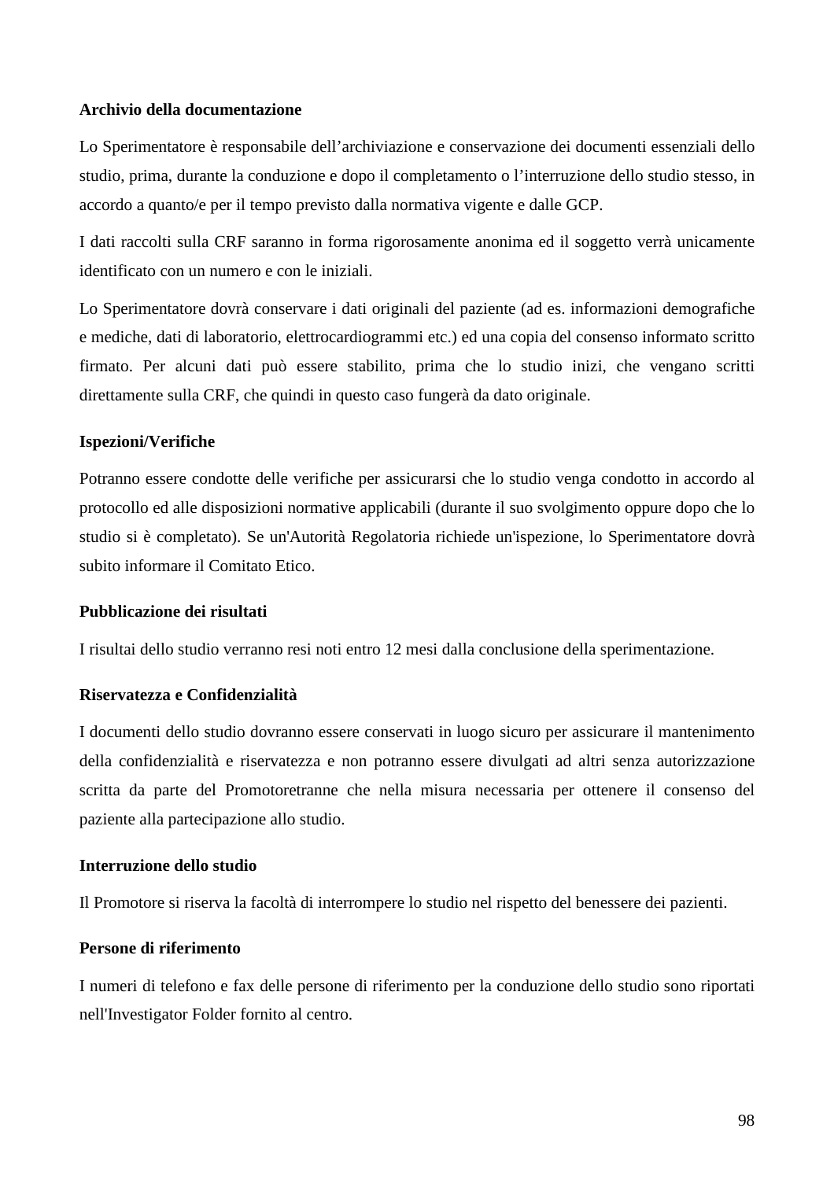**Archivio della documentazione**

Lo Sperimentatore è responsabile dell'archiviazione e conservazione dei documenti essenziali dello studio, prima, durante la conduzione e dopo il completamento o l'interruzione dello studio stesso, in accordo a quanto/e per il tempo previsto dalla normativa vigente e dalle GCP.

I dati raccolti sulla CRF saranno in forma rigorosamente anonima ed il soggetto verrà unicamente identificato con un numero e con le iniziali.

Lo Sperimentatore dovrà conservare i dati originali del paziente (ad es. informazioni demografiche e mediche, dati di laboratorio, elettrocardiogrammi etc.) ed una copia del consenso informato scritto firmato. Per alcuni dati può essere stabilito, prima che lo studio inizi, che vengano scritti direttamente sulla CRF, che quindi in questo caso fungerà da dato originale.

**Ispezioni/Verifiche**

Potranno essere condotte delle verifiche per assicurarsi che lo studio venga condotto in accordo al protocollo ed alle disposizioni normative applicabili (durante il suo svolgimento oppure dopo che lo studio si è completato). Se un'Autorità Regolatoria richiede un'ispezione, lo Sperimentatore dovrà subito informare il Comitato Etico.

**Pubblicazione dei risultati**

I risultai dello studio verranno resi noti entro 12 mesi dalla conclusione della sperimentazione.

**Riservatezza e Confidenzialità**

I documenti dello studio dovranno essere conservati in luogo sicuro per assicurare il mantenimento della confidenzialità e riservatezza e non potranno essere divulgati ad altri senza autorizzazione scritta da parte del Promotoretranne che nella misura necessaria per ottenere il consenso del paziente alla partecipazione allo studio.

**Interruzione dello studio**

Il Promotore si riserva la facoltà di interrompere lo studio nel rispetto del benessere dei pazienti.

**Persone di riferimento**

I numeri di telefono e fax delle persone di riferimento per la conduzione dello studio sono riportati nell'Investigator Folder fornito al centro.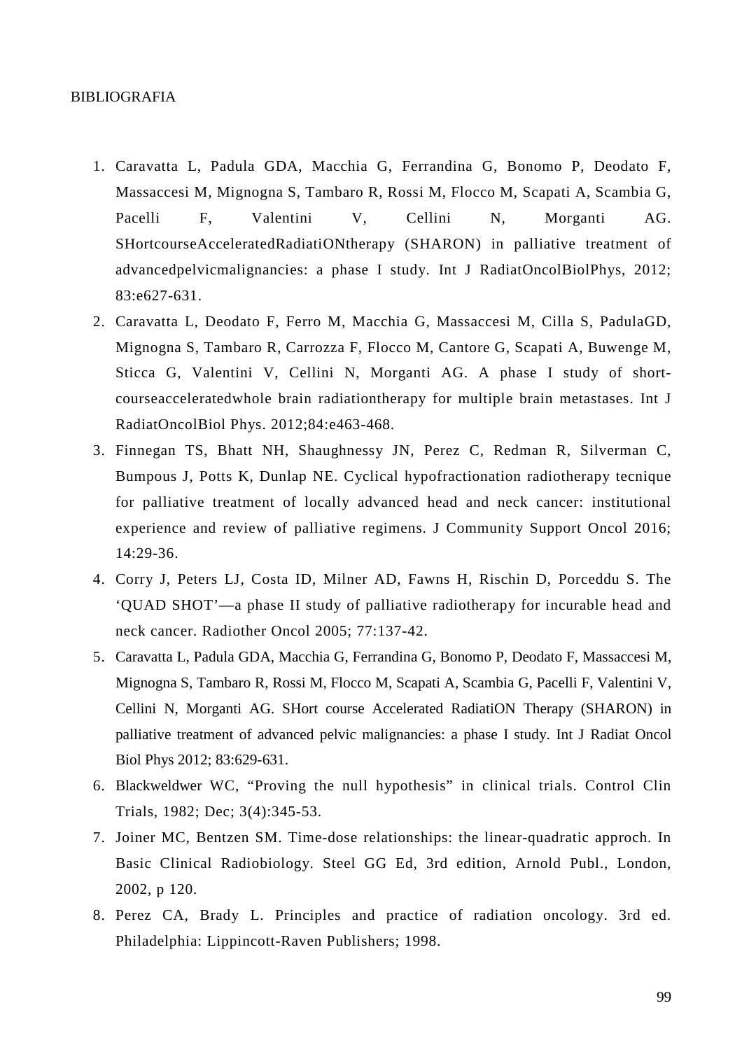BIBLIOGRAFIA

1. Caravatta L, Padula GDA, Macchia G, Ferrandina G, Bonomo P, Deodato F, Massaccesi M, Mignogna S, Tambaro R, Rossi M, Flocco M, Scapati A, Scambia G, Pacelli F, Valentini V, Cellini N, Morganti AG. SHortcourseAcceleratedRadiatiONtherapy (SHARON) in palliative treatment of advancedpelvicmalignancies: a phase I study. Int J RadiatOncolBiolPhys, 2012; 83:e627-631.
2. Caravatta L, Deodato F, Ferro M, Macchia G, Massaccesi M, Cilla S, PadulaGD, Mignogna S, Tambaro R, Carrozza F, Flocco M, Cantore G, Scapati A, Buwenge M, Sticca G, Valentini V, Cellini N, Morganti AG. A phase I study of short-courseacceleratedwhole brain radiationtherapy for multiple brain metastases. Int J RadiatOncolBiol Phys. 2012;84:e463-468.
3. Finnegan TS, Bhatt NH, Shaughnessy JN, Perez C, Redman R, Silverman C, Bumpous J, Potts K, Dunlap NE. Cyclical hypofractionation radiotherapy tecnique for palliative treatment of locally advanced head and neck cancer: institutional experience and review of palliative regimens. J Community Support Oncol 2016; 14:29-36.
4. Corry J, Peters LJ, Costa ID, Milner AD, Fawns H, Rischin D, Porceddu S. The ‘QUAD SHOT’—a phase II study of palliative radiotherapy for incurable head and neck cancer. Radiother Oncol 2005; 77:137-42.
5. Caravatta L, Padula GDA, Macchia G, Ferrandina G, Bonomo P, Deodato F, Massaccesi M, Mignogna S, Tambaro R, Rossi M, Flocco M, Scapati A, Scambia G, Pacelli F, Valentini V, Cellini N, Morganti AG. SHort course Accelerated RadiatiON Therapy (SHARON) in palliative treatment of advanced pelvic malignancies: a phase I study. Int J Radiat Oncol Biol Phys 2012; 83:629-631.
6. Blackweldwer WC, “Proving the null hypothesis” in clinical trials. Control Clin Trials, 1982; Dec; 3(4):345-53.
7. Joiner MC, Bentzen SM. Time-dose relationships: the linear-quadratic approch. In Basic Clinical Radiobiology. Steel GG Ed, 3rd edition, Arnold Publ., London, 2002, p 120.
8. Perez CA, Brady L. Principles and practice of radiation oncology. 3rd ed. Philadelphia: Lippincott-Raven Publishers; 1998.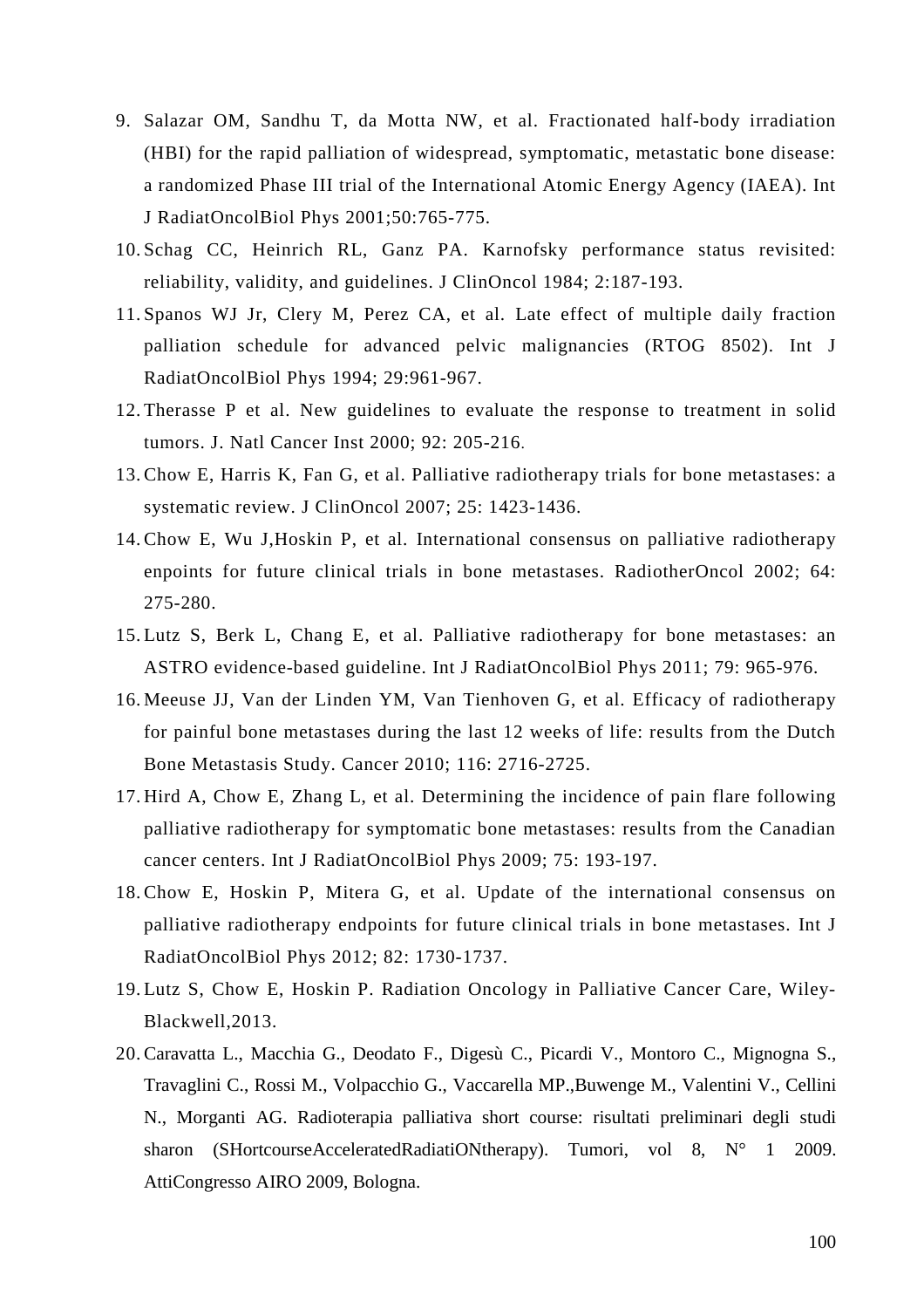9. Salazar OM, Sandhu T, da Motta NW, et al. Fractionated half-body irradiation (HBI) for the rapid palliation of widespread, symptomatic, metastatic bone disease: a randomized Phase III trial of the International Atomic Energy Agency (IAEA). Int J RadiatOncolBiol Phys 2001;50:765-775.
10. Schag CC, Heinrich RL, Ganz PA. Karnofsky performance status revisited: reliability, validity, and guidelines. J ClinOncol 1984; 2:187-193.
11. Spanos WJ Jr, Clery M, Perez CA, et al. Late effect of multiple daily fraction palliation schedule for advanced pelvic malignancies (RTOG 8502). Int J RadiatOncolBiol Phys 1994; 29:961-967.
12. Therasse P et al. New guidelines to evaluate the response to treatment in solid tumors. J. Natl Cancer Inst 2000; 92: 205-216.
13. Chow E, Harris K, Fan G, et al. Palliative radiotherapy trials for bone metastases: a systematic review. J ClinOncol 2007; 25: 1423-1436.
14. Chow E, Wu J,Hoskin P, et al. International consensus on palliative radiotherapy enpoints for future clinical trials in bone metastases. RadiotherOncol 2002; 64: 275-280.
15. Lutz S, Berk L, Chang E, et al. Palliative radiotherapy for bone metastases: an ASTRO evidence-based guideline. Int J RadiatOncolBiol Phys 2011; 79: 965-976.
16. Meeuse JJ, Van der Linden YM, Van Tienhoven G, et al. Efficacy of radiotherapy for painful bone metastases during the last 12 weeks of life: results from the Dutch Bone Metastasis Study. Cancer 2010; 116: 2716-2725.
17. Hird A, Chow E, Zhang L, et al. Determining the incidence of pain flare following palliative radiotherapy for symptomatic bone metastases: results from the Canadian cancer centers. Int J RadiatOncolBiol Phys 2009; 75: 193-197.
18. Chow E, Hoskin P, Mitera G, et al. Update of the international consensus on palliative radiotherapy endpoints for future clinical trials in bone metastases. Int J RadiatOncolBiol Phys 2012; 82: 1730-1737.
19. Lutz S, Chow E, Hoskin P. Radiation Oncology in Palliative Cancer Care, Wiley-Blackwell,2013.
20. Caravatta L., Macchia G., Deodato F., Digesù C., Picardi V., Montoro C., Mignogna S., Travaglini C., Rossi M., Volpacchio G., Vaccarella MP.,Buwenge M., Valentini V., Cellini N., Morganti AG. Radioterapia palliativa short course: risultati preliminari degli studi sharon (SHortcourseAcceleratedRadiatiONtherapy). Tumori, vol 8, N° 1 2009. AttiCongresso AIRO 2009, Bologna.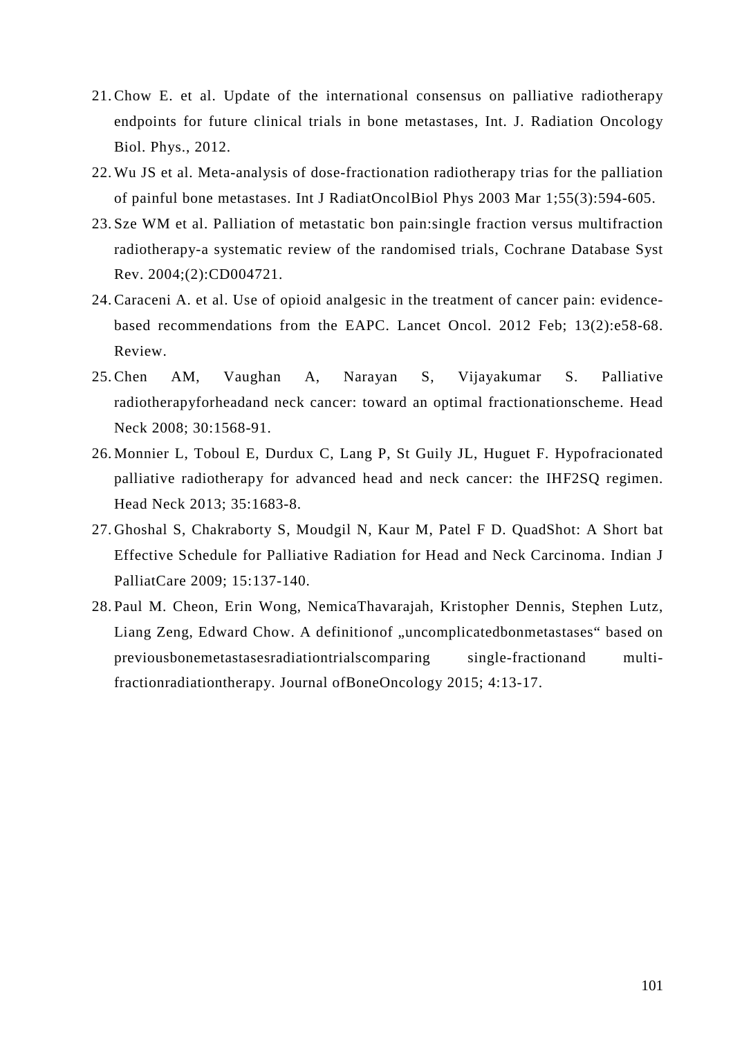21. Chow E. et al. Update of the international consensus on palliative radiotherapy endpoints for future clinical trials in bone metastases, Int. J. Radiation Oncology Biol. Phys., 2012.
22. Wu JS et al. Meta-analysis of dose-fractionation radiotherapy trias for the palliation of painful bone metastases. Int J RadiatOncolBiol Phys 2003 Mar 1;55(3):594-605.
23. Sze WM et al. Palliation of metastatic bon pain:single fraction versus multifraction radiotherapy-a systematic review of the randomised trials, Cochrane Database Syst Rev. 2004;(2):CD004721.
24. Caraceni A. et al. Use of opioid analgesic in the treatment of cancer pain: evidence-based recommendations from the EAPC. Lancet Oncol. 2012 Feb; 13(2):e58-68. Review.
25. Chen AM, Vaughan A, Narayan S, Vijayakumar S. Palliative radiotherapyforheadand neck cancer: toward an optimal fractionationscheme. Head Neck 2008; 30:1568-91.
26. Monnier L, Toboul E, Durdux C, Lang P, St Guily JL, Huguet F. Hypofracionated palliative radiotherapy for advanced head and neck cancer: the IHF2SQ regimen. Head Neck 2013; 35:1683-8.
27. Ghoshal S, Chakraborty S, Moudgil N, Kaur M, Patel F D. QuadShot: A Short bat Effective Schedule for Palliative Radiation for Head and Neck Carcinoma. Indian J PalliatCare 2009; 15:137-140.
28. Paul M. Cheon, Erin Wong, NemicaThavarajah, Kristopher Dennis, Stephen Lutz, Liang Zeng, Edward Chow. A definitionof „uncomplicatedbonmetastases“ based on previousbonemetastasesradiationtrialscomparing single-fractionand multi-fractionradiationtherapy. Journal ofBoneOncology 2015; 4:13-17.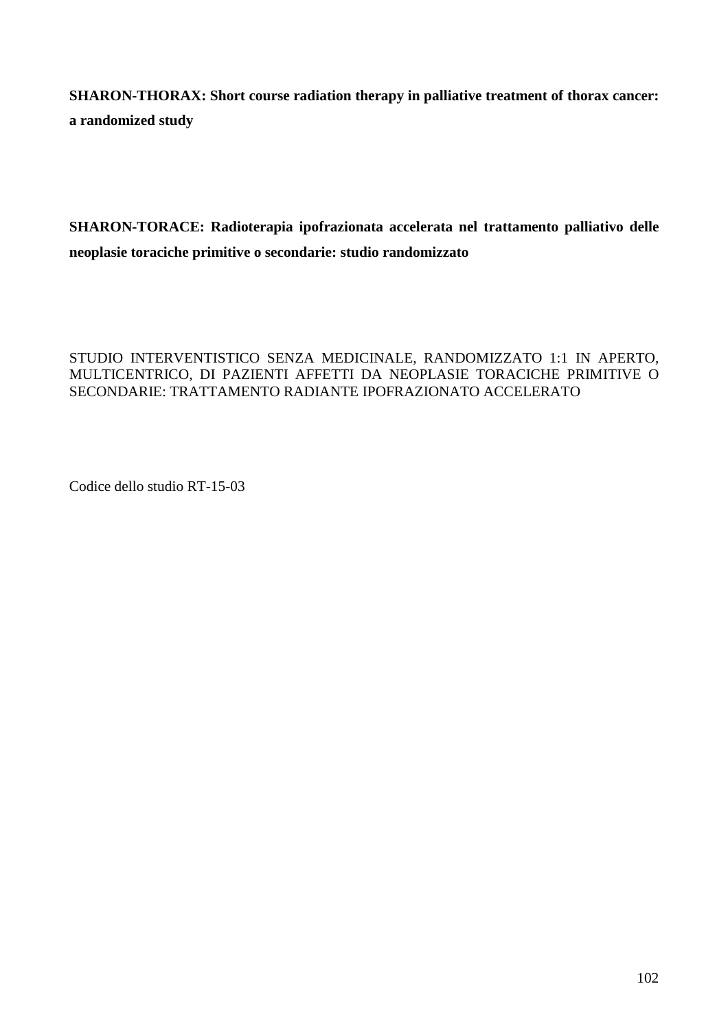**SHARON-THORAX: Short course radiation therapy in palliative treatment of thorax cancer: a randomized study**

**SHARON-TORACE: Radioterapia ipofrazionata accelerata nel trattamento palliativo delle neoplasie toraciche primitive o secondarie: studio randomizzato**

STUDIO INTERVENTISTICO SENZA MEDICINALE, RANDOMIZZATO 1:1 IN APERTO, MULTICENTRICO, DI PAZIENTI AFFETTI DA NEOPLASIE TORACICHE PRIMITIVE O SECONDARIE: TRATTAMENTO RADIANTE IPOFRAZIONATO ACCELERATO

Codice dello studio RT-15-03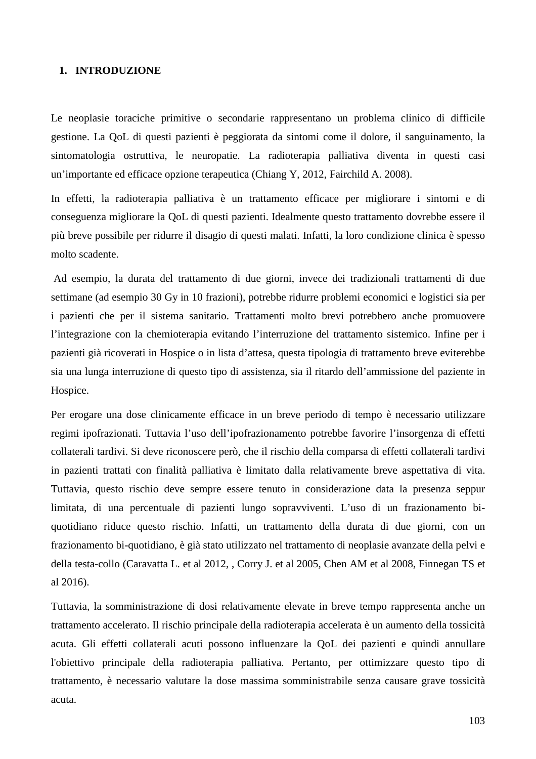# 1. INTRODUZIONE

Le neoplasie toraciche primitive o secondarie rappresentano un problema clinico di difficile gestione. La QoL di questi pazienti è peggiorata da sintomi come il dolore, il sanguinamento, la sintomatologia ostruttiva, le neuropatie. La radioterapia palliativa diventa in questi casi un'importante ed efficace opzione terapeutica (Chiang Y, 2012, Fairchild A. 2008).

In effetti, la radioterapia palliativa è un trattamento efficace per migliorare i sintomi e di conseguenza migliorare la QoL di questi pazienti. Idealmente questo trattamento dovrebbe essere il più breve possibile per ridurre il disagio di questi malati. Infatti, la loro condizione clinica è spesso molto scadente.

Ad esempio, la durata del trattamento di due giorni, invece dei tradizionali trattamenti di due settimane (ad esempio 30 Gy in 10 frazioni), potrebbe ridurre problemi economici e logistici sia per i pazienti che per il sistema sanitario. Trattamenti molto brevi potrebbero anche promuovere l'integrazione con la chemioterapia evitando l'interruzione del trattamento sistemico. Infine per i pazienti già ricoverati in Hospice o in lista d'attesa, questa tipologia di trattamento breve eviterebbe sia una lunga interruzione di questo tipo di assistenza, sia il ritardo dell'ammissione del paziente in Hospice.

Per erogare una dose clinicamente efficace in un breve periodo di tempo è necessario utilizzare regimi ipofrazionati. Tuttavia l'uso dell'ipofrazionamento potrebbe favorire l'insorgenza di effetti collaterali tardivi. Si deve riconoscere però, che il rischio della comparsa di effetti collaterali tardivi in pazienti trattati con finalità palliativa è limitato dalla relativamente breve aspettativa di vita. Tuttavia, questo rischio deve sempre essere tenuto in considerazione data la presenza seppur limitata, di una percentuale di pazienti lungo sopravviventi. L'uso di un frazionamento bi-quotidiano riduce questo rischio. Infatti, un trattamento della durata di due giorni, con un frazionamento bi-quotidiano, è già stato utilizzato nel trattamento di neoplasie avanzate della pelvi e della testa-collo (Caravatta L. et al 2012, , Corry J. et al 2005, Chen AM et al 2008, Finnegan TS et al 2016).

Tuttavia, la somministrazione di dosi relativamente elevate in breve tempo rappresenta anche un trattamento accelerato. Il rischio principale della radioterapia accelerata è un aumento della tossicità acuta. Gli effetti collaterali acuti possono influenzare la QoL dei pazienti e quindi annullare l'obiettivo principale della radioterapia palliativa. Pertanto, per ottimizzare questo tipo di trattamento, è necessario valutare la dose massima somministrabile senza causare grave tossicità acuta.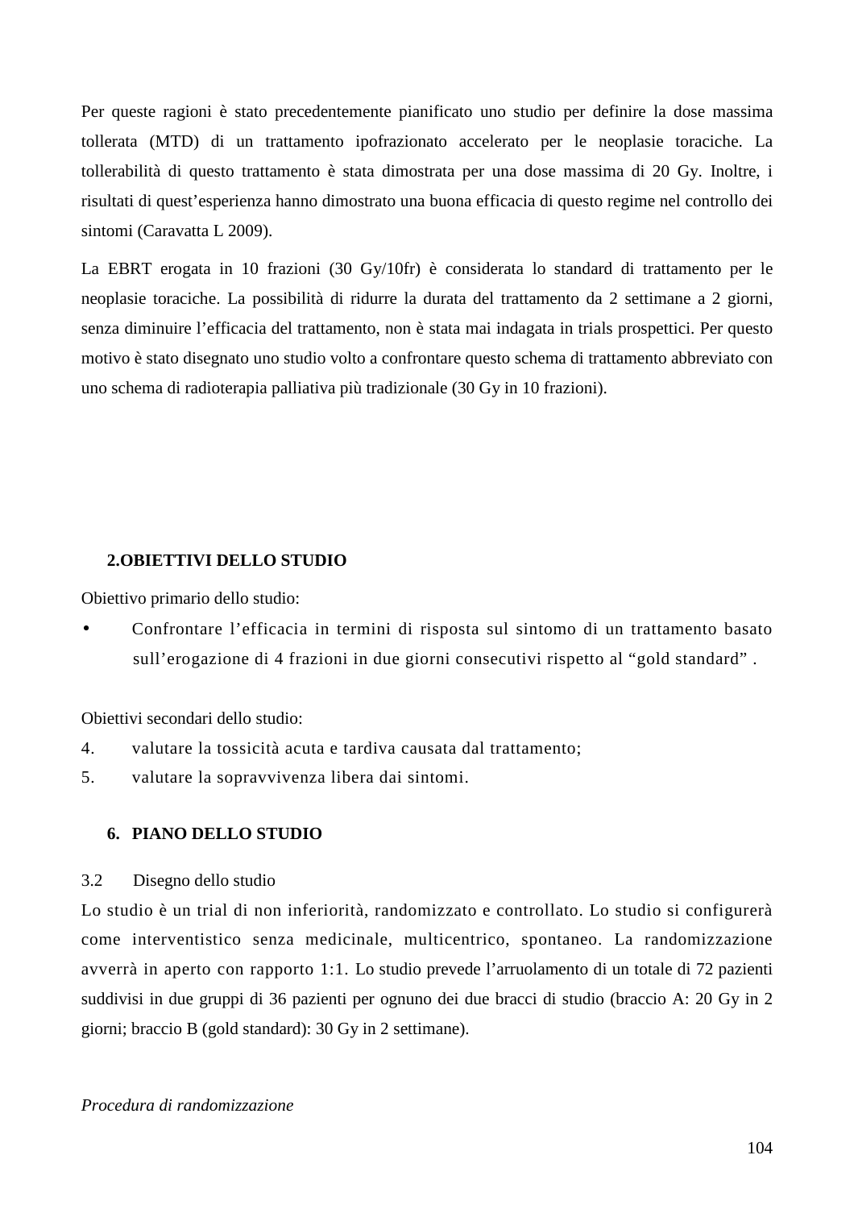Per queste ragioni è stato precedentemente pianificato uno studio per definire la dose massima tollerata (MTD) di un trattamento ipofrazionato accelerato per le neoplasie toraciche. La tollerabilità di questo trattamento è stata dimostrata per una dose massima di 20 Gy. Inoltre, i risultati di quest'esperienza hanno dimostrato una buona efficacia di questo regime nel controllo dei sintomi (Caravatta L 2009).

La EBRT erogata in 10 frazioni (30 Gy/10fr) è considerata lo standard di trattamento per le neoplasie toraciche. La possibilità di ridurre la durata del trattamento da 2 settimane a 2 giorni, senza diminuire l'efficacia del trattamento, non è stata mai indagata in trials prospettici. Per questo motivo è stato disegnato uno studio volto a confrontare questo schema di trattamento abbreviato con uno schema di radioterapia palliativa più tradizionale (30 Gy in 10 frazioni).

## 2.OBIETTIVI DELLO STUDIO

Obiettivo primario dello studio:

- Confrontare l'efficacia in termini di risposta sul sintomo di un trattamento basato sull'erogazione di 4 frazioni in due giorni consecutivi rispetto al "gold standard" .

Obiettivi secondari dello studio:

4. valutare la tossicità acuta e tardiva causata dal trattamento;
5. valutare la sopravvivenza libera dai sintomi.

## 6. PIANO DELLO STUDIO

### 3.2 Disegno dello studio

Lo studio è un trial di non inferiorità, randomizzato e controllato. Lo studio si configurerà come interventistico senza medicinale, multicentrico, spontaneo. La randomizzazione avverrà in aperto con rapporto 1:1. Lo studio prevede l'arruolamento di un totale di 72 pazienti suddivisi in due gruppi di 36 pazienti per ognuno dei due bracci di studio (braccio A: 20 Gy in 2 giorni; braccio B (gold standard): 30 Gy in 2 settimane).

*Procedura di randomizzazione*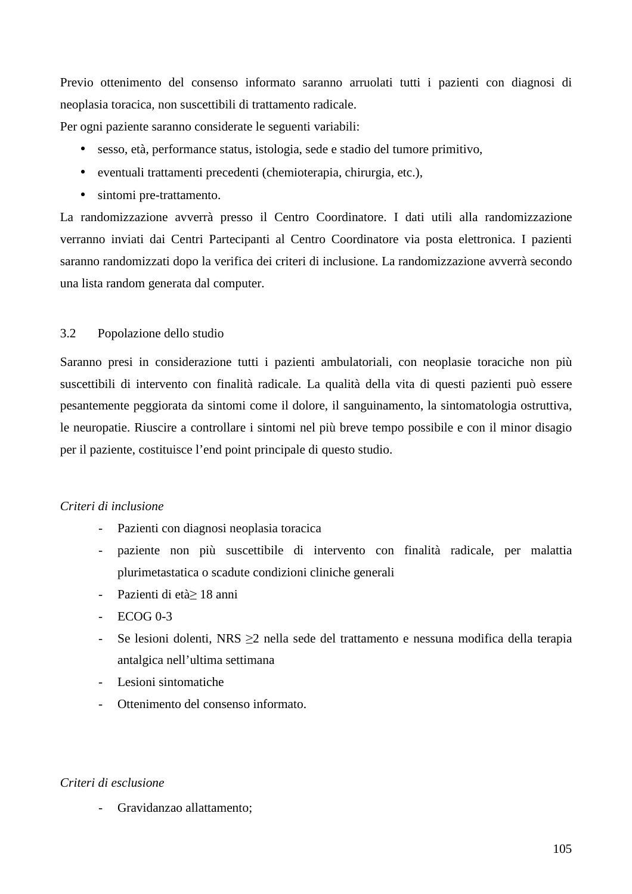Previo ottenimento del consenso informato saranno arruolati tutti i pazienti con diagnosi di neoplasia toracica, non suscettibili di trattamento radicale.

Per ogni paziente saranno considerate le seguenti variabili:

- sesso, età, performance status, istologia, sede e stadio del tumore primitivo,
- eventuali trattamenti precedenti (chemioterapia, chirurgia, etc.),
- sintomi pre-trattamento.

La randomizzazione avverrà presso il Centro Coordinatore. I dati utili alla randomizzazione verranno inviati dai Centri Partecipanti al Centro Coordinatore via posta elettronica. I pazienti saranno randomizzati dopo la verifica dei criteri di inclusione. La randomizzazione avverrà secondo una lista random generata dal computer.

### 3.2 Popolazione dello studio

Saranno presi in considerazione tutti i pazienti ambulatoriali, con neoplasie toraciche non più suscettibili di intervento con finalità radicale. La qualità della vita di questi pazienti può essere pesantemente peggiorata da sintomi come il dolore, il sanguinamento, la sintomatologia ostruttiva, le neuropatie. Riuscire a controllare i sintomi nel più breve tempo possibile e con il minor disagio per il paziente, costituisce l’end point principale di questo studio.

*Criteri di inclusione*

- Pazienti con diagnosi neoplasia toracica
- paziente non più suscettibile di intervento con finalità radicale, per malattia plurimetastatica o scadute condizioni cliniche generali
- Pazienti di età≥ 18 anni
- ECOG 0-3
- Se lesioni dolenti, NRS ≥2 nella sede del trattamento e nessuna modifica della terapia antalgica nell’ultima settimana
- Lesioni sintomatiche
- Ottenimento del consenso informato.

*Criteri di esclusione*

- Gravidanzao allattamento;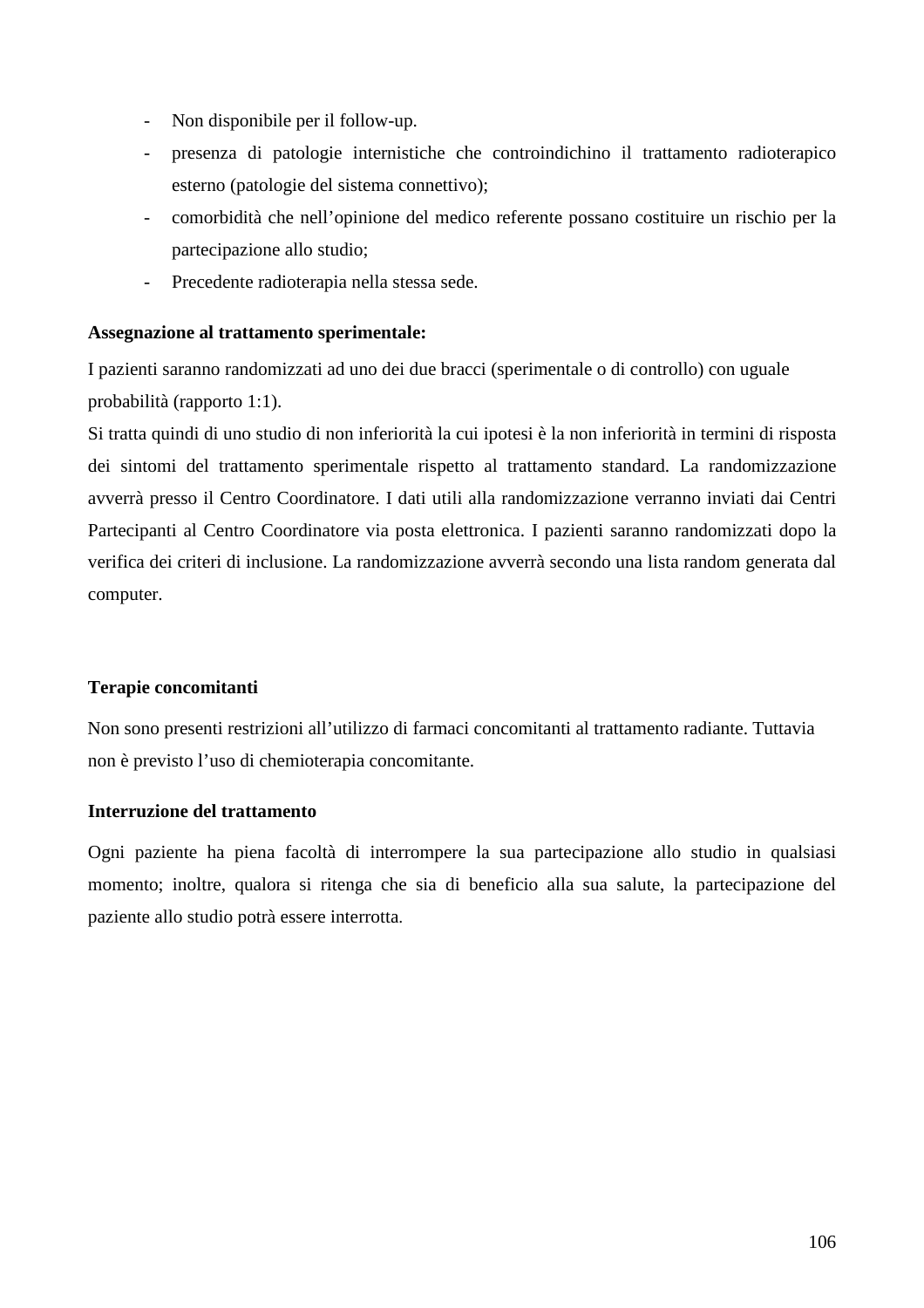- Non disponibile per il follow-up.
- presenza di patologie internistiche che controindichino il trattamento radioterapico esterno (patologie del sistema connettivo);
- comorbidità che nell'opinione del medico referente possano costituire un rischio per la partecipazione allo studio;
- Precedente radioterapia nella stessa sede.

**Assegnazione al trattamento sperimentale:**

I pazienti saranno randomizzati ad uno dei due bracci (sperimentale o di controllo) con uguale probabilità (rapporto 1:1).
Si tratta quindi di uno studio di non inferiorità la cui ipotesi è la non inferiorità in termini di risposta dei sintomi del trattamento sperimentale rispetto al trattamento standard. La randomizzazione avverrà presso il Centro Coordinatore. I dati utili alla randomizzazione verranno inviati dai Centri Partecipanti al Centro Coordinatore via posta elettronica. I pazienti saranno randomizzati dopo la verifica dei criteri di inclusione. La randomizzazione avverrà secondo una lista random generata dal computer.

**Terapie concomitanti**

Non sono presenti restrizioni all'utilizzo di farmaci concomitanti al trattamento radiante. Tuttavia non è previsto l'uso di chemioterapia concomitante.

**Interruzione del trattamento**

Ogni paziente ha piena facoltà di interrompere la sua partecipazione allo studio in qualsiasi momento; inoltre, qualora si ritenga che sia di beneficio alla sua salute, la partecipazione del paziente allo studio potrà essere interrotta.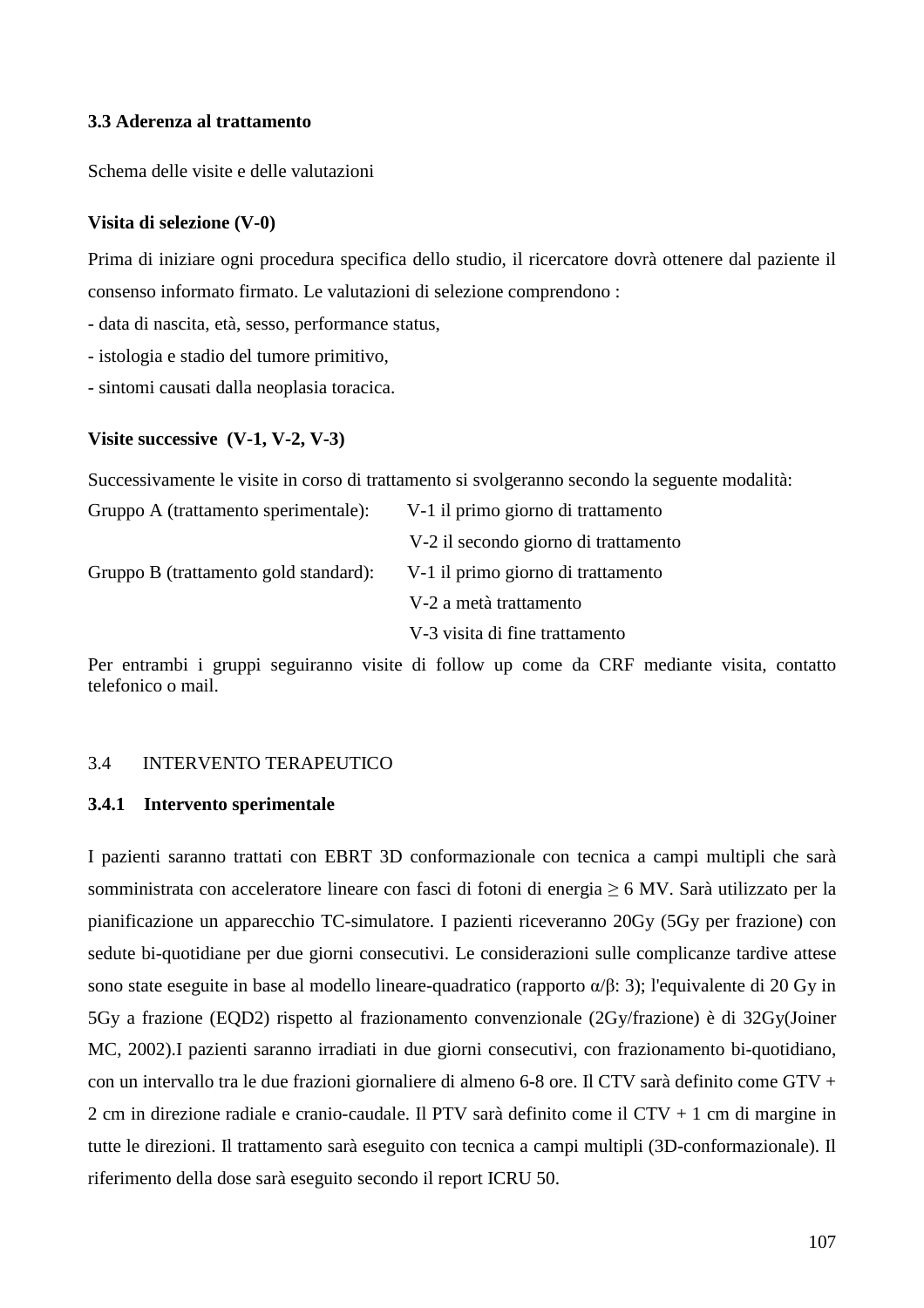### 3.3 Aderenza al trattamento

Schema delle visite e delle valutazioni

**Visita di selezione (V-0)**

Prima di iniziare ogni procedura specifica dello studio, il ricercatore dovrà ottenere dal paziente il consenso informato firmato. Le valutazioni di selezione comprendono :

- data di nascita, età, sesso, performance status,
- istologia e stadio del tumore primitivo,
- sintomi causati dalla neoplasia toracica.

**Visite successive (V-1, V-2, V-3)**

Successivamente le visite in corso di trattamento si svolgeranno secondo la seguente modalità:

| | |
|---|---|
| Gruppo A (trattamento sperimentale): | V-1 il primo giorno di trattamento |
| | V-2 il secondo giorno di trattamento |
| Gruppo B (trattamento gold standard): | V-1 il primo giorno di trattamento |
| | V-2 a metà trattamento |
| | V-3 visita di fine trattamento |

Per entrambi i gruppi seguiranno visite di follow up come da CRF mediante visita, contatto telefonico o mail.

### 3.4 INTERVENTO TERAPEUTICO

#### 3.4.1 Intervento sperimentale

I pazienti saranno trattati con EBRT 3D conformazionale con tecnica a campi multipli che sarà somministrata con acceleratore lineare con fasci di fotoni di energia ≥ 6 MV. Sarà utilizzato per la pianificazione un apparecchio TC-simulatore. I pazienti riceveranno 20Gy (5Gy per frazione) con sedute bi-quotidiane per due giorni consecutivi. Le considerazioni sulle complicanze tardive attese sono state eseguite in base al modello lineare-quadratico (rapporto $\alpha/\beta$: 3); l'equivalente di 20 Gy in 5Gy a frazione (EQD2) rispetto al frazionamento convenzionale (2Gy/frazione) è di 32Gy(Joiner MC, 2002).I pazienti saranno irradiati in due giorni consecutivi, con frazionamento bi-quotidiano, con un intervallo tra le due frazioni giornaliere di almeno 6-8 ore. Il CTV sarà definito come GTV + 2 cm in direzione radiale e cranio-caudale. Il PTV sarà definito come il CTV + 1 cm di margine in tutte le direzioni. Il trattamento sarà eseguito con tecnica a campi multipli (3D-conformazionale). Il riferimento della dose sarà eseguito secondo il report ICRU 50.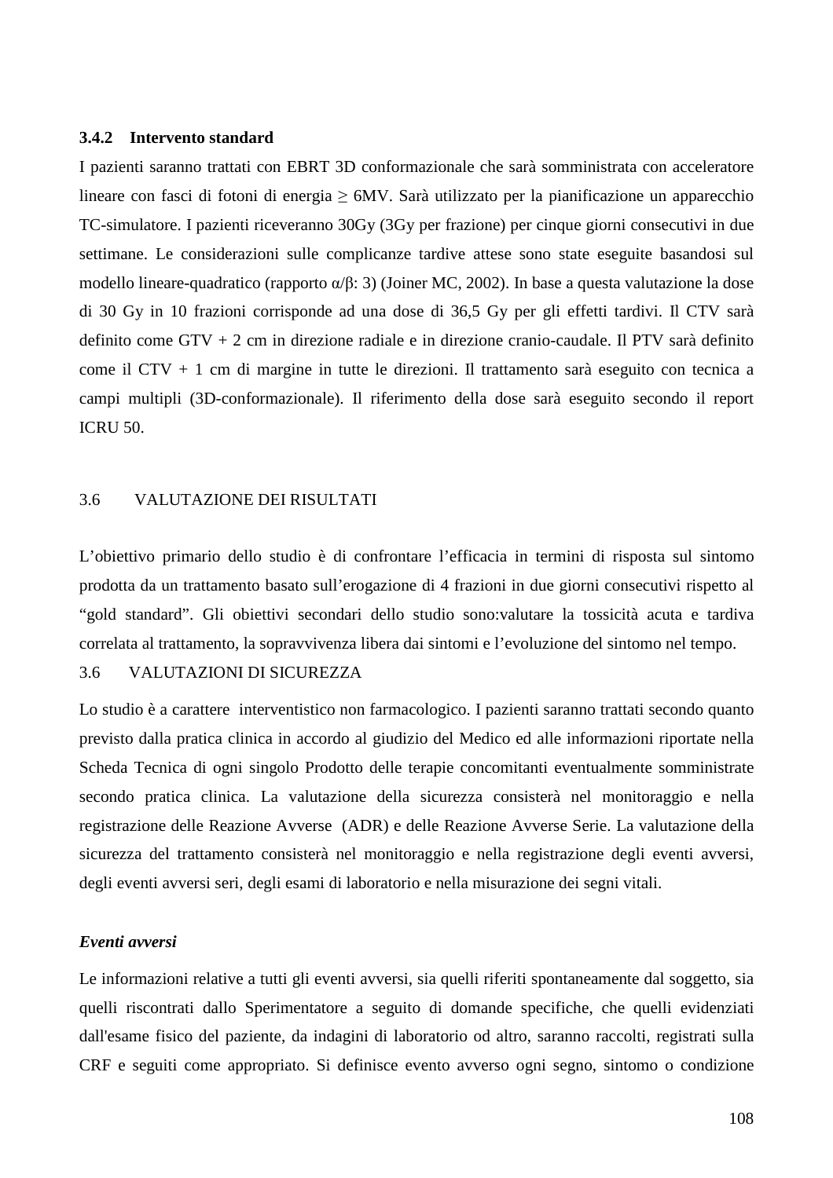### 3.4.2 Intervento standard

I pazienti saranno trattati con EBRT 3D conformazionale che sarà somministrata con acceleratore lineare con fasci di fotoni di energia ≥ 6MV. Sarà utilizzato per la pianificazione un apparecchio TC-simulatore. I pazienti riceveranno 30Gy (3Gy per frazione) per cinque giorni consecutivi in due settimane. Le considerazioni sulle complicanze tardive attese sono state eseguite basandosi sul modello lineare-quadratico (rapporto $\alpha/\beta$: 3) (Joiner MC, 2002). In base a questa valutazione la dose di 30 Gy in 10 frazioni corrisponde ad una dose di 36,5 Gy per gli effetti tardivi. Il CTV sarà definito come GTV + 2 cm in direzione radiale e in direzione cranio-caudale. Il PTV sarà definito come il CTV + 1 cm di margine in tutte le direzioni. Il trattamento sarà eseguito con tecnica a campi multipli (3D-conformazionale). Il riferimento della dose sarà eseguito secondo il report ICRU 50.

## 3.6 VALUTAZIONE DEI RISULTATI

L'obiettivo primario dello studio è di confrontare l'efficacia in termini di risposta sul sintomo prodotta da un trattamento basato sull'erogazione di 4 frazioni in due giorni consecutivi rispetto al "gold standard". Gli obiettivi secondari dello studio sono:valutare la tossicità acuta e tardiva correlata al trattamento, la sopravvivenza libera dai sintomi e l'evoluzione del sintomo nel tempo.

## 3.6 VALUTAZIONI DI SICUREZZA

Lo studio è a carattere interventistico non farmacologico. I pazienti saranno trattati secondo quanto previsto dalla pratica clinica in accordo al giudizio del Medico ed alle informazioni riportate nella Scheda Tecnica di ogni singolo Prodotto delle terapie concomitanti eventualmente somministrate secondo pratica clinica. La valutazione della sicurezza consisterà nel monitoraggio e nella registrazione delle Reazione Avverse (ADR) e delle Reazione Avverse Serie. La valutazione della sicurezza del trattamento consisterà nel monitoraggio e nella registrazione degli eventi avversi, degli eventi avversi seri, degli esami di laboratorio e nella misurazione dei segni vitali.

***Eventi avversi***

Le informazioni relative a tutti gli eventi avversi, sia quelli riferiti spontaneamente dal soggetto, sia quelli riscontrati dallo Sperimentatore a seguito di domande specifiche, che quelli evidenziati dall'esame fisico del paziente, da indagini di laboratorio od altro, saranno raccolti, registrati sulla CRF e seguiti come appropriato. Si definisce evento avverso ogni segno, sintomo o condizione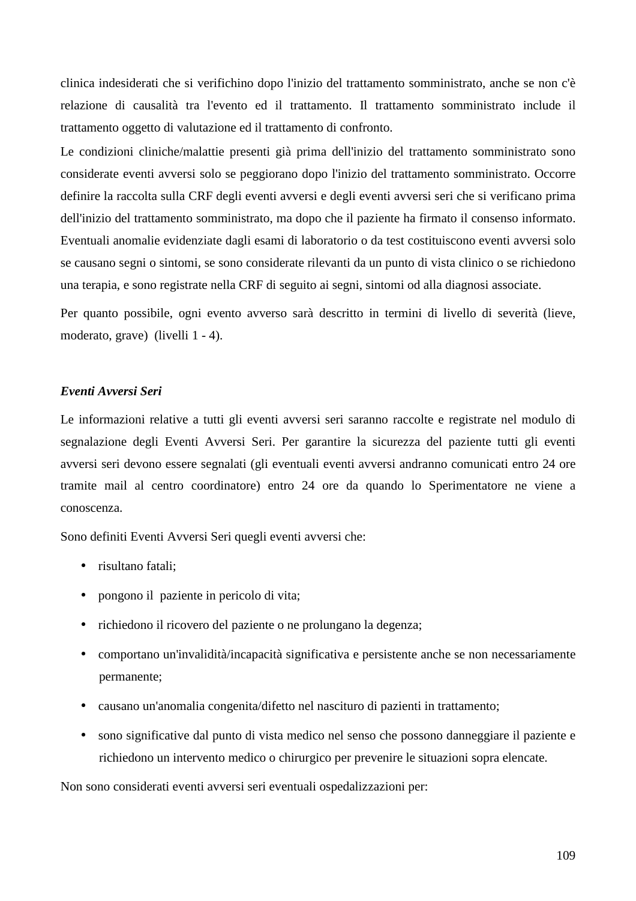clinica indesiderati che si verifichino dopo l'inizio del trattamento somministrato, anche se non c'è relazione di causalità tra l'evento ed il trattamento. Il trattamento somministrato include il trattamento oggetto di valutazione ed il trattamento di confronto.

Le condizioni cliniche/malattie presenti già prima dell'inizio del trattamento somministrato sono considerate eventi avversi solo se peggiorano dopo l'inizio del trattamento somministrato. Occorre definire la raccolta sulla CRF degli eventi avversi e degli eventi avversi seri che si verificano prima dell'inizio del trattamento somministrato, ma dopo che il paziente ha firmato il consenso informato. Eventuali anomalie evidenziate dagli esami di laboratorio o da test costituiscono eventi avversi solo se causano segni o sintomi, se sono considerate rilevanti da un punto di vista clinico o se richiedono una terapia, e sono registrate nella CRF di seguito ai segni, sintomi od alla diagnosi associate.

Per quanto possibile, ogni evento avverso sarà descritto in termini di livello di severità (lieve, moderato, grave) (livelli 1 - 4).

***Eventi Avversi Seri***

Le informazioni relative a tutti gli eventi avversi seri saranno raccolte e registrate nel modulo di segnalazione degli Eventi Avversi Seri. Per garantire la sicurezza del paziente tutti gli eventi avversi seri devono essere segnalati (gli eventuali eventi avversi andranno comunicati entro 24 ore tramite mail al centro coordinatore) entro 24 ore da quando lo Sperimentatore ne viene a conoscenza.

Sono definiti Eventi Avversi Seri quegli eventi avversi che:

- risultano fatali;
- pongono il paziente in pericolo di vita;
- richiedono il ricovero del paziente o ne prolungano la degenza;
- comportano un'invalidità/incapacità significativa e persistente anche se non necessariamente permanente;
- causano un'anomalia congenita/difetto nel nascituro di pazienti in trattamento;
- sono significative dal punto di vista medico nel senso che possono danneggiare il paziente e richiedono un intervento medico o chirurgico per prevenire le situazioni sopra elencate.

Non sono considerati eventi avversi seri eventuali ospedalizzazioni per: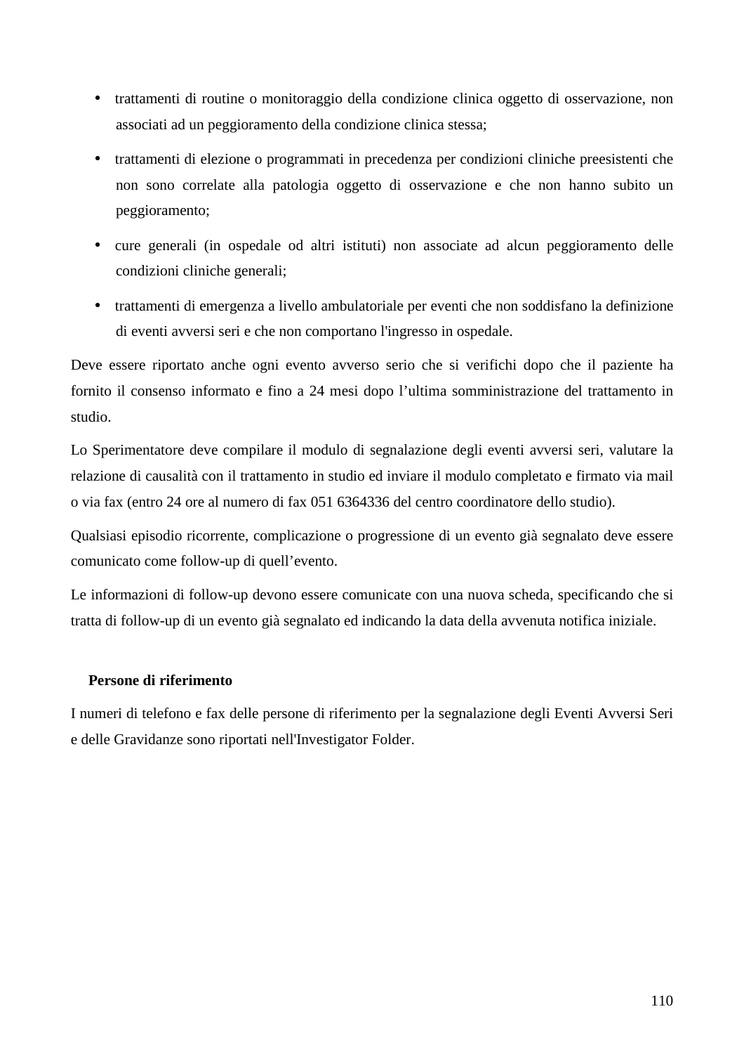- trattamenti di routine o monitoraggio della condizione clinica oggetto di osservazione, non associati ad un peggioramento della condizione clinica stessa;
- trattamenti di elezione o programmati in precedenza per condizioni cliniche preesistenti che non sono correlate alla patologia oggetto di osservazione e che non hanno subito un peggioramento;
- cure generali (in ospedale od altri istituti) non associate ad alcun peggioramento delle condizioni cliniche generali;
- trattamenti di emergenza a livello ambulatoriale per eventi che non soddisfano la definizione di eventi avversi seri e che non comportano l'ingresso in ospedale.

Deve essere riportato anche ogni evento avverso serio che si verifichi dopo che il paziente ha fornito il consenso informato e fino a 24 mesi dopo l'ultima somministrazione del trattamento in studio.

Lo Sperimentatore deve compilare il modulo di segnalazione degli eventi avversi seri, valutare la relazione di causalità con il trattamento in studio ed inviare il modulo completato e firmato via mail o via fax (entro 24 ore al numero di fax 051 6364336 del centro coordinatore dello studio).

Qualsiasi episodio ricorrente, complicazione o progressione di un evento già segnalato deve essere comunicato come follow-up di quell'evento.

Le informazioni di follow-up devono essere comunicate con una nuova scheda, specificando che si tratta di follow-up di un evento già segnalato ed indicando la data della avvenuta notifica iniziale.

**Persone di riferimento**

I numeri di telefono e fax delle persone di riferimento per la segnalazione degli Eventi Avversi Seri e delle Gravidanze sono riportati nell'Investigator Folder.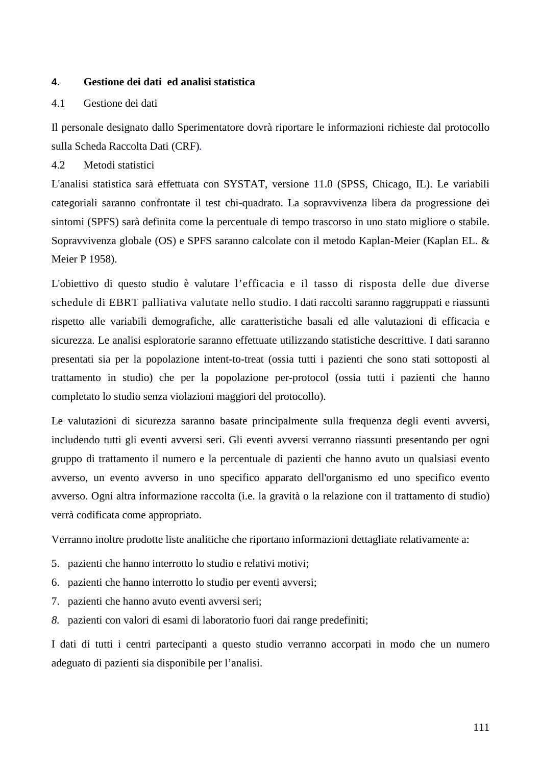## 4. Gestione dei dati ed analisi statistica

### 4.1 Gestione dei dati

Il personale designato dallo Sperimentatore dovrà riportare le informazioni richieste dal protocollo sulla Scheda Raccolta Dati (CRF).

### 4.2 Metodi statistici

L'analisi statistica sarà effettuata con SYSTAT, versione 11.0 (SPSS, Chicago, IL). Le variabili categoriali saranno confrontate il test chi-quadrato. La sopravvivenza libera da progressione dei sintomi (SPFS) sarà definita come la percentuale di tempo trascorso in uno stato migliore o stabile. Sopravvivenza globale (OS) e SPFS saranno calcolate con il metodo Kaplan-Meier (Kaplan EL. & Meier P 1958).

L'obiettivo di questo studio è valutare l'efficacia e il tasso di risposta delle due diverse schedule di EBRT palliativa valutate nello studio. I dati raccolti saranno raggruppati e riassunti rispetto alle variabili demografiche, alle caratteristiche basali ed alle valutazioni di efficacia e sicurezza. Le analisi esploratorie saranno effettuate utilizzando statistiche descrittive. I dati saranno presentati sia per la popolazione intent-to-treat (ossia tutti i pazienti che sono stati sottoposti al trattamento in studio) che per la popolazione per-protocol (ossia tutti i pazienti che hanno completato lo studio senza violazioni maggiori del protocollo).

Le valutazioni di sicurezza saranno basate principalmente sulla frequenza degli eventi avversi, includendo tutti gli eventi avversi seri. Gli eventi avversi verranno riassunti presentando per ogni gruppo di trattamento il numero e la percentuale di pazienti che hanno avuto un qualsiasi evento avverso, un evento avverso in uno specifico apparato dell'organismo ed uno specifico evento avverso. Ogni altra informazione raccolta (i.e. la gravità o la relazione con il trattamento di studio) verrà codificata come appropriato.

Verranno inoltre prodotte liste analitiche che riportano informazioni dettagliate relativamente a:

5. pazienti che hanno interrotto lo studio e relativi motivi;
6. pazienti che hanno interrotto lo studio per eventi avversi;
7. pazienti che hanno avuto eventi avversi seri;
8. pazienti con valori di esami di laboratorio fuori dai range predefiniti;

I dati di tutti i centri partecipanti a questo studio verranno accorpati in modo che un numero adeguato di pazienti sia disponibile per l'analisi.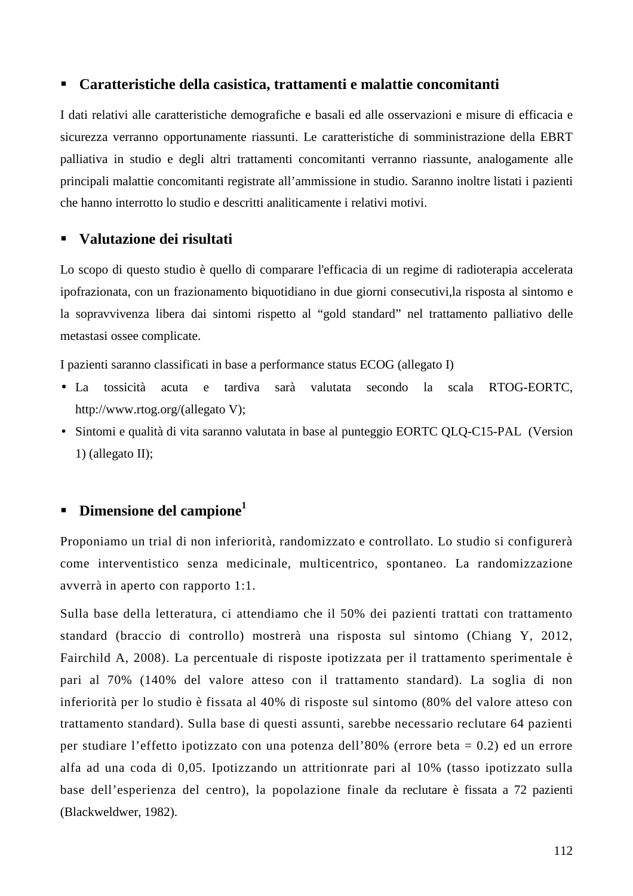- **Caratteristiche della casistica, trattamenti e malattie concomitanti**

I dati relativi alle caratteristiche demografiche e basali ed alle osservazioni e misure di efficacia e sicurezza verranno opportunamente riassunti. Le caratteristiche di somministrazione della EBRT palliativa in studio e degli altri trattamenti concomitanti verranno riassunte, analogamente alle principali malattie concomitanti registrate all'ammissione in studio. Saranno inoltre listati i pazienti che hanno interrotto lo studio e descritti analiticamente i relativi motivi.

- **Valutazione dei risultati**

Lo scopo di questo studio è quello di comparare l'efficacia di un regime di radioterapia accelerata ipofrazionata, con un frazionamento biquotidiano in due giorni consecutivi,la risposta al sintomo e la sopravvivenza libera dai sintomi rispetto al "gold standard" nel trattamento palliativo delle metastasi ossee complicate.

I pazienti saranno classificati in base a performance status ECOG (allegato I)

- La tossicità acuta e tardiva sarà valutata secondo la scala RTOG-EORTC, http://www.rtog.org/(allegato V);
- Sintomi e qualità di vita saranno valutata in base al punteggio EORTC QLQ-C15-PAL (Version 1) (allegato II);

- **Dimensione del campione[1]**

Proponiamo un trial di non inferiorità, randomizzato e controllato. Lo studio si configurerà come interventistico senza medicinale, multicentrico, spontaneo. La randomizzazione avverrà in aperto con rapporto 1:1.

Sulla base della letteratura, ci attendiamo che il 50% dei pazienti trattati con trattamento standard (braccio di controllo) mostrerà una risposta sul sintomo (Chiang Y, 2012, Fairchild A, 2008). La percentuale di risposte ipotizzata per il trattamento sperimentale è pari al 70% (140% del valore atteso con il trattamento standard). La soglia di non inferiorità per lo studio è fissata al 40% di risposte sul sintomo (80% del valore atteso con trattamento standard). Sulla base di questi assunti, sarebbe necessario reclutare 64 pazienti per studiare l'effetto ipotizzato con una potenza dell'80% (errore beta = 0.2) ed un errore alfa ad una coda di 0,05. Ipotizzando un attritionrate pari al 10% (tasso ipotizzato sulla base dell'esperienza del centro), la popolazione finale da reclutare è fissata a 72 pazienti (Blackweldwer, 1982).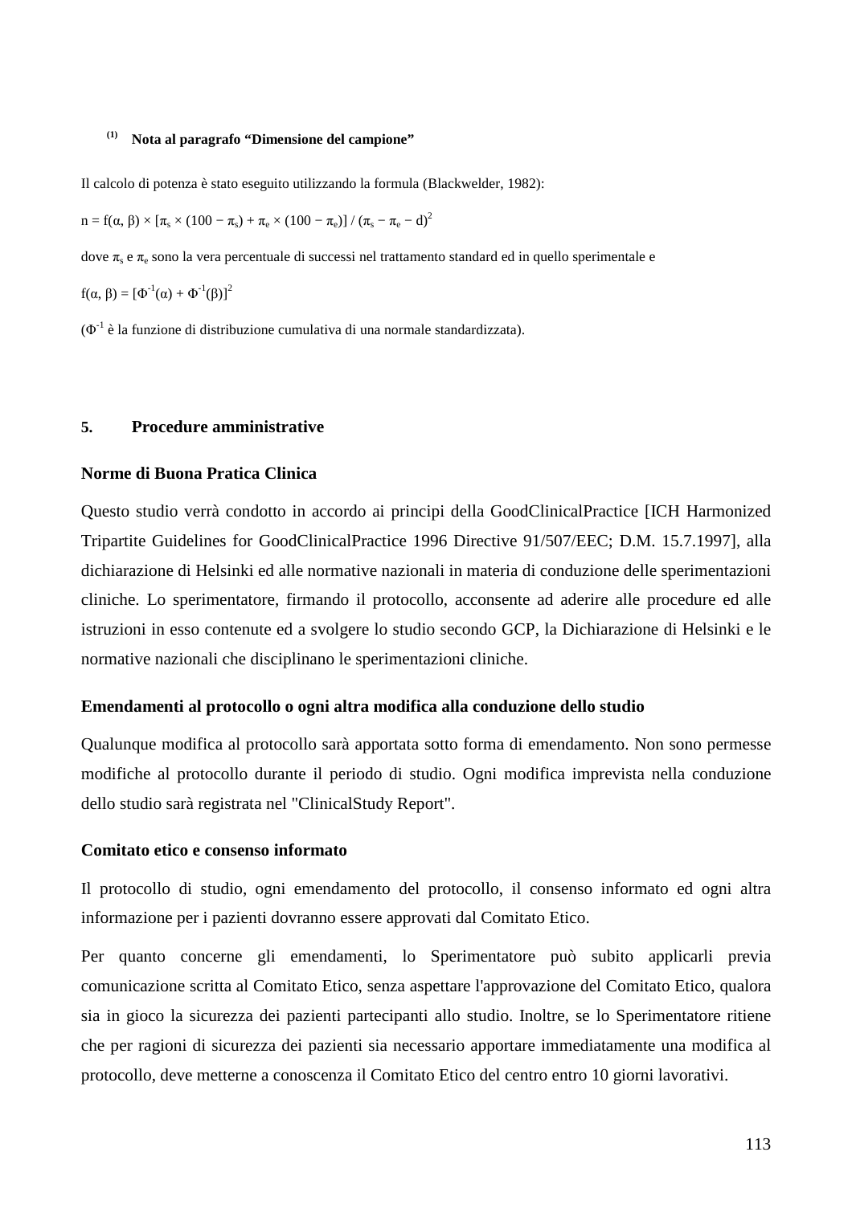[(1)] **Nota al paragrafo "Dimensione del campione"**

Il calcolo di potenza è stato eseguito utilizzando la formula (Blackwelder, 1982):

$n = f(\alpha, \beta) \times [\pi_s \times (100 - \pi_s) + \pi_e \times (100 - \pi_e)] / (\pi_s - \pi_e - d)^2$

dove $\pi_s$ e $\pi_e$ sono la vera percentuale di successi nel trattamento standard ed in quello sperimentale e

$f(\alpha, \beta) = [\Phi^{-1}(\alpha) + \Phi^{-1}(\beta)]^2$

($\Phi^{-1}$ è la funzione di distribuzione cumulativa di una normale standardizzata).

## 5. Procedure amministrative

### Norme di Buona Pratica Clinica

Questo studio verrà condotto in accordo ai principi della GoodClinicalPractice [ICH Harmonized Tripartite Guidelines for GoodClinicalPractice 1996 Directive 91/507/EEC; D.M. 15.7.1997], alla dichiarazione di Helsinki ed alle normative nazionali in materia di conduzione delle sperimentazioni cliniche. Lo sperimentatore, firmando il protocollo, acconsente ad aderire alle procedure ed alle istruzioni in esso contenute ed a svolgere lo studio secondo GCP, la Dichiarazione di Helsinki e le normative nazionali che disciplinano le sperimentazioni cliniche.

### Emendamenti al protocollo o ogni altra modifica alla conduzione dello studio

Qualunque modifica al protocollo sarà apportata sotto forma di emendamento. Non sono permesse modifiche al protocollo durante il periodo di studio. Ogni modifica imprevista nella conduzione dello studio sarà registrata nel "ClinicalStudy Report".

### Comitato etico e consenso informato

Il protocollo di studio, ogni emendamento del protocollo, il consenso informato ed ogni altra informazione per i pazienti dovranno essere approvati dal Comitato Etico.

Per quanto concerne gli emendamenti, lo Sperimentatore può subito applicarli previa comunicazione scritta al Comitato Etico, senza aspettare l'approvazione del Comitato Etico, qualora sia in gioco la sicurezza dei pazienti partecipanti allo studio. Inoltre, se lo Sperimentatore ritiene che per ragioni di sicurezza dei pazienti sia necessario apportare immediatamente una modifica al protocollo, deve metterne a conoscenza il Comitato Etico del centro entro 10 giorni lavorativi.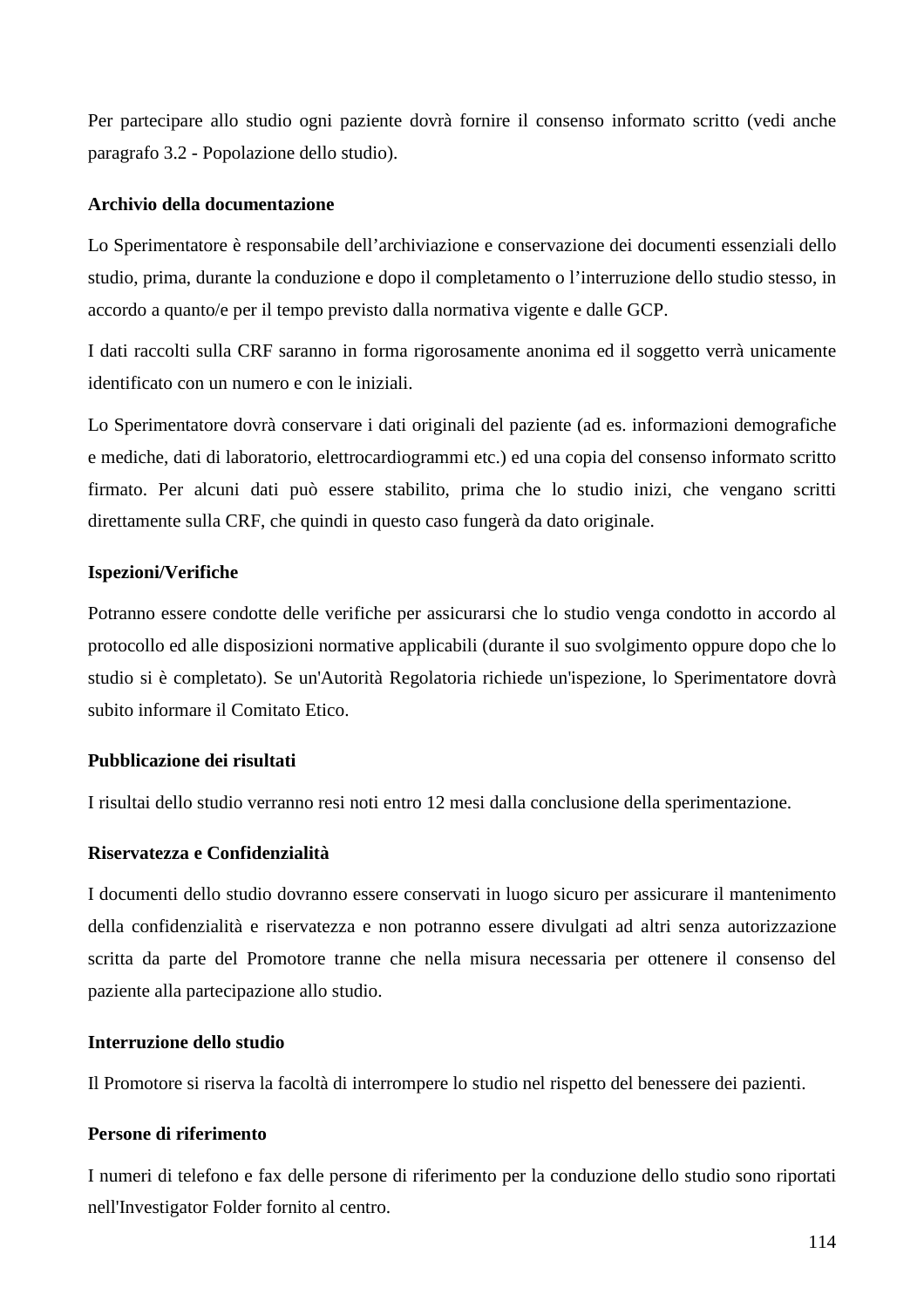Per partecipare allo studio ogni paziente dovrà fornire il consenso informato scritto (vedi anche paragrafo 3.2 - Popolazione dello studio).

**Archivio della documentazione**

Lo Sperimentatore è responsabile dell'archiviazione e conservazione dei documenti essenziali dello studio, prima, durante la conduzione e dopo il completamento o l'interruzione dello studio stesso, in accordo a quanto/e per il tempo previsto dalla normativa vigente e dalle GCP.

I dati raccolti sulla CRF saranno in forma rigorosamente anonima ed il soggetto verrà unicamente identificato con un numero e con le iniziali.

Lo Sperimentatore dovrà conservare i dati originali del paziente (ad es. informazioni demografiche e mediche, dati di laboratorio, elettrocardiogrammi etc.) ed una copia del consenso informato scritto firmato. Per alcuni dati può essere stabilito, prima che lo studio inizi, che vengano scritti direttamente sulla CRF, che quindi in questo caso fungerà da dato originale.

**Ispezioni/Verifiche**

Potranno essere condotte delle verifiche per assicurarsi che lo studio venga condotto in accordo al protocollo ed alle disposizioni normative applicabili (durante il suo svolgimento oppure dopo che lo studio si è completato). Se un'Autorità Regolatoria richiede un'ispezione, lo Sperimentatore dovrà subito informare il Comitato Etico.

**Pubblicazione dei risultati**

I risultai dello studio verranno resi noti entro 12 mesi dalla conclusione della sperimentazione.

**Riservatezza e Confidenzialità**

I documenti dello studio dovranno essere conservati in luogo sicuro per assicurare il mantenimento della confidenzialità e riservatezza e non potranno essere divulgati ad altri senza autorizzazione scritta da parte del Promotore tranne che nella misura necessaria per ottenere il consenso del paziente alla partecipazione allo studio.

**Interruzione dello studio**

Il Promotore si riserva la facoltà di interrompere lo studio nel rispetto del benessere dei pazienti.

**Persone di riferimento**

I numeri di telefono e fax delle persone di riferimento per la conduzione dello studio sono riportati nell'Investigator Folder fornito al centro.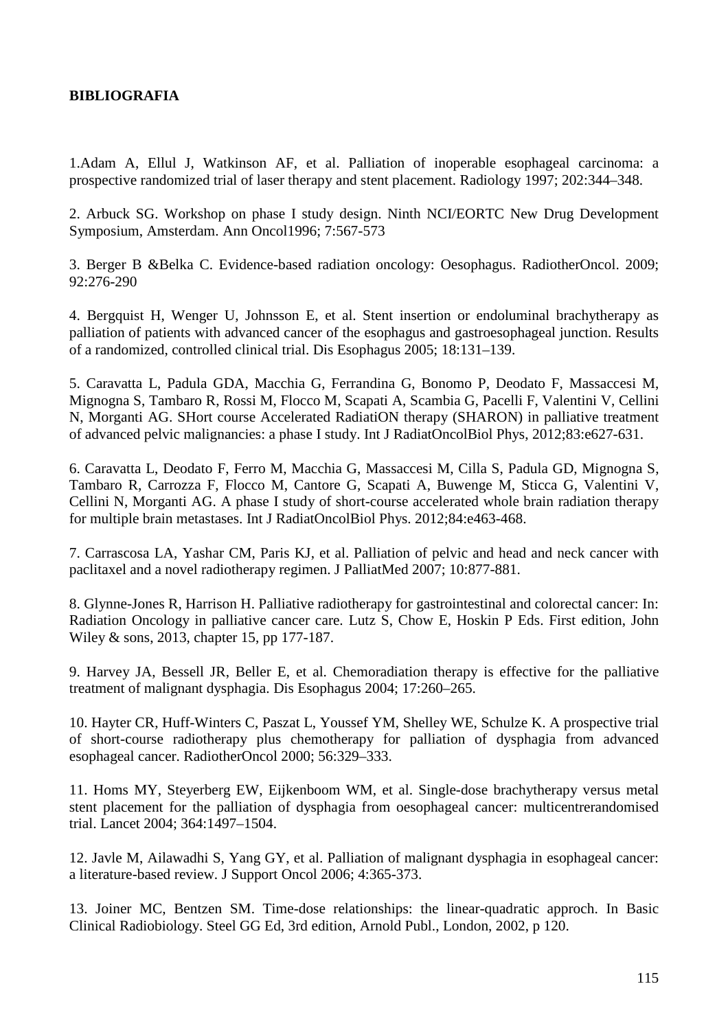**BIBLIOGRAFIA**

1.Adam A, Ellul J, Watkinson AF, et al. Palliation of inoperable esophageal carcinoma: a prospective randomized trial of laser therapy and stent placement. Radiology 1997; 202:344–348.

2. Arbuck SG. Workshop on phase I study design. Ninth NCI/EORTC New Drug Development Symposium, Amsterdam. Ann Oncol1996; 7:567-573

3. Berger B &Belka C. Evidence-based radiation oncology: Oesophagus. RadiotherOncol. 2009; 92:276-290

4. Bergquist H, Wenger U, Johnsson E, et al. Stent insertion or endoluminal brachytherapy as palliation of patients with advanced cancer of the esophagus and gastroesophageal junction. Results of a randomized, controlled clinical trial. Dis Esophagus 2005; 18:131–139.

5. Caravatta L, Padula GDA, Macchia G, Ferrandina G, Bonomo P, Deodato F, Massaccesi M, Mignogna S, Tambaro R, Rossi M, Flocco M, Scapati A, Scambia G, Pacelli F, Valentini V, Cellini N, Morganti AG. SHort course Accelerated RadiatiON therapy (SHARON) in palliative treatment of advanced pelvic malignancies: a phase I study. Int J RadiatOncolBiol Phys, 2012;83:e627-631.

6. Caravatta L, Deodato F, Ferro M, Macchia G, Massaccesi M, Cilla S, Padula GD, Mignogna S, Tambaro R, Carrozza F, Flocco M, Cantore G, Scapati A, Buwenge M, Sticca G, Valentini V, Cellini N, Morganti AG. A phase I study of short-course accelerated whole brain radiation therapy for multiple brain metastases. Int J RadiatOncolBiol Phys. 2012;84:e463-468.

7. Carrascosa LA, Yashar CM, Paris KJ, et al. Palliation of pelvic and head and neck cancer with paclitaxel and a novel radiotherapy regimen. J PalliatMed 2007; 10:877-881.

8. Glynne-Jones R, Harrison H. Palliative radiotherapy for gastrointestinal and colorectal cancer: In: Radiation Oncology in palliative cancer care. Lutz S, Chow E, Hoskin P Eds. First edition, John Wiley & sons, 2013, chapter 15, pp 177-187.

9. Harvey JA, Bessell JR, Beller E, et al. Chemoradiation therapy is effective for the palliative treatment of malignant dysphagia. Dis Esophagus 2004; 17:260–265.

10. Hayter CR, Huff-Winters C, Paszat L, Youssef YM, Shelley WE, Schulze K. A prospective trial of short-course radiotherapy plus chemotherapy for palliation of dysphagia from advanced esophageal cancer. RadiotherOncol 2000; 56:329–333.

11. Homs MY, Steyerberg EW, Eijkenboom WM, et al. Single-dose brachytherapy versus metal stent placement for the palliation of dysphagia from oesophageal cancer: multicentrerandomised trial. Lancet 2004; 364:1497–1504.

12. Javle M, Ailawadhi S, Yang GY, et al. Palliation of malignant dysphagia in esophageal cancer: a literature-based review. J Support Oncol 2006; 4:365-373.

13. Joiner MC, Bentzen SM. Time-dose relationships: the linear-quadratic approch. In Basic Clinical Radiobiology. Steel GG Ed, 3rd edition, Arnold Publ., London, 2002, p 120.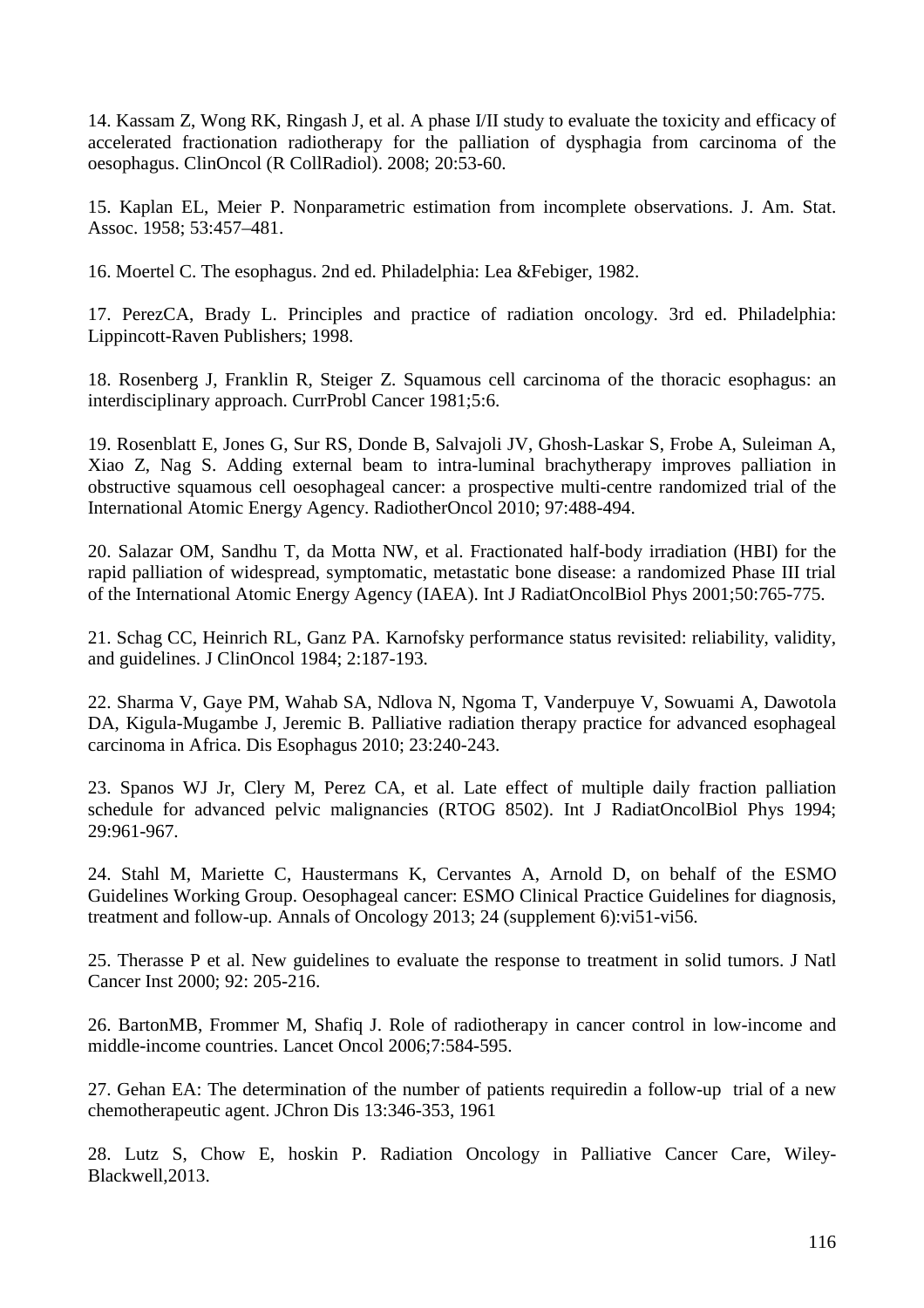14. Kassam Z, Wong RK, Ringash J, et al. A phase I/II study to evaluate the toxicity and efficacy of accelerated fractionation radiotherapy for the palliation of dysphagia from carcinoma of the oesophagus. ClinOncol (R CollRadiol). 2008; 20:53-60.

15. Kaplan EL, Meier P. Nonparametric estimation from incomplete observations. J. Am. Stat. Assoc. 1958; 53:457–481.

16. Moertel C. The esophagus. 2nd ed. Philadelphia: Lea &Febiger, 1982.

17. PerezCA, Brady L. Principles and practice of radiation oncology. 3rd ed. Philadelphia: Lippincott-Raven Publishers; 1998.

18. Rosenberg J, Franklin R, Steiger Z. Squamous cell carcinoma of the thoracic esophagus: an interdisciplinary approach. CurrProbl Cancer 1981;5:6.

19. Rosenblatt E, Jones G, Sur RS, Donde B, Salvajoli JV, Ghosh-Laskar S, Frobe A, Suleiman A, Xiao Z, Nag S. Adding external beam to intra-luminal brachytherapy improves palliation in obstructive squamous cell oesophageal cancer: a prospective multi-centre randomized trial of the International Atomic Energy Agency. RadiotherOncol 2010; 97:488-494.

20. Salazar OM, Sandhu T, da Motta NW, et al. Fractionated half-body irradiation (HBI) for the rapid palliation of widespread, symptomatic, metastatic bone disease: a randomized Phase III trial of the International Atomic Energy Agency (IAEA). Int J RadiatOncolBiol Phys 2001;50:765-775.

21. Schag CC, Heinrich RL, Ganz PA. Karnofsky performance status revisited: reliability, validity, and guidelines. J ClinOncol 1984; 2:187-193.

22. Sharma V, Gaye PM, Wahab SA, Ndlova N, Ngoma T, Vanderpuye V, Sowuami A, Dawotola DA, Kigula-Mugambe J, Jeremic B. Palliative radiation therapy practice for advanced esophageal carcinoma in Africa. Dis Esophagus 2010; 23:240-243.

23. Spanos WJ Jr, Clery M, Perez CA, et al. Late effect of multiple daily fraction palliation schedule for advanced pelvic malignancies (RTOG 8502). Int J RadiatOncolBiol Phys 1994; 29:961-967.

24. Stahl M, Mariette C, Haustermans K, Cervantes A, Arnold D, on behalf of the ESMO Guidelines Working Group. Oesophageal cancer: ESMO Clinical Practice Guidelines for diagnosis, treatment and follow-up. Annals of Oncology 2013; 24 (supplement 6):vi51-vi56.

25. Therasse P et al. New guidelines to evaluate the response to treatment in solid tumors. J Natl Cancer Inst 2000; 92: 205-216.

26. BartonMB, Frommer M, Shafiq J. Role of radiotherapy in cancer control in low-income and middle-income countries. Lancet Oncol 2006;7:584-595.

27. Gehan EA: The determination of the number of patients requiredin a follow-up trial of a new chemotherapeutic agent. JChron Dis 13:346-353, 1961

28. Lutz S, Chow E, hoskin P. Radiation Oncology in Palliative Cancer Care, Wiley-Blackwell,2013.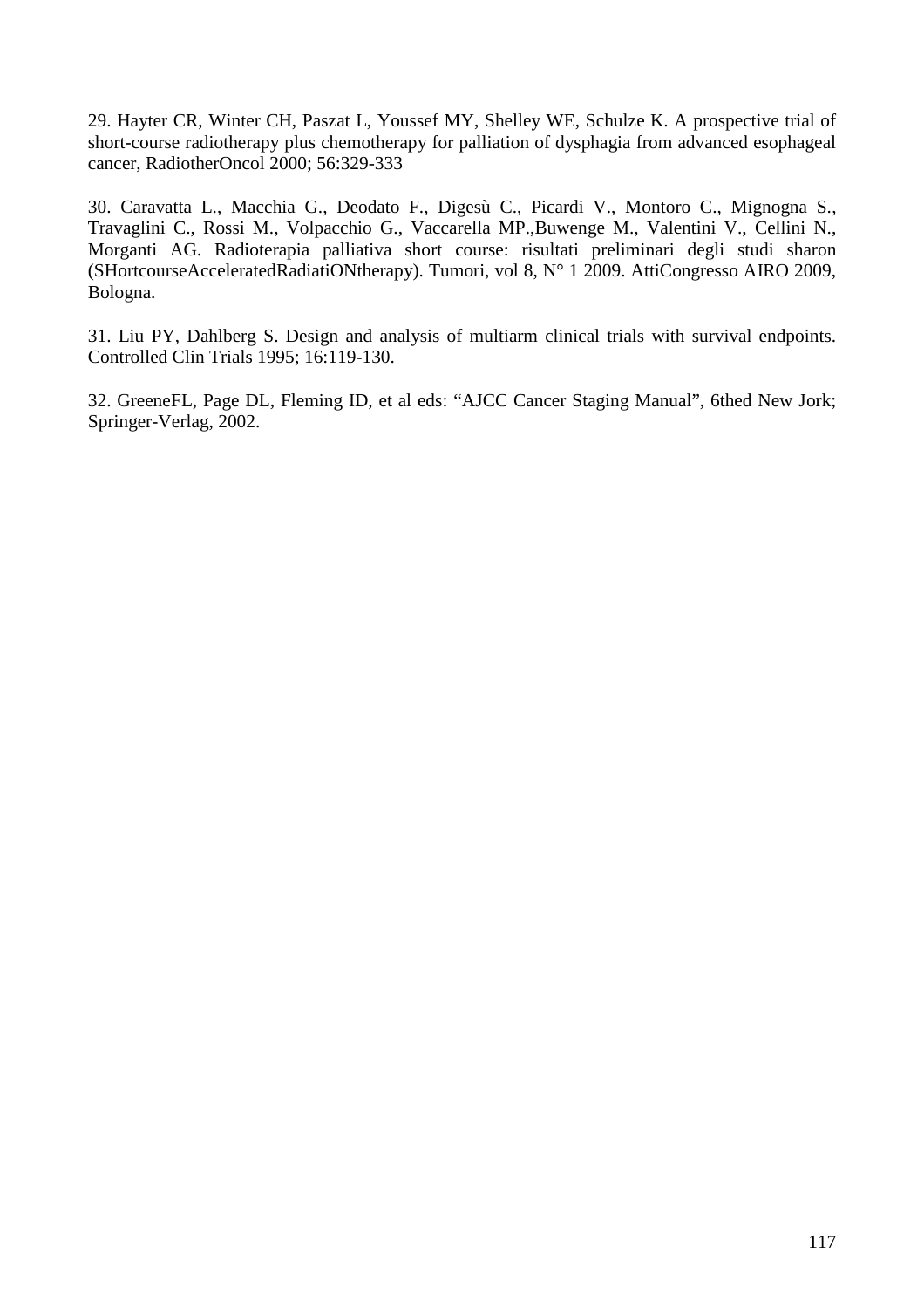29. Hayter CR, Winter CH, Paszat L, Youssef MY, Shelley WE, Schulze K. A prospective trial of short-course radiotherapy plus chemotherapy for palliation of dysphagia from advanced esophageal cancer, RadiotherOncol 2000; 56:329-333

30. Caravatta L., Macchia G., Deodato F., Digesù C., Picardi V., Montoro C., Mignogna S., Travaglini C., Rossi M., Volpacchio G., Vaccarella MP.,Buwenge M., Valentini V., Cellini N., Morganti AG. Radioterapia palliativa short course: risultati preliminari degli studi sharon (SHortcourseAcceleratedRadiatiONtherapy). Tumori, vol 8, N° 1 2009. AttiCongresso AIRO 2009, Bologna.

31. Liu PY, Dahlberg S. Design and analysis of multiarm clinical trials with survival endpoints. Controlled Clin Trials 1995; 16:119-130.

32. GreeneFL, Page DL, Fleming ID, et al eds: “AJCC Cancer Staging Manual”, 6thed New Jork; Springer-Verlag, 2002.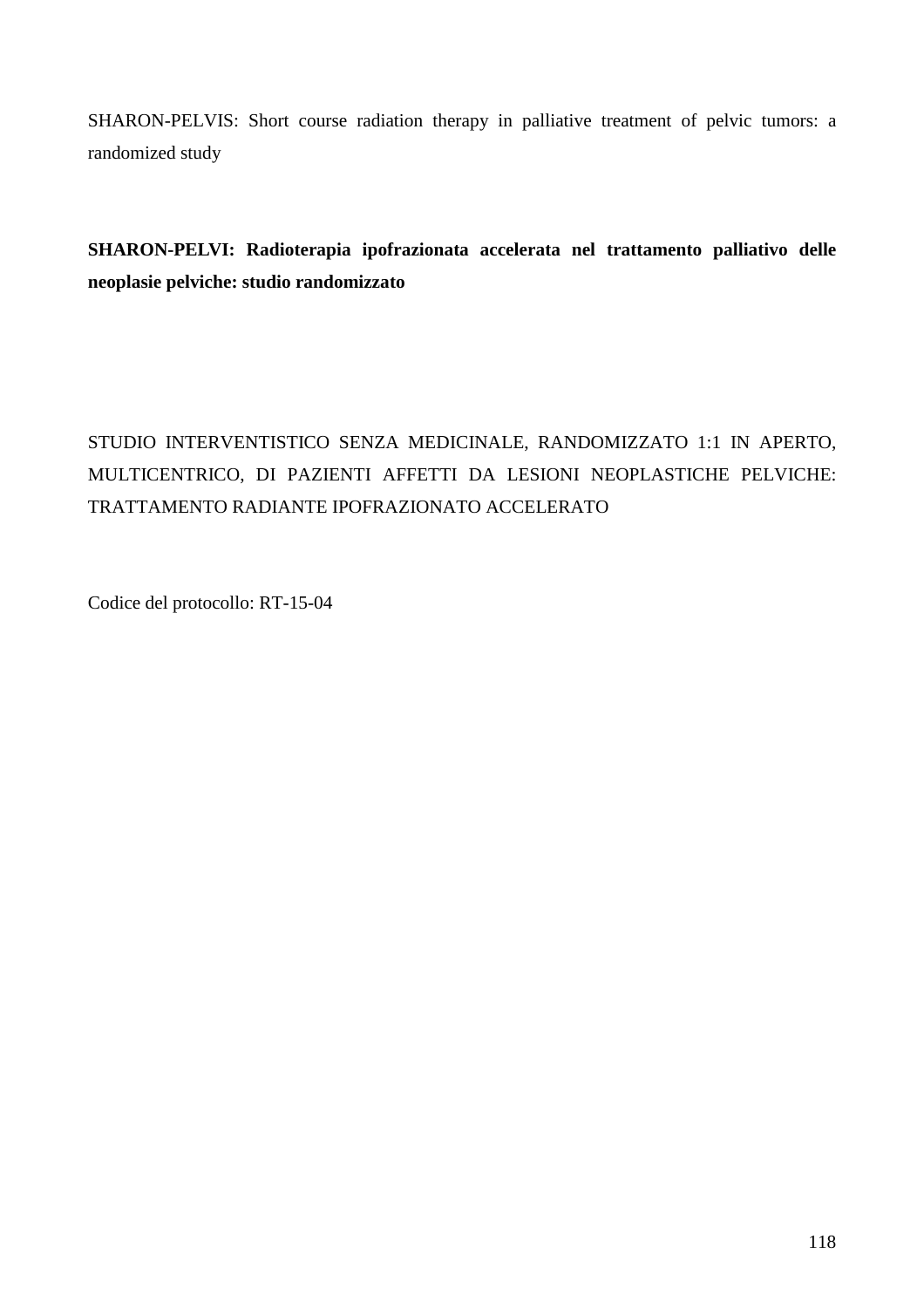SHARON-PELVIS: Short course radiation therapy in palliative treatment of pelvic tumors: a randomized study

**SHARON-PELVI: Radioterapia ipofrazionata accelerata nel trattamento palliativo delle neoplasie pelviche: studio randomizzato**

STUDIO INTERVENTISTICO SENZA MEDICINALE, RANDOMIZZATO 1:1 IN APERTO, MULTICENTRICO, DI PAZIENTI AFFETTI DA LESIONI NEOPLASTICHE PELVICHE: TRATTAMENTO RADIANTE IPOFRAZIONATO ACCELERATO

Codice del protocollo: RT-15-04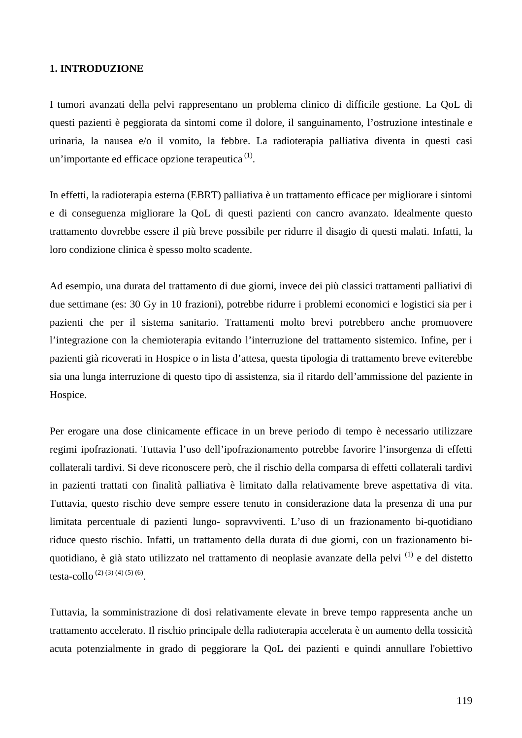# 1. INTRODUZIONE

I tumori avanzati della pelvi rappresentano un problema clinico di difficile gestione. La QoL di questi pazienti è peggiorata da sintomi come il dolore, il sanguinamento, l'ostruzione intestinale e urinaria, la nausea e/o il vomito, la febbre. La radioterapia palliativa diventa in questi casi un'importante ed efficace opzione terapeutica [(1)].

In effetti, la radioterapia esterna (EBRT) palliativa è un trattamento efficace per migliorare i sintomi e di conseguenza migliorare la QoL di questi pazienti con cancro avanzato. Idealmente questo trattamento dovrebbe essere il più breve possibile per ridurre il disagio di questi malati. Infatti, la loro condizione clinica è spesso molto scadente.

Ad esempio, una durata del trattamento di due giorni, invece dei più classici trattamenti palliativi di due settimane (es: 30 Gy in 10 frazioni), potrebbe ridurre i problemi economici e logistici sia per i pazienti che per il sistema sanitario. Trattamenti molto brevi potrebbero anche promuovere l'integrazione con la chemioterapia evitando l'interruzione del trattamento sistemico. Infine, per i pazienti già ricoverati in Hospice o in lista d'attesa, questa tipologia di trattamento breve eviterebbe sia una lunga interruzione di questo tipo di assistenza, sia il ritardo dell'ammissione del paziente in Hospice.

Per erogare una dose clinicamente efficace in un breve periodo di tempo è necessario utilizzare regimi ipofrazionati. Tuttavia l'uso dell'ipofrazionamento potrebbe favorire l'insorgenza di effetti collaterali tardivi. Si deve riconoscere però, che il rischio della comparsa di effetti collaterali tardivi in pazienti trattati con finalità palliativa è limitato dalla relativamente breve aspettativa di vita. Tuttavia, questo rischio deve sempre essere tenuto in considerazione data la presenza di una pur limitata percentuale di pazienti lungo- sopravviventi. L'uso di un frazionamento bi-quotidiano riduce questo rischio. Infatti, un trattamento della durata di due giorni, con un frazionamento bi-quotidiano, è già stato utilizzato nel trattamento di neoplasie avanzate della pelvi [(1)] e del distetto testa-collo [(2) (3) (4) (5) (6)].

Tuttavia, la somministrazione di dosi relativamente elevate in breve tempo rappresenta anche un trattamento accelerato. Il rischio principale della radioterapia accelerata è un aumento della tossicità acuta potenzialmente in grado di peggiorare la QoL dei pazienti e quindi annullare l'obiettivo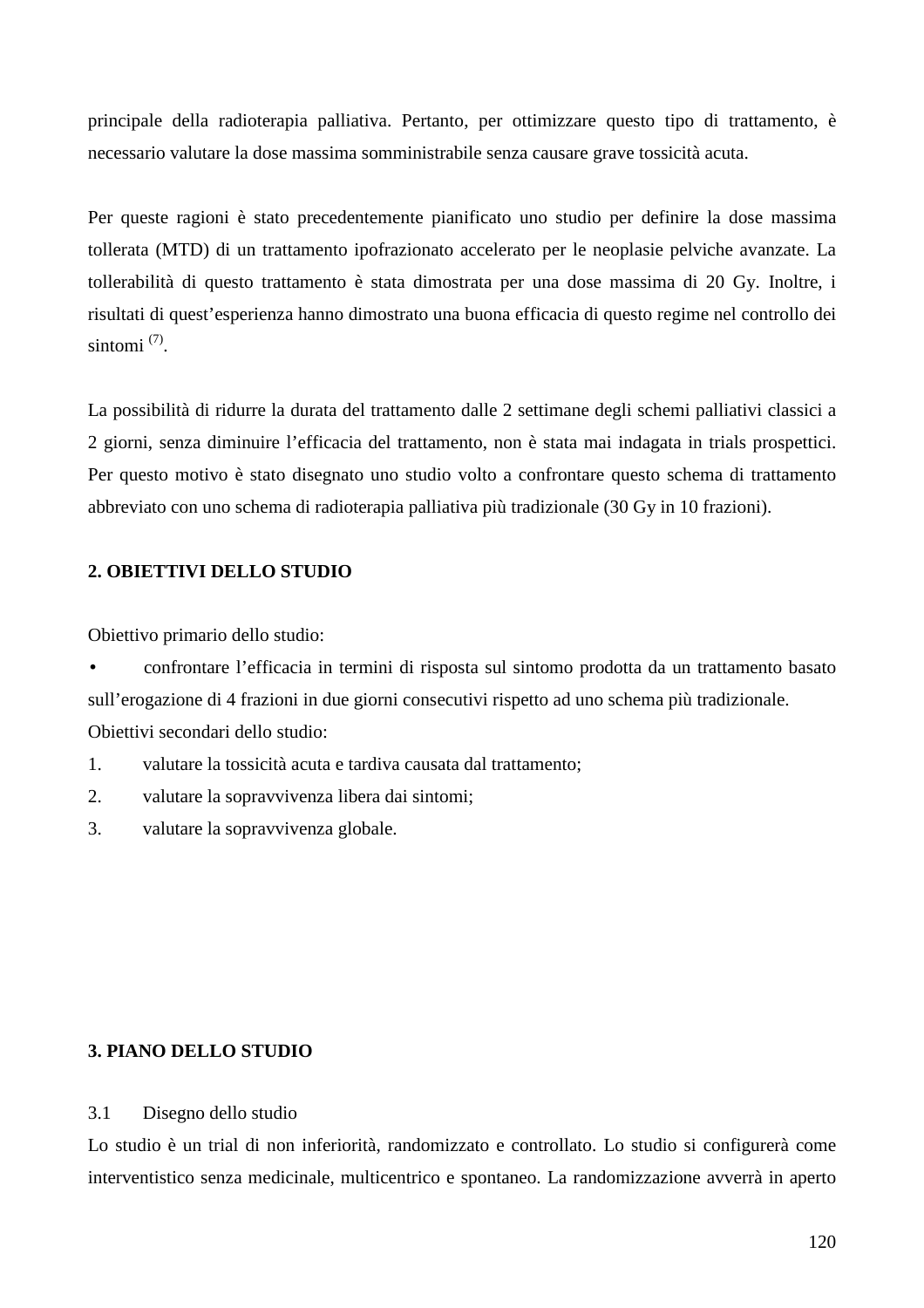principale della radioterapia palliativa. Pertanto, per ottimizzare questo tipo di trattamento, è necessario valutare la dose massima somministrabile senza causare grave tossicità acuta.

Per queste ragioni è stato precedentemente pianificato uno studio per definire la dose massima tollerata (MTD) di un trattamento ipofrazionato accelerato per le neoplasie pelviche avanzate. La tollerabilità di questo trattamento è stata dimostrata per una dose massima di 20 Gy. Inoltre, i risultati di quest'esperienza hanno dimostrato una buona efficacia di questo regime nel controllo dei sintomi [(7)].

La possibilità di ridurre la durata del trattamento dalle 2 settimane degli schemi palliativi classici a 2 giorni, senza diminuire l'efficacia del trattamento, non è stata mai indagata in trials prospettici. Per questo motivo è stato disegnato uno studio volto a confrontare questo schema di trattamento abbreviato con uno schema di radioterapia palliativa più tradizionale (30 Gy in 10 frazioni).

## 2. OBIETTIVI DELLO STUDIO

Obiettivo primario dello studio:

- confrontare l'efficacia in termini di risposta sul sintomo prodotta da un trattamento basato sull'erogazione di 4 frazioni in due giorni consecutivi rispetto ad uno schema più tradizionale.

Obiettivi secondari dello studio:

1. valutare la tossicità acuta e tardiva causata dal trattamento;
2. valutare la sopravvivenza libera dai sintomi;
3. valutare la sopravvivenza globale.

## 3. PIANO DELLO STUDIO

### 3.1 Disegno dello studio

Lo studio è un trial di non inferiorità, randomizzato e controllato. Lo studio si configurerà come interventistico senza medicinale, multicentrico e spontaneo. La randomizzazione avverrà in aperto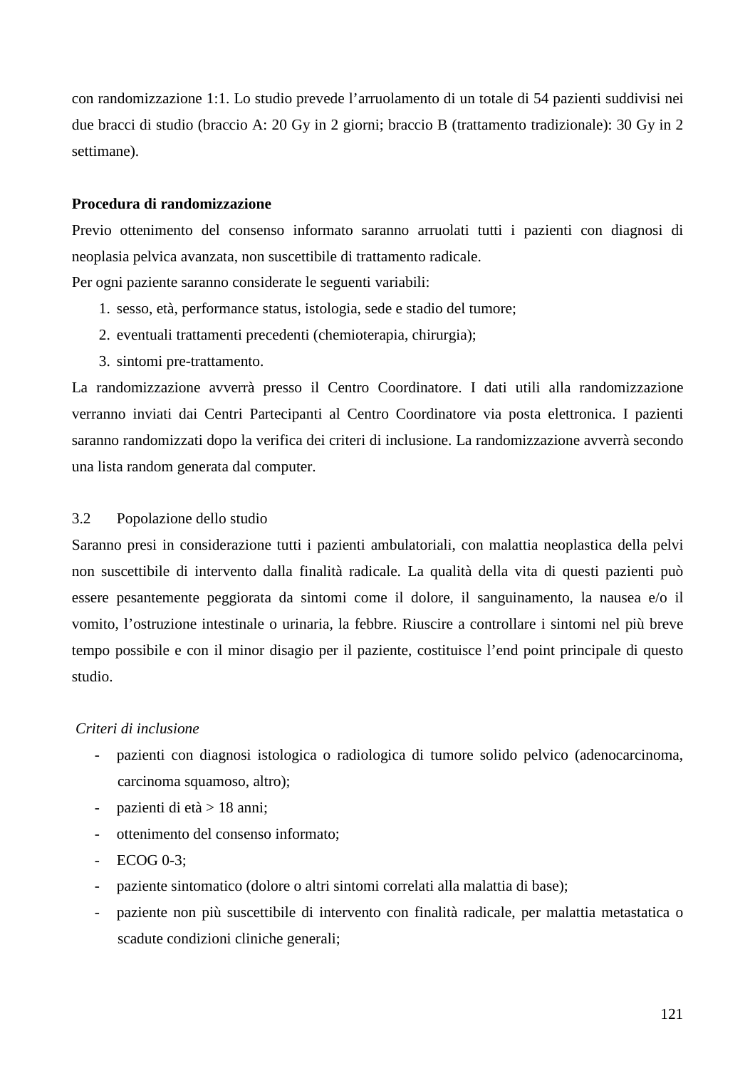con randomizzazione 1:1. Lo studio prevede l’arruolamento di un totale di 54 pazienti suddivisi nei due bracci di studio (braccio A: 20 Gy in 2 giorni; braccio B (trattamento tradizionale): 30 Gy in 2 settimane).

**Procedura di randomizzazione**

Previo ottenimento del consenso informato saranno arruolati tutti i pazienti con diagnosi di neoplasia pelvica avanzata, non suscettibile di trattamento radicale.

Per ogni paziente saranno considerate le seguenti variabili:

1. sesso, età, performance status, istologia, sede e stadio del tumore;
2. eventuali trattamenti precedenti (chemioterapia, chirurgia);
3. sintomi pre-trattamento.

La randomizzazione avverrà presso il Centro Coordinatore. I dati utili alla randomizzazione verranno inviati dai Centri Partecipanti al Centro Coordinatore via posta elettronica. I pazienti saranno randomizzati dopo la verifica dei criteri di inclusione. La randomizzazione avverrà secondo una lista random generata dal computer.

## 3.2 Popolazione dello studio

Saranno presi in considerazione tutti i pazienti ambulatoriali, con malattia neoplastica della pelvi non suscettibile di intervento dalla finalità radicale. La qualità della vita di questi pazienti può essere pesantemente peggiorata da sintomi come il dolore, il sanguinamento, la nausea e/o il vomito, l’ostruzione intestinale o urinaria, la febbre. Riuscire a controllare i sintomi nel più breve tempo possibile e con il minor disagio per il paziente, costituisce l’end point principale di questo studio.

*Criteri di inclusione*

- pazienti con diagnosi istologica o radiologica di tumore solido pelvico (adenocarcinoma, carcinoma squamoso, altro);
- pazienti di età > 18 anni;
- ottenimento del consenso informato;
- ECOG 0-3;
- paziente sintomatico (dolore o altri sintomi correlati alla malattia di base);
- paziente non più suscettibile di intervento con finalità radicale, per malattia metastatica o scadute condizioni cliniche generali;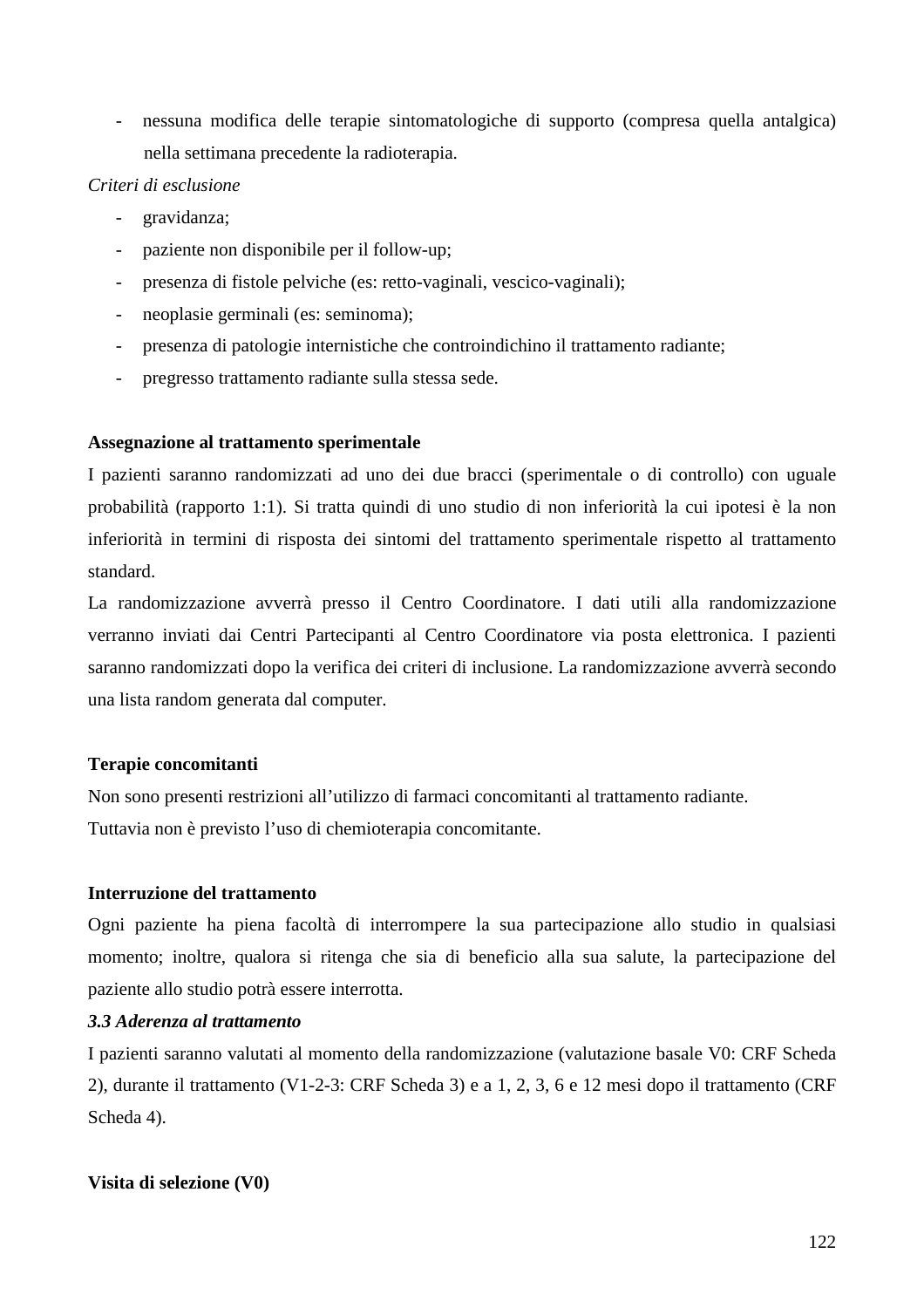- nessuna modifica delle terapie sintomatologiche di supporto (compresa quella antalgica) nella settimana precedente la radioterapia.

*Criteri di esclusione*

- gravidanza;
- paziente non disponibile per il follow-up;
- presenza di fistole pelviche (es: retto-vaginali, vescico-vaginali);
- neoplasie germinali (es: seminoma);
- presenza di patologie internistiche che controindichino il trattamento radiante;
- pregresso trattamento radiante sulla stessa sede.

**Assegnazione al trattamento sperimentale**

I pazienti saranno randomizzati ad uno dei due bracci (sperimentale o di controllo) con uguale probabilità (rapporto 1:1). Si tratta quindi di uno studio di non inferiorità la cui ipotesi è la non inferiorità in termini di risposta dei sintomi del trattamento sperimentale rispetto al trattamento standard.

La randomizzazione avverrà presso il Centro Coordinatore. I dati utili alla randomizzazione verranno inviati dai Centri Partecipanti al Centro Coordinatore via posta elettronica. I pazienti saranno randomizzati dopo la verifica dei criteri di inclusione. La randomizzazione avverrà secondo una lista random generata dal computer.

**Terapie concomitanti**

Non sono presenti restrizioni all'utilizzo di farmaci concomitanti al trattamento radiante.

Tuttavia non è previsto l'uso di chemioterapia concomitante.

**Interruzione del trattamento**

Ogni paziente ha piena facoltà di interrompere la sua partecipazione allo studio in qualsiasi momento; inoltre, qualora si ritenga che sia di beneficio alla sua salute, la partecipazione del paziente allo studio potrà essere interrotta.

***3.3 Aderenza al trattamento***

I pazienti saranno valutati al momento della randomizzazione (valutazione basale V0: CRF Scheda 2), durante il trattamento (V1-2-3: CRF Scheda 3) e a 1, 2, 3, 6 e 12 mesi dopo il trattamento (CRF Scheda 4).

**Visita di selezione (V0)**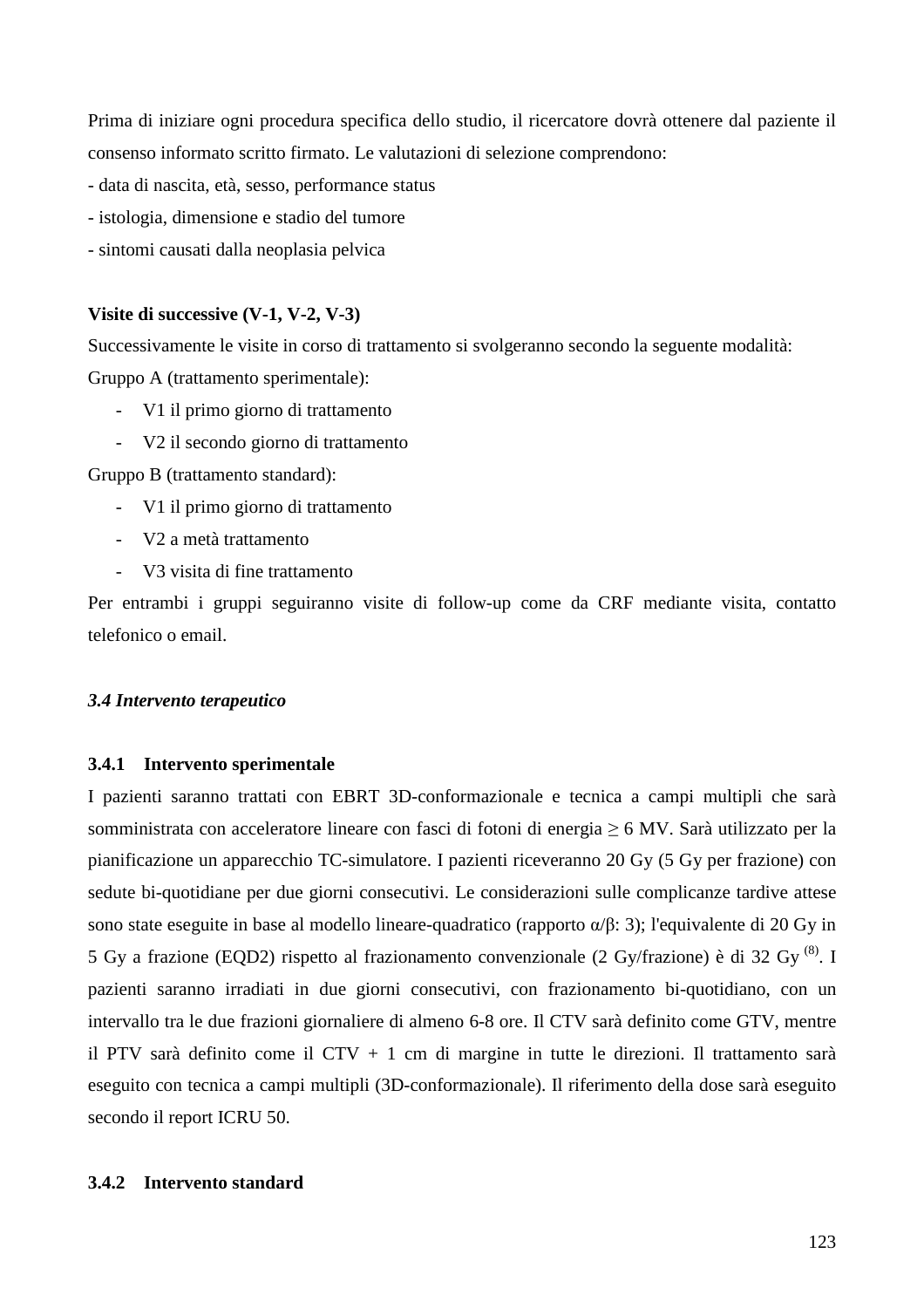Prima di iniziare ogni procedura specifica dello studio, il ricercatore dovrà ottenere dal paziente il consenso informato scritto firmato. Le valutazioni di selezione comprendono:

- data di nascita, età, sesso, performance status
- istologia, dimensione e stadio del tumore
- sintomi causati dalla neoplasia pelvica

**Visite di successive (V-1, V-2, V-3)**

Successivamente le visite in corso di trattamento si svolgeranno secondo la seguente modalità:

Gruppo A (trattamento sperimentale):

- V1 il primo giorno di trattamento
- V2 il secondo giorno di trattamento

Gruppo B (trattamento standard):

- V1 il primo giorno di trattamento
- V2 a metà trattamento
- V3 visita di fine trattamento

Per entrambi i gruppi seguiranno visite di follow-up come da CRF mediante visita, contatto telefonico o email.

### *3.4 Intervento terapeutico*

#### 3.4.1 Intervento sperimentale

I pazienti saranno trattati con EBRT 3D-conformazionale e tecnica a campi multipli che sarà somministrata con acceleratore lineare con fasci di fotoni di energia ≥ 6 MV. Sarà utilizzato per la pianificazione un apparecchio TC-simulatore. I pazienti riceveranno 20 Gy (5 Gy per frazione) con sedute bi-quotidiane per due giorni consecutivi. Le considerazioni sulle complicanze tardive attese sono state eseguite in base al modello lineare-quadratico (rapporto $\alpha/\beta$: 3); l'equivalente di 20 Gy in 5 Gy a frazione (EQD2) rispetto al frazionamento convenzionale (2 Gy/frazione) è di 32 Gy [8]. I pazienti saranno irradiati in due giorni consecutivi, con frazionamento bi-quotidiano, con un intervallo tra le due frazioni giornaliere di almeno 6-8 ore. Il CTV sarà definito come GTV, mentre il PTV sarà definito come il CTV + 1 cm di margine in tutte le direzioni. Il trattamento sarà eseguito con tecnica a campi multipli (3D-conformazionale). Il riferimento della dose sarà eseguito secondo il report ICRU 50.

#### 3.4.2 Intervento standard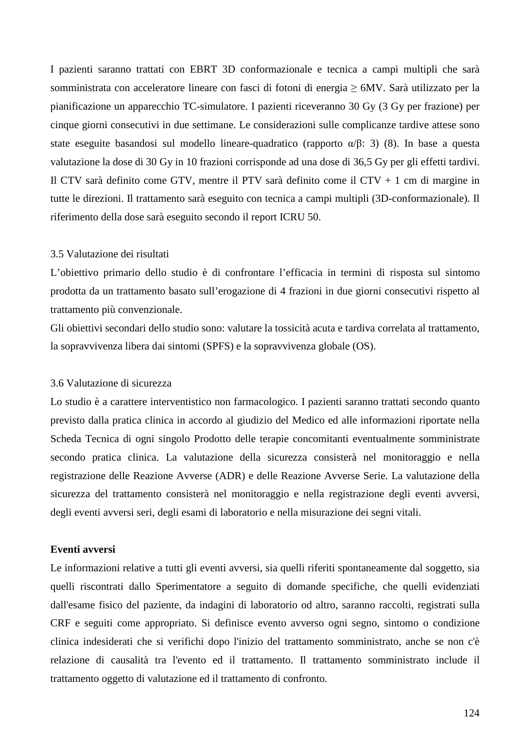I pazienti saranno trattati con EBRT 3D conformazionale e tecnica a campi multipli che sarà somministrata con acceleratore lineare con fasci di fotoni di energia ≥ 6MV. Sarà utilizzato per la pianificazione un apparecchio TC-simulatore. I pazienti riceveranno 30 Gy (3 Gy per frazione) per cinque giorni consecutivi in due settimane. Le considerazioni sulle complicanze tardive attese sono state eseguite basandosi sul modello lineare-quadratico (rapporto $\alpha/\beta$: 3) (8). In base a questa valutazione la dose di 30 Gy in 10 frazioni corrisponde ad una dose di 36,5 Gy per gli effetti tardivi. Il CTV sarà definito come GTV, mentre il PTV sarà definito come il CTV + 1 cm di margine in tutte le direzioni. Il trattamento sarà eseguito con tecnica a campi multipli (3D-conformazionale). Il riferimento della dose sarà eseguito secondo il report ICRU 50.

3.5 Valutazione dei risultati

L'obiettivo primario dello studio è di confrontare l'efficacia in termini di risposta sul sintomo prodotta da un trattamento basato sull'erogazione di 4 frazioni in due giorni consecutivi rispetto al trattamento più convenzionale.
Gli obiettivi secondari dello studio sono: valutare la tossicità acuta e tardiva correlata al trattamento, la sopravvivenza libera dai sintomi (SPFS) e la sopravvivenza globale (OS).

3.6 Valutazione di sicurezza

Lo studio è a carattere interventistico non farmacologico. I pazienti saranno trattati secondo quanto previsto dalla pratica clinica in accordo al giudizio del Medico ed alle informazioni riportate nella Scheda Tecnica di ogni singolo Prodotto delle terapie concomitanti eventualmente somministrate secondo pratica clinica. La valutazione della sicurezza consisterà nel monitoraggio e nella registrazione delle Reazione Avverse (ADR) e delle Reazione Avverse Serie. La valutazione della sicurezza del trattamento consisterà nel monitoraggio e nella registrazione degli eventi avversi, degli eventi avversi seri, degli esami di laboratorio e nella misurazione dei segni vitali.

**Eventi avversi**

Le informazioni relative a tutti gli eventi avversi, sia quelli riferiti spontaneamente dal soggetto, sia quelli riscontrati dallo Sperimentatore a seguito di domande specifiche, che quelli evidenziati dall'esame fisico del paziente, da indagini di laboratorio od altro, saranno raccolti, registrati sulla CRF e seguiti come appropriato. Si definisce evento avverso ogni segno, sintomo o condizione clinica indesiderati che si verifichi dopo l'inizio del trattamento somministrato, anche se non c'è relazione di causalità tra l'evento ed il trattamento. Il trattamento somministrato include il trattamento oggetto di valutazione ed il trattamento di confronto.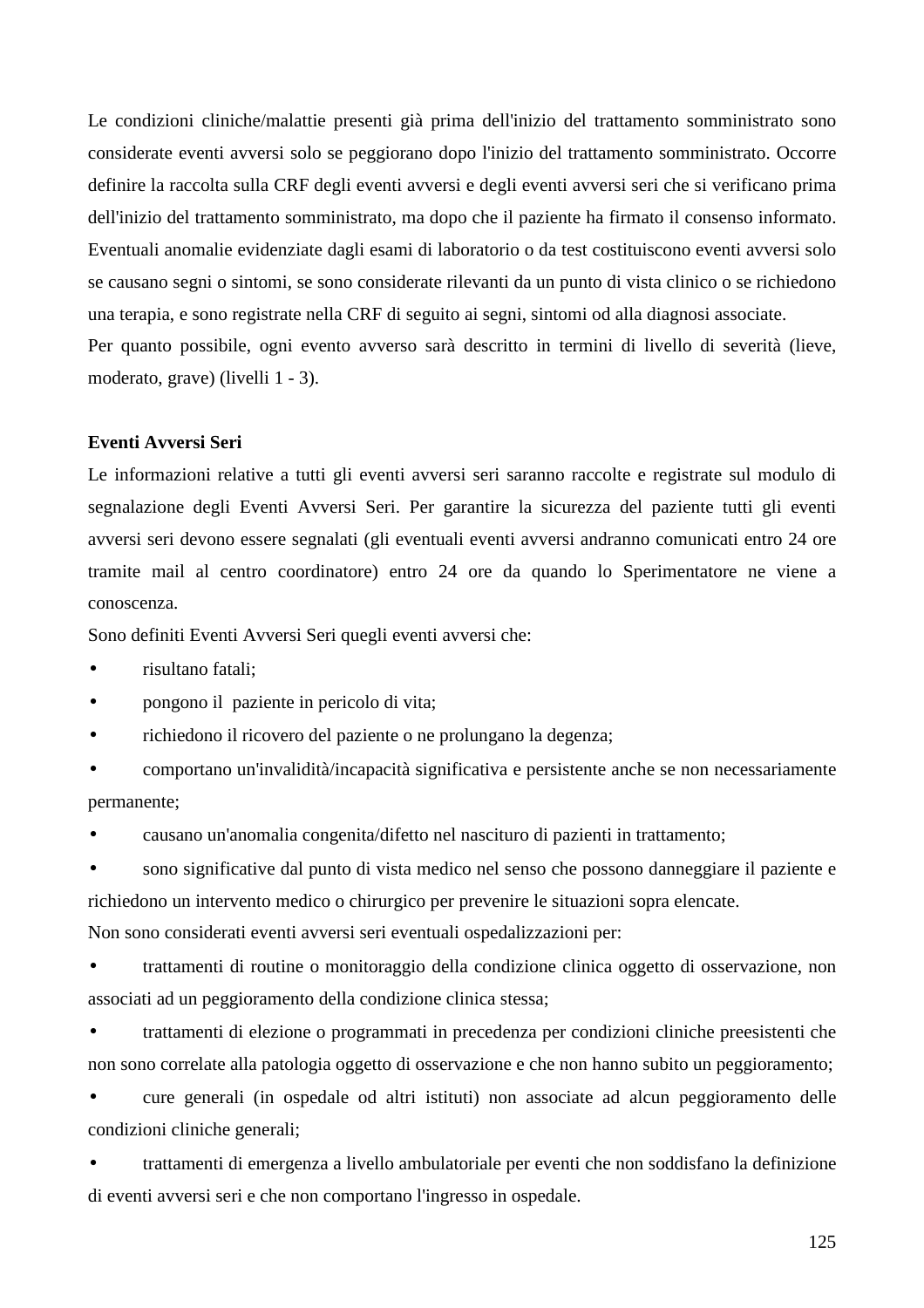Le condizioni cliniche/malattie presenti già prima dell'inizio del trattamento somministrato sono considerate eventi avversi solo se peggiorano dopo l'inizio del trattamento somministrato. Occorre definire la raccolta sulla CRF degli eventi avversi e degli eventi avversi seri che si verificano prima dell'inizio del trattamento somministrato, ma dopo che il paziente ha firmato il consenso informato. Eventuali anomalie evidenziate dagli esami di laboratorio o da test costituiscono eventi avversi solo se causano segni o sintomi, se sono considerate rilevanti da un punto di vista clinico o se richiedono una terapia, e sono registrate nella CRF di seguito ai segni, sintomi od alla diagnosi associate.
Per quanto possibile, ogni evento avverso sarà descritto in termini di livello di severità (lieve, moderato, grave) (livelli 1 - 3).

**Eventi Avversi Seri**

Le informazioni relative a tutti gli eventi avversi seri saranno raccolte e registrate sul modulo di segnalazione degli Eventi Avversi Seri. Per garantire la sicurezza del paziente tutti gli eventi avversi seri devono essere segnalati (gli eventuali eventi avversi andranno comunicati entro 24 ore tramite mail al centro coordinatore) entro 24 ore da quando lo Sperimentatore ne viene a conoscenza.
Sono definiti Eventi Avversi Seri quegli eventi avversi che:

- risultano fatali;
- pongono il paziente in pericolo di vita;
- richiedono il ricovero del paziente o ne prolungano la degenza;
- comportano un'invalidità/incapacità significativa e persistente anche se non necessariamente permanente;
- causano un'anomalia congenita/difetto nel nascituro di pazienti in trattamento;
- sono significative dal punto di vista medico nel senso che possono danneggiare il paziente e richiedono un intervento medico o chirurgico per prevenire le situazioni sopra elencate.

Non sono considerati eventi avversi seri eventuali ospedalizzazioni per:

- trattamenti di routine o monitoraggio della condizione clinica oggetto di osservazione, non associati ad un peggioramento della condizione clinica stessa;
- trattamenti di elezione o programmati in precedenza per condizioni cliniche preesistenti che non sono correlate alla patologia oggetto di osservazione e che non hanno subito un peggioramento;
- cure generali (in ospedale od altri istituti) non associate ad alcun peggioramento delle condizioni cliniche generali;
- trattamenti di emergenza a livello ambulatoriale per eventi che non soddisfano la definizione di eventi avversi seri e che non comportano l'ingresso in ospedale.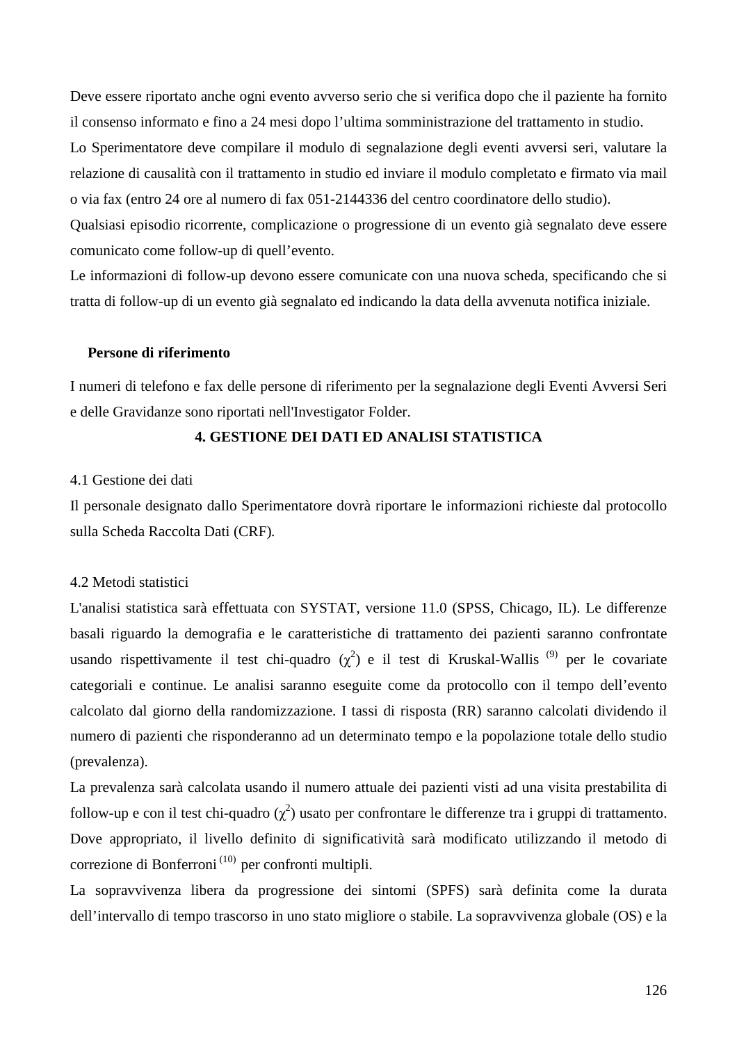Deve essere riportato anche ogni evento avverso serio che si verifica dopo che il paziente ha fornito il consenso informato e fino a 24 mesi dopo l'ultima somministrazione del trattamento in studio.

Lo Sperimentatore deve compilare il modulo di segnalazione degli eventi avversi seri, valutare la relazione di causalità con il trattamento in studio ed inviare il modulo completato e firmato via mail o via fax (entro 24 ore al numero di fax 051-2144336 del centro coordinatore dello studio).

Qualsiasi episodio ricorrente, complicazione o progressione di un evento già segnalato deve essere comunicato come follow-up di quell'evento.

Le informazioni di follow-up devono essere comunicate con una nuova scheda, specificando che si tratta di follow-up di un evento già segnalato ed indicando la data della avvenuta notifica iniziale.

**Persone di riferimento**

I numeri di telefono e fax delle persone di riferimento per la segnalazione degli Eventi Avversi Seri e delle Gravidanze sono riportati nell'Investigator Folder.

## 4. GESTIONE DEI DATI ED ANALISI STATISTICA

4.1 Gestione dei dati

Il personale designato dallo Sperimentatore dovrà riportare le informazioni richieste dal protocollo sulla Scheda Raccolta Dati (CRF).

4.2 Metodi statistici

L'analisi statistica sarà effettuata con SYSTAT, versione 11.0 (SPSS, Chicago, IL). Le differenze basali riguardo la demografia e le caratteristiche di trattamento dei pazienti saranno confrontate usando rispettivamente il test chi-quadro ($\chi^2$) e il test di Kruskal-Wallis [9] per le covariate categoriali e continue. Le analisi saranno eseguite come da protocollo con il tempo dell'evento calcolato dal giorno della randomizzazione. I tassi di risposta (RR) saranno calcolati dividendo il numero di pazienti che risponderanno ad un determinato tempo e la popolazione totale dello studio (prevalenza).

La prevalenza sarà calcolata usando il numero attuale dei pazienti visti ad una visita prestabilita di follow-up e con il test chi-quadro ($\chi^2$) usato per confrontare le differenze tra i gruppi di trattamento. Dove appropriato, il livello definito di significatività sarà modificato utilizzando il metodo di correzione di Bonferroni [10] per confronti multipli.

La sopravvivenza libera da progressione dei sintomi (SPFS) sarà definita come la durata dell'intervallo di tempo trascorso in uno stato migliore o stabile. La sopravvivenza globale (OS) e la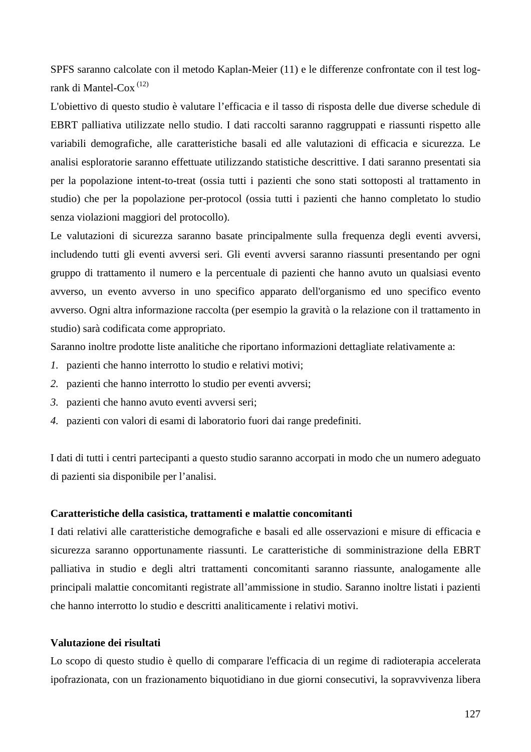SPFS saranno calcolate con il metodo Kaplan-Meier (11) e le differenze confrontate con il test log-rank di Mantel-Cox [12]

L'obiettivo di questo studio è valutare l'efficacia e il tasso di risposta delle due diverse schedule di EBRT palliativa utilizzate nello studio. I dati raccolti saranno raggruppati e riassunti rispetto alle variabili demografiche, alle caratteristiche basali ed alle valutazioni di efficacia e sicurezza. Le analisi esploratorie saranno effettuate utilizzando statistiche descrittive. I dati saranno presentati sia per la popolazione intent-to-treat (ossia tutti i pazienti che sono stati sottoposti al trattamento in studio) che per la popolazione per-protocol (ossia tutti i pazienti che hanno completato lo studio senza violazioni maggiori del protocollo).

Le valutazioni di sicurezza saranno basate principalmente sulla frequenza degli eventi avversi, includendo tutti gli eventi avversi seri. Gli eventi avversi saranno riassunti presentando per ogni gruppo di trattamento il numero e la percentuale di pazienti che hanno avuto un qualsiasi evento avverso, un evento avverso in uno specifico apparato dell'organismo ed uno specifico evento avverso. Ogni altra informazione raccolta (per esempio la gravità o la relazione con il trattamento in studio) sarà codificata come appropriato.

Saranno inoltre prodotte liste analitiche che riportano informazioni dettagliate relativamente a:

1. pazienti che hanno interrotto lo studio e relativi motivi;
2. pazienti che hanno interrotto lo studio per eventi avversi;
3. pazienti che hanno avuto eventi avversi seri;
4. pazienti con valori di esami di laboratorio fuori dai range predefiniti.

I dati di tutti i centri partecipanti a questo studio saranno accorpati in modo che un numero adeguato di pazienti sia disponibile per l'analisi.

**Caratteristiche della casistica, trattamenti e malattie concomitanti**

I dati relativi alle caratteristiche demografiche e basali ed alle osservazioni e misure di efficacia e sicurezza saranno opportunamente riassunti. Le caratteristiche di somministrazione della EBRT palliativa in studio e degli altri trattamenti concomitanti saranno riassunte, analogamente alle principali malattie concomitanti registrate all'ammissione in studio. Saranno inoltre listati i pazienti che hanno interrotto lo studio e descritti analiticamente i relativi motivi.

**Valutazione dei risultati**

Lo scopo di questo studio è quello di comparare l'efficacia di un regime di radioterapia accelerata ipofrazionata, con un frazionamento biquotidiano in due giorni consecutivi, la sopravvivenza libera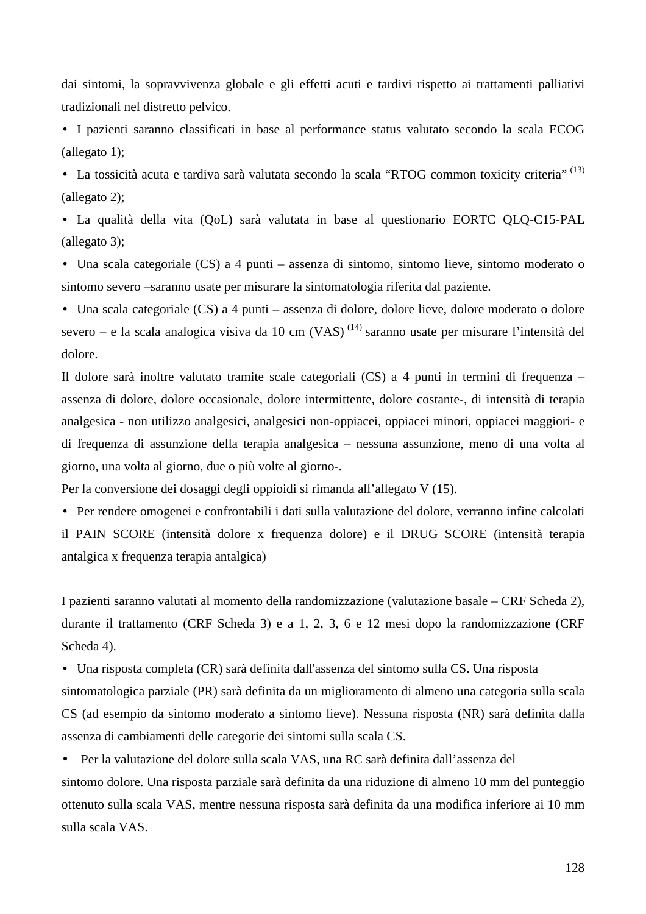dai sintomi, la sopravvivenza globale e gli effetti acuti e tardivi rispetto ai trattamenti palliativi tradizionali nel distretto pelvico.

- I pazienti saranno classificati in base al performance status valutato secondo la scala ECOG (allegato 1);
- La tossicità acuta e tardiva sarà valutata secondo la scala "RTOG common toxicity criteria" [13] (allegato 2);
- La qualità della vita (QoL) sarà valutata in base al questionario EORTC QLQ-C15-PAL (allegato 3);
- Una scala categoriale (CS) a 4 punti – assenza di sintomo, sintomo lieve, sintomo moderato o sintomo severo –saranno usate per misurare la sintomatologia riferita dal paziente.
- Una scala categoriale (CS) a 4 punti – assenza di dolore, dolore lieve, dolore moderato o dolore severo – e la scala analogica visiva da 10 cm (VAS) [14] saranno usate per misurare l'intensità del dolore.

Il dolore sarà inoltre valutato tramite scale categoriali (CS) a 4 punti in termini di frequenza – assenza di dolore, dolore occasionale, dolore intermittente, dolore costante-, di intensità di terapia analgesica - non utilizzo analgesici, analgesici non-oppiacei, oppiacei minori, oppiacei maggiori- e di frequenza di assunzione della terapia analgesica – nessuna assunzione, meno di una volta al giorno, una volta al giorno, due o più volte al giorno-.

Per la conversione dei dosaggi degli oppioidi si rimanda all'allegato V (15).

- Per rendere omogenei e confrontabili i dati sulla valutazione del dolore, verranno infine calcolati il PAIN SCORE (intensità dolore x frequenza dolore) e il DRUG SCORE (intensità terapia antalgica x frequenza terapia antalgica)

I pazienti saranno valutati al momento della randomizzazione (valutazione basale – CRF Scheda 2), durante il trattamento (CRF Scheda 3) e a 1, 2, 3, 6 e 12 mesi dopo la randomizzazione (CRF Scheda 4).

- Una risposta completa (CR) sarà definita dall'assenza del sintomo sulla CS. Una risposta sintomatologica parziale (PR) sarà definita da un miglioramento di almeno una categoria sulla scala CS (ad esempio da sintomo moderato a sintomo lieve). Nessuna risposta (NR) sarà definita dalla assenza di cambiamenti delle categorie dei sintomi sulla scala CS.
- Per la valutazione del dolore sulla scala VAS, una RC sarà definita dall'assenza del sintomo dolore. Una risposta parziale sarà definita da una riduzione di almeno 10 mm del punteggio ottenuto sulla scala VAS, mentre nessuna risposta sarà definita da una modifica inferiore ai 10 mm sulla scala VAS.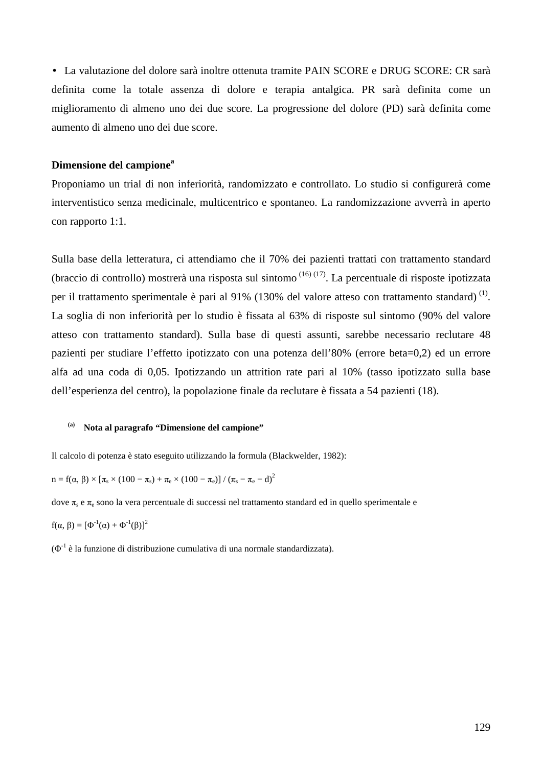- La valutazione del dolore sarà inoltre ottenuta tramite PAIN SCORE e DRUG SCORE: CR sarà definita come la totale assenza di dolore e terapia antalgica. PR sarà definita come un miglioramento di almeno uno dei due score. La progressione del dolore (PD) sarà definita come aumento di almeno uno dei due score.

**Dimensione del campione**[a]

Proponiamo un trial di non inferiorità, randomizzato e controllato. Lo studio si configurerà come interventistico senza medicinale, multicentrico e spontaneo. La randomizzazione avverrà in aperto con rapporto 1:1.

Sulla base della letteratura, ci attendiamo che il 70% dei pazienti trattati con trattamento standard (braccio di controllo) mostrerà una risposta sul sintomo [(16) (17)]. La percentuale di risposte ipotizzata per il trattamento sperimentale è pari al 91% (130% del valore atteso con trattamento standard) [(1)]. La soglia di non inferiorità per lo studio è fissata al 63% di risposte sul sintomo (90% del valore atteso con trattamento standard). Sulla base di questi assunti, sarebbe necessario reclutare 48 pazienti per studiare l'effetto ipotizzato con una potenza dell'80% (errore beta=0,2) ed un errore alfa ad una coda di 0,05. Ipotizzando un attrition rate pari al 10% (tasso ipotizzato sulla base dell'esperienza del centro), la popolazione finale da reclutare è fissata a 54 pazienti (18).

[(a)] **Nota al paragrafo "Dimensione del campione"**

Il calcolo di potenza è stato eseguito utilizzando la formula (Blackwelder, 1982):

$$n = f(\alpha, \beta) \times [\pi_s \times (100 - \pi_s) + \pi_e \times (100 - \pi_e)] / (\pi_s - \pi_e - d)^2$$

dove $\pi_s$ e $\pi_e$ sono la vera percentuale di successi nel trattamento standard ed in quello sperimentale e

$$f(\alpha, \beta) = [\Phi^{-1}(\alpha) + \Phi^{-1}(\beta)]^2$$

($\Phi^{-1}$ è la funzione di distribuzione cumulativa di una normale standardizzata).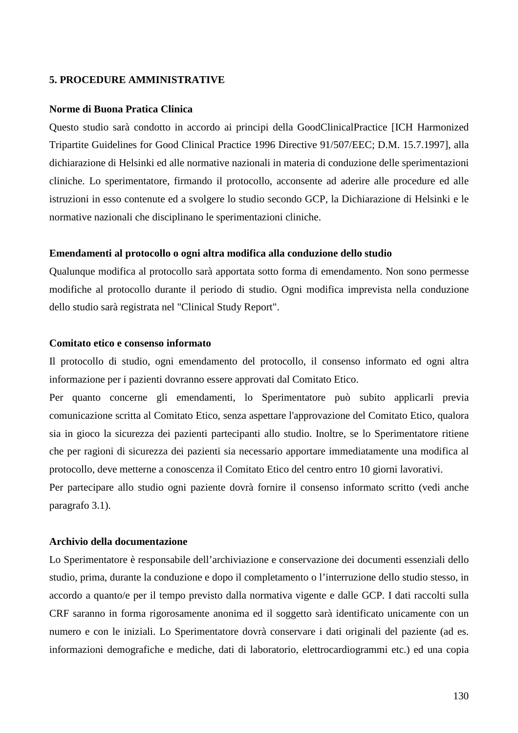## 5. PROCEDURE AMMINISTRATIVE

**Norme di Buona Pratica Clinica**

Questo studio sarà condotto in accordo ai principi della GoodClinicalPractice [ICH Harmonized Tripartite Guidelines for Good Clinical Practice 1996 Directive 91/507/EEC; D.M. 15.7.1997], alla dichiarazione di Helsinki ed alle normative nazionali in materia di conduzione delle sperimentazioni cliniche. Lo sperimentatore, firmando il protocollo, acconsente ad aderire alle procedure ed alle istruzioni in esso contenute ed a svolgere lo studio secondo GCP, la Dichiarazione di Helsinki e le normative nazionali che disciplinano le sperimentazioni cliniche.

**Emendamenti al protocollo o ogni altra modifica alla conduzione dello studio**

Qualunque modifica al protocollo sarà apportata sotto forma di emendamento. Non sono permesse modifiche al protocollo durante il periodo di studio. Ogni modifica imprevista nella conduzione dello studio sarà registrata nel "Clinical Study Report".

**Comitato etico e consenso informato**

Il protocollo di studio, ogni emendamento del protocollo, il consenso informato ed ogni altra informazione per i pazienti dovranno essere approvati dal Comitato Etico.

Per quanto concerne gli emendamenti, lo Sperimentatore può subito applicarli previa comunicazione scritta al Comitato Etico, senza aspettare l'approvazione del Comitato Etico, qualora sia in gioco la sicurezza dei pazienti partecipanti allo studio. Inoltre, se lo Sperimentatore ritiene che per ragioni di sicurezza dei pazienti sia necessario apportare immediatamente una modifica al protocollo, deve metterne a conoscenza il Comitato Etico del centro entro 10 giorni lavorativi.

Per partecipare allo studio ogni paziente dovrà fornire il consenso informato scritto (vedi anche paragrafo 3.1).

**Archivio della documentazione**

Lo Sperimentatore è responsabile dell’archiviazione e conservazione dei documenti essenziali dello studio, prima, durante la conduzione e dopo il completamento o l’interruzione dello studio stesso, in accordo a quanto/e per il tempo previsto dalla normativa vigente e dalle GCP. I dati raccolti sulla CRF saranno in forma rigorosamente anonima ed il soggetto sarà identificato unicamente con un numero e con le iniziali. Lo Sperimentatore dovrà conservare i dati originali del paziente (ad es. informazioni demografiche e mediche, dati di laboratorio, elettrocardiogrammi etc.) ed una copia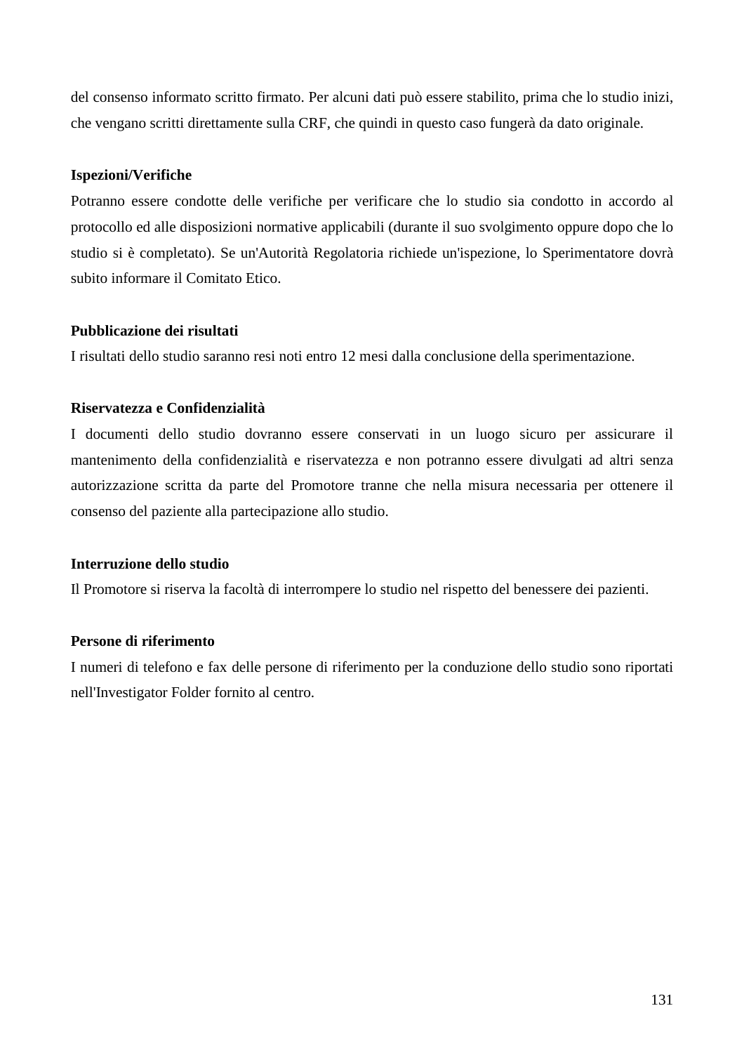del consenso informato scritto firmato. Per alcuni dati può essere stabilito, prima che lo studio inizi, che vengano scritti direttamente sulla CRF, che quindi in questo caso fungerà da dato originale.

**Ispezioni/Verifiche**

Potranno essere condotte delle verifiche per verificare che lo studio sia condotto in accordo al protocollo ed alle disposizioni normative applicabili (durante il suo svolgimento oppure dopo che lo studio si è completato). Se un'Autorità Regolatoria richiede un'ispezione, lo Sperimentatore dovrà subito informare il Comitato Etico.

**Pubblicazione dei risultati**

I risultati dello studio saranno resi noti entro 12 mesi dalla conclusione della sperimentazione.

**Riservatezza e Confidenzialità**

I documenti dello studio dovranno essere conservati in un luogo sicuro per assicurare il mantenimento della confidenzialità e riservatezza e non potranno essere divulgati ad altri senza autorizzazione scritta da parte del Promotore tranne che nella misura necessaria per ottenere il consenso del paziente alla partecipazione allo studio.

**Interruzione dello studio**

Il Promotore si riserva la facoltà di interrompere lo studio nel rispetto del benessere dei pazienti.

**Persone di riferimento**

I numeri di telefono e fax delle persone di riferimento per la conduzione dello studio sono riportati nell'Investigator Folder fornito al centro.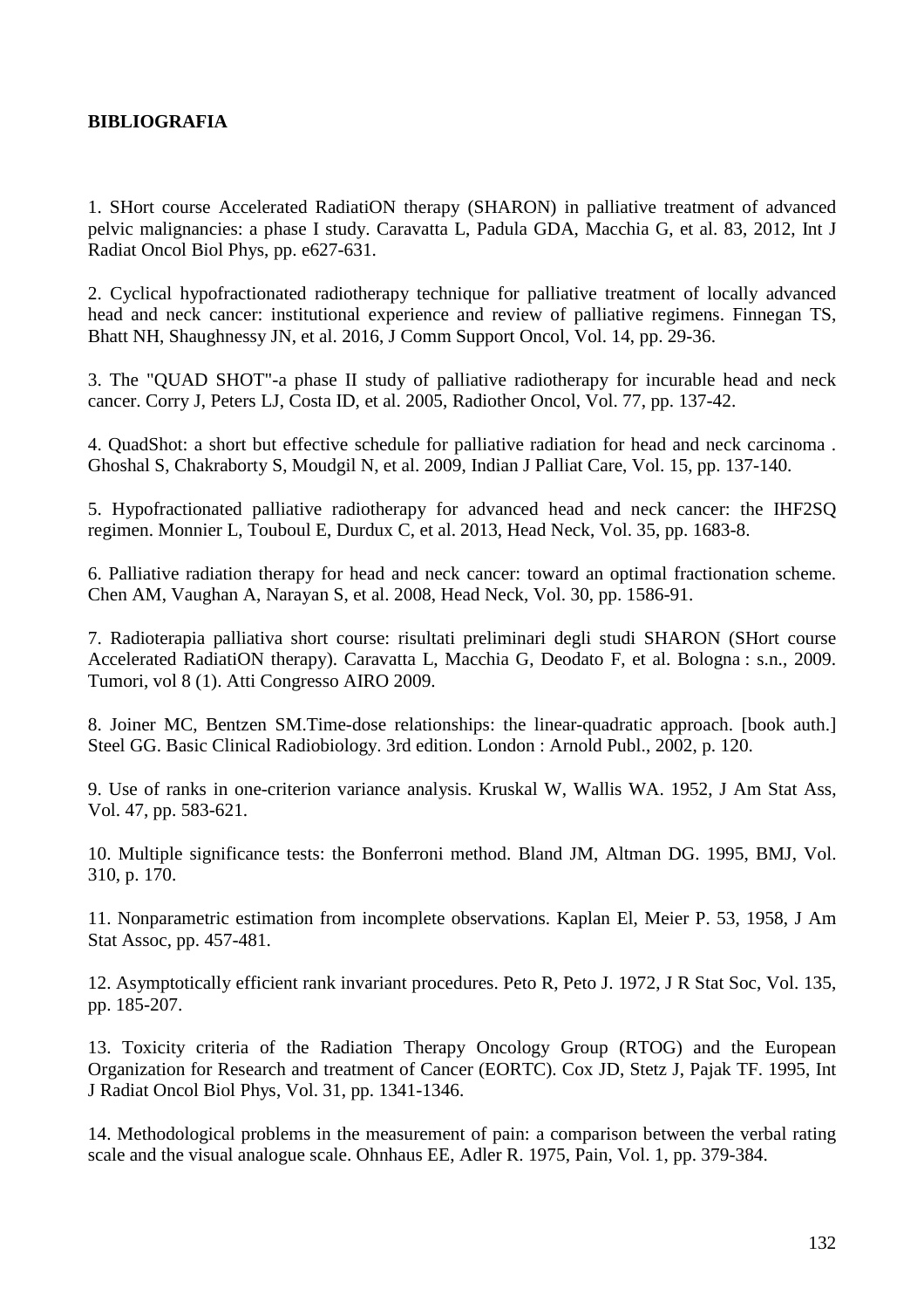**BIBLIOGRAFIA**

1. SHort course Accelerated RadiatiON therapy (SHARON) in palliative treatment of advanced pelvic malignancies: a phase I study. Caravatta L, Padula GDA, Macchia G, et al. 83, 2012, Int J Radiat Oncol Biol Phys, pp. e627-631.

2. Cyclical hypofractionated radiotherapy technique for palliative treatment of locally advanced head and neck cancer: institutional experience and review of palliative regimens. Finnegan TS, Bhatt NH, Shaughnessy JN, et al. 2016, J Comm Support Oncol, Vol. 14, pp. 29-36.

3. The "QUAD SHOT"-a phase II study of palliative radiotherapy for incurable head and neck cancer. Corry J, Peters LJ, Costa ID, et al. 2005, Radiother Oncol, Vol. 77, pp. 137-42.

4. QuadShot: a short but effective schedule for palliative radiation for head and neck carcinoma . Ghoshal S, Chakraborty S, Moudgil N, et al. 2009, Indian J Palliat Care, Vol. 15, pp. 137-140.

5. Hypofractionated palliative radiotherapy for advanced head and neck cancer: the IHF2SQ regimen. Monnier L, Touboul E, Durdux C, et al. 2013, Head Neck, Vol. 35, pp. 1683-8.

6. Palliative radiation therapy for head and neck cancer: toward an optimal fractionation scheme. Chen AM, Vaughan A, Narayan S, et al. 2008, Head Neck, Vol. 30, pp. 1586-91.

7. Radioterapia palliativa short course: risultati preliminari degli studi SHARON (SHort course Accelerated RadiatiON therapy). Caravatta L, Macchia G, Deodato F, et al. Bologna : s.n., 2009. Tumori, vol 8 (1). Atti Congresso AIRO 2009.

8. Joiner MC, Bentzen SM.Time-dose relationships: the linear-quadratic approach. [book auth.] Steel GG. Basic Clinical Radiobiology. 3rd edition. London : Arnold Publ., 2002, p. 120.

9. Use of ranks in one-criterion variance analysis. Kruskal W, Wallis WA. 1952, J Am Stat Ass, Vol. 47, pp. 583-621.

10. Multiple significance tests: the Bonferroni method. Bland JM, Altman DG. 1995, BMJ, Vol. 310, p. 170.

11. Nonparametric estimation from incomplete observations. Kaplan El, Meier P. 53, 1958, J Am Stat Assoc, pp. 457-481.

12. Asymptotically efficient rank invariant procedures. Peto R, Peto J. 1972, J R Stat Soc, Vol. 135, pp. 185-207.

13. Toxicity criteria of the Radiation Therapy Oncology Group (RTOG) and the European Organization for Research and treatment of Cancer (EORTC). Cox JD, Stetz J, Pajak TF. 1995, Int J Radiat Oncol Biol Phys, Vol. 31, pp. 1341-1346.

14. Methodological problems in the measurement of pain: a comparison between the verbal rating scale and the visual analogue scale. Ohnhaus EE, Adler R. 1975, Pain, Vol. 1, pp. 379-384.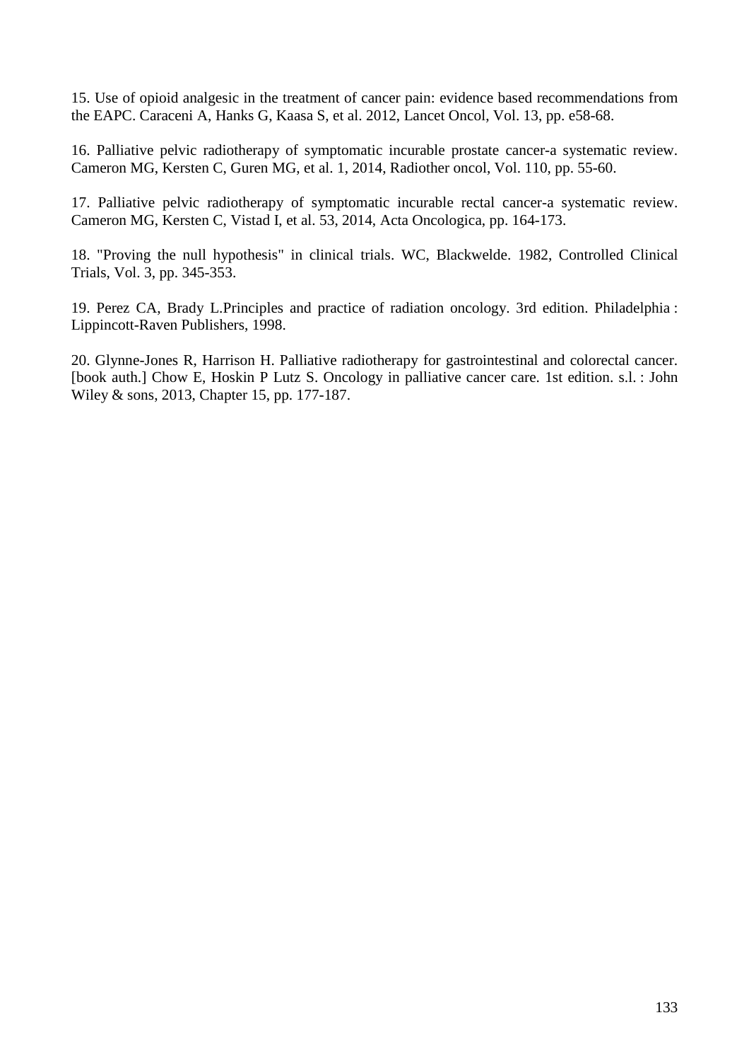15. Use of opioid analgesic in the treatment of cancer pain: evidence based recommendations from the EAPC. Caraceni A, Hanks G, Kaasa S, et al. 2012, Lancet Oncol, Vol. 13, pp. e58-68.

16. Palliative pelvic radiotherapy of symptomatic incurable prostate cancer-a systematic review. Cameron MG, Kersten C, Guren MG, et al. 1, 2014, Radiother oncol, Vol. 110, pp. 55-60.

17. Palliative pelvic radiotherapy of symptomatic incurable rectal cancer-a systematic review. Cameron MG, Kersten C, Vistad I, et al. 53, 2014, Acta Oncologica, pp. 164-173.

18. "Proving the null hypothesis" in clinical trials. WC, Blackwelde. 1982, Controlled Clinical Trials, Vol. 3, pp. 345-353.

19. Perez CA, Brady L.Principles and practice of radiation oncology. 3rd edition. Philadelphia : Lippincott-Raven Publishers, 1998.

20. Glynne-Jones R, Harrison H. Palliative radiotherapy for gastrointestinal and colorectal cancer. [book auth.] Chow E, Hoskin P Lutz S. Oncology in palliative cancer care. 1st edition. s.l. : John Wiley & sons, 2013, Chapter 15, pp. 177-187.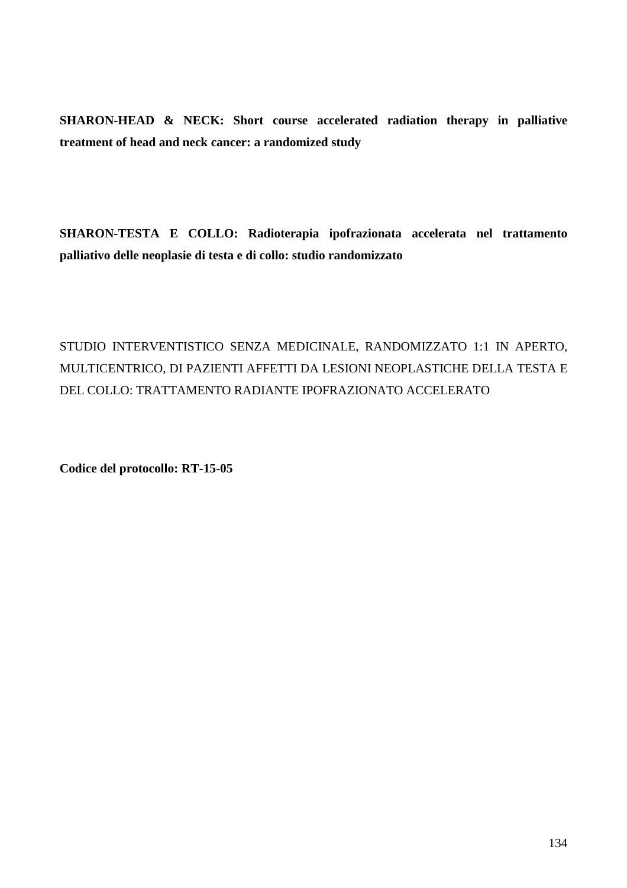**SHARON-HEAD & NECK: Short course accelerated radiation therapy in palliative treatment of head and neck cancer: a randomized study**

**SHARON-TESTA E COLLO: Radioterapia ipofrazionata accelerata nel trattamento palliativo delle neoplasie di testa e di collo: studio randomizzato**

STUDIO INTERVENTISTICO SENZA MEDICINALE, RANDOMIZZATO 1:1 IN APERTO, MULTICENTRICO, DI PAZIENTI AFFETTI DA LESIONI NEOPLASTICHE DELLA TESTA E DEL COLLO: TRATTAMENTO RADIANTE IPOFRAZIONATO ACCELERATO

**Codice del protocollo: RT-15-05**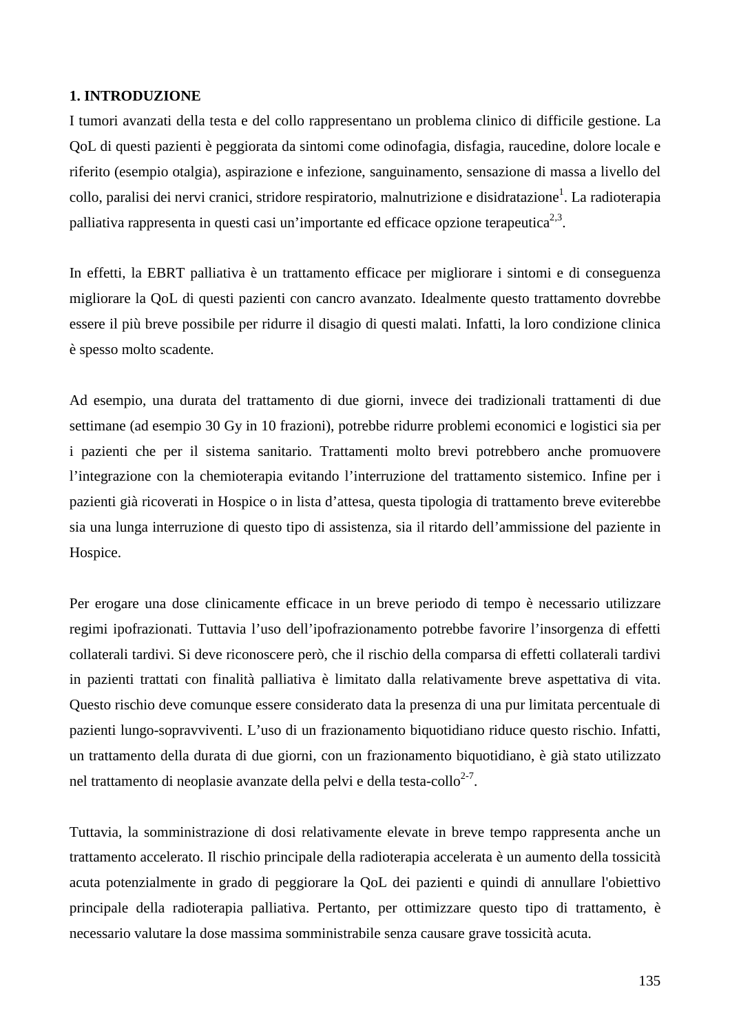## 1. INTRODUZIONE

I tumori avanzati della testa e del collo rappresentano un problema clinico di difficile gestione. La QoL di questi pazienti è peggiorata da sintomi come odinofagia, disfagia, raucedine, dolore locale e riferito (esempio otalgia), aspirazione e infezione, sanguinamento, sensazione di massa a livello del collo, paralisi dei nervi cranici, stridore respiratorio, malnutrizione e disidratazione[1]. La radioterapia palliativa rappresenta in questi casi un'importante ed efficace opzione terapeutica[2,3].

In effetti, la EBRT palliativa è un trattamento efficace per migliorare i sintomi e di conseguenza migliorare la QoL di questi pazienti con cancro avanzato. Idealmente questo trattamento dovrebbe essere il più breve possibile per ridurre il disagio di questi malati. Infatti, la loro condizione clinica è spesso molto scadente.

Ad esempio, una durata del trattamento di due giorni, invece dei tradizionali trattamenti di due settimane (ad esempio 30 Gy in 10 frazioni), potrebbe ridurre problemi economici e logistici sia per i pazienti che per il sistema sanitario. Trattamenti molto brevi potrebbero anche promuovere l'integrazione con la chemioterapia evitando l'interruzione del trattamento sistemico. Infine per i pazienti già ricoverati in Hospice o in lista d'attesa, questa tipologia di trattamento breve eviterebbe sia una lunga interruzione di questo tipo di assistenza, sia il ritardo dell'ammissione del paziente in Hospice.

Per erogare una dose clinicamente efficace in un breve periodo di tempo è necessario utilizzare regimi ipofrazionati. Tuttavia l'uso dell'ipofrazionamento potrebbe favorire l'insorgenza di effetti collaterali tardivi. Si deve riconoscere però, che il rischio della comparsa di effetti collaterali tardivi in pazienti trattati con finalità palliativa è limitato dalla relativamente breve aspettativa di vita. Questo rischio deve comunque essere considerato data la presenza di una pur limitata percentuale di pazienti lungo-sopravviventi. L'uso di un frazionamento biquotidiano riduce questo rischio. Infatti, un trattamento della durata di due giorni, con un frazionamento biquotidiano, è già stato utilizzato nel trattamento di neoplasie avanzate della pelvi e della testa-collo[2-7].

Tuttavia, la somministrazione di dosi relativamente elevate in breve tempo rappresenta anche un trattamento accelerato. Il rischio principale della radioterapia accelerata è un aumento della tossicità acuta potenzialmente in grado di peggiorare la QoL dei pazienti e quindi di annullare l'obiettivo principale della radioterapia palliativa. Pertanto, per ottimizzare questo tipo di trattamento, è necessario valutare la dose massima somministrabile senza causare grave tossicità acuta.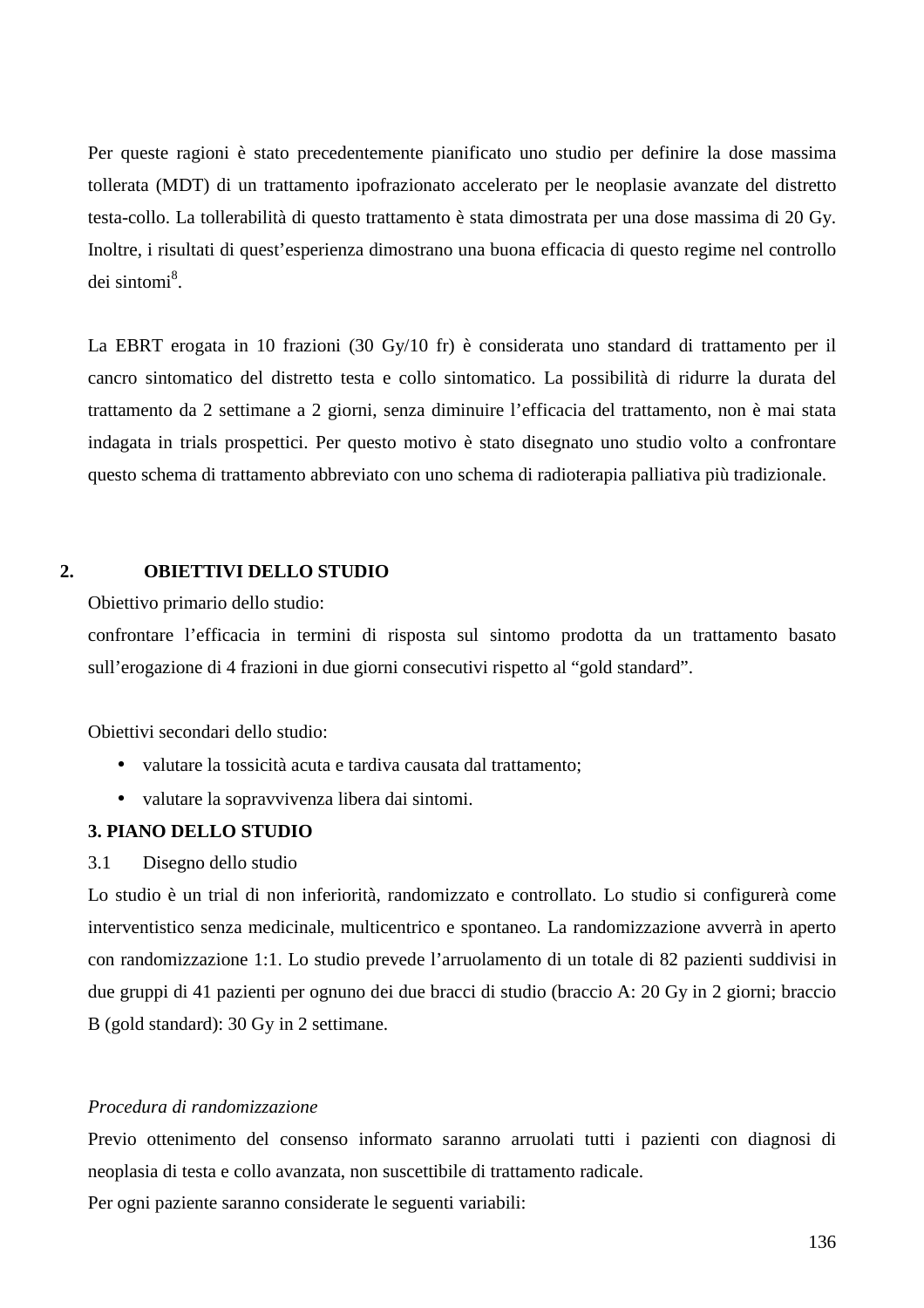Per queste ragioni è stato precedentemente pianificato uno studio per definire la dose massima tollerata (MDT) di un trattamento ipofrazionato accelerato per le neoplasie avanzate del distretto testa-collo. La tollerabilità di questo trattamento è stata dimostrata per una dose massima di 20 Gy. Inoltre, i risultati di quest'esperienza dimostrano una buona efficacia di questo regime nel controllo dei sintomi[8].

La EBRT erogata in 10 frazioni (30 Gy/10 fr) è considerata uno standard di trattamento per il cancro sintomatico del distretto testa e collo sintomatico. La possibilità di ridurre la durata del trattamento da 2 settimane a 2 giorni, senza diminuire l'efficacia del trattamento, non è mai stata indagata in trials prospettici. Per questo motivo è stato disegnato uno studio volto a confrontare questo schema di trattamento abbreviato con uno schema di radioterapia palliativa più tradizionale.

## 2. OBIETTIVI DELLO STUDIO

Obiettivo primario dello studio:

confrontare l'efficacia in termini di risposta sul sintomo prodotta da un trattamento basato sull'erogazione di 4 frazioni in due giorni consecutivi rispetto al "gold standard".

Obiettivi secondari dello studio:

- valutare la tossicità acuta e tardiva causata dal trattamento;
- valutare la sopravvivenza libera dai sintomi.

## 3. PIANO DELLO STUDIO

### 3.1 Disegno dello studio

Lo studio è un trial di non inferiorità, randomizzato e controllato. Lo studio si configurerà come interventistico senza medicinale, multicentrico e spontaneo. La randomizzazione avverrà in aperto con randomizzazione 1:1. Lo studio prevede l'arruolamento di un totale di 82 pazienti suddivisi in due gruppi di 41 pazienti per ognuno dei due bracci di studio (braccio A: 20 Gy in 2 giorni; braccio B (gold standard): 30 Gy in 2 settimane.

*Procedura di randomizzazione*

Previo ottenimento del consenso informato saranno arruolati tutti i pazienti con diagnosi di neoplasia di testa e collo avanzata, non suscettibile di trattamento radicale.

Per ogni paziente saranno considerate le seguenti variabili: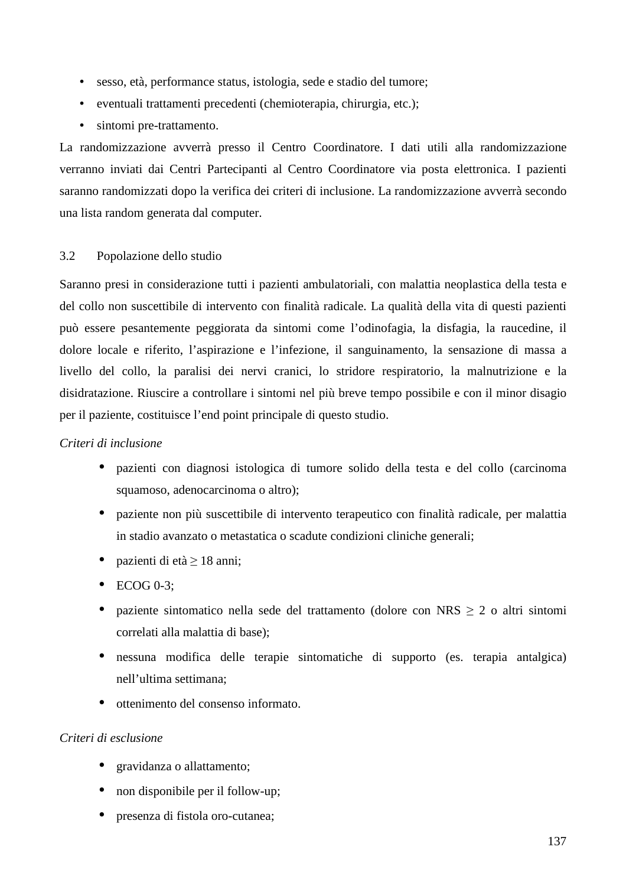- sesso, età, performance status, istologia, sede e stadio del tumore;
- eventuali trattamenti precedenti (chemioterapia, chirurgia, etc.);
- sintomi pre-trattamento.

La randomizzazione avverrà presso il Centro Coordinatore. I dati utili alla randomizzazione verranno inviati dai Centri Partecipanti al Centro Coordinatore via posta elettronica. I pazienti saranno randomizzati dopo la verifica dei criteri di inclusione. La randomizzazione avverrà secondo una lista random generata dal computer.

### 3.2 Popolazione dello studio

Saranno presi in considerazione tutti i pazienti ambulatoriali, con malattia neoplastica della testa e del collo non suscettibile di intervento con finalità radicale. La qualità della vita di questi pazienti può essere pesantemente peggiorata da sintomi come l'odinofagia, la disfagia, la raucedine, il dolore locale e riferito, l'aspirazione e l'infezione, il sanguinamento, la sensazione di massa a livello del collo, la paralisi dei nervi cranici, lo stridore respiratorio, la malnutrizione e la disidratazione. Riuscire a controllare i sintomi nel più breve tempo possibile e con il minor disagio per il paziente, costituisce l'end point principale di questo studio.

*Criteri di inclusione*

- pazienti con diagnosi istologica di tumore solido della testa e del collo (carcinoma squamoso, adenocarcinoma o altro);
- paziente non più suscettibile di intervento terapeutico con finalità radicale, per malattia in stadio avanzato o metastatica o scadute condizioni cliniche generali;
- pazienti di età ≥ 18 anni;
- ECOG 0-3;
- paziente sintomatico nella sede del trattamento (dolore con NRS ≥ 2 o altri sintomi correlati alla malattia di base);
- nessuna modifica delle terapie sintomatiche di supporto (es. terapia antalgica) nell'ultima settimana;
- ottenimento del consenso informato.

*Criteri di esclusione*

- gravidanza o allattamento;
- non disponibile per il follow-up;
- presenza di fistola oro-cutanea;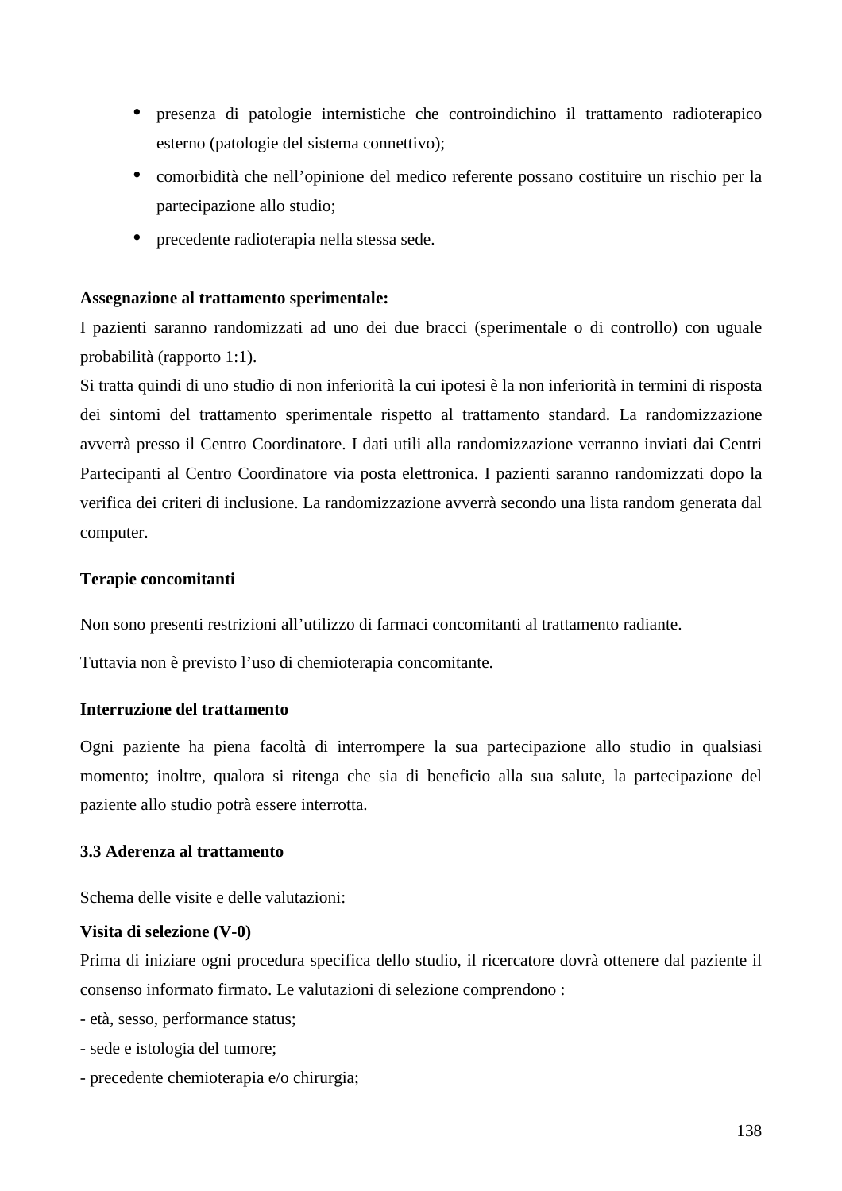- presenza di patologie internistiche che controindichino il trattamento radioterapico esterno (patologie del sistema connettivo);
- comorbidità che nell'opinione del medico referente possano costituire un rischio per la partecipazione allo studio;
- precedente radioterapia nella stessa sede.

**Assegnazione al trattamento sperimentale:**
I pazienti saranno randomizzati ad uno dei due bracci (sperimentale o di controllo) con uguale probabilità (rapporto 1:1).
Si tratta quindi di uno studio di non inferiorità la cui ipotesi è la non inferiorità in termini di risposta dei sintomi del trattamento sperimentale rispetto al trattamento standard. La randomizzazione avverrà presso il Centro Coordinatore. I dati utili alla randomizzazione verranno inviati dai Centri Partecipanti al Centro Coordinatore via posta elettronica. I pazienti saranno randomizzati dopo la verifica dei criteri di inclusione. La randomizzazione avverrà secondo una lista random generata dal computer.

**Terapie concomitanti**

Non sono presenti restrizioni all'utilizzo di farmaci concomitanti al trattamento radiante.

Tuttavia non è previsto l'uso di chemioterapia concomitante.

**Interruzione del trattamento**

Ogni paziente ha piena facoltà di interrompere la sua partecipazione allo studio in qualsiasi momento; inoltre, qualora si ritenga che sia di beneficio alla sua salute, la partecipazione del paziente allo studio potrà essere interrotta.

**3.3 Aderenza al trattamento**

Schema delle visite e delle valutazioni:

**Visita di selezione (V-0)**
Prima di iniziare ogni procedura specifica dello studio, il ricercatore dovrà ottenere dal paziente il consenso informato firmato. Le valutazioni di selezione comprendono :
- età, sesso, performance status;
- sede e istologia del tumore;
- precedente chemioterapia e/o chirurgia;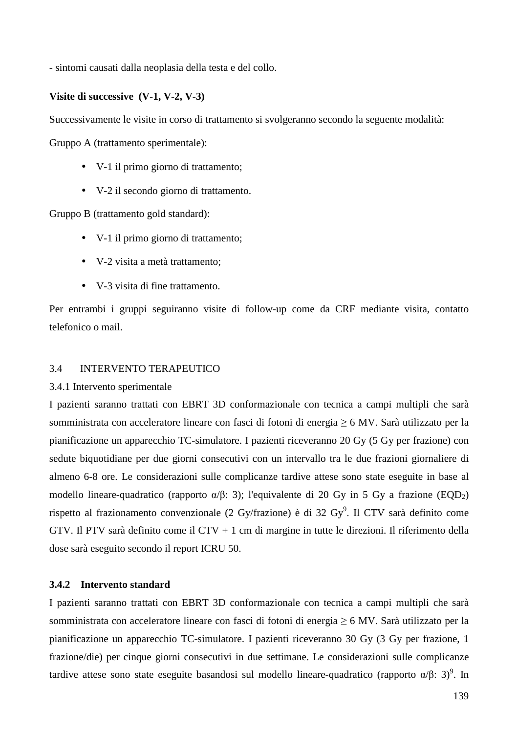- sintomi causati dalla neoplasia della testa e del collo.

**Visite di successive (V-1, V-2, V-3)**

Successivamente le visite in corso di trattamento si svolgeranno secondo la seguente modalità:

Gruppo A (trattamento sperimentale):

- V-1 il primo giorno di trattamento;
- V-2 il secondo giorno di trattamento.

Gruppo B (trattamento gold standard):

- V-1 il primo giorno di trattamento;
- V-2 visita a metà trattamento;
- V-3 visita di fine trattamento.

Per entrambi i gruppi seguiranno visite di follow-up come da CRF mediante visita, contatto telefonico o mail.

## 3.4 INTERVENTO TERAPEUTICO

### 3.4.1 Intervento sperimentale

I pazienti saranno trattati con EBRT 3D conformazionale con tecnica a campi multipli che sarà somministrata con acceleratore lineare con fasci di fotoni di energia ≥ 6 MV. Sarà utilizzato per la pianificazione un apparecchio TC-simulatore. I pazienti riceveranno 20 Gy (5 Gy per frazione) con sedute biquotidiane per due giorni consecutivi con un intervallo tra le due frazioni giornaliere di almeno 6-8 ore. Le considerazioni sulle complicanze tardive attese sono state eseguite in base al modello lineare-quadratico (rapporto $\alpha/\beta$: 3); l'equivalente di 20 Gy in 5 Gy a frazione ($EQD_2$) rispetto al frazionamento convenzionale (2 Gy/frazione) è di 32 Gy[9]. Il CTV sarà definito come GTV. Il PTV sarà definito come il CTV + 1 cm di margine in tutte le direzioni. Il riferimento della dose sarà eseguito secondo il report ICRU 50.

### **3.4.2 Intervento standard**

I pazienti saranno trattati con EBRT 3D conformazionale con tecnica a campi multipli che sarà somministrata con acceleratore lineare con fasci di fotoni di energia ≥ 6 MV. Sarà utilizzato per la pianificazione un apparecchio TC-simulatore. I pazienti riceveranno 30 Gy (3 Gy per frazione, 1 frazione/die) per cinque giorni consecutivi in due settimane. Le considerazioni sulle complicanze tardive attese sono state eseguite basandosi sul modello lineare-quadratico (rapporto $\alpha/\beta$: 3)[9]. In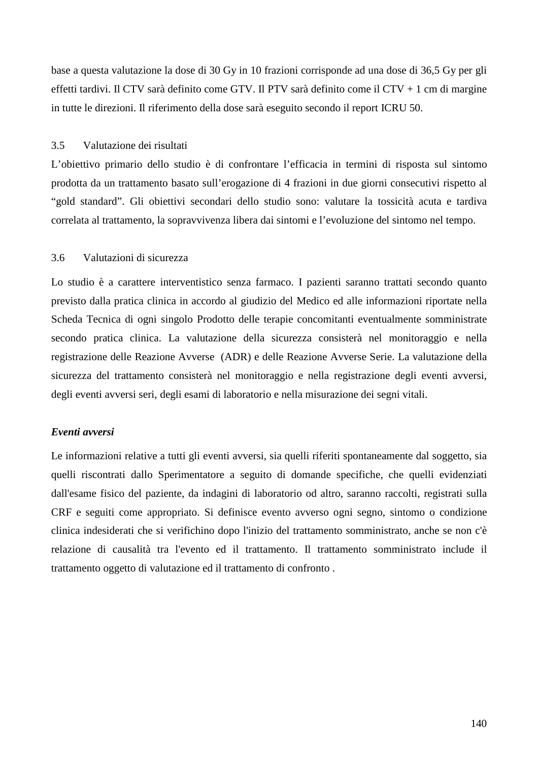base a questa valutazione la dose di 30 Gy in 10 frazioni corrisponde ad una dose di 36,5 Gy per gli effetti tardivi. Il CTV sarà definito come GTV. Il PTV sarà definito come il CTV + 1 cm di margine in tutte le direzioni. Il riferimento della dose sarà eseguito secondo il report ICRU 50.

### 3.5 Valutazione dei risultati

L'obiettivo primario dello studio è di confrontare l'efficacia in termini di risposta sul sintomo prodotta da un trattamento basato sull'erogazione di 4 frazioni in due giorni consecutivi rispetto al "gold standard". Gli obiettivi secondari dello studio sono: valutare la tossicità acuta e tardiva correlata al trattamento, la sopravvivenza libera dai sintomi e l'evoluzione del sintomo nel tempo.

### 3.6 Valutazioni di sicurezza

Lo studio è a carattere interventistico senza farmaco. I pazienti saranno trattati secondo quanto previsto dalla pratica clinica in accordo al giudizio del Medico ed alle informazioni riportate nella Scheda Tecnica di ogni singolo Prodotto delle terapie concomitanti eventualmente somministrate secondo pratica clinica. La valutazione della sicurezza consisterà nel monitoraggio e nella registrazione delle Reazione Avverse (ADR) e delle Reazione Avverse Serie. La valutazione della sicurezza del trattamento consisterà nel monitoraggio e nella registrazione degli eventi avversi, degli eventi avversi seri, degli esami di laboratorio e nella misurazione dei segni vitali.

***Eventi avversi***

Le informazioni relative a tutti gli eventi avversi, sia quelli riferiti spontaneamente dal soggetto, sia quelli riscontrati dallo Sperimentatore a seguito di domande specifiche, che quelli evidenziati dall'esame fisico del paziente, da indagini di laboratorio od altro, saranno raccolti, registrati sulla CRF e seguiti come appropriato. Si definisce evento avverso ogni segno, sintomo o condizione clinica indesiderati che si verifichino dopo l'inizio del trattamento somministrato, anche se non c'è relazione di causalità tra l'evento ed il trattamento. Il trattamento somministrato include il trattamento oggetto di valutazione ed il trattamento di confronto .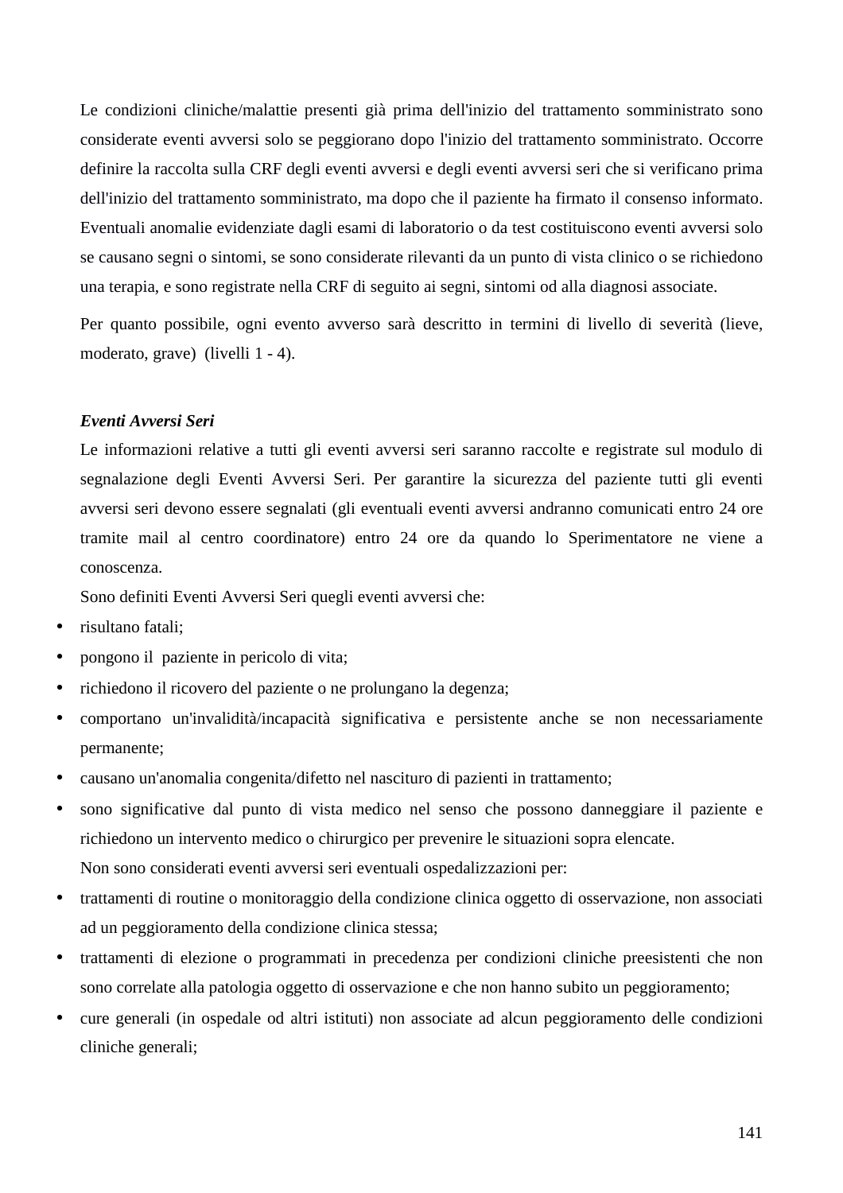Le condizioni cliniche/malattie presenti già prima dell'inizio del trattamento somministrato sono considerate eventi avversi solo se peggiorano dopo l'inizio del trattamento somministrato. Occorre definire la raccolta sulla CRF degli eventi avversi e degli eventi avversi seri che si verificano prima dell'inizio del trattamento somministrato, ma dopo che il paziente ha firmato il consenso informato. Eventuali anomalie evidenziate dagli esami di laboratorio o da test costituiscono eventi avversi solo se causano segni o sintomi, se sono considerate rilevanti da un punto di vista clinico o se richiedono una terapia, e sono registrate nella CRF di seguito ai segni, sintomi od alla diagnosi associate.

Per quanto possibile, ogni evento avverso sarà descritto in termini di livello di severità (lieve, moderato, grave) (livelli 1 - 4).

***Eventi Avversi Seri***

Le informazioni relative a tutti gli eventi avversi seri saranno raccolte e registrate sul modulo di segnalazione degli Eventi Avversi Seri. Per garantire la sicurezza del paziente tutti gli eventi avversi seri devono essere segnalati (gli eventuali eventi avversi andranno comunicati entro 24 ore tramite mail al centro coordinatore) entro 24 ore da quando lo Sperimentatore ne viene a conoscenza.

Sono definiti Eventi Avversi Seri quegli eventi avversi che:

- risultano fatali;
- pongono il paziente in pericolo di vita;
- richiedono il ricovero del paziente o ne prolungano la degenza;
- comportano un'invalidità/incapacità significativa e persistente anche se non necessariamente permanente;
- causano un'anomalia congenita/difetto nel nascituro di pazienti in trattamento;
- sono significative dal punto di vista medico nel senso che possono danneggiare il paziente e richiedono un intervento medico o chirurgico per prevenire le situazioni sopra elencate.

Non sono considerati eventi avversi seri eventuali ospedalizzazioni per:

- trattamenti di routine o monitoraggio della condizione clinica oggetto di osservazione, non associati ad un peggioramento della condizione clinica stessa;
- trattamenti di elezione o programmati in precedenza per condizioni cliniche preesistenti che non sono correlate alla patologia oggetto di osservazione e che non hanno subito un peggioramento;
- cure generali (in ospedale od altri istituti) non associate ad alcun peggioramento delle condizioni cliniche generali;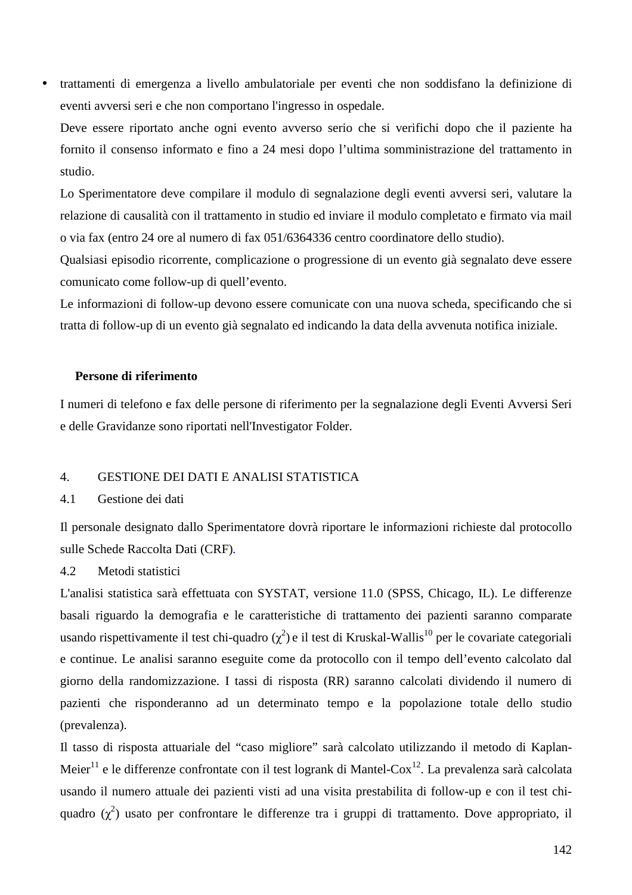- trattamenti di emergenza a livello ambulatoriale per eventi che non soddisfano la definizione di eventi avversi seri e che non comportano l'ingresso in ospedale.

  Deve essere riportato anche ogni evento avverso serio che si verifichi dopo che il paziente ha fornito il consenso informato e fino a 24 mesi dopo l'ultima somministrazione del trattamento in studio.

  Lo Sperimentatore deve compilare il modulo di segnalazione degli eventi avversi seri, valutare la relazione di causalità con il trattamento in studio ed inviare il modulo completato e firmato via mail o via fax (entro 24 ore al numero di fax 051/6364336 centro coordinatore dello studio).

  Qualsiasi episodio ricorrente, complicazione o progressione di un evento già segnalato deve essere comunicato come follow-up di quell'evento.

  Le informazioni di follow-up devono essere comunicate con una nuova scheda, specificando che si tratta di follow-up di un evento già segnalato ed indicando la data della avvenuta notifica iniziale.

**Persone di riferimento**

I numeri di telefono e fax delle persone di riferimento per la segnalazione degli Eventi Avversi Seri e delle Gravidanze sono riportati nell'Investigator Folder.

## 4. GESTIONE DEI DATI E ANALISI STATISTICA

### 4.1 Gestione dei dati

Il personale designato dallo Sperimentatore dovrà riportare le informazioni richieste dal protocollo sulle Schede Raccolta Dati (CRF).

### 4.2 Metodi statistici

L'analisi statistica sarà effettuata con SYSTAT, versione 11.0 (SPSS, Chicago, IL). Le differenze basali riguardo la demografia e le caratteristiche di trattamento dei pazienti saranno comparate usando rispettivamente il test chi-quadro ($\chi^2$) e il test di Kruskal-Wallis[10] per le covariate categoriali e continue. Le analisi saranno eseguite come da protocollo con il tempo dell'evento calcolato dal giorno della randomizzazione. I tassi di risposta (RR) saranno calcolati dividendo il numero di pazienti che risponderanno ad un determinato tempo e la popolazione totale dello studio (prevalenza).

Il tasso di risposta attuariale del "caso migliore" sarà calcolato utilizzando il metodo di Kaplan-Meier[11] e le differenze confrontate con il test logrank di Mantel-Cox[12]. La prevalenza sarà calcolata usando il numero attuale dei pazienti visti ad una visita prestabilita di follow-up e con il test chi-quadro ($\chi^2$) usato per confrontare le differenze tra i gruppi di trattamento. Dove appropriato, il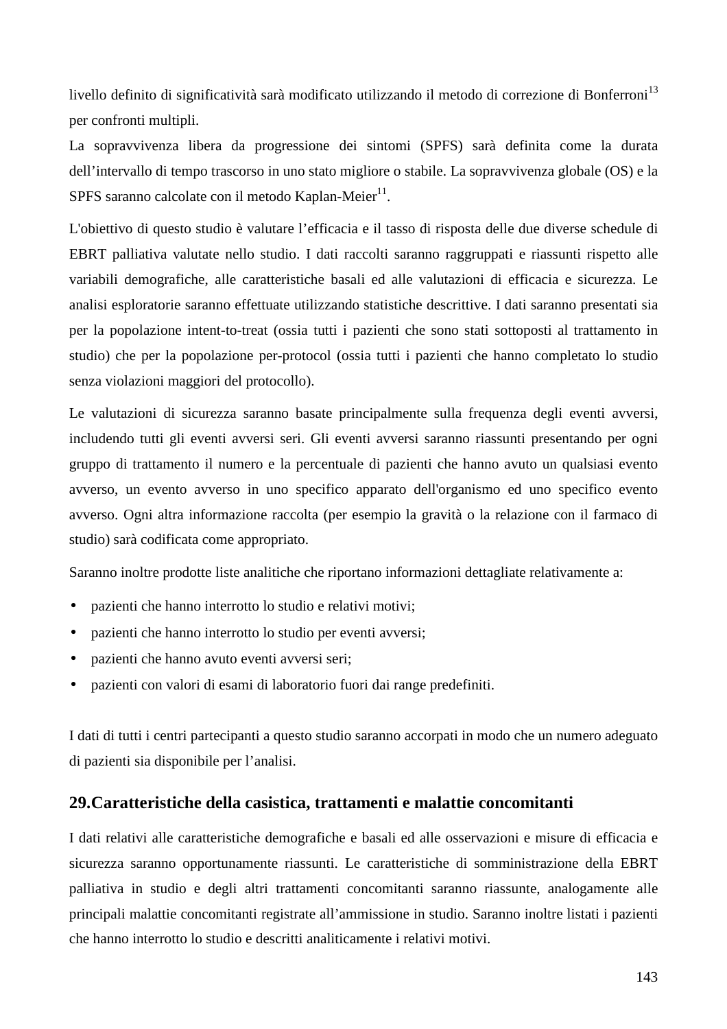livello definito di significatività sarà modificato utilizzando il metodo di correzione di Bonferroni[13] per confronti multipli.

La sopravvivenza libera da progressione dei sintomi (SPFS) sarà definita come la durata dell'intervallo di tempo trascorso in uno stato migliore o stabile. La sopravvivenza globale (OS) e la SPFS saranno calcolate con il metodo Kaplan-Meier[11].

L'obiettivo di questo studio è valutare l'efficacia e il tasso di risposta delle due diverse schedule di EBRT palliativa valutate nello studio. I dati raccolti saranno raggruppati e riassunti rispetto alle variabili demografiche, alle caratteristiche basali ed alle valutazioni di efficacia e sicurezza. Le analisi esploratorie saranno effettuate utilizzando statistiche descrittive. I dati saranno presentati sia per la popolazione intent-to-treat (ossia tutti i pazienti che sono stati sottoposti al trattamento in studio) che per la popolazione per-protocol (ossia tutti i pazienti che hanno completato lo studio senza violazioni maggiori del protocollo).

Le valutazioni di sicurezza saranno basate principalmente sulla frequenza degli eventi avversi, includendo tutti gli eventi avversi seri. Gli eventi avversi saranno riassunti presentando per ogni gruppo di trattamento il numero e la percentuale di pazienti che hanno avuto un qualsiasi evento avverso, un evento avverso in uno specifico apparato dell'organismo ed uno specifico evento avverso. Ogni altra informazione raccolta (per esempio la gravità o la relazione con il farmaco di studio) sarà codificata come appropriato.

Saranno inoltre prodotte liste analitiche che riportano informazioni dettagliate relativamente a:

- pazienti che hanno interrotto lo studio e relativi motivi;
- pazienti che hanno interrotto lo studio per eventi avversi;
- pazienti che hanno avuto eventi avversi seri;
- pazienti con valori di esami di laboratorio fuori dai range predefiniti.

I dati di tutti i centri partecipanti a questo studio saranno accorpati in modo che un numero adeguato di pazienti sia disponibile per l'analisi.

## 29.Caratteristiche della casistica, trattamenti e malattie concomitanti

I dati relativi alle caratteristiche demografiche e basali ed alle osservazioni e misure di efficacia e sicurezza saranno opportunamente riassunti. Le caratteristiche di somministrazione della EBRT palliativa in studio e degli altri trattamenti concomitanti saranno riassunte, analogamente alle principali malattie concomitanti registrate all'ammissione in studio. Saranno inoltre listati i pazienti che hanno interrotto lo studio e descritti analiticamente i relativi motivi.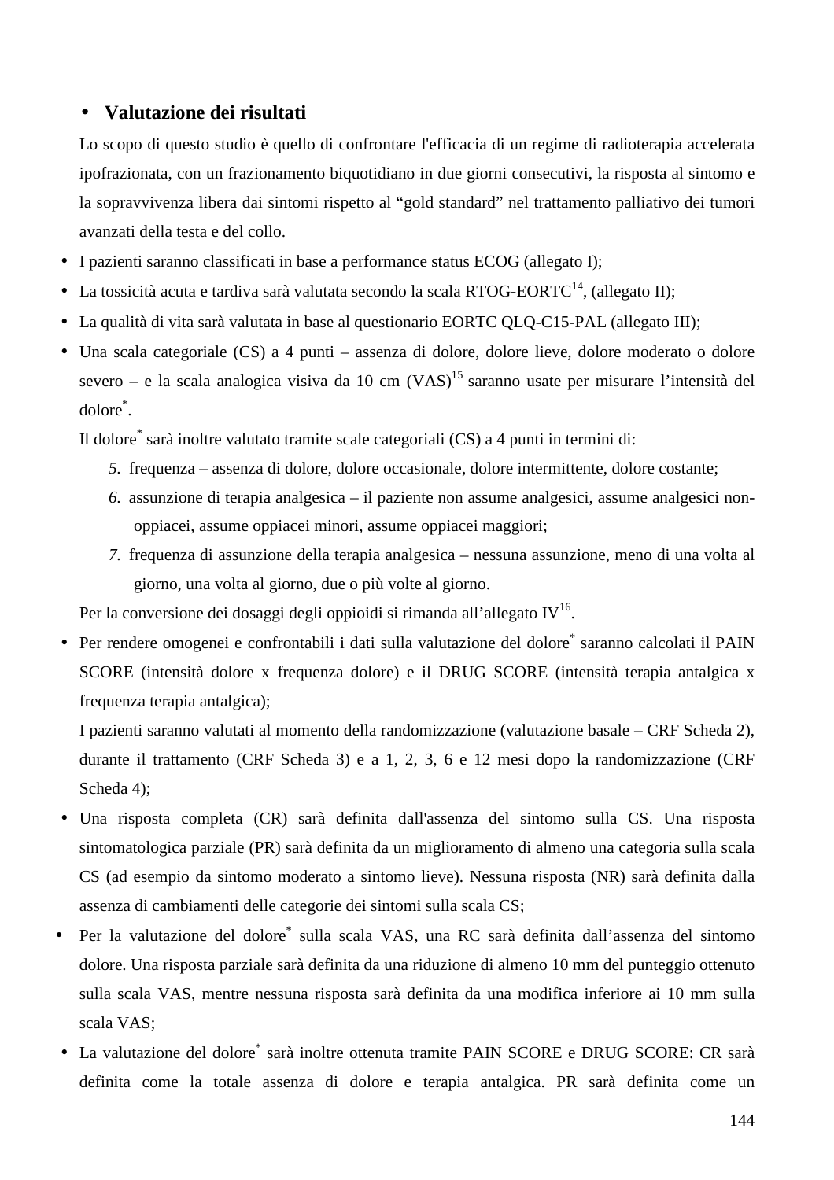- **Valutazione dei risultati**

  Lo scopo di questo studio è quello di confrontare l'efficacia di un regime di radioterapia accelerata ipofrazionata, con un frazionamento biquotidiano in due giorni consecutivi, la risposta al sintomo e la sopravvivenza libera dai sintomi rispetto al "gold standard" nel trattamento palliativo dei tumori avanzati della testa e del collo.

- I pazienti saranno classificati in base a performance status ECOG (allegato I);
- La tossicità acuta e tardiva sarà valutata secondo la scala RTOG-EORTC[14], (allegato II);
- La qualità di vita sarà valutata in base al questionario EORTC QLQ-C15-PAL (allegato III);
- Una scala categoriale (CS) a 4 punti – assenza di dolore, dolore lieve, dolore moderato o dolore severo – e la scala analogica visiva da 10 cm (VAS)[15] saranno usate per misurare l'intensità del dolore*.

  Il dolore* sarà inoltre valutato tramite scale categoriali (CS) a 4 punti in termini di:

  5. frequenza – assenza di dolore, dolore occasionale, dolore intermittente, dolore costante;
  6. assunzione di terapia analgesica – il paziente non assume analgesici, assume analgesici non-oppiacei, assume oppiacei minori, assume oppiacei maggiori;
  7. frequenza di assunzione della terapia analgesica – nessuna assunzione, meno di una volta al giorno, una volta al giorno, due o più volte al giorno.

  Per la conversione dei dosaggi degli oppioidi si rimanda all'allegato IV[16].

- Per rendere omogenei e confrontabili i dati sulla valutazione del dolore* saranno calcolati il PAIN SCORE (intensità dolore x frequenza dolore) e il DRUG SCORE (intensità terapia antalgica x frequenza terapia antalgica);

  I pazienti saranno valutati al momento della randomizzazione (valutazione basale – CRF Scheda 2), durante il trattamento (CRF Scheda 3) e a 1, 2, 3, 6 e 12 mesi dopo la randomizzazione (CRF Scheda 4);

- Una risposta completa (CR) sarà definita dall'assenza del sintomo sulla CS. Una risposta sintomatologica parziale (PR) sarà definita da un miglioramento di almeno una categoria sulla scala CS (ad esempio da sintomo moderato a sintomo lieve). Nessuna risposta (NR) sarà definita dalla assenza di cambiamenti delle categorie dei sintomi sulla scala CS;
- Per la valutazione del dolore* sulla scala VAS, una RC sarà definita dall'assenza del sintomo dolore. Una risposta parziale sarà definita da una riduzione di almeno 10 mm del punteggio ottenuto sulla scala VAS, mentre nessuna risposta sarà definita da una modifica inferiore ai 10 mm sulla scala VAS;
- La valutazione del dolore* sarà inoltre ottenuta tramite PAIN SCORE e DRUG SCORE: CR sarà definita come la totale assenza di dolore e terapia antalgica. PR sarà definita come un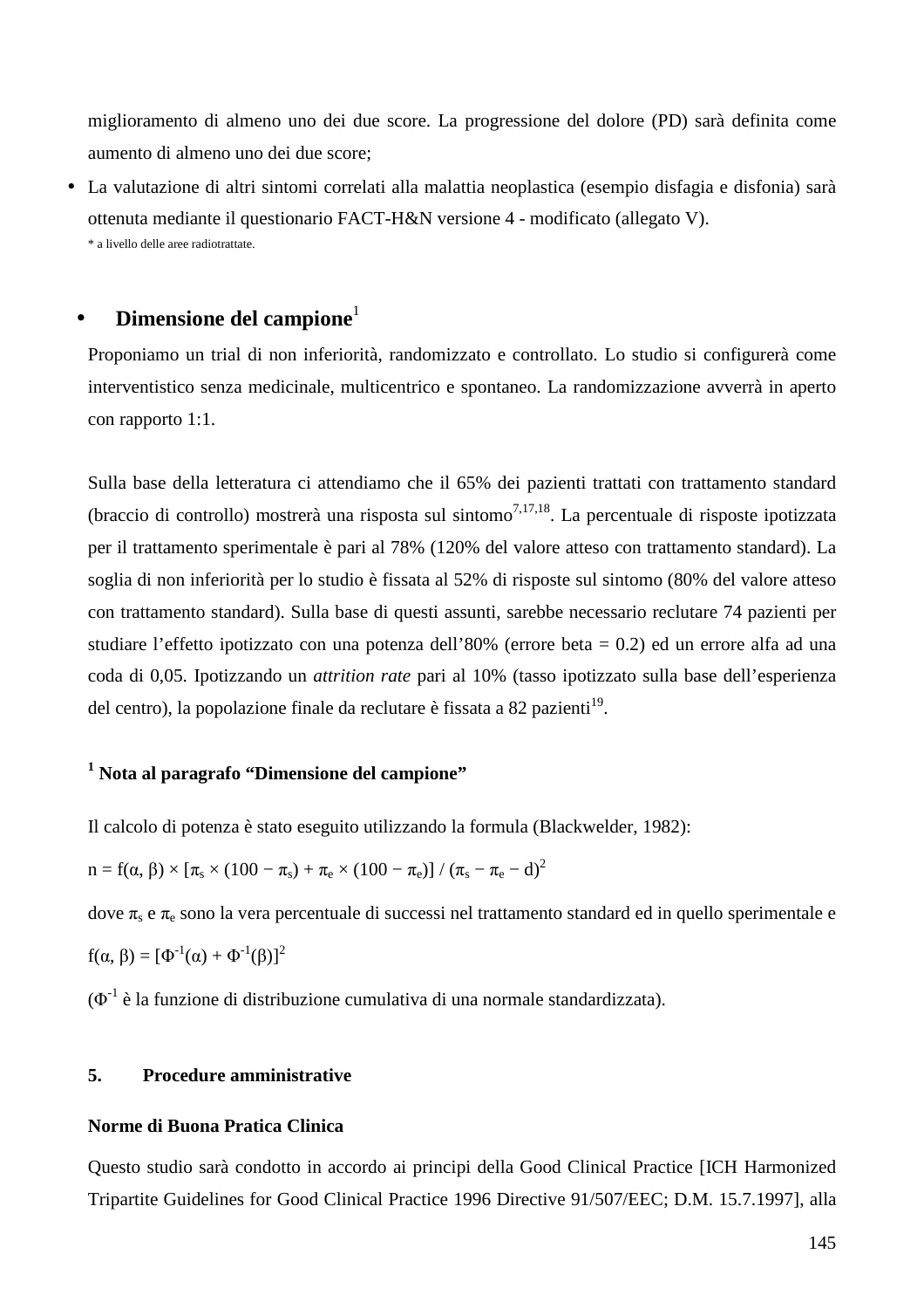miglioramento di almeno uno dei due score. La progressione del dolore (PD) sarà definita come aumento di almeno uno dei due score;

- La valutazione di altri sintomi correlati alla malattia neoplastica (esempio disfagia e disfonia) sarà ottenuta mediante il questionario FACT-H&N versione 4 - modificato (allegato V).

  * a livello delle aree radiotrattate.

- **Dimensione del campione**[1]

Proponiamo un trial di non inferiorità, randomizzato e controllato. Lo studio si configurerà come interventistico senza medicinale, multicentrico e spontaneo. La randomizzazione avverrà in aperto con rapporto 1:1.

Sulla base della letteratura ci attendiamo che il 65% dei pazienti trattati con trattamento standard (braccio di controllo) mostrerà una risposta sul sintomo[7,17,18]. La percentuale di risposte ipotizzata per il trattamento sperimentale è pari al 78% (120% del valore atteso con trattamento standard). La soglia di non inferiorità per lo studio è fissata al 52% di risposte sul sintomo (80% del valore atteso con trattamento standard). Sulla base di questi assunti, sarebbe necessario reclutare 74 pazienti per studiare l'effetto ipotizzato con una potenza dell'80% (errore beta = 0.2) ed un errore alfa ad una coda di 0,05. Ipotizzando un *attrition rate* pari al 10% (tasso ipotizzato sulla base dell'esperienza del centro), la popolazione finale da reclutare è fissata a 82 pazienti[19].

**[1] Nota al paragrafo "Dimensione del campione"**

Il calcolo di potenza è stato eseguito utilizzando la formula (Blackwelder, 1982):

$n = f(\alpha, \beta) \times [\pi_s \times (100 - \pi_s) + \pi_e \times (100 - \pi_e)] / (\pi_s - \pi_e - d)^2$

dove $\pi_s$ e $\pi_e$ sono la vera percentuale di successi nel trattamento standard ed in quello sperimentale e

$f(\alpha, \beta) = [\Phi^{-1}(\alpha) + \Phi^{-1}(\beta)]^2$

($\Phi^{-1}$ è la funzione di distribuzione cumulativa di una normale standardizzata).

## 5. Procedure amministrative

**Norme di Buona Pratica Clinica**

Questo studio sarà condotto in accordo ai principi della Good Clinical Practice [ICH Harmonized Tripartite Guidelines for Good Clinical Practice 1996 Directive 91/507/EEC; D.M. 15.7.1997], alla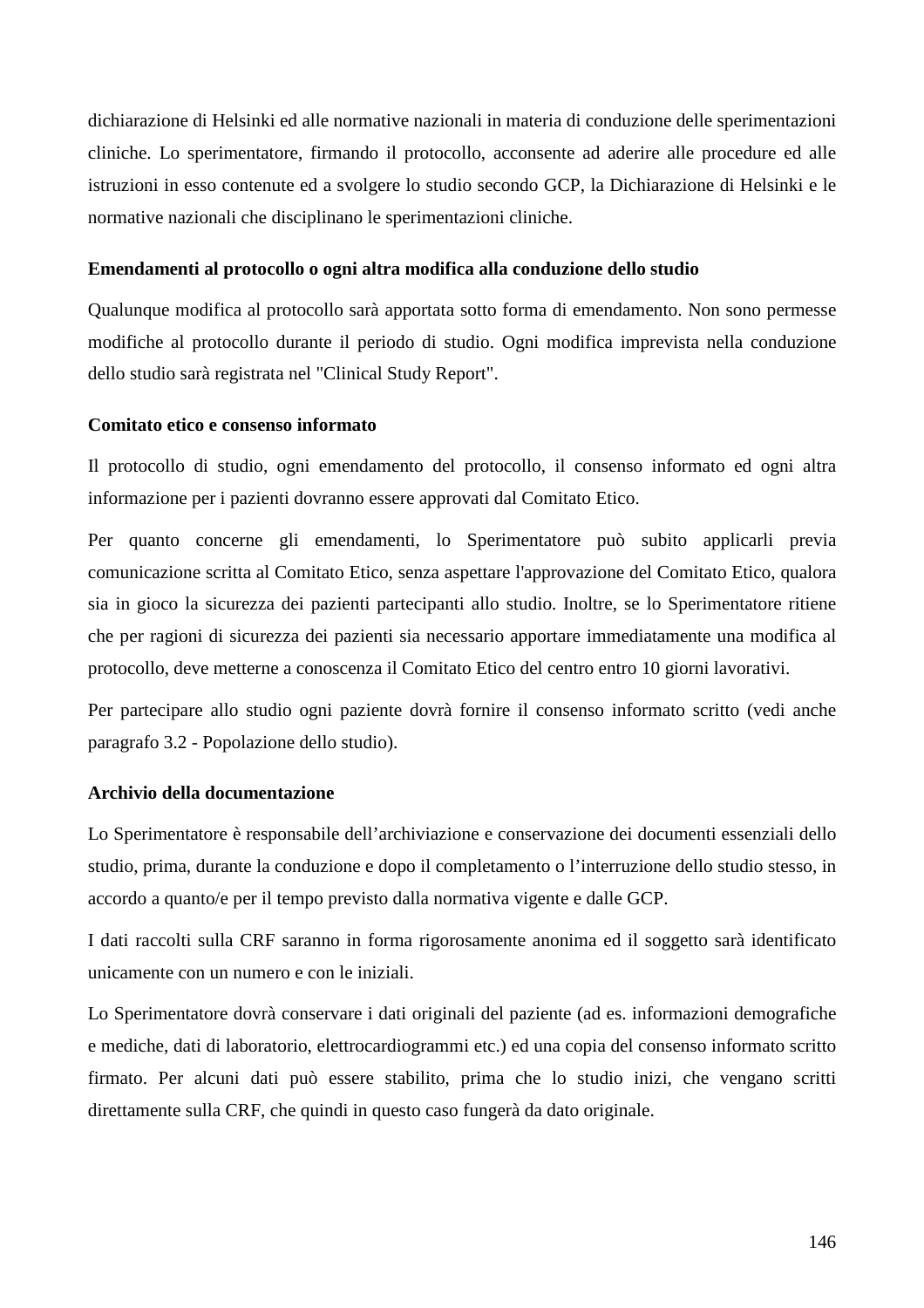dichiarazione di Helsinki ed alle normative nazionali in materia di conduzione delle sperimentazioni cliniche. Lo sperimentatore, firmando il protocollo, acconsente ad aderire alle procedure ed alle istruzioni in esso contenute ed a svolgere lo studio secondo GCP, la Dichiarazione di Helsinki e le normative nazionali che disciplinano le sperimentazioni cliniche.

**Emendamenti al protocollo o ogni altra modifica alla conduzione dello studio**

Qualunque modifica al protocollo sarà apportata sotto forma di emendamento. Non sono permesse modifiche al protocollo durante il periodo di studio. Ogni modifica imprevista nella conduzione dello studio sarà registrata nel "Clinical Study Report".

**Comitato etico e consenso informato**

Il protocollo di studio, ogni emendamento del protocollo, il consenso informato ed ogni altra informazione per i pazienti dovranno essere approvati dal Comitato Etico.

Per quanto concerne gli emendamenti, lo Sperimentatore può subito applicarli previa comunicazione scritta al Comitato Etico, senza aspettare l'approvazione del Comitato Etico, qualora sia in gioco la sicurezza dei pazienti partecipanti allo studio. Inoltre, se lo Sperimentatore ritiene che per ragioni di sicurezza dei pazienti sia necessario apportare immediatamente una modifica al protocollo, deve metterne a conoscenza il Comitato Etico del centro entro 10 giorni lavorativi.

Per partecipare allo studio ogni paziente dovrà fornire il consenso informato scritto (vedi anche paragrafo 3.2 - Popolazione dello studio).

**Archivio della documentazione**

Lo Sperimentatore è responsabile dell'archiviazione e conservazione dei documenti essenziali dello studio, prima, durante la conduzione e dopo il completamento o l'interruzione dello studio stesso, in accordo a quanto/e per il tempo previsto dalla normativa vigente e dalle GCP.

I dati raccolti sulla CRF saranno in forma rigorosamente anonima ed il soggetto sarà identificato unicamente con un numero e con le iniziali.

Lo Sperimentatore dovrà conservare i dati originali del paziente (ad es. informazioni demografiche e mediche, dati di laboratorio, elettrocardiogrammi etc.) ed una copia del consenso informato scritto firmato. Per alcuni dati può essere stabilito, prima che lo studio inizi, che vengano scritti direttamente sulla CRF, che quindi in questo caso fungerà da dato originale.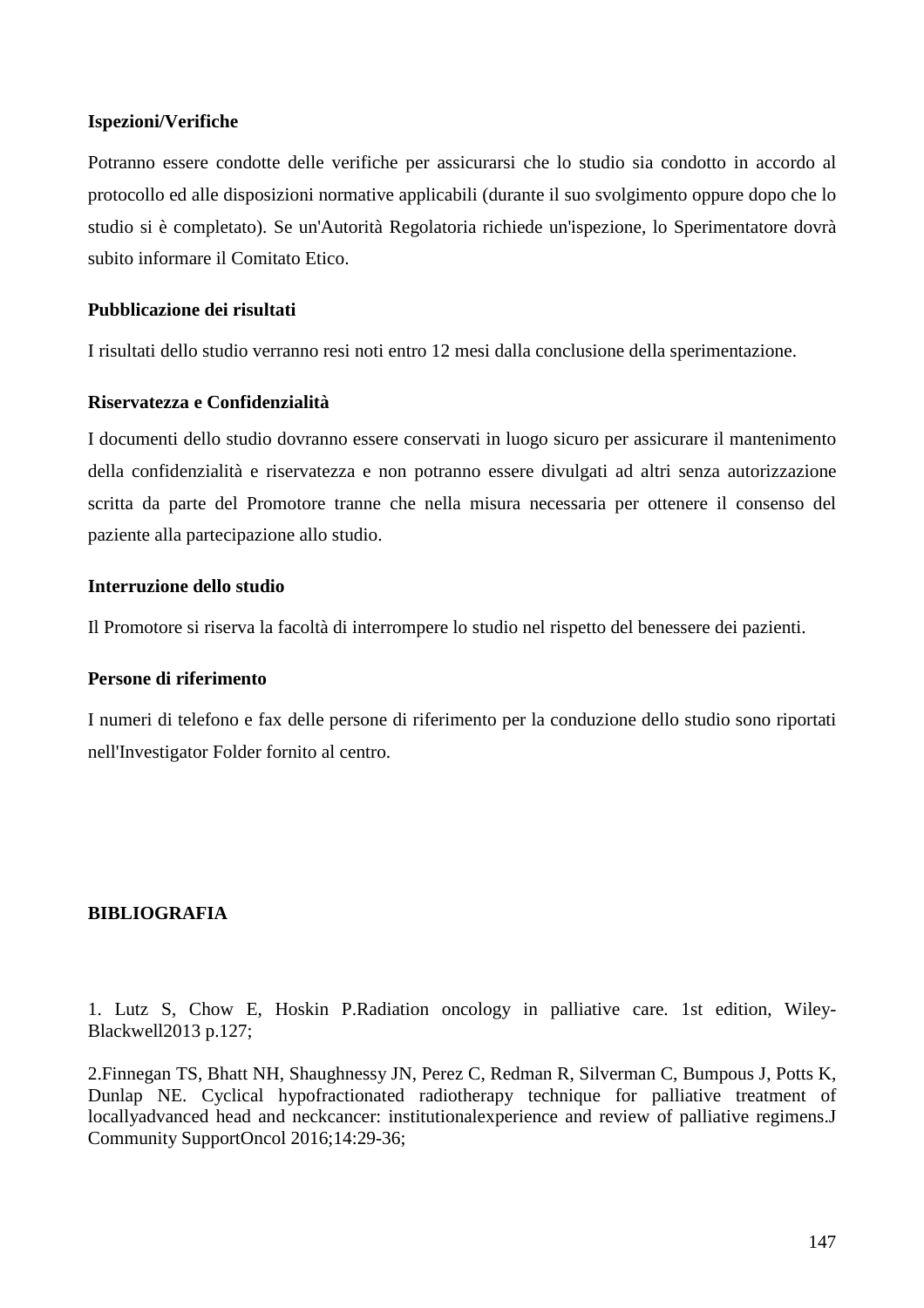**Ispezioni/Verifiche**

Potranno essere condotte delle verifiche per assicurarsi che lo studio sia condotto in accordo al protocollo ed alle disposizioni normative applicabili (durante il suo svolgimento oppure dopo che lo studio si è completato). Se un'Autorità Regolatoria richiede un'ispezione, lo Sperimentatore dovrà subito informare il Comitato Etico.

**Pubblicazione dei risultati**

I risultati dello studio verranno resi noti entro 12 mesi dalla conclusione della sperimentazione.

**Riservatezza e Confidenzialità**

I documenti dello studio dovranno essere conservati in luogo sicuro per assicurare il mantenimento della confidenzialità e riservatezza e non potranno essere divulgati ad altri senza autorizzazione scritta da parte del Promotore tranne che nella misura necessaria per ottenere il consenso del paziente alla partecipazione allo studio.

**Interruzione dello studio**

Il Promotore si riserva la facoltà di interrompere lo studio nel rispetto del benessere dei pazienti.

**Persone di riferimento**

I numeri di telefono e fax delle persone di riferimento per la conduzione dello studio sono riportati nell'Investigator Folder fornito al centro.

**BIBLIOGRAFIA**

1. Lutz S, Chow E, Hoskin P.Radiation oncology in palliative care. 1st edition, Wiley-Blackwell2013 p.127;

2.Finnegan TS, Bhatt NH, Shaughnessy JN, Perez C, Redman R, Silverman C, Bumpous J, Potts K, Dunlap NE. Cyclical hypofractionated radiotherapy technique for palliative treatment of locallyadvanced head and neckcancer: institutionalexperience and review of palliative regimens.J Community SupportOncol 2016;14:29-36;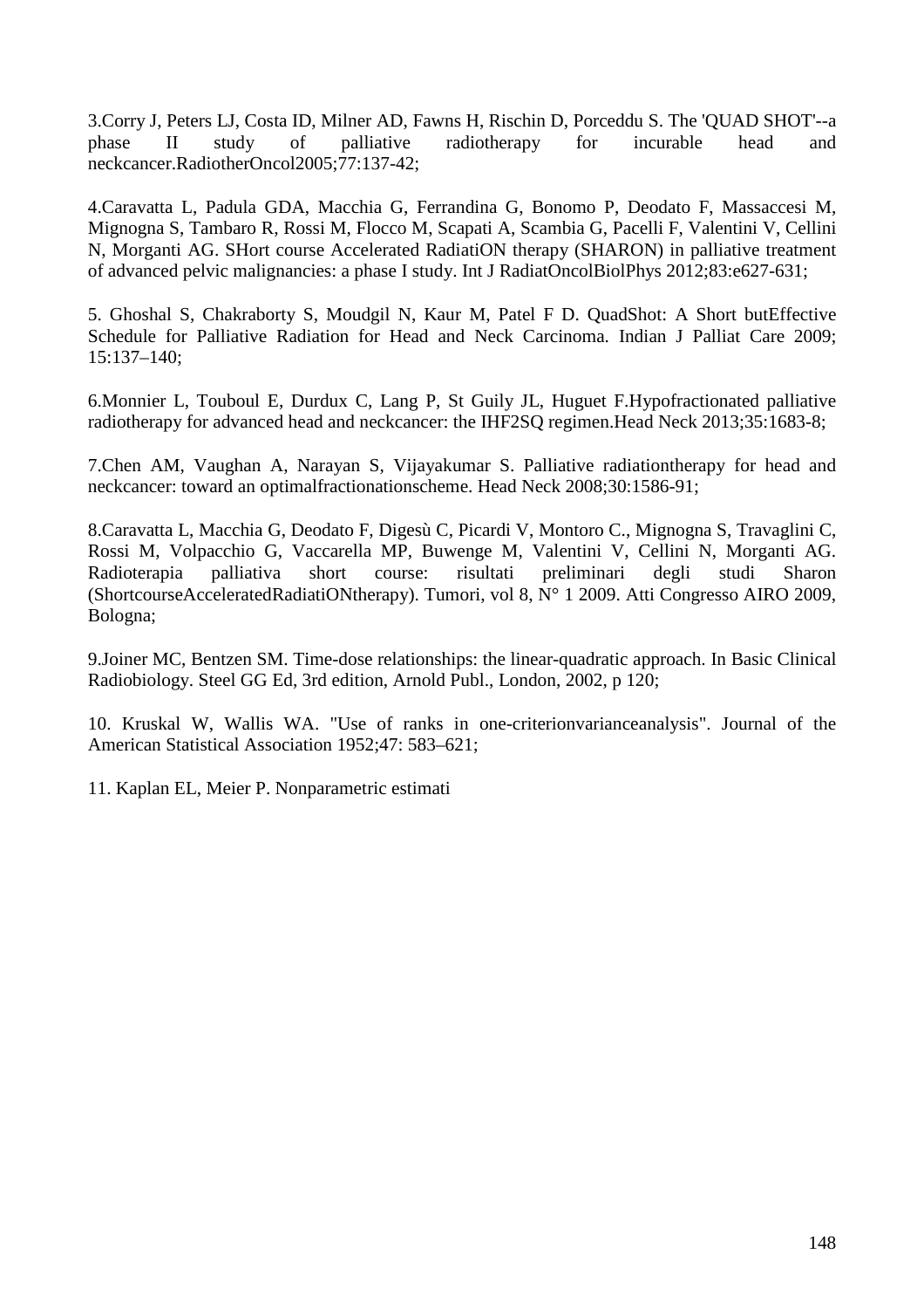3.Corry J, Peters LJ, Costa ID, Milner AD, Fawns H, Rischin D, Porceddu S. The 'QUAD SHOT'--a phase II study of palliative radiotherapy for incurable head and neckcancer.RadiotherOncol2005;77:137-42;

4.Caravatta L, Padula GDA, Macchia G, Ferrandina G, Bonomo P, Deodato F, Massaccesi M, Mignogna S, Tambaro R, Rossi M, Flocco M, Scapati A, Scambia G, Pacelli F, Valentini V, Cellini N, Morganti AG. SHort course Accelerated RadiatiON therapy (SHARON) in palliative treatment of advanced pelvic malignancies: a phase I study. Int J RadiatOncolBiolPhys 2012;83:e627-631;

5. Ghoshal S, Chakraborty S, Moudgil N, Kaur M, Patel F D. QuadShot: A Short butEffective Schedule for Palliative Radiation for Head and Neck Carcinoma. Indian J Palliat Care 2009; 15:137–140;

6.Monnier L, Touboul E, Durdux C, Lang P, St Guily JL, Huguet F.Hypofractionated palliative radiotherapy for advanced head and neckcancer: the IHF2SQ regimen.Head Neck 2013;35:1683-8;

7.Chen AM, Vaughan A, Narayan S, Vijayakumar S. Palliative radiationtherapy for head and neckcancer: toward an optimalfractionationscheme. Head Neck 2008;30:1586-91;

8.Caravatta L, Macchia G, Deodato F, Digesù C, Picardi V, Montoro C., Mignogna S, Travaglini C, Rossi M, Volpacchio G, Vaccarella MP, Buwenge M, Valentini V, Cellini N, Morganti AG. Radioterapia palliativa short course: risultati preliminari degli studi Sharon (ShortcourseAcceleratedRadiatiONtherapy). Tumori, vol 8, N° 1 2009. Atti Congresso AIRO 2009, Bologna;

9.Joiner MC, Bentzen SM. Time-dose relationships: the linear-quadratic approach. In Basic Clinical Radiobiology. Steel GG Ed, 3rd edition, Arnold Publ., London, 2002, p 120;

10. Kruskal W, Wallis WA. "Use of ranks in one-criterionvarianceanalysis". Journal of the American Statistical Association 1952;47: 583–621;

11. Kaplan EL, Meier P. Nonparametric estimati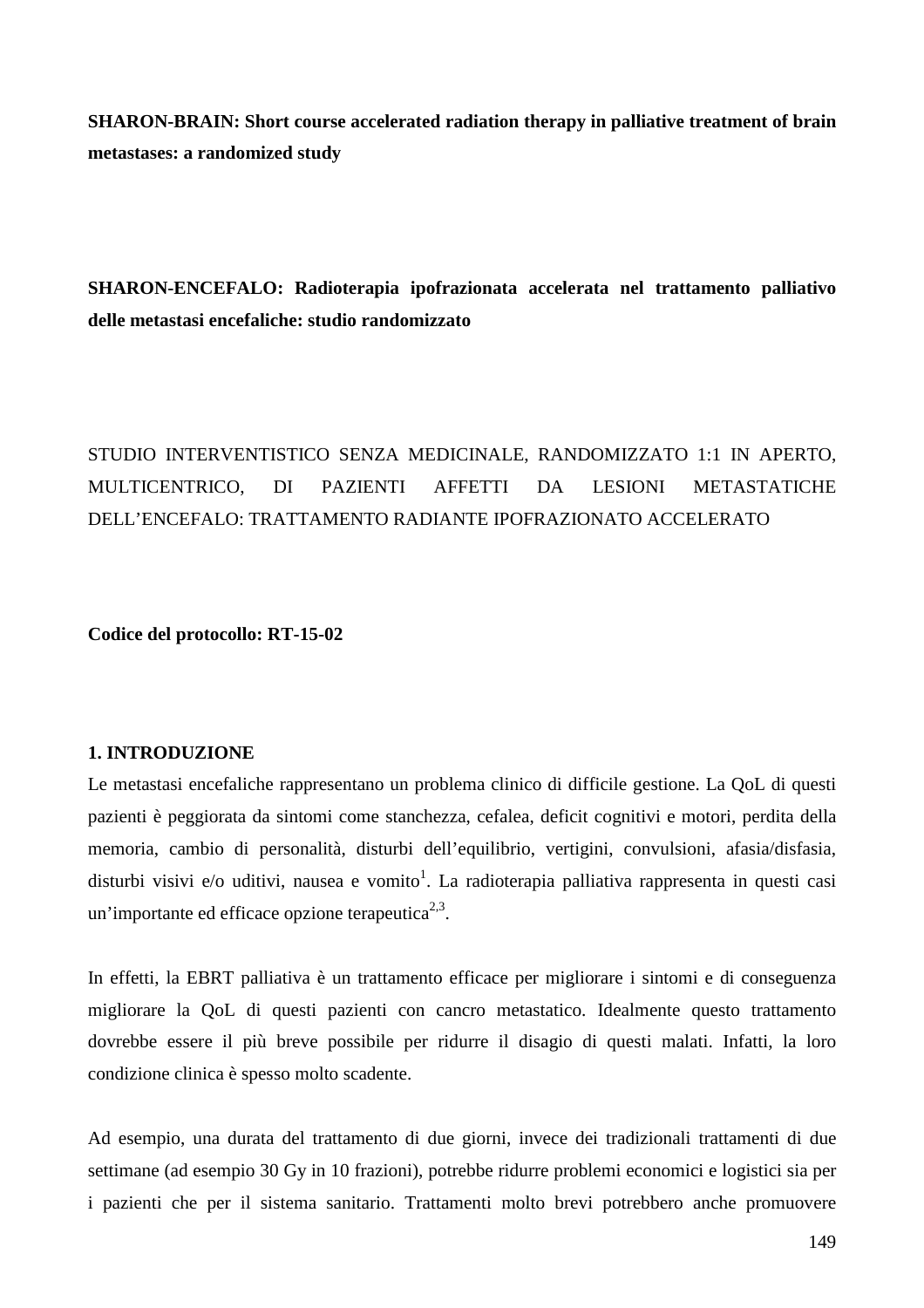**SHARON-BRAIN: Short course accelerated radiation therapy in palliative treatment of brain metastases: a randomized study**

**SHARON-ENCEFALO: Radioterapia ipofrazionata accelerata nel trattamento palliativo delle metastasi encefaliche: studio randomizzato**

STUDIO INTERVENTISTICO SENZA MEDICINALE, RANDOMIZZATO 1:1 IN APERTO, MULTICENTRICO, DI PAZIENTI AFFETTI DA LESIONI METASTATICHE DELL'ENCEFALO: TRATTAMENTO RADIANTE IPOFRAZIONATO ACCELERATO

**Codice del protocollo: RT-15-02**

## 1. INTRODUZIONE

Le metastasi encefaliche rappresentano un problema clinico di difficile gestione. La QoL di questi pazienti è peggiorata da sintomi come stanchezza, cefalea, deficit cognitivi e motori, perdita della memoria, cambio di personalità, disturbi dell'equilibrio, vertigini, convulsioni, afasia/disfasia, disturbi visivi e/o uditivi, nausea e vomito[1]. La radioterapia palliativa rappresenta in questi casi un'importante ed efficace opzione terapeutica[2,3].

In effetti, la EBRT palliativa è un trattamento efficace per migliorare i sintomi e di conseguenza migliorare la QoL di questi pazienti con cancro metastatico. Idealmente questo trattamento dovrebbe essere il più breve possibile per ridurre il disagio di questi malati. Infatti, la loro condizione clinica è spesso molto scadente.

Ad esempio, una durata del trattamento di due giorni, invece dei tradizionali trattamenti di due settimane (ad esempio 30 Gy in 10 frazioni), potrebbe ridurre problemi economici e logistici sia per i pazienti che per il sistema sanitario. Trattamenti molto brevi potrebbero anche promuovere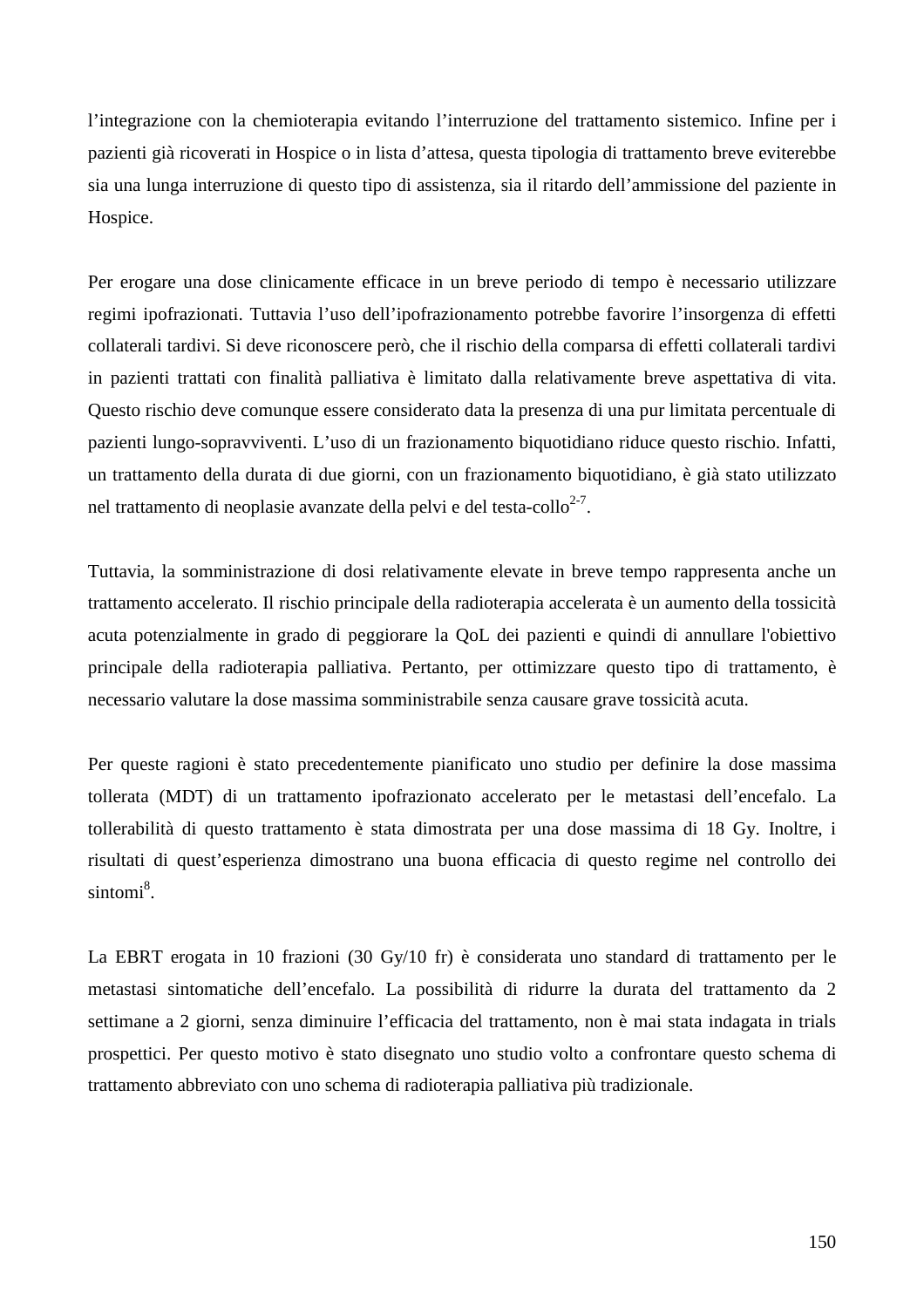l'integrazione con la chemioterapia evitando l'interruzione del trattamento sistemico. Infine per i pazienti già ricoverati in Hospice o in lista d'attesa, questa tipologia di trattamento breve eviterebbe sia una lunga interruzione di questo tipo di assistenza, sia il ritardo dell'ammissione del paziente in Hospice.

Per erogare una dose clinicamente efficace in un breve periodo di tempo è necessario utilizzare regimi ipofrazionati. Tuttavia l'uso dell'ipofrazionamento potrebbe favorire l'insorgenza di effetti collaterali tardivi. Si deve riconoscere però, che il rischio della comparsa di effetti collaterali tardivi in pazienti trattati con finalità palliativa è limitato dalla relativamente breve aspettativa di vita. Questo rischio deve comunque essere considerato data la presenza di una pur limitata percentuale di pazienti lungo-sopravviventi. L'uso di un frazionamento biquotidiano riduce questo rischio. Infatti, un trattamento della durata di due giorni, con un frazionamento biquotidiano, è già stato utilizzato nel trattamento di neoplasie avanzate della pelvi e del testa-collo[2-7].

Tuttavia, la somministrazione di dosi relativamente elevate in breve tempo rappresenta anche un trattamento accelerato. Il rischio principale della radioterapia accelerata è un aumento della tossicità acuta potenzialmente in grado di peggiorare la QoL dei pazienti e quindi di annullare l'obiettivo principale della radioterapia palliativa. Pertanto, per ottimizzare questo tipo di trattamento, è necessario valutare la dose massima somministrabile senza causare grave tossicità acuta.

Per queste ragioni è stato precedentemente pianificato uno studio per definire la dose massima tollerata (MDT) di un trattamento ipofrazionato accelerato per le metastasi dell'encefalo. La tollerabilità di questo trattamento è stata dimostrata per una dose massima di 18 Gy. Inoltre, i risultati di quest'esperienza dimostrano una buona efficacia di questo regime nel controllo dei sintomi[8].

La EBRT erogata in 10 frazioni (30 Gy/10 fr) è considerata uno standard di trattamento per le metastasi sintomatiche dell'encefalo. La possibilità di ridurre la durata del trattamento da 2 settimane a 2 giorni, senza diminuire l'efficacia del trattamento, non è mai stata indagata in trials prospettici. Per questo motivo è stato disegnato uno studio volto a confrontare questo schema di trattamento abbreviato con uno schema di radioterapia palliativa più tradizionale.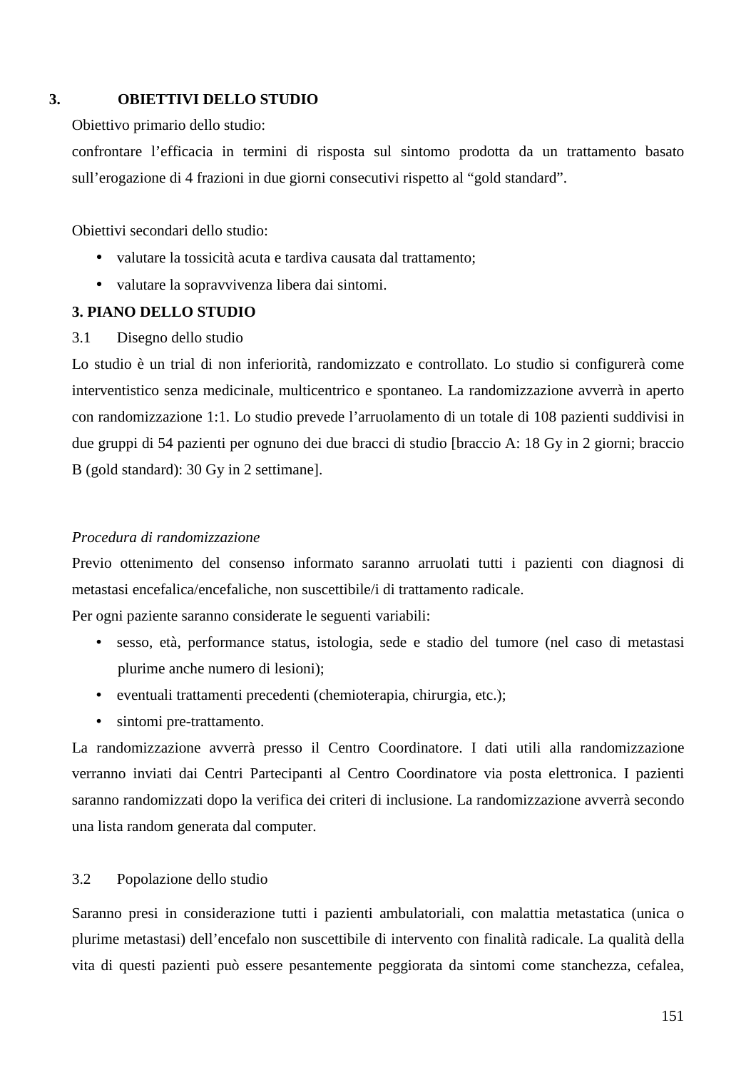## 3. OBIETTIVI DELLO STUDIO

Obiettivo primario dello studio:

confrontare l'efficacia in termini di risposta sul sintomo prodotta da un trattamento basato sull'erogazione di 4 frazioni in due giorni consecutivi rispetto al "gold standard".

Obiettivi secondari dello studio:

- valutare la tossicità acuta e tardiva causata dal trattamento;
- valutare la sopravvivenza libera dai sintomi.

## 3. PIANO DELLO STUDIO

### 3.1 Disegno dello studio

Lo studio è un trial di non inferiorità, randomizzato e controllato. Lo studio si configurerà come interventistico senza medicinale, multicentrico e spontaneo. La randomizzazione avverrà in aperto con randomizzazione 1:1. Lo studio prevede l'arruolamento di un totale di 108 pazienti suddivisi in due gruppi di 54 pazienti per ognuno dei due bracci di studio [braccio A: 18 Gy in 2 giorni; braccio B (gold standard): 30 Gy in 2 settimane].

*Procedura di randomizzazione*

Previo ottenimento del consenso informato saranno arruolati tutti i pazienti con diagnosi di metastasi encefalica/encefaliche, non suscettibile/i di trattamento radicale.

Per ogni paziente saranno considerate le seguenti variabili:

- sesso, età, performance status, istologia, sede e stadio del tumore (nel caso di metastasi plurime anche numero di lesioni);
- eventuali trattamenti precedenti (chemioterapia, chirurgia, etc.);
- sintomi pre-trattamento.

La randomizzazione avverrà presso il Centro Coordinatore. I dati utili alla randomizzazione verranno inviati dai Centri Partecipanti al Centro Coordinatore via posta elettronica. I pazienti saranno randomizzati dopo la verifica dei criteri di inclusione. La randomizzazione avverrà secondo una lista random generata dal computer.

### 3.2 Popolazione dello studio

Saranno presi in considerazione tutti i pazienti ambulatoriali, con malattia metastatica (unica o plurime metastasi) dell'encefalo non suscettibile di intervento con finalità radicale. La qualità della vita di questi pazienti può essere pesantemente peggiorata da sintomi come stanchezza, cefalea,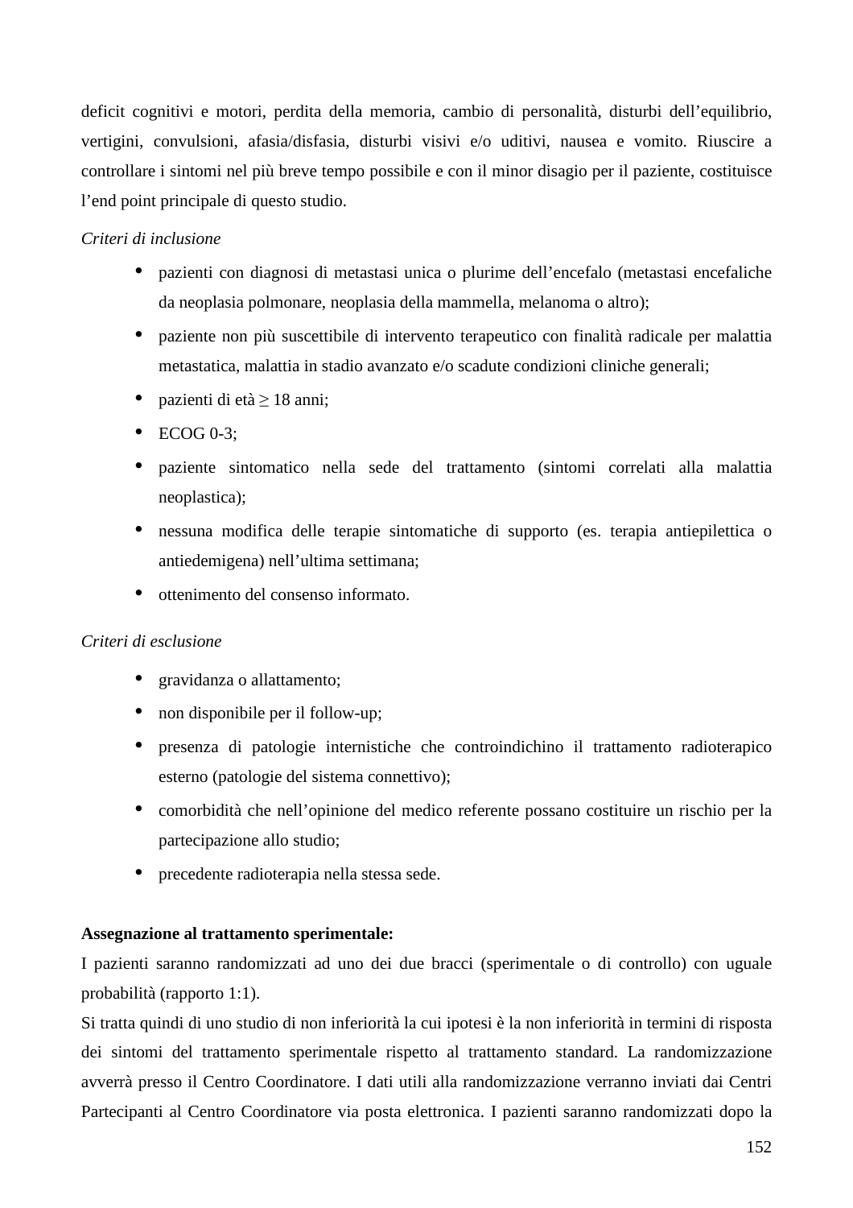deficit cognitivi e motori, perdita della memoria, cambio di personalità, disturbi dell'equilibrio, vertigini, convulsioni, afasia/disfasia, disturbi visivi e/o uditivi, nausea e vomito. Riuscire a controllare i sintomi nel più breve tempo possibile e con il minor disagio per il paziente, costituisce l'end point principale di questo studio.

*Criteri di inclusione*

- pazienti con diagnosi di metastasi unica o plurime dell'encefalo (metastasi encefaliche da neoplasia polmonare, neoplasia della mammella, melanoma o altro);
- paziente non più suscettibile di intervento terapeutico con finalità radicale per malattia metastatica, malattia in stadio avanzato e/o scadute condizioni cliniche generali;
- pazienti di età ≥ 18 anni;
- ECOG 0-3;
- paziente sintomatico nella sede del trattamento (sintomi correlati alla malattia neoplastica);
- nessuna modifica delle terapie sintomatiche di supporto (es. terapia antiepilettica o antiedemigena) nell'ultima settimana;
- ottenimento del consenso informato.

*Criteri di esclusione*

- gravidanza o allattamento;
- non disponibile per il follow-up;
- presenza di patologie internistiche che controindichino il trattamento radioterapico esterno (patologie del sistema connettivo);
- comorbidità che nell'opinione del medico referente possano costituire un rischio per la partecipazione allo studio;
- precedente radioterapia nella stessa sede.

**Assegnazione al trattamento sperimentale:**

I pazienti saranno randomizzati ad uno dei due bracci (sperimentale o di controllo) con uguale probabilità (rapporto 1:1).

Si tratta quindi di uno studio di non inferiorità la cui ipotesi è la non inferiorità in termini di risposta dei sintomi del trattamento sperimentale rispetto al trattamento standard. La randomizzazione avverrà presso il Centro Coordinatore. I dati utili alla randomizzazione verranno inviati dai Centri Partecipanti al Centro Coordinatore via posta elettronica. I pazienti saranno randomizzati dopo la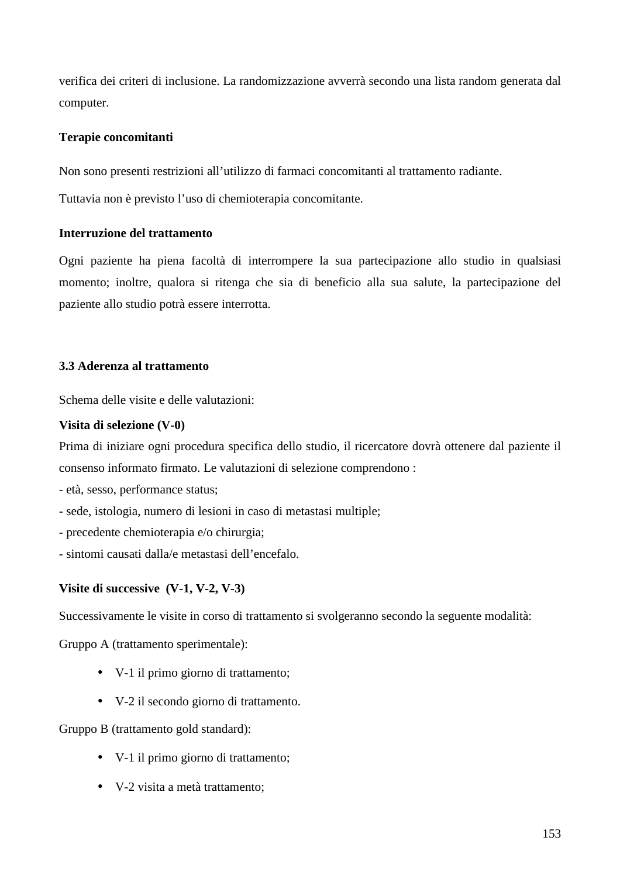verifica dei criteri di inclusione. La randomizzazione avverrà secondo una lista random generata dal computer.

**Terapie concomitanti**

Non sono presenti restrizioni all'utilizzo di farmaci concomitanti al trattamento radiante.

Tuttavia non è previsto l'uso di chemioterapia concomitante.

**Interruzione del trattamento**

Ogni paziente ha piena facoltà di interrompere la sua partecipazione allo studio in qualsiasi momento; inoltre, qualora si ritenga che sia di beneficio alla sua salute, la partecipazione del paziente allo studio potrà essere interrotta.

### 3.3 Aderenza al trattamento

Schema delle visite e delle valutazioni:

**Visita di selezione (V-0)**
Prima di iniziare ogni procedura specifica dello studio, il ricercatore dovrà ottenere dal paziente il consenso informato firmato. Le valutazioni di selezione comprendono :
- età, sesso, performance status;
- sede, istologia, numero di lesioni in caso di metastasi multiple;
- precedente chemioterapia e/o chirurgia;
- sintomi causati dalla/e metastasi dell'encefalo.

**Visite di successive (V-1, V-2, V-3)**

Successivamente le visite in corso di trattamento si svolgeranno secondo la seguente modalità:

Gruppo A (trattamento sperimentale):

- V-1 il primo giorno di trattamento;
- V-2 il secondo giorno di trattamento.

Gruppo B (trattamento gold standard):

- V-1 il primo giorno di trattamento;
- V-2 visita a metà trattamento;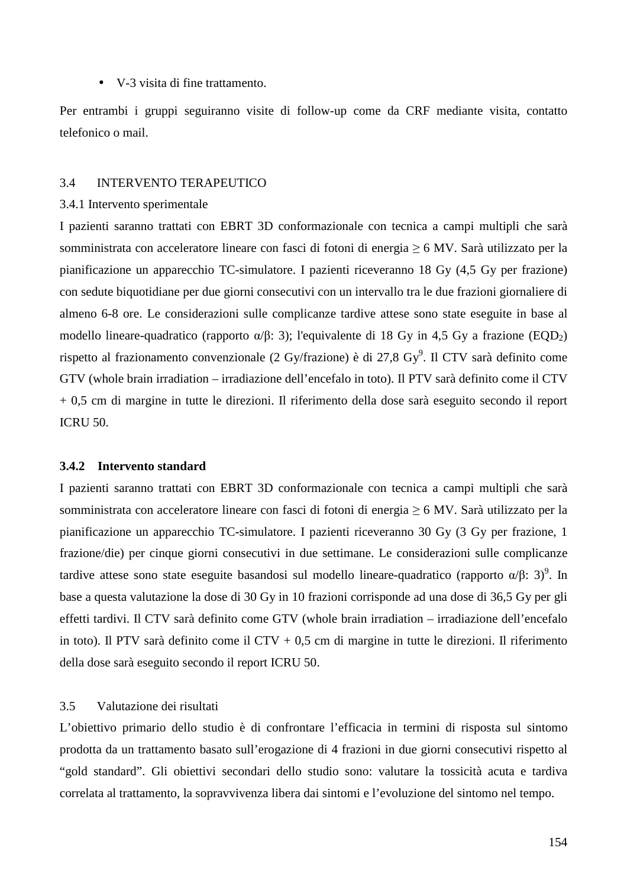- V-3 visita di fine trattamento.

Per entrambi i gruppi seguiranno visite di follow-up come da CRF mediante visita, contatto telefonico o mail.

3.4 INTERVENTO TERAPEUTICO

3.4.1 Intervento sperimentale

I pazienti saranno trattati con EBRT 3D conformazionale con tecnica a campi multipli che sarà somministrata con acceleratore lineare con fasci di fotoni di energia ≥ 6 MV. Sarà utilizzato per la pianificazione un apparecchio TC-simulatore. I pazienti riceveranno 18 Gy (4,5 Gy per frazione) con sedute biquotidiane per due giorni consecutivi con un intervallo tra le due frazioni giornaliere di almeno 6-8 ore. Le considerazioni sulle complicanze tardive attese sono state eseguite in base al modello lineare-quadratico (rapporto α/β: 3); l'equivalente di 18 Gy in 4,5 Gy a frazione ($EQD_2$) rispetto al frazionamento convenzionale (2 Gy/frazione) è di 27,8 Gy[9]. Il CTV sarà definito come GTV (whole brain irradiation – irradiazione dell'encefalo in toto). Il PTV sarà definito come il CTV + 0,5 cm di margine in tutte le direzioni. Il riferimento della dose sarà eseguito secondo il report ICRU 50.

**3.4.2 Intervento standard**

I pazienti saranno trattati con EBRT 3D conformazionale con tecnica a campi multipli che sarà somministrata con acceleratore lineare con fasci di fotoni di energia ≥ 6 MV. Sarà utilizzato per la pianificazione un apparecchio TC-simulatore. I pazienti riceveranno 30 Gy (3 Gy per frazione, 1 frazione/die) per cinque giorni consecutivi in due settimane. Le considerazioni sulle complicanze tardive attese sono state eseguite basandosi sul modello lineare-quadratico (rapporto α/β: 3)[9]. In base a questa valutazione la dose di 30 Gy in 10 frazioni corrisponde ad una dose di 36,5 Gy per gli effetti tardivi. Il CTV sarà definito come GTV (whole brain irradiation – irradiazione dell'encefalo in toto). Il PTV sarà definito come il CTV + 0,5 cm di margine in tutte le direzioni. Il riferimento della dose sarà eseguito secondo il report ICRU 50.

3.5 Valutazione dei risultati

L'obiettivo primario dello studio è di confrontare l'efficacia in termini di risposta sul sintomo prodotta da un trattamento basato sull'erogazione di 4 frazioni in due giorni consecutivi rispetto al "gold standard". Gli obiettivi secondari dello studio sono: valutare la tossicità acuta e tardiva correlata al trattamento, la sopravvivenza libera dai sintomi e l'evoluzione del sintomo nel tempo.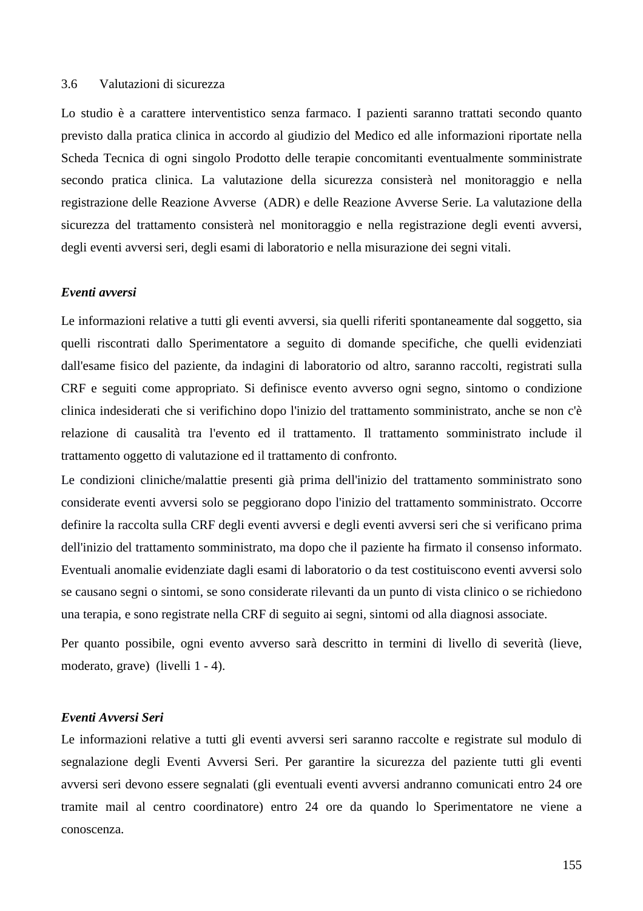### 3.6 Valutazioni di sicurezza

Lo studio è a carattere interventistico senza farmaco. I pazienti saranno trattati secondo quanto previsto dalla pratica clinica in accordo al giudizio del Medico ed alle informazioni riportate nella Scheda Tecnica di ogni singolo Prodotto delle terapie concomitanti eventualmente somministrate secondo pratica clinica. La valutazione della sicurezza consisterà nel monitoraggio e nella registrazione delle Reazione Avverse (ADR) e delle Reazione Avverse Serie. La valutazione della sicurezza del trattamento consisterà nel monitoraggio e nella registrazione degli eventi avversi, degli eventi avversi seri, degli esami di laboratorio e nella misurazione dei segni vitali.

***Eventi avversi***

Le informazioni relative a tutti gli eventi avversi, sia quelli riferiti spontaneamente dal soggetto, sia quelli riscontrati dallo Sperimentatore a seguito di domande specifiche, che quelli evidenziati dall'esame fisico del paziente, da indagini di laboratorio od altro, saranno raccolti, registrati sulla CRF e seguiti come appropriato. Si definisce evento avverso ogni segno, sintomo o condizione clinica indesiderati che si verifichino dopo l'inizio del trattamento somministrato, anche se non c'è relazione di causalità tra l'evento ed il trattamento. Il trattamento somministrato include il trattamento oggetto di valutazione ed il trattamento di confronto.

Le condizioni cliniche/malattie presenti già prima dell'inizio del trattamento somministrato sono considerate eventi avversi solo se peggiorano dopo l'inizio del trattamento somministrato. Occorre definire la raccolta sulla CRF degli eventi avversi e degli eventi avversi seri che si verificano prima dell'inizio del trattamento somministrato, ma dopo che il paziente ha firmato il consenso informato. Eventuali anomalie evidenziate dagli esami di laboratorio o da test costituiscono eventi avversi solo se causano segni o sintomi, se sono considerate rilevanti da un punto di vista clinico o se richiedono una terapia, e sono registrate nella CRF di seguito ai segni, sintomi od alla diagnosi associate.

Per quanto possibile, ogni evento avverso sarà descritto in termini di livello di severità (lieve, moderato, grave) (livelli 1 - 4).

***Eventi Avversi Seri***

Le informazioni relative a tutti gli eventi avversi seri saranno raccolte e registrate sul modulo di segnalazione degli Eventi Avversi Seri. Per garantire la sicurezza del paziente tutti gli eventi avversi seri devono essere segnalati (gli eventuali eventi avversi andranno comunicati entro 24 ore tramite mail al centro coordinatore) entro 24 ore da quando lo Sperimentatore ne viene a conoscenza.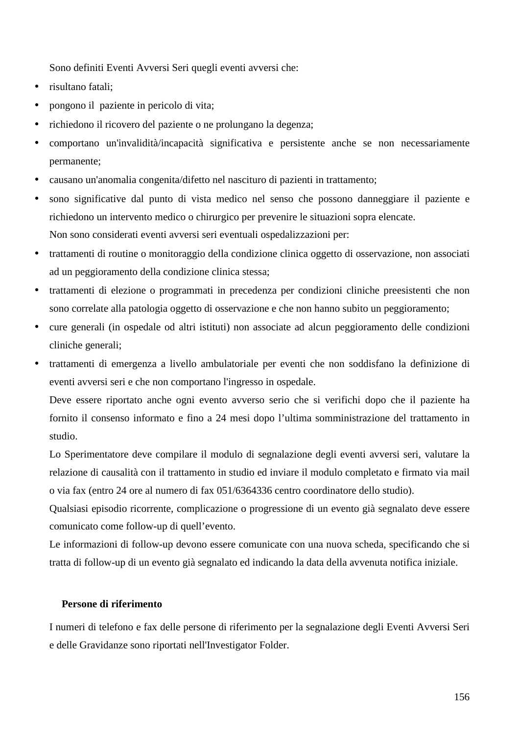Sono definiti Eventi Avversi Seri quegli eventi avversi che:

- risultano fatali;
- pongono il  paziente in pericolo di vita;
- richiedono il ricovero del paziente o ne prolungano la degenza;
- comportano un'invalidità/incapacità significativa e persistente anche se non necessariamente permanente;
- causano un'anomalia congenita/difetto nel nascituro di pazienti in trattamento;
- sono significative dal punto di vista medico nel senso che possono danneggiare il paziente e richiedono un intervento medico o chirurgico per prevenire le situazioni sopra elencate.

Non sono considerati eventi avversi seri eventuali ospedalizzazioni per:

- trattamenti di routine o monitoraggio della condizione clinica oggetto di osservazione, non associati ad un peggioramento della condizione clinica stessa;
- trattamenti di elezione o programmati in precedenza per condizioni cliniche preesistenti che non sono correlate alla patologia oggetto di osservazione e che non hanno subito un peggioramento;
- cure generali (in ospedale od altri istituti) non associate ad alcun peggioramento delle condizioni cliniche generali;
- trattamenti di emergenza a livello ambulatoriale per eventi che non soddisfano la definizione di eventi avversi seri e che non comportano l'ingresso in ospedale.

Deve essere riportato anche ogni evento avverso serio che si verifichi dopo che il paziente ha fornito il consenso informato e fino a 24 mesi dopo l’ultima somministrazione del trattamento in studio.

Lo Sperimentatore deve compilare il modulo di segnalazione degli eventi avversi seri, valutare la relazione di causalità con il trattamento in studio ed inviare il modulo completato e firmato via mail o via fax (entro 24 ore al numero di fax 051/6364336 centro coordinatore dello studio).

Qualsiasi episodio ricorrente, complicazione o progressione di un evento già segnalato deve essere comunicato come follow-up di quell’evento.

Le informazioni di follow-up devono essere comunicate con una nuova scheda, specificando che si tratta di follow-up di un evento già segnalato ed indicando la data della avvenuta notifica iniziale.

**Persone di riferimento**

I numeri di telefono e fax delle persone di riferimento per la segnalazione degli Eventi Avversi Seri e delle Gravidanze sono riportati nell'Investigator Folder.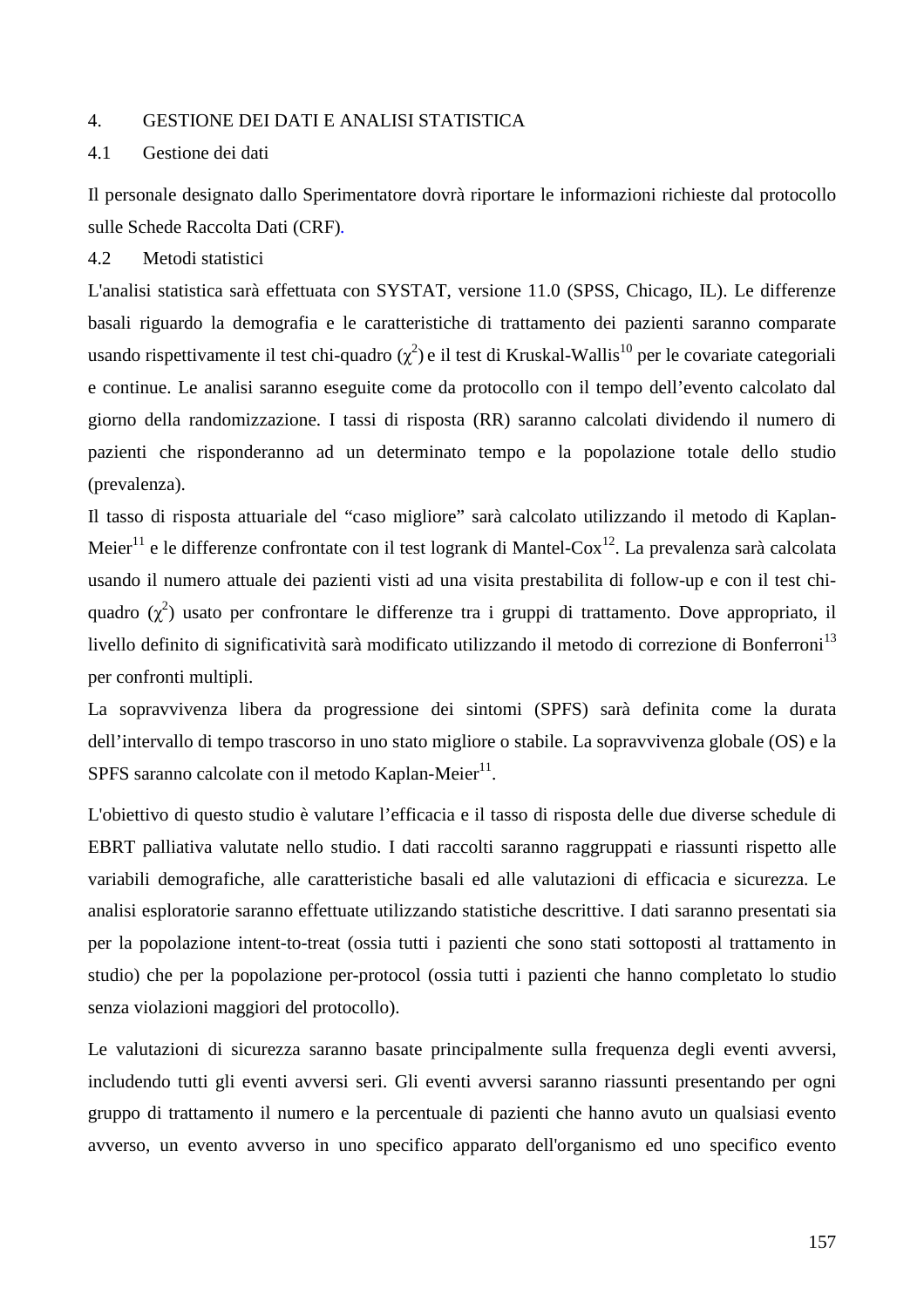## 4. GESTIONE DEI DATI E ANALISI STATISTICA

### 4.1 Gestione dei dati

Il personale designato dallo Sperimentatore dovrà riportare le informazioni richieste dal protocollo sulle Schede Raccolta Dati (CRF).

### 4.2 Metodi statistici

L'analisi statistica sarà effettuata con SYSTAT, versione 11.0 (SPSS, Chicago, IL). Le differenze basali riguardo la demografia e le caratteristiche di trattamento dei pazienti saranno comparate usando rispettivamente il test chi-quadro ($\chi^2$) e il test di Kruskal-Wallis[10] per le covariate categoriali e continue. Le analisi saranno eseguite come da protocollo con il tempo dell'evento calcolato dal giorno della randomizzazione. I tassi di risposta (RR) saranno calcolati dividendo il numero di pazienti che risponderanno ad un determinato tempo e la popolazione totale dello studio (prevalenza).

Il tasso di risposta attuariale del "caso migliore" sarà calcolato utilizzando il metodo di Kaplan-Meier[11] e le differenze confrontate con il test logrank di Mantel-Cox[12]. La prevalenza sarà calcolata usando il numero attuale dei pazienti visti ad una visita prestabilita di follow-up e con il test chi-quadro ($\chi^2$) usato per confrontare le differenze tra i gruppi di trattamento. Dove appropriato, il livello definito di significatività sarà modificato utilizzando il metodo di correzione di Bonferroni[13] per confronti multipli.

La sopravvivenza libera da progressione dei sintomi (SPFS) sarà definita come la durata dell'intervallo di tempo trascorso in uno stato migliore o stabile. La sopravvivenza globale (OS) e la SPFS saranno calcolate con il metodo Kaplan-Meier[11].

L'obiettivo di questo studio è valutare l'efficacia e il tasso di risposta delle due diverse schedule di EBRT palliativa valutate nello studio. I dati raccolti saranno raggruppati e riassunti rispetto alle variabili demografiche, alle caratteristiche basali ed alle valutazioni di efficacia e sicurezza. Le analisi esploratorie saranno effettuate utilizzando statistiche descrittive. I dati saranno presentati sia per la popolazione intent-to-treat (ossia tutti i pazienti che sono stati sottoposti al trattamento in studio) che per la popolazione per-protocol (ossia tutti i pazienti che hanno completato lo studio senza violazioni maggiori del protocollo).

Le valutazioni di sicurezza saranno basate principalmente sulla frequenza degli eventi avversi, includendo tutti gli eventi avversi seri. Gli eventi avversi saranno riassunti presentando per ogni gruppo di trattamento il numero e la percentuale di pazienti che hanno avuto un qualsiasi evento avverso, un evento avverso in uno specifico apparato dell'organismo ed uno specifico evento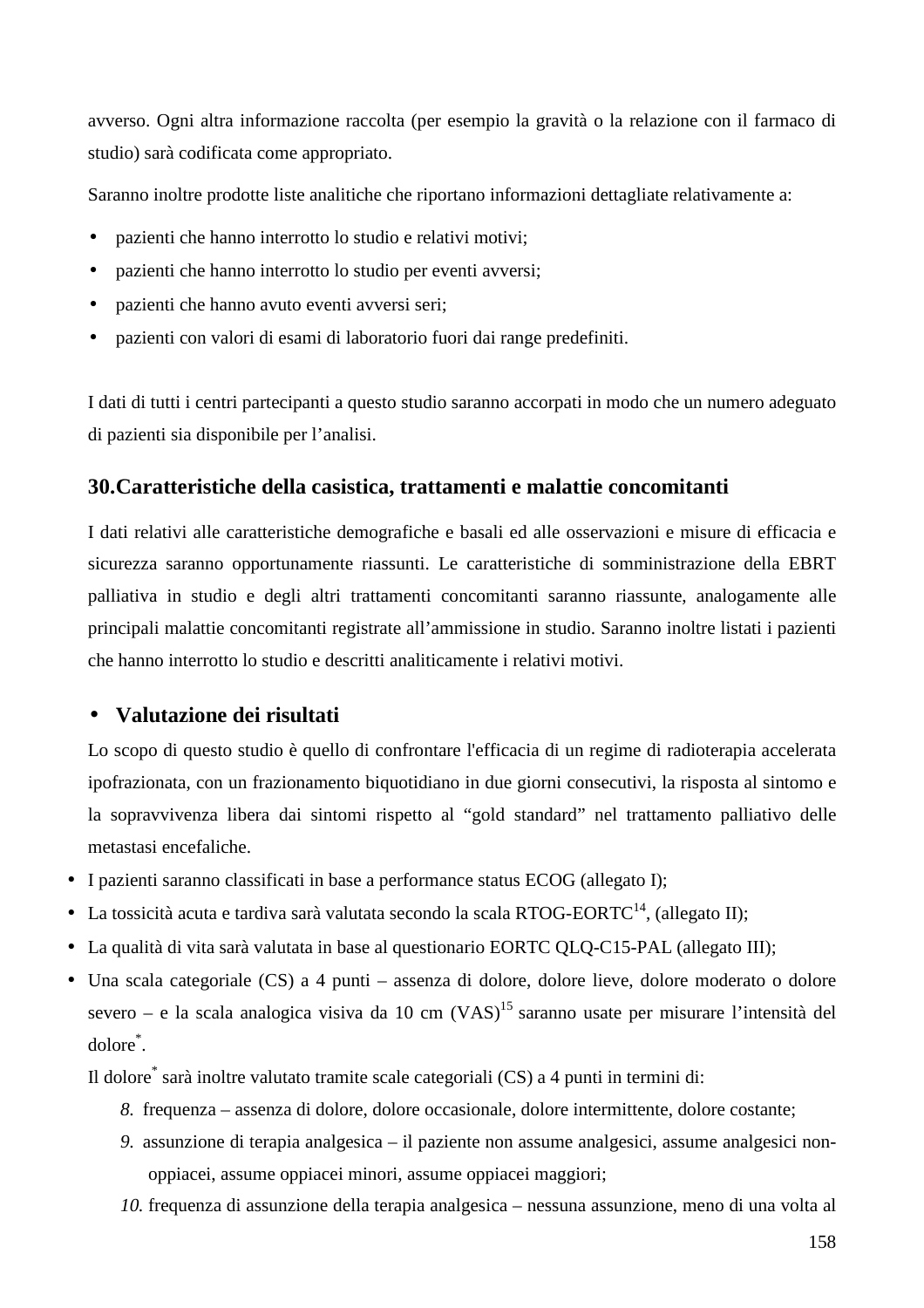avverso. Ogni altra informazione raccolta (per esempio la gravità o la relazione con il farmaco di studio) sarà codificata come appropriato.

Saranno inoltre prodotte liste analitiche che riportano informazioni dettagliate relativamente a:

- pazienti che hanno interrotto lo studio e relativi motivi;
- pazienti che hanno interrotto lo studio per eventi avversi;
- pazienti che hanno avuto eventi avversi seri;
- pazienti con valori di esami di laboratorio fuori dai range predefiniti.

I dati di tutti i centri partecipanti a questo studio saranno accorpati in modo che un numero adeguato di pazienti sia disponibile per l'analisi.

## 30.Caratteristiche della casistica, trattamenti e malattie concomitanti

I dati relativi alle caratteristiche demografiche e basali ed alle osservazioni e misure di efficacia e sicurezza saranno opportunamente riassunti. Le caratteristiche di somministrazione della EBRT palliativa in studio e degli altri trattamenti concomitanti saranno riassunte, analogamente alle principali malattie concomitanti registrate all'ammissione in studio. Saranno inoltre listati i pazienti che hanno interrotto lo studio e descritti analiticamente i relativi motivi.

- **Valutazione dei risultati**

Lo scopo di questo studio è quello di confrontare l'efficacia di un regime di radioterapia accelerata ipofrazionata, con un frazionamento biquotidiano in due giorni consecutivi, la risposta al sintomo e la sopravvivenza libera dai sintomi rispetto al "gold standard" nel trattamento palliativo delle metastasi encefaliche.

- I pazienti saranno classificati in base a performance status ECOG (allegato I);
- La tossicità acuta e tardiva sarà valutata secondo la scala RTOG-EORTC[14], (allegato II);
- La qualità di vita sarà valutata in base al questionario EORTC QLQ-C15-PAL (allegato III);
- Una scala categoriale (CS) a 4 punti – assenza di dolore, dolore lieve, dolore moderato o dolore severo – e la scala analogica visiva da 10 cm (VAS)[15] saranno usate per misurare l'intensità del dolore[*].

  Il dolore[*] sarà inoltre valutato tramite scale categoriali (CS) a 4 punti in termini di:

  8. frequenza – assenza di dolore, dolore occasionale, dolore intermittente, dolore costante;
  9. assunzione di terapia analgesica – il paziente non assume analgesici, assume analgesici non-oppiacei, assume oppiacei minori, assume oppiacei maggiori;
  10. frequenza di assunzione della terapia analgesica – nessuna assunzione, meno di una volta al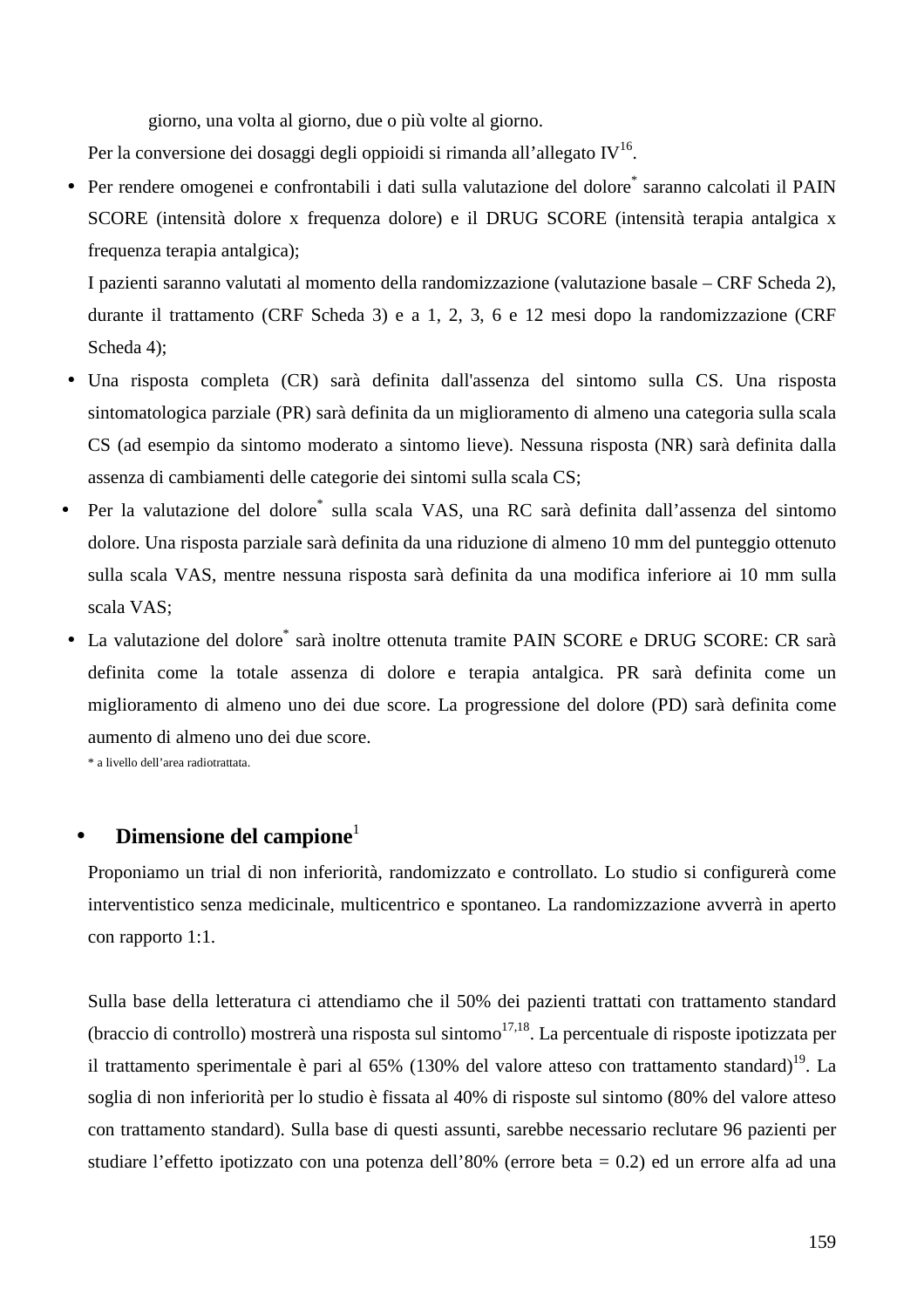giorno, una volta al giorno, due o più volte al giorno.

Per la conversione dei dosaggi degli oppioidi si rimanda all'allegato IV[16].

- Per rendere omogenei e confrontabili i dati sulla valutazione del dolore* saranno calcolati il PAIN SCORE (intensità dolore x frequenza dolore) e il DRUG SCORE (intensità terapia antalgica x frequenza terapia antalgica);

  I pazienti saranno valutati al momento della randomizzazione (valutazione basale – CRF Scheda 2), durante il trattamento (CRF Scheda 3) e a 1, 2, 3, 6 e 12 mesi dopo la randomizzazione (CRF Scheda 4);
- Una risposta completa (CR) sarà definita dall'assenza del sintomo sulla CS. Una risposta sintomatologica parziale (PR) sarà definita da un miglioramento di almeno una categoria sulla scala CS (ad esempio da sintomo moderato a sintomo lieve). Nessuna risposta (NR) sarà definita dalla assenza di cambiamenti delle categorie dei sintomi sulla scala CS;
- Per la valutazione del dolore* sulla scala VAS, una RC sarà definita dall'assenza del sintomo dolore. Una risposta parziale sarà definita da una riduzione di almeno 10 mm del punteggio ottenuto sulla scala VAS, mentre nessuna risposta sarà definita da una modifica inferiore ai 10 mm sulla scala VAS;
- La valutazione del dolore* sarà inoltre ottenuta tramite PAIN SCORE e DRUG SCORE: CR sarà definita come la totale assenza di dolore e terapia antalgica. PR sarà definita come un miglioramento di almeno uno dei due score. La progressione del dolore (PD) sarà definita come aumento di almeno uno dei due score.

  \* a livello dell'area radiotrattata.

- **Dimensione del campione**[1]

Proponiamo un trial di non inferiorità, randomizzato e controllato. Lo studio si configurerà come interventistico senza medicinale, multicentrico e spontaneo. La randomizzazione avverrà in aperto con rapporto 1:1.

Sulla base della letteratura ci attendiamo che il 50% dei pazienti trattati con trattamento standard (braccio di controllo) mostrerà una risposta sul sintomo[17,18]. La percentuale di risposte ipotizzata per il trattamento sperimentale è pari al 65% (130% del valore atteso con trattamento standard)[19]. La soglia di non inferiorità per lo studio è fissata al 40% di risposte sul sintomo (80% del valore atteso con trattamento standard). Sulla base di questi assunti, sarebbe necessario reclutare 96 pazienti per studiare l'effetto ipotizzato con una potenza dell'80% (errore beta = 0.2) ed un errore alfa ad una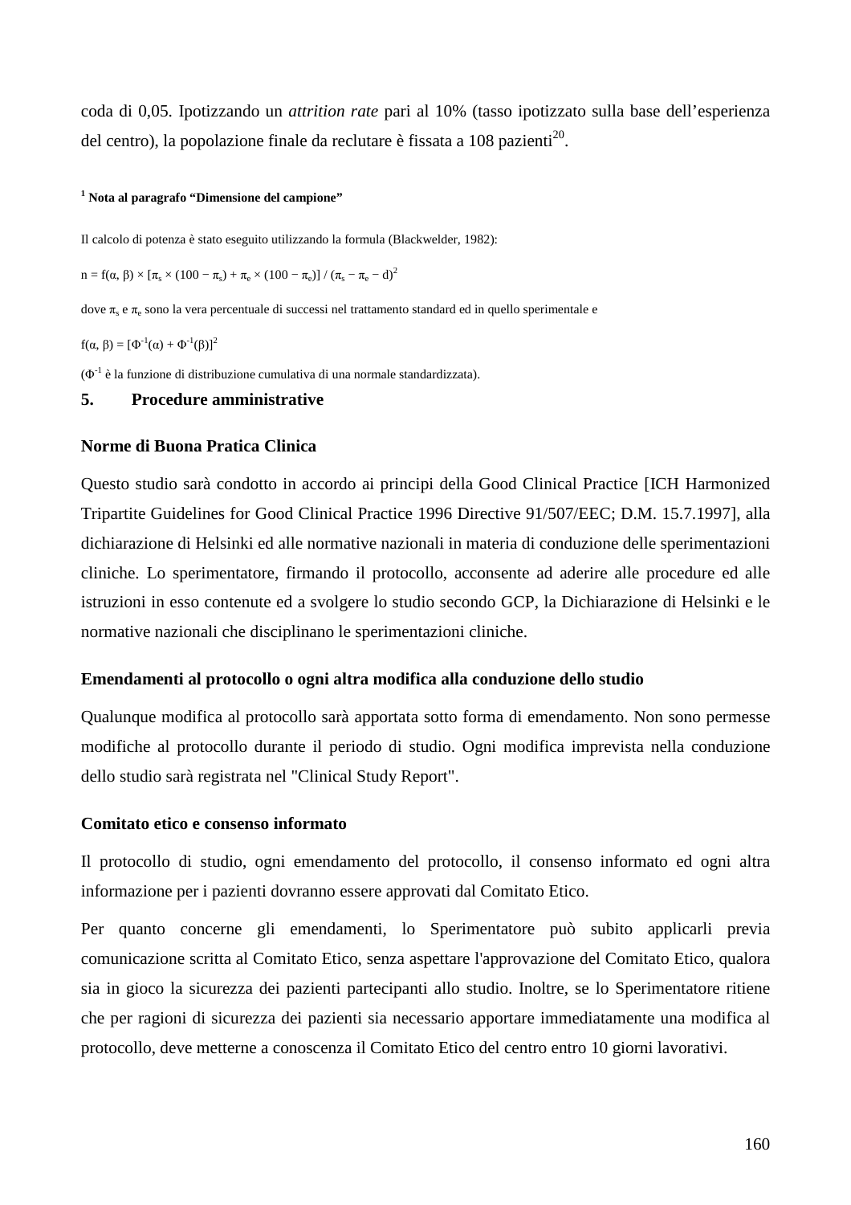coda di 0,05. Ipotizzando un *attrition rate* pari al 10% (tasso ipotizzato sulla base dell'esperienza del centro), la popolazione finale da reclutare è fissata a 108 pazienti[20].

[1] **Nota al paragrafo "Dimensione del campione"**

Il calcolo di potenza è stato eseguito utilizzando la formula (Blackwelder, 1982):

$n = f(\alpha, \beta) \times [\pi_s \times (100 - \pi_s) + \pi_e \times (100 - \pi_e)] / (\pi_s - \pi_e - d)^2$

dove $\pi_s$ e $\pi_e$ sono la vera percentuale di successi nel trattamento standard ed in quello sperimentale e

$f(\alpha, \beta) = [\Phi^{-1}(\alpha) + \Phi^{-1}(\beta)]^2$

($\Phi^{-1}$ è la funzione di distribuzione cumulativa di una normale standardizzata).

## 5. Procedure amministrative

### Norme di Buona Pratica Clinica

Questo studio sarà condotto in accordo ai principi della Good Clinical Practice [ICH Harmonized Tripartite Guidelines for Good Clinical Practice 1996 Directive 91/507/EEC; D.M. 15.7.1997], alla dichiarazione di Helsinki ed alle normative nazionali in materia di conduzione delle sperimentazioni cliniche. Lo sperimentatore, firmando il protocollo, acconsente ad aderire alle procedure ed alle istruzioni in esso contenute ed a svolgere lo studio secondo GCP, la Dichiarazione di Helsinki e le normative nazionali che disciplinano le sperimentazioni cliniche.

### Emendamenti al protocollo o ogni altra modifica alla conduzione dello studio

Qualunque modifica al protocollo sarà apportata sotto forma di emendamento. Non sono permesse modifiche al protocollo durante il periodo di studio. Ogni modifica imprevista nella conduzione dello studio sarà registrata nel "Clinical Study Report".

### Comitato etico e consenso informato

Il protocollo di studio, ogni emendamento del protocollo, il consenso informato ed ogni altra informazione per i pazienti dovranno essere approvati dal Comitato Etico.

Per quanto concerne gli emendamenti, lo Sperimentatore può subito applicarli previa comunicazione scritta al Comitato Etico, senza aspettare l'approvazione del Comitato Etico, qualora sia in gioco la sicurezza dei pazienti partecipanti allo studio. Inoltre, se lo Sperimentatore ritiene che per ragioni di sicurezza dei pazienti sia necessario apportare immediatamente una modifica al protocollo, deve metterne a conoscenza il Comitato Etico del centro entro 10 giorni lavorativi.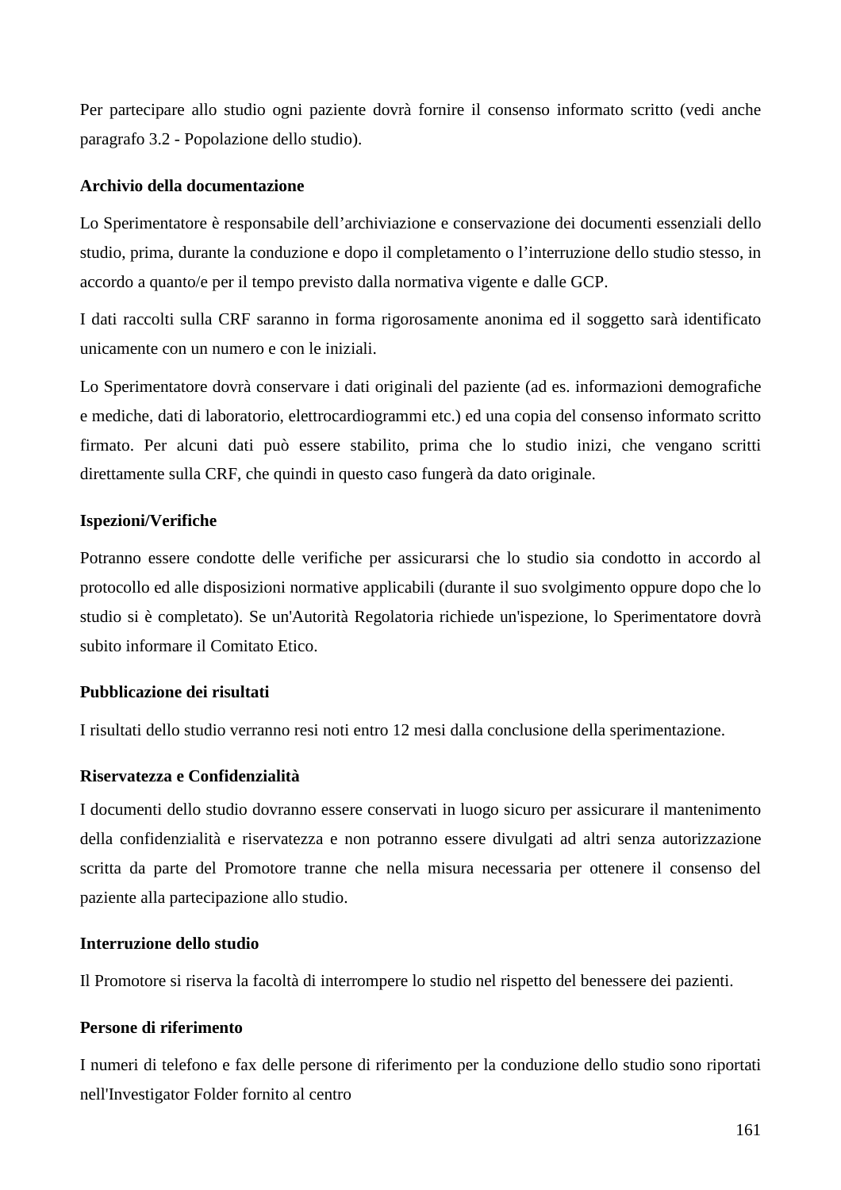Per partecipare allo studio ogni paziente dovrà fornire il consenso informato scritto (vedi anche paragrafo 3.2 - Popolazione dello studio).

**Archivio della documentazione**

Lo Sperimentatore è responsabile dell'archiviazione e conservazione dei documenti essenziali dello studio, prima, durante la conduzione e dopo il completamento o l'interruzione dello studio stesso, in accordo a quanto/e per il tempo previsto dalla normativa vigente e dalle GCP.

I dati raccolti sulla CRF saranno in forma rigorosamente anonima ed il soggetto sarà identificato unicamente con un numero e con le iniziali.

Lo Sperimentatore dovrà conservare i dati originali del paziente (ad es. informazioni demografiche e mediche, dati di laboratorio, elettrocardiogrammi etc.) ed una copia del consenso informato scritto firmato. Per alcuni dati può essere stabilito, prima che lo studio inizi, che vengano scritti direttamente sulla CRF, che quindi in questo caso fungerà da dato originale.

**Ispezioni/Verifiche**

Potranno essere condotte delle verifiche per assicurarsi che lo studio sia condotto in accordo al protocollo ed alle disposizioni normative applicabili (durante il suo svolgimento oppure dopo che lo studio si è completato). Se un'Autorità Regolatoria richiede un'ispezione, lo Sperimentatore dovrà subito informare il Comitato Etico.

**Pubblicazione dei risultati**

I risultati dello studio verranno resi noti entro 12 mesi dalla conclusione della sperimentazione.

**Riservatezza e Confidenzialità**

I documenti dello studio dovranno essere conservati in luogo sicuro per assicurare il mantenimento della confidenzialità e riservatezza e non potranno essere divulgati ad altri senza autorizzazione scritta da parte del Promotore tranne che nella misura necessaria per ottenere il consenso del paziente alla partecipazione allo studio.

**Interruzione dello studio**

Il Promotore si riserva la facoltà di interrompere lo studio nel rispetto del benessere dei pazienti.

**Persone di riferimento**

I numeri di telefono e fax delle persone di riferimento per la conduzione dello studio sono riportati nell'Investigator Folder fornito al centro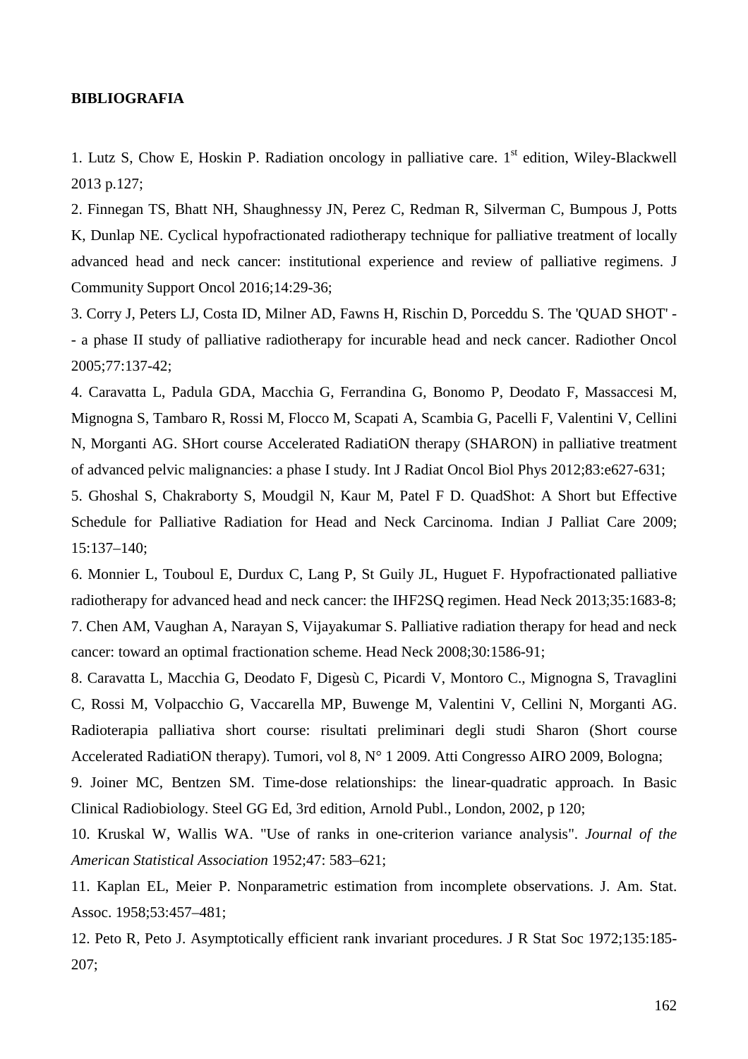**BIBLIOGRAFIA**

1. Lutz S, Chow E, Hoskin P. Radiation oncology in palliative care. 1[st] edition, Wiley-Blackwell 2013 p.127;

2. Finnegan TS, Bhatt NH, Shaughnessy JN, Perez C, Redman R, Silverman C, Bumpous J, Potts K, Dunlap NE. Cyclical hypofractionated radiotherapy technique for palliative treatment of locally advanced head and neck cancer: institutional experience and review of palliative regimens. J Community Support Oncol 2016;14:29-36;

3. Corry J, Peters LJ, Costa ID, Milner AD, Fawns H, Rischin D, Porceddu S. The 'QUAD SHOT' -- a phase II study of palliative radiotherapy for incurable head and neck cancer. Radiother Oncol 2005;77:137-42;

4. Caravatta L, Padula GDA, Macchia G, Ferrandina G, Bonomo P, Deodato F, Massaccesi M, Mignogna S, Tambaro R, Rossi M, Flocco M, Scapati A, Scambia G, Pacelli F, Valentini V, Cellini N, Morganti AG. SHort course Accelerated RadiatiON therapy (SHARON) in palliative treatment of advanced pelvic malignancies: a phase I study. Int J Radiat Oncol Biol Phys 2012;83:e627-631;

5. Ghoshal S, Chakraborty S, Moudgil N, Kaur M, Patel F D. QuadShot: A Short but Effective Schedule for Palliative Radiation for Head and Neck Carcinoma. Indian J Palliat Care 2009; 15:137–140;

6. Monnier L, Touboul E, Durdux C, Lang P, St Guily JL, Huguet F. Hypofractionated palliative radiotherapy for advanced head and neck cancer: the IHF2SQ regimen. Head Neck 2013;35:1683-8;

7. Chen AM, Vaughan A, Narayan S, Vijayakumar S. Palliative radiation therapy for head and neck cancer: toward an optimal fractionation scheme. Head Neck 2008;30:1586-91;

8. Caravatta L, Macchia G, Deodato F, Digesù C, Picardi V, Montoro C., Mignogna S, Travaglini C, Rossi M, Volpacchio G, Vaccarella MP, Buwenge M, Valentini V, Cellini N, Morganti AG. Radioterapia palliativa short course: risultati preliminari degli studi Sharon (Short course Accelerated RadiatiON therapy). Tumori, vol 8, N° 1 2009. Atti Congresso AIRO 2009, Bologna;

9. Joiner MC, Bentzen SM. Time-dose relationships: the linear-quadratic approach. In Basic Clinical Radiobiology. Steel GG Ed, 3rd edition, Arnold Publ., London, 2002, p 120;

10. Kruskal W, Wallis WA. "Use of ranks in one-criterion variance analysis". *Journal of the American Statistical Association* 1952;47: 583–621;

11. Kaplan EL, Meier P. Nonparametric estimation from incomplete observations. J. Am. Stat. Assoc. 1958;53:457–481;

12. Peto R, Peto J. Asymptotically efficient rank invariant procedures. J R Stat Soc 1972;135:185-207;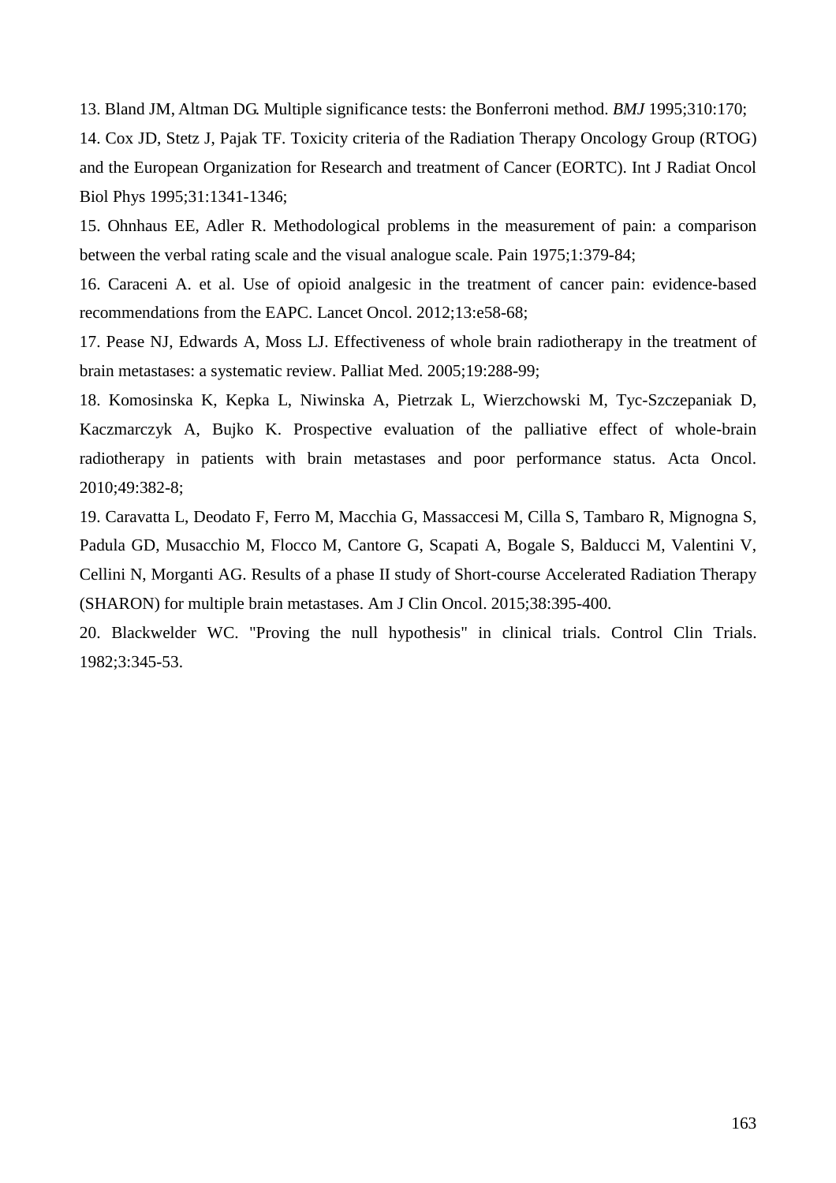13. Bland JM, Altman DG. Multiple significance tests: the Bonferroni method. *BMJ* 1995;310:170;

14. Cox JD, Stetz J, Pajak TF. Toxicity criteria of the Radiation Therapy Oncology Group (RTOG) and the European Organization for Research and treatment of Cancer (EORTC). Int J Radiat Oncol Biol Phys 1995;31:1341-1346;

15. Ohnhaus EE, Adler R. Methodological problems in the measurement of pain: a comparison between the verbal rating scale and the visual analogue scale. Pain 1975;1:379-84;

16. Caraceni A. et al. Use of opioid analgesic in the treatment of cancer pain: evidence-based recommendations from the EAPC. Lancet Oncol. 2012;13:e58-68;

17. Pease NJ, Edwards A, Moss LJ. Effectiveness of whole brain radiotherapy in the treatment of brain metastases: a systematic review. Palliat Med. 2005;19:288-99;

18. Komosinska K, Kepka L, Niwinska A, Pietrzak L, Wierzchowski M, Tyc-Szczepaniak D, Kaczmarczyk A, Bujko K. Prospective evaluation of the palliative effect of whole-brain radiotherapy in patients with brain metastases and poor performance status. Acta Oncol. 2010;49:382-8;

19. Caravatta L, Deodato F, Ferro M, Macchia G, Massaccesi M, Cilla S, Tambaro R, Mignogna S, Padula GD, Musacchio M, Flocco M, Cantore G, Scapati A, Bogale S, Balducci M, Valentini V, Cellini N, Morganti AG. Results of a phase II study of Short-course Accelerated Radiation Therapy (SHARON) for multiple brain metastases. Am J Clin Oncol. 2015;38:395-400.

20. Blackwelder WC. "Proving the null hypothesis" in clinical trials. Control Clin Trials. 1982;3:345-53.